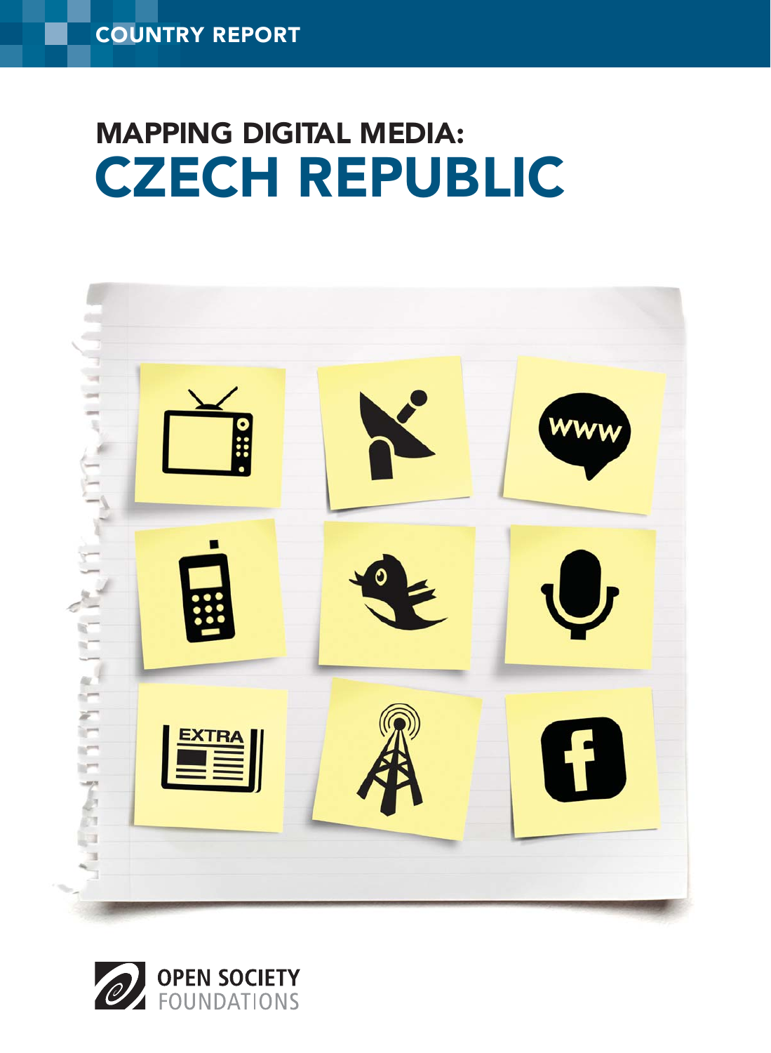COUNTRY REPORT

# MAPPING DIGITAL MEDIA: CZECH REPUBLIC

OPEN SOCIETY FOUNDATIONS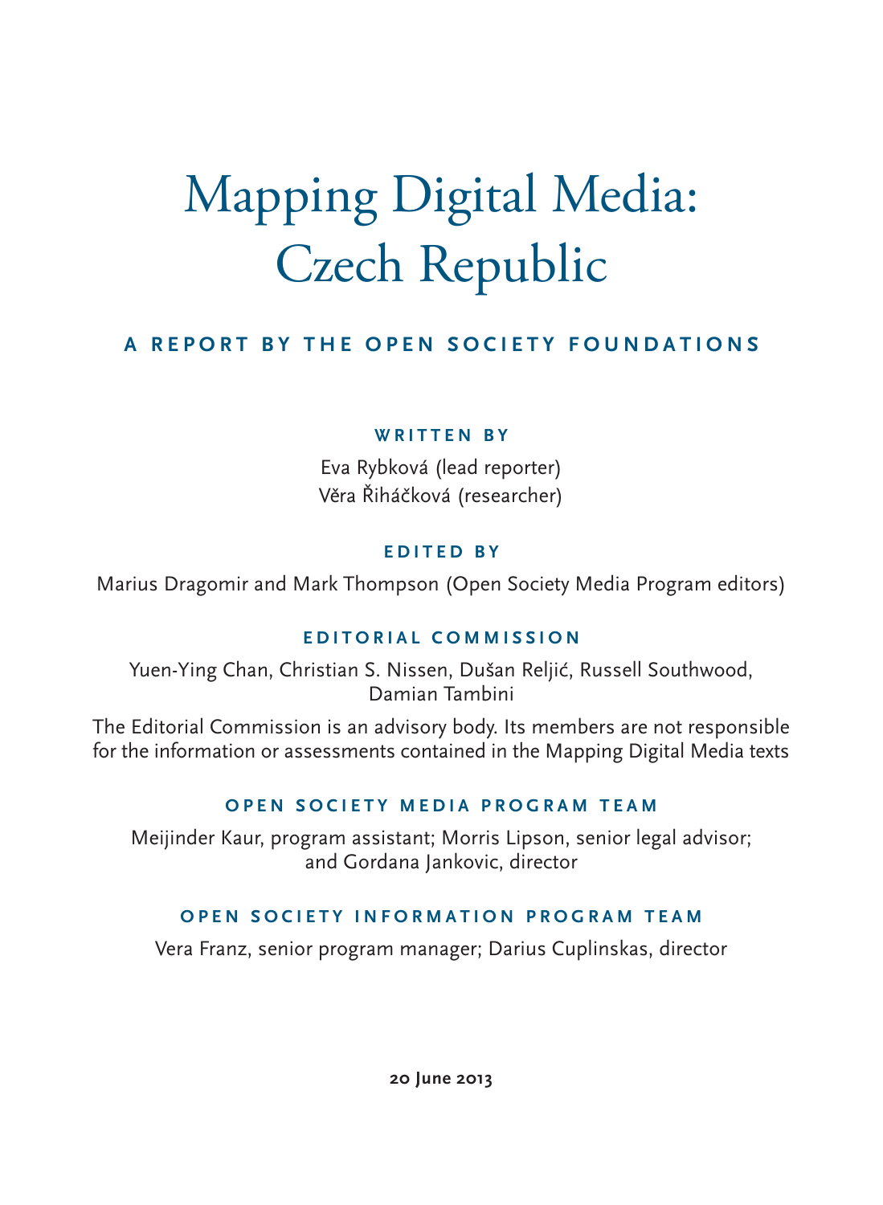# Mapping Digital Media: Czech Republic

## A REPORT BY THE OPEN SOCIETY FOUNDATIONS

### WRITTEN BY

Eva Rybková (lead reporter)
Věra Řiháčková (researcher)

### EDITED BY

Marius Dragomir and Mark Thompson (Open Society Media Program editors)

### EDITORIAL COMMISSION

Yuen-Ying Chan, Christian S. Nissen, Dušan Reljić, Russell Southwood, Damian Tambini

The Editorial Commission is an advisory body. Its members are not responsible for the information or assessments contained in the Mapping Digital Media texts

### OPEN SOCIETY MEDIA PROGRAM TEAM

Meijinder Kaur, program assistant; Morris Lipson, senior legal advisor; and Gordana Jankovic, director

### OPEN SOCIETY INFORMATION PROGRAM TEAM

Vera Franz, senior program manager; Darius Cuplinskas, director

**20 June 2013**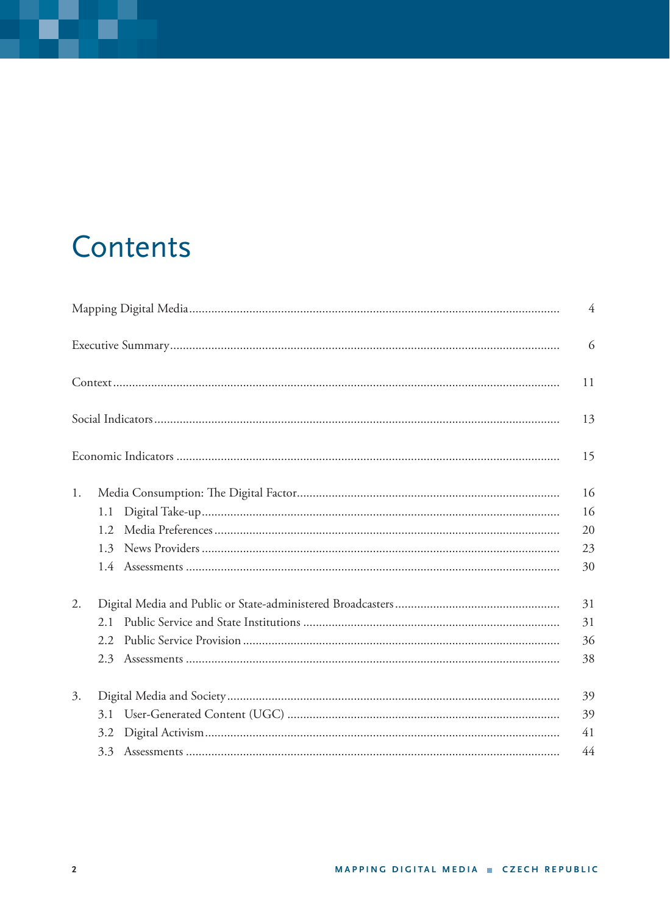# Contents

| | |
|---|---|
| Mapping Digital Media | 4 |
| Executive Summary | 6 |
| Context | 11 |
| Social Indicators | 13 |
| Economic Indicators | 15 |
| 1. Media Consumption: The Digital Factor | 16 |
| 1.1 Digital Take-up | 16 |
| 1.2 Media Preferences | 20 |
| 1.3 News Providers | 23 |
| 1.4 Assessments | 30 |
| 2. Digital Media and Public or State-administered Broadcasters | 31 |
| 2.1 Public Service and State Institutions | 31 |
| 2.2 Public Service Provision | 36 |
| 2.3 Assessments | 38 |
| 3. Digital Media and Society | 39 |
| 3.1 User-Generated Content (UGC) | 39 |
| 3.2 Digital Activism | 41 |
| 3.3 Assessments | 44 |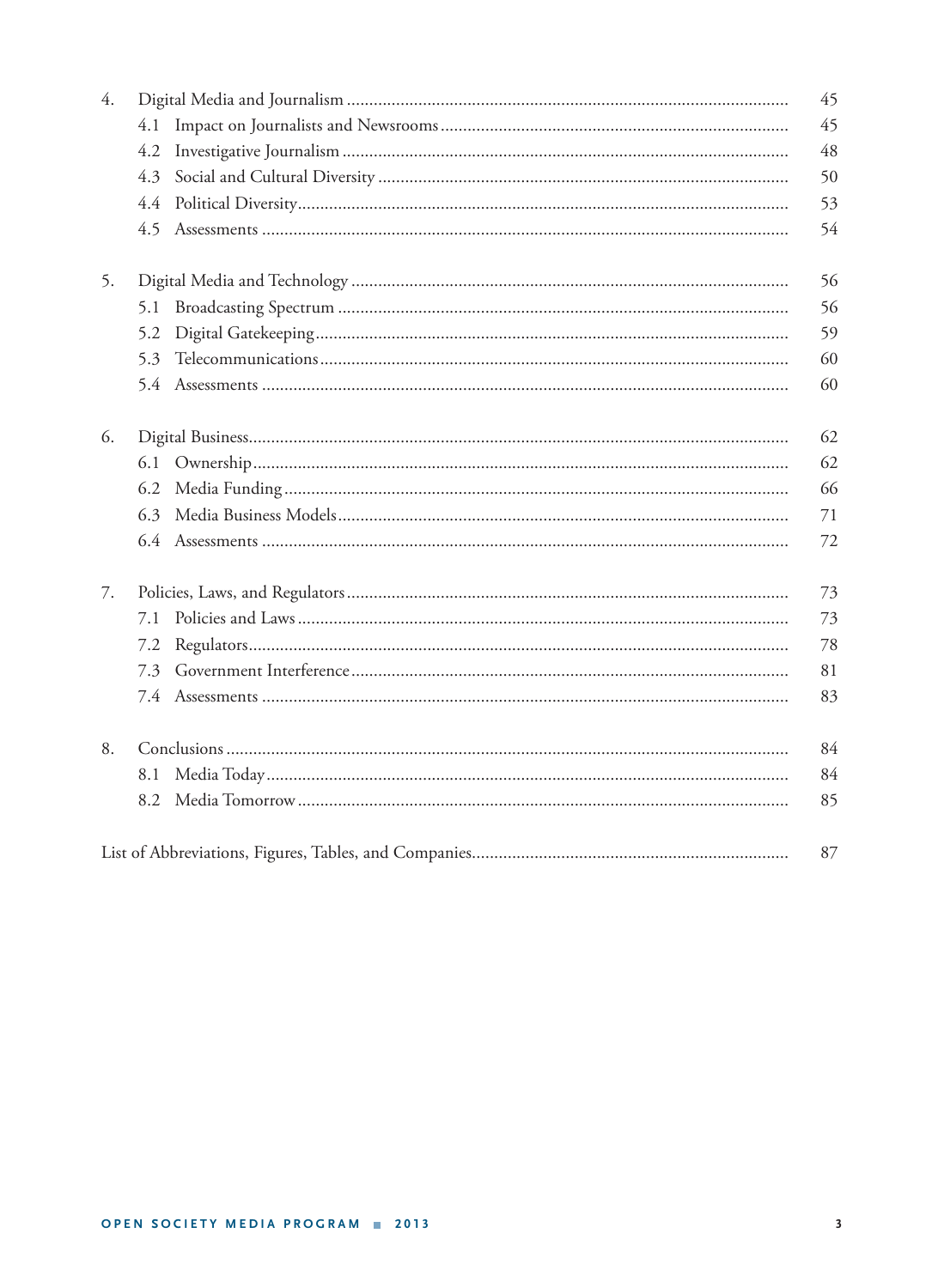| | | |
|---|---|---|
| 4. | Digital Media and Journalism | 45 |
| | 4.1 Impact on Journalists and Newsrooms | 45 |
| | 4.2 Investigative Journalism | 48 |
| | 4.3 Social and Cultural Diversity | 50 |
| | 4.4 Political Diversity | 53 |
| | 4.5 Assessments | 54 |
| 5. | Digital Media and Technology | 56 |
| | 5.1 Broadcasting Spectrum | 56 |
| | 5.2 Digital Gatekeeping | 59 |
| | 5.3 Telecommunications | 60 |
| | 5.4 Assessments | 60 |
| 6. | Digital Business | 62 |
| | 6.1 Ownership | 62 |
| | 6.2 Media Funding | 66 |
| | 6.3 Media Business Models | 71 |
| | 6.4 Assessments | 72 |
| 7. | Policies, Laws, and Regulators | 73 |
| | 7.1 Policies and Laws | 73 |
| | 7.2 Regulators | 78 |
| | 7.3 Government Interference | 81 |
| | 7.4 Assessments | 83 |
| 8. | Conclusions | 84 |
| | 8.1 Media Today | 84 |
| | 8.2 Media Tomorrow | 85 |
| | List of Abbreviations, Figures, Tables, and Companies | 87 |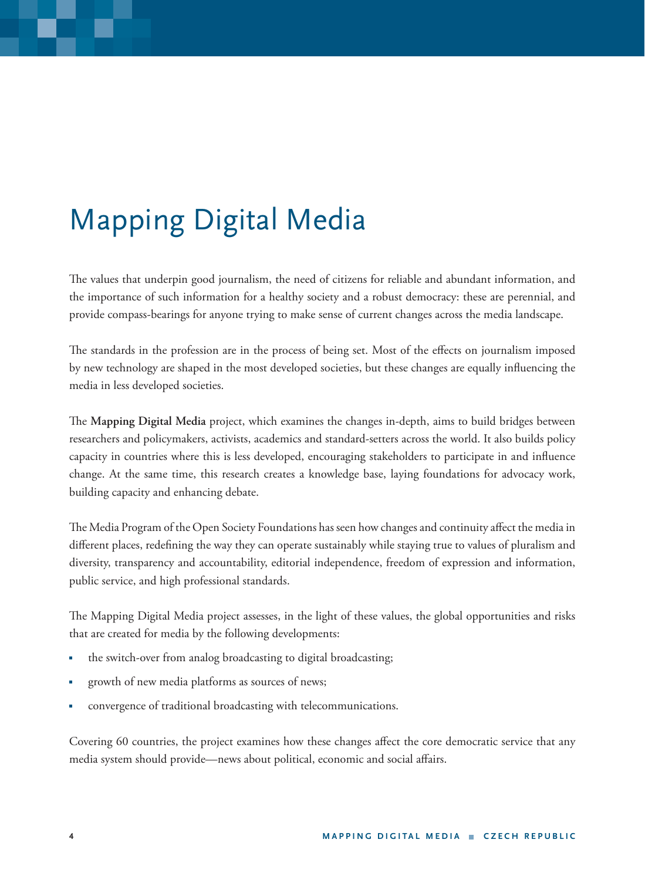# Mapping Digital Media

The values that underpin good journalism, the need of citizens for reliable and abundant information, and the importance of such information for a healthy society and a robust democracy: these are perennial, and provide compass-bearings for anyone trying to make sense of current changes across the media landscape.

The standards in the profession are in the process of being set. Most of the effects on journalism imposed by new technology are shaped in the most developed societies, but these changes are equally influencing the media in less developed societies.

The **Mapping Digital Media** project, which examines the changes in-depth, aims to build bridges between researchers and policymakers, activists, academics and standard-setters across the world. It also builds policy capacity in countries where this is less developed, encouraging stakeholders to participate in and influence change. At the same time, this research creates a knowledge base, laying foundations for advocacy work, building capacity and enhancing debate.

The Media Program of the Open Society Foundations has seen how changes and continuity affect the media in different places, redefining the way they can operate sustainably while staying true to values of pluralism and diversity, transparency and accountability, editorial independence, freedom of expression and information, public service, and high professional standards.

The Mapping Digital Media project assesses, in the light of these values, the global opportunities and risks that are created for media by the following developments:

- the switch-over from analog broadcasting to digital broadcasting;
- growth of new media platforms as sources of news;
- convergence of traditional broadcasting with telecommunications.

Covering 60 countries, the project examines how these changes affect the core democratic service that any media system should provide—news about political, economic and social affairs.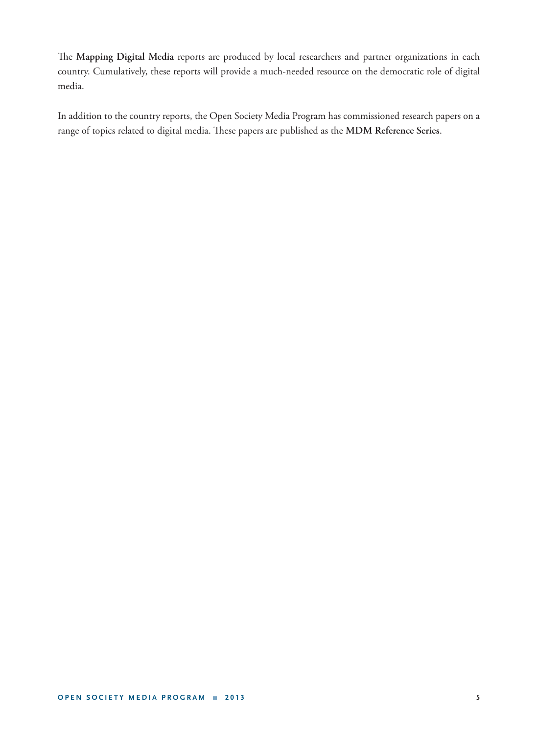The **Mapping Digital Media** reports are produced by local researchers and partner organizations in each country. Cumulatively, these reports will provide a much-needed resource on the democratic role of digital media.

In addition to the country reports, the Open Society Media Program has commissioned research papers on a range of topics related to digital media. These papers are published as the **MDM Reference Series**.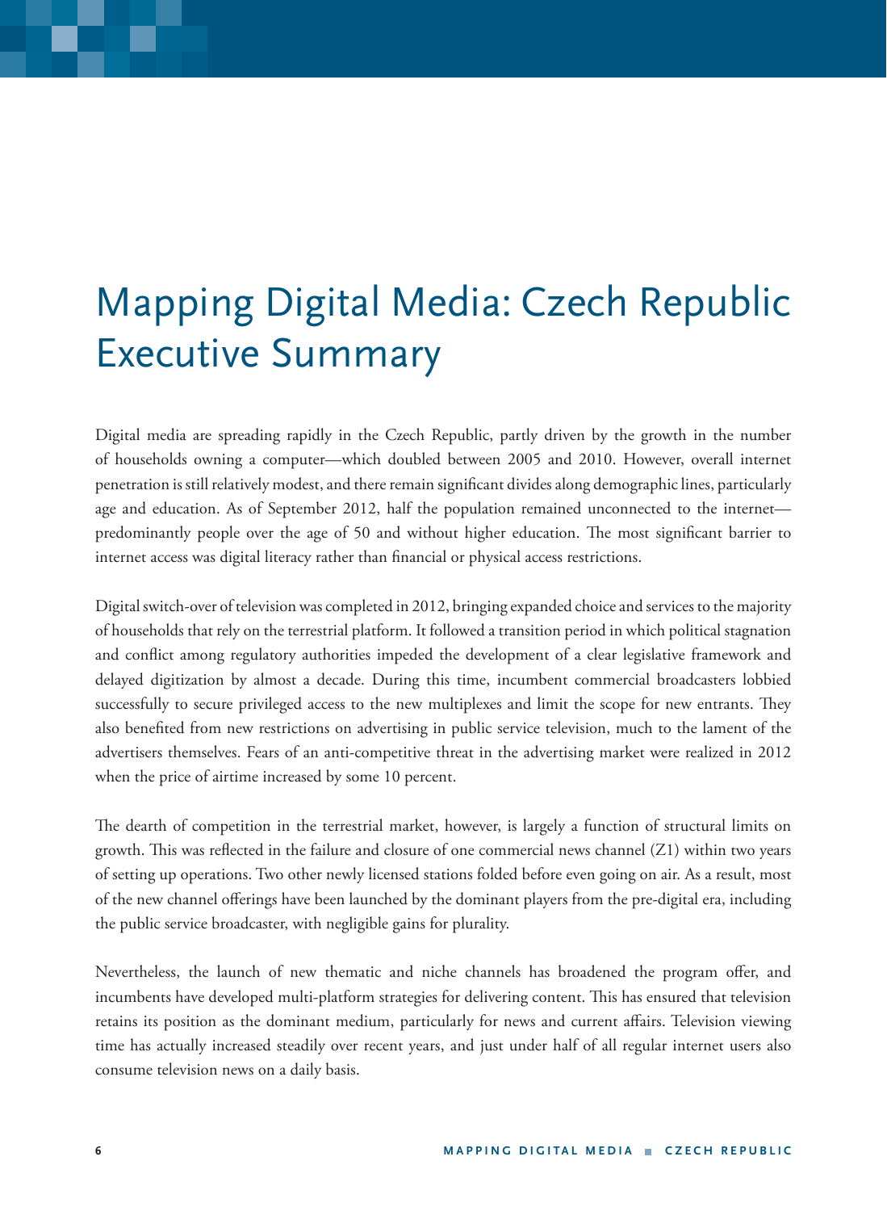# Mapping Digital Media: Czech Republic Executive Summary

Digital media are spreading rapidly in the Czech Republic, partly driven by the growth in the number of households owning a computer—which doubled between 2005 and 2010. However, overall internet penetration is still relatively modest, and there remain significant divides along demographic lines, particularly age and education. As of September 2012, half the population remained unconnected to the internet—predominantly people over the age of 50 and without higher education. The most significant barrier to internet access was digital literacy rather than financial or physical access restrictions.

Digital switch-over of television was completed in 2012, bringing expanded choice and services to the majority of households that rely on the terrestrial platform. It followed a transition period in which political stagnation and conflict among regulatory authorities impeded the development of a clear legislative framework and delayed digitization by almost a decade. During this time, incumbent commercial broadcasters lobbied successfully to secure privileged access to the new multiplexes and limit the scope for new entrants. They also benefited from new restrictions on advertising in public service television, much to the lament of the advertisers themselves. Fears of an anti-competitive threat in the advertising market were realized in 2012 when the price of airtime increased by some 10 percent.

The dearth of competition in the terrestrial market, however, is largely a function of structural limits on growth. This was reflected in the failure and closure of one commercial news channel (Z1) within two years of setting up operations. Two other newly licensed stations folded before even going on air. As a result, most of the new channel offerings have been launched by the dominant players from the pre-digital era, including the public service broadcaster, with negligible gains for plurality.

Nevertheless, the launch of new thematic and niche channels has broadened the program offer, and incumbents have developed multi-platform strategies for delivering content. This has ensured that television retains its position as the dominant medium, particularly for news and current affairs. Television viewing time has actually increased steadily over recent years, and just under half of all regular internet users also consume television news on a daily basis.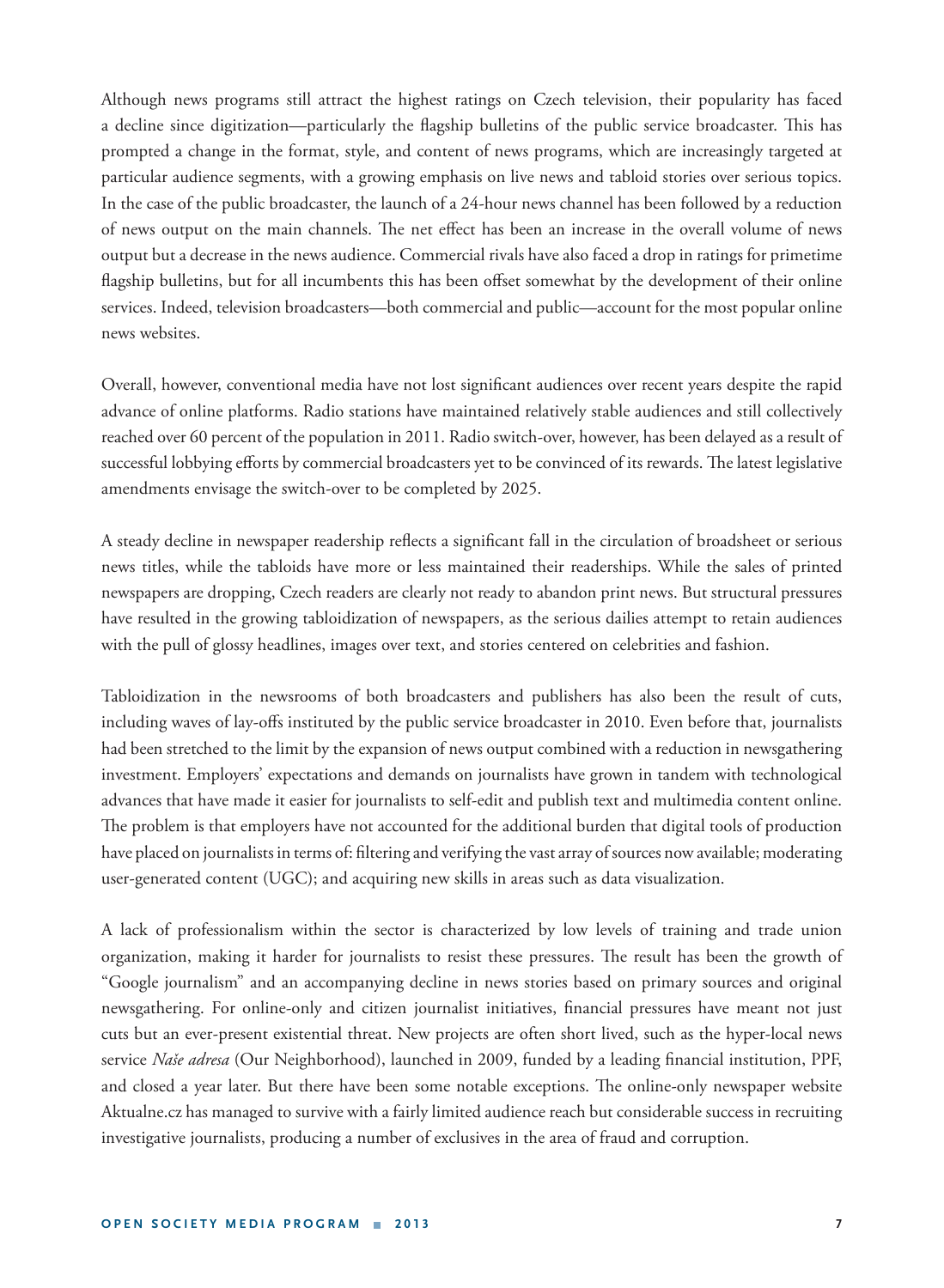Although news programs still attract the highest ratings on Czech television, their popularity has faced a decline since digitization—particularly the flagship bulletins of the public service broadcaster. This has prompted a change in the format, style, and content of news programs, which are increasingly targeted at particular audience segments, with a growing emphasis on live news and tabloid stories over serious topics. In the case of the public broadcaster, the launch of a 24-hour news channel has been followed by a reduction of news output on the main channels. The net effect has been an increase in the overall volume of news output but a decrease in the news audience. Commercial rivals have also faced a drop in ratings for primetime flagship bulletins, but for all incumbents this has been offset somewhat by the development of their online services. Indeed, television broadcasters—both commercial and public—account for the most popular online news websites.

Overall, however, conventional media have not lost significant audiences over recent years despite the rapid advance of online platforms. Radio stations have maintained relatively stable audiences and still collectively reached over 60 percent of the population in 2011. Radio switch-over, however, has been delayed as a result of successful lobbying efforts by commercial broadcasters yet to be convinced of its rewards. The latest legislative amendments envisage the switch-over to be completed by 2025.

A steady decline in newspaper readership reflects a significant fall in the circulation of broadsheet or serious news titles, while the tabloids have more or less maintained their readerships. While the sales of printed newspapers are dropping, Czech readers are clearly not ready to abandon print news. But structural pressures have resulted in the growing tabloidization of newspapers, as the serious dailies attempt to retain audiences with the pull of glossy headlines, images over text, and stories centered on celebrities and fashion.

Tabloidization in the newsrooms of both broadcasters and publishers has also been the result of cuts, including waves of lay-offs instituted by the public service broadcaster in 2010. Even before that, journalists had been stretched to the limit by the expansion of news output combined with a reduction in newsgathering investment. Employers' expectations and demands on journalists have grown in tandem with technological advances that have made it easier for journalists to self-edit and publish text and multimedia content online. The problem is that employers have not accounted for the additional burden that digital tools of production have placed on journalists in terms of: filtering and verifying the vast array of sources now available; moderating user-generated content (UGC); and acquiring new skills in areas such as data visualization.

A lack of professionalism within the sector is characterized by low levels of training and trade union organization, making it harder for journalists to resist these pressures. The result has been the growth of "Google journalism" and an accompanying decline in news stories based on primary sources and original newsgathering. For online-only and citizen journalist initiatives, financial pressures have meant not just cuts but an ever-present existential threat. New projects are often short lived, such as the hyper-local news service *Naše adresa* (Our Neighborhood), launched in 2009, funded by a leading financial institution, PPF, and closed a year later. But there have been some notable exceptions. The online-only newspaper website Aktualne.cz has managed to survive with a fairly limited audience reach but considerable success in recruiting investigative journalists, producing a number of exclusives in the area of fraud and corruption.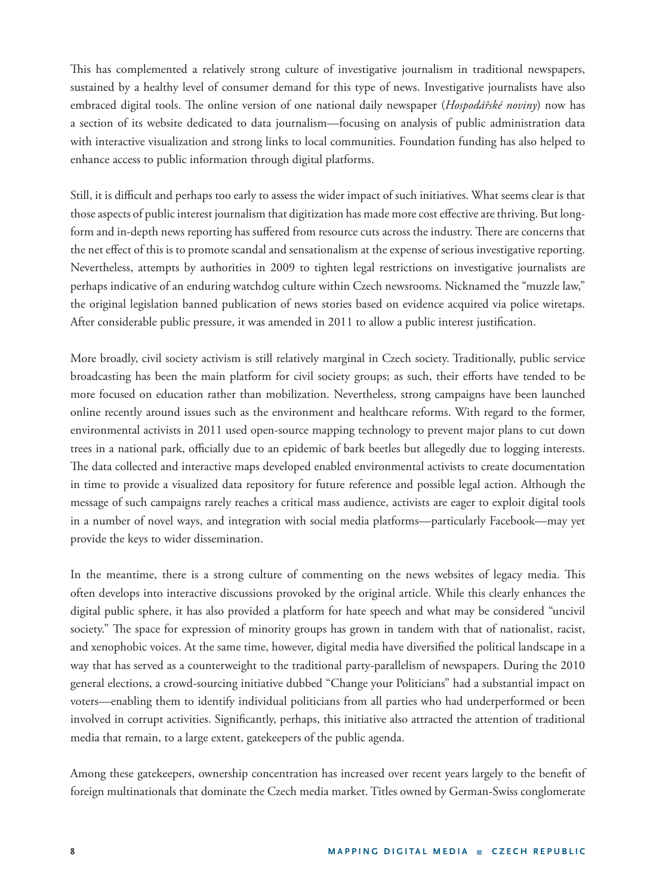This has complemented a relatively strong culture of investigative journalism in traditional newspapers, sustained by a healthy level of consumer demand for this type of news. Investigative journalists have also embraced digital tools. The online version of one national daily newspaper (*Hospodářské noviny*) now has a section of its website dedicated to data journalism—focusing on analysis of public administration data with interactive visualization and strong links to local communities. Foundation funding has also helped to enhance access to public information through digital platforms.

Still, it is difficult and perhaps too early to assess the wider impact of such initiatives. What seems clear is that those aspects of public interest journalism that digitization has made more cost effective are thriving. But long-form and in-depth news reporting has suffered from resource cuts across the industry. There are concerns that the net effect of this is to promote scandal and sensationalism at the expense of serious investigative reporting. Nevertheless, attempts by authorities in 2009 to tighten legal restrictions on investigative journalists are perhaps indicative of an enduring watchdog culture within Czech newsrooms. Nicknamed the "muzzle law," the original legislation banned publication of news stories based on evidence acquired via police wiretaps. After considerable public pressure, it was amended in 2011 to allow a public interest justification.

More broadly, civil society activism is still relatively marginal in Czech society. Traditionally, public service broadcasting has been the main platform for civil society groups; as such, their efforts have tended to be more focused on education rather than mobilization. Nevertheless, strong campaigns have been launched online recently around issues such as the environment and healthcare reforms. With regard to the former, environmental activists in 2011 used open-source mapping technology to prevent major plans to cut down trees in a national park, officially due to an epidemic of bark beetles but allegedly due to logging interests. The data collected and interactive maps developed enabled environmental activists to create documentation in time to provide a visualized data repository for future reference and possible legal action. Although the message of such campaigns rarely reaches a critical mass audience, activists are eager to exploit digital tools in a number of novel ways, and integration with social media platforms—particularly Facebook—may yet provide the keys to wider dissemination.

In the meantime, there is a strong culture of commenting on the news websites of legacy media. This often develops into interactive discussions provoked by the original article. While this clearly enhances the digital public sphere, it has also provided a platform for hate speech and what may be considered "uncivil society." The space for expression of minority groups has grown in tandem with that of nationalist, racist, and xenophobic voices. At the same time, however, digital media have diversified the political landscape in a way that has served as a counterweight to the traditional party-parallelism of newspapers. During the 2010 general elections, a crowd-sourcing initiative dubbed "Change your Politicians" had a substantial impact on voters—enabling them to identify individual politicians from all parties who had underperformed or been involved in corrupt activities. Significantly, perhaps, this initiative also attracted the attention of traditional media that remain, to a large extent, gatekeepers of the public agenda.

Among these gatekeepers, ownership concentration has increased over recent years largely to the benefit of foreign multinationals that dominate the Czech media market. Titles owned by German-Swiss conglomerate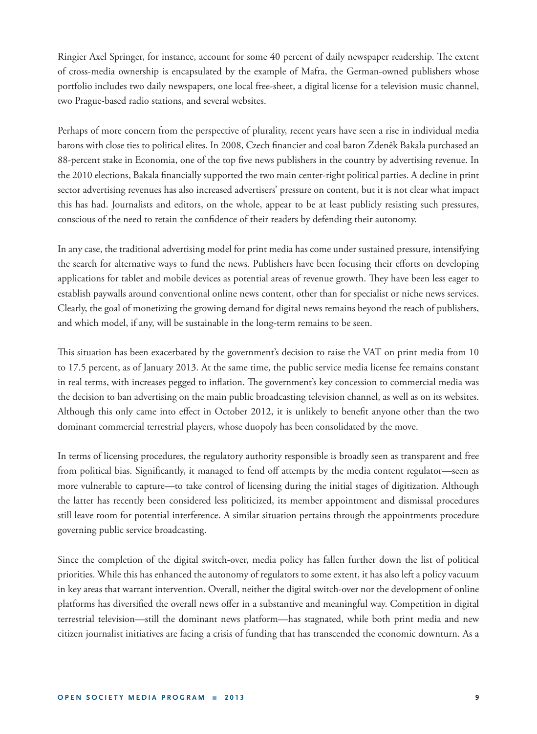Ringier Axel Springer, for instance, account for some 40 percent of daily newspaper readership. The extent of cross-media ownership is encapsulated by the example of Mafra, the German-owned publishers whose portfolio includes two daily newspapers, one local free-sheet, a digital license for a television music channel, two Prague-based radio stations, and several websites.

Perhaps of more concern from the perspective of plurality, recent years have seen a rise in individual media barons with close ties to political elites. In 2008, Czech financier and coal baron Zdeněk Bakala purchased an 88-percent stake in Economia, one of the top five news publishers in the country by advertising revenue. In the 2010 elections, Bakala financially supported the two main center-right political parties. A decline in print sector advertising revenues has also increased advertisers' pressure on content, but it is not clear what impact this has had. Journalists and editors, on the whole, appear to be at least publicly resisting such pressures, conscious of the need to retain the confidence of their readers by defending their autonomy.

In any case, the traditional advertising model for print media has come under sustained pressure, intensifying the search for alternative ways to fund the news. Publishers have been focusing their efforts on developing applications for tablet and mobile devices as potential areas of revenue growth. They have been less eager to establish paywalls around conventional online news content, other than for specialist or niche news services. Clearly, the goal of monetizing the growing demand for digital news remains beyond the reach of publishers, and which model, if any, will be sustainable in the long-term remains to be seen.

This situation has been exacerbated by the government's decision to raise the VAT on print media from 10 to 17.5 percent, as of January 2013. At the same time, the public service media license fee remains constant in real terms, with increases pegged to inflation. The government's key concession to commercial media was the decision to ban advertising on the main public broadcasting television channel, as well as on its websites. Although this only came into effect in October 2012, it is unlikely to benefit anyone other than the two dominant commercial terrestrial players, whose duopoly has been consolidated by the move.

In terms of licensing procedures, the regulatory authority responsible is broadly seen as transparent and free from political bias. Significantly, it managed to fend off attempts by the media content regulator—seen as more vulnerable to capture—to take control of licensing during the initial stages of digitization. Although the latter has recently been considered less politicized, its member appointment and dismissal procedures still leave room for potential interference. A similar situation pertains through the appointments procedure governing public service broadcasting.

Since the completion of the digital switch-over, media policy has fallen further down the list of political priorities. While this has enhanced the autonomy of regulators to some extent, it has also left a policy vacuum in key areas that warrant intervention. Overall, neither the digital switch-over nor the development of online platforms has diversified the overall news offer in a substantive and meaningful way. Competition in digital terrestrial television—still the dominant news platform—has stagnated, while both print media and new citizen journalist initiatives are facing a crisis of funding that has transcended the economic downturn. As a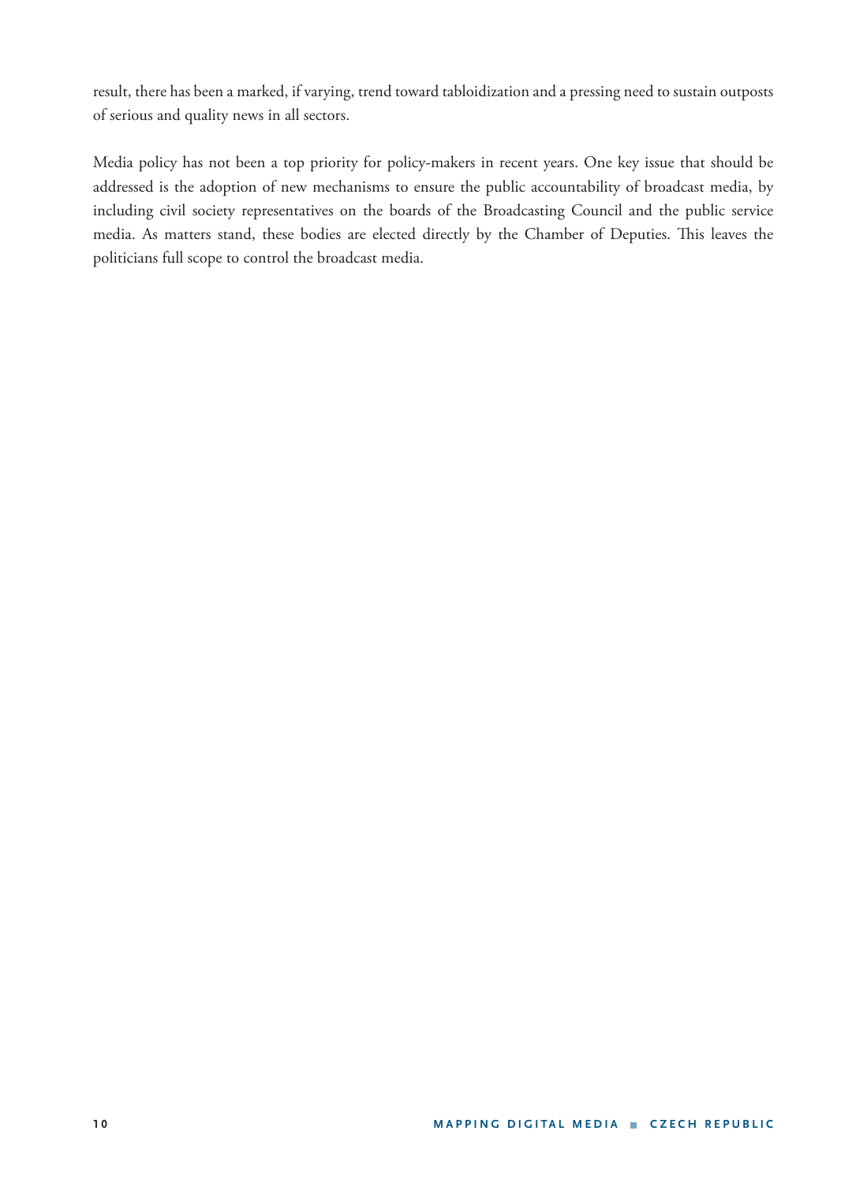result, there has been a marked, if varying, trend toward tabloidization and a pressing need to sustain outposts of serious and quality news in all sectors.

Media policy has not been a top priority for policy-makers in recent years. One key issue that should be addressed is the adoption of new mechanisms to ensure the public accountability of broadcast media, by including civil society representatives on the boards of the Broadcasting Council and the public service media. As matters stand, these bodies are elected directly by the Chamber of Deputies. This leaves the politicians full scope to control the broadcast media.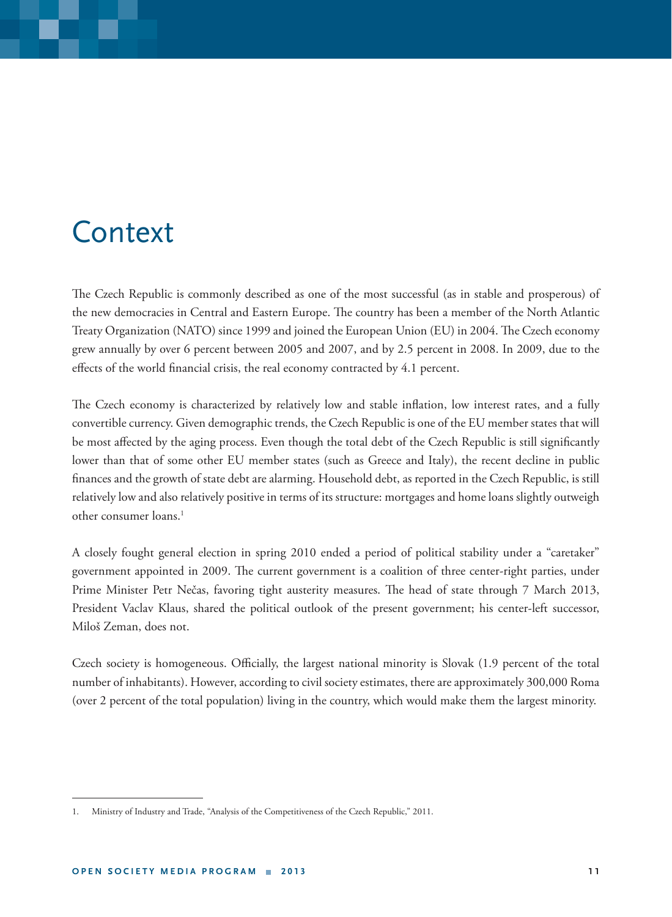# Context

The Czech Republic is commonly described as one of the most successful (as in stable and prosperous) of the new democracies in Central and Eastern Europe. The country has been a member of the North Atlantic Treaty Organization (NATO) since 1999 and joined the European Union (EU) in 2004. The Czech economy grew annually by over 6 percent between 2005 and 2007, and by 2.5 percent in 2008. In 2009, due to the effects of the world financial crisis, the real economy contracted by 4.1 percent.

The Czech economy is characterized by relatively low and stable inflation, low interest rates, and a fully convertible currency. Given demographic trends, the Czech Republic is one of the EU member states that will be most affected by the aging process. Even though the total debt of the Czech Republic is still significantly lower than that of some other EU member states (such as Greece and Italy), the recent decline in public finances and the growth of state debt are alarming. Household debt, as reported in the Czech Republic, is still relatively low and also relatively positive in terms of its structure: mortgages and home loans slightly outweigh other consumer loans.[1]

A closely fought general election in spring 2010 ended a period of political stability under a "caretaker" government appointed in 2009. The current government is a coalition of three center-right parties, under Prime Minister Petr Nečas, favoring tight austerity measures. The head of state through 7 March 2013, President Vaclav Klaus, shared the political outlook of the present government; his center-left successor, Miloš Zeman, does not.

Czech society is homogeneous. Officially, the largest national minority is Slovak (1.9 percent of the total number of inhabitants). However, according to civil society estimates, there are approximately 300,000 Roma (over 2 percent of the total population) living in the country, which would make them the largest minority.

1. Ministry of Industry and Trade, "Analysis of the Competitiveness of the Czech Republic," 2011.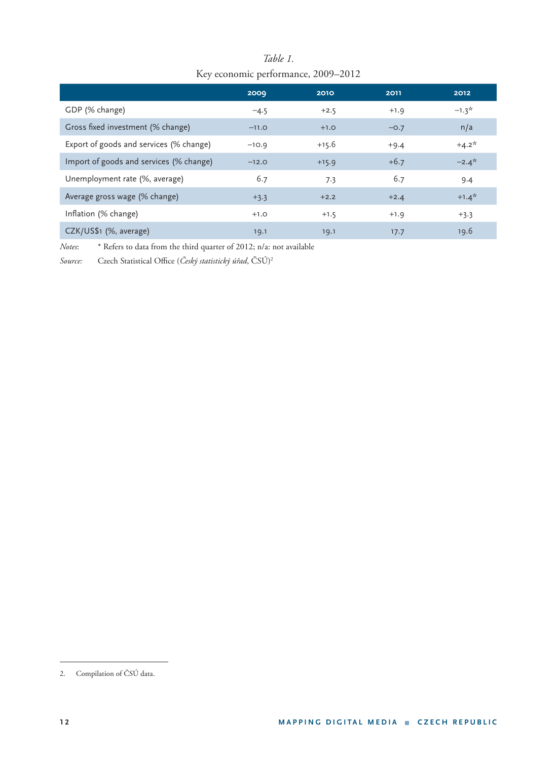*Table 1.*
Key economic performance, 2009–2012

| | 2009 | 2010 | 2011 | 2012 |
|---|---|---|---|---|
| GDP (% change) | −4.5 | +2.5 | +1.9 | −1.3* |
| Gross fixed investment (% change) | −11.0 | +1.0 | −0.7 | n/a |
| Export of goods and services (% change) | −10.9 | +15.6 | +9.4 | +4.2* |
| Import of goods and services (% change) | −12.0 | +15.9 | +6.7 | −2.4* |
| Unemployment rate (%, average) | 6.7 | 7.3 | 6.7 | 9.4 |
| Average gross wage (% change) | +3.3 | +2.2 | +2.4 | +1.4* |
| Inflation (% change) | +1.0 | +1.5 | +1.9 | +3.3 |
| CZK/US$1 (%, average) | 19.1 | 19.1 | 17.7 | 19.6 |

*Notes*: * Refers to data from the third quarter of 2012; n/a: not available

*Source:* Czech Statistical Office (*Český statistický úřad*, ČSÚ)[2]

2. Compilation of ČSÚ data.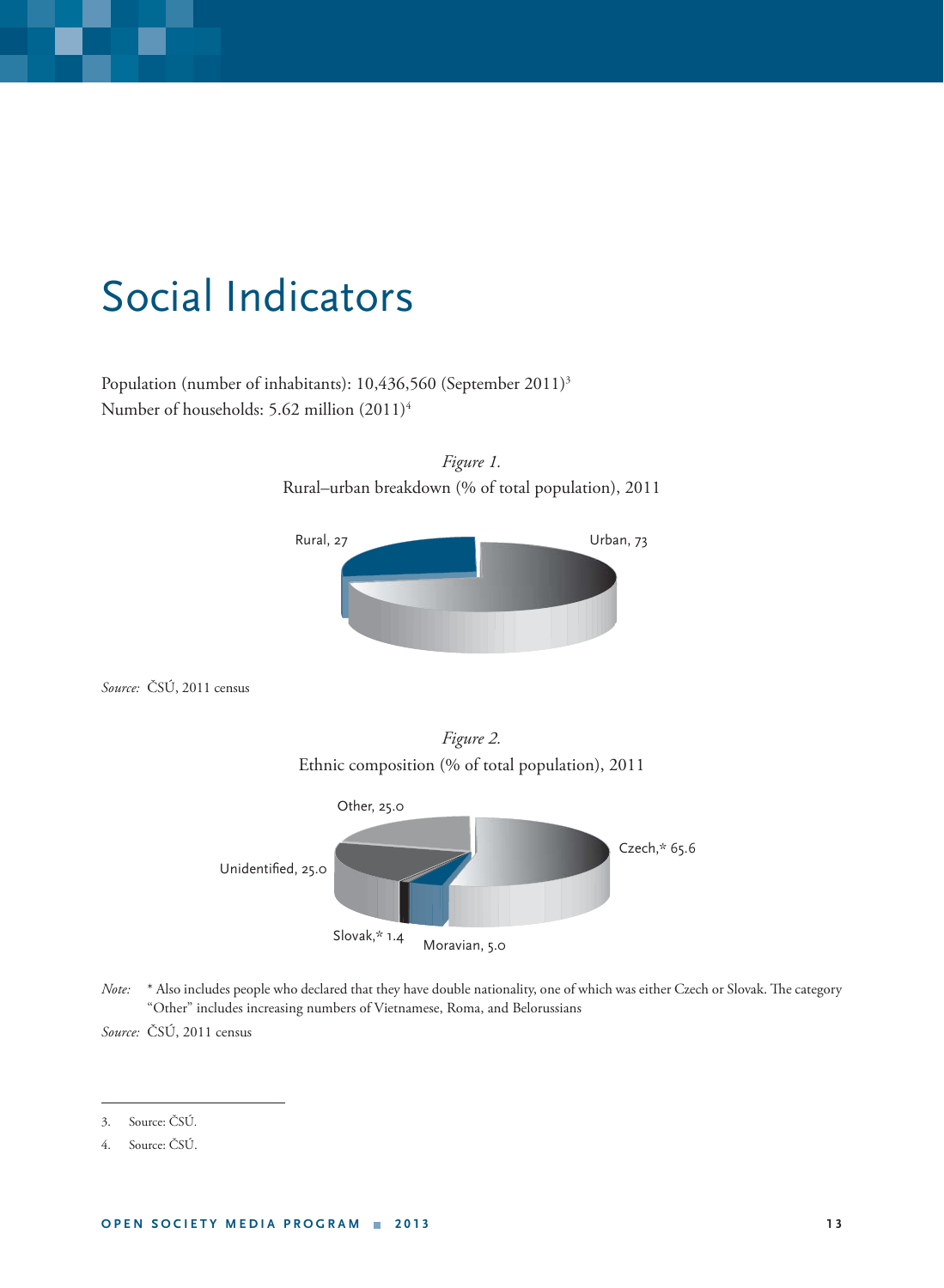# Social Indicators

Population (number of inhabitants): 10,436,560 (September 2011)[3]
Number of households: 5.62 million (2011)[4]

*Figure 1.*
Rural–urban breakdown (% of total population), 2011

Rural, 27
Urban, 73

*Source:* ČSÚ, 2011 census

*Figure 2.*
Ethnic composition (% of total population), 2011

Other, 25.0
Czech,* 65.6
Unidentified, 25.0
Slovak,* 1.4
Moravian, 5.0

*Note:* * Also includes people who declared that they have double nationality, one of which was either Czech or Slovak. The category "Other" includes increasing numbers of Vietnamese, Roma, and Belorussians

*Source:* ČSÚ, 2011 census

3. Source: ČSÚ.
4. Source: ČSÚ.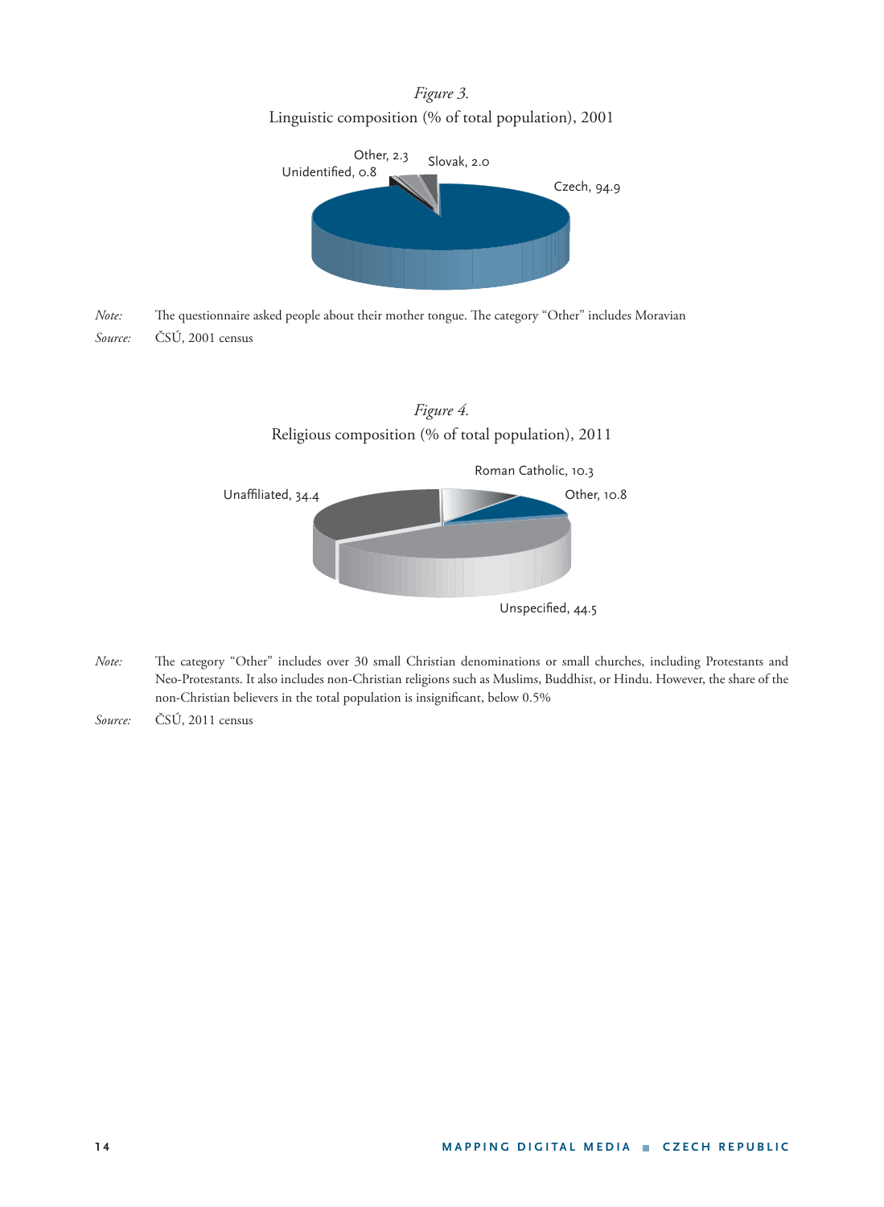*Figure 3.*
Linguistic composition (% of total population), 2001

Czech, 94.9
Slovak, 2.0
Other, 2.3
Unidentified, 0.8

*Note:* The questionnaire asked people about their mother tongue. The category "Other" includes Moravian

*Source:* ČSÚ, 2001 census

*Figure 4.*
Religious composition (% of total population), 2011

Roman Catholic, 10.3
Other, 10.8
Unspecified, 44.5
Unaffiliated, 34.4

*Note:* The category "Other" includes over 30 small Christian denominations or small churches, including Protestants and Neo-Protestants. It also includes non-Christian religions such as Muslims, Buddhist, or Hindu. However, the share of the non-Christian believers in the total population is insignificant, below 0.5%

*Source:* ČSÚ, 2011 census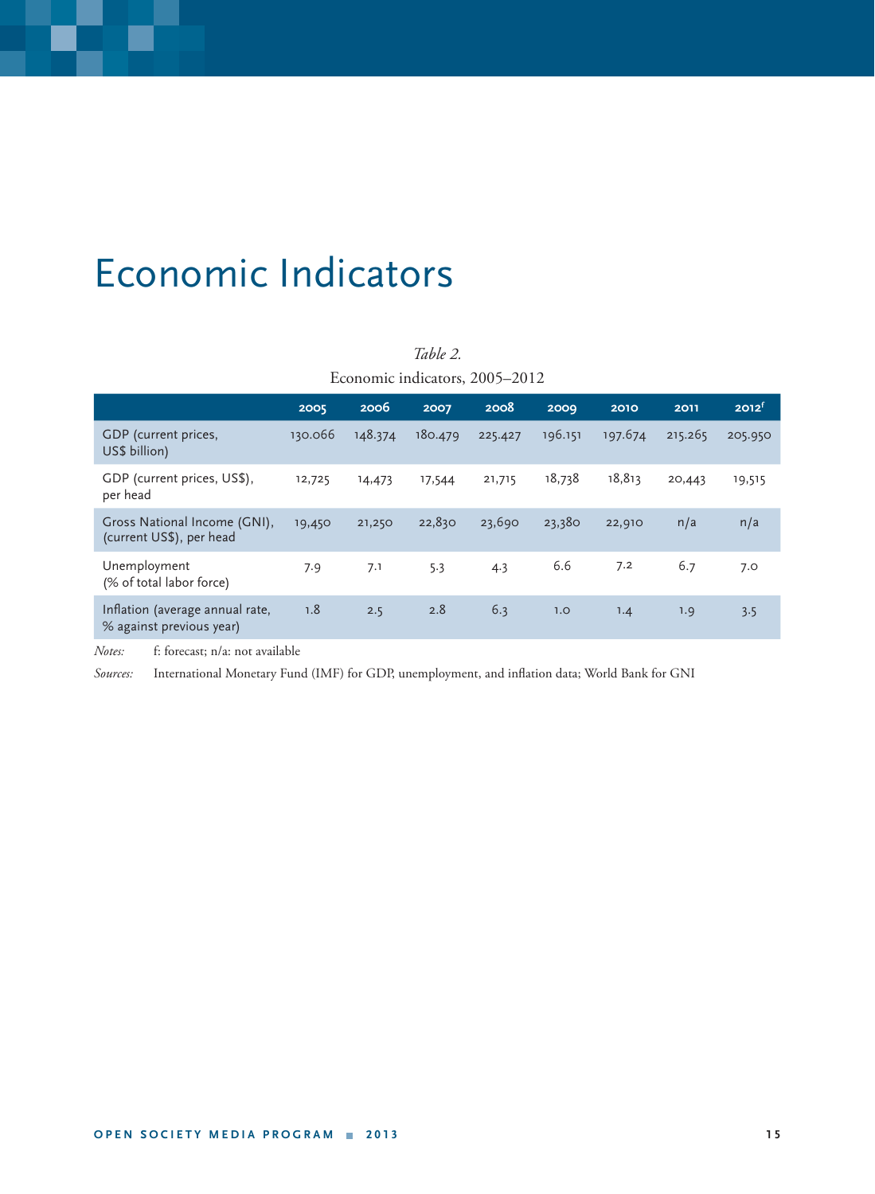# Economic Indicators

*Table 2.*

Economic indicators, 2005–2012

| | 2005 | 2006 | 2007 | 2008 | 2009 | 2010 | 2011 | 2012[f] |
|---|---|---|---|---|---|---|---|---|
| GDP (current prices, US$ billion) | 130.066 | 148.374 | 180.479 | 225.427 | 196.151 | 197.674 | 215.265 | 205.950 |
| GDP (current prices, US$), per head | 12,725 | 14,473 | 17,544 | 21,715 | 18,738 | 18,813 | 20,443 | 19,515 |
| Gross National Income (GNI), (current US$), per head | 19,450 | 21,250 | 22,830 | 23,690 | 23,380 | 22,910 | n/a | n/a |
| Unemployment (% of total labor force) | 7.9 | 7.1 | 5.3 | 4.3 | 6.6 | 7.2 | 6.7 | 7.0 |
| Inflation (average annual rate, % against previous year) | 1.8 | 2.5 | 2.8 | 6.3 | 1.0 | 1.4 | 1.9 | 3.5 |

*Notes:* f: forecast; n/a: not available

*Sources:* International Monetary Fund (IMF) for GDP, unemployment, and inflation data; World Bank for GNI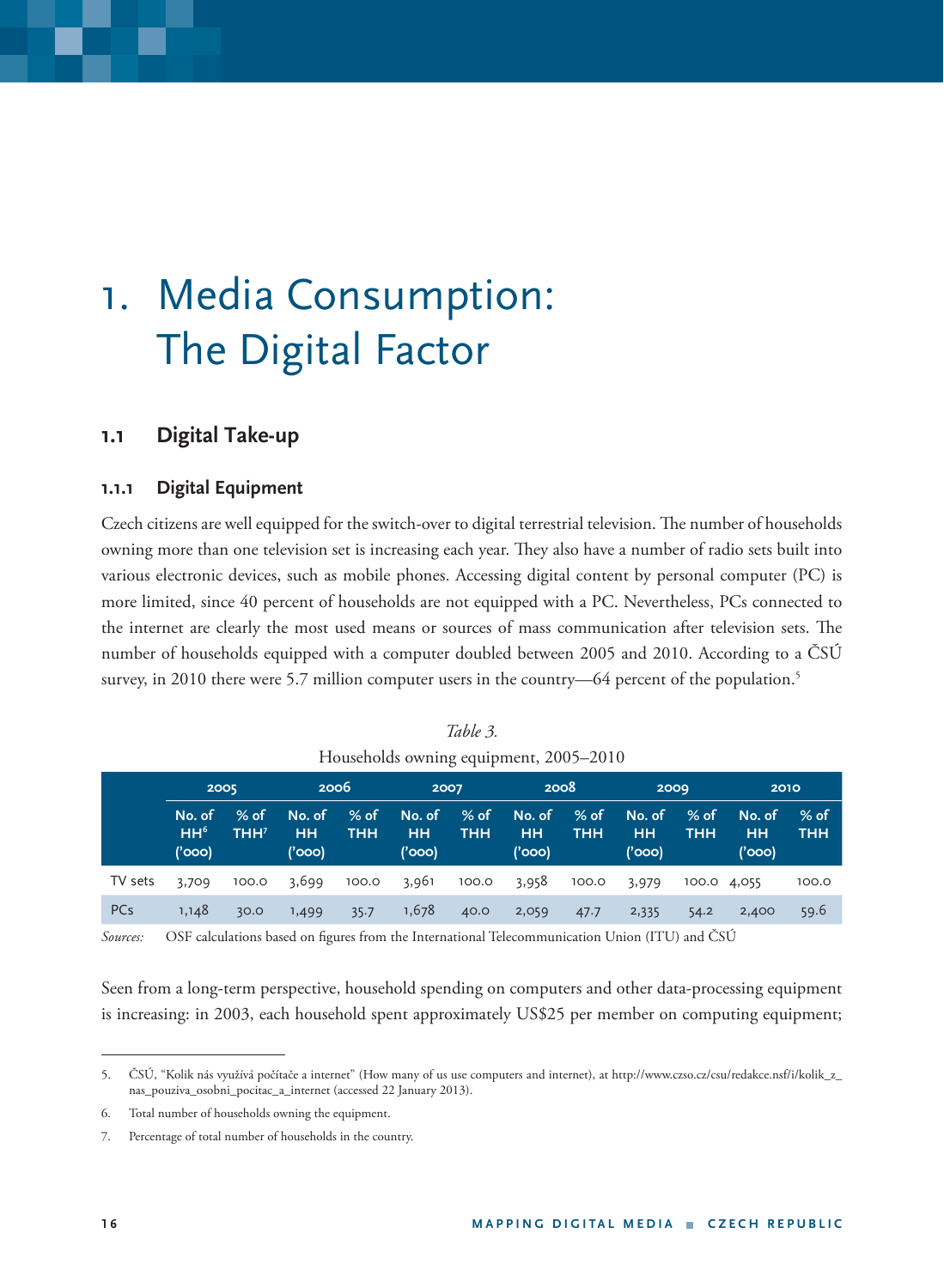# 1. Media Consumption: The Digital Factor

## 1.1 Digital Take-up

### 1.1.1 Digital Equipment

Czech citizens are well equipped for the switch-over to digital terrestrial television. The number of households owning more than one television set is increasing each year. They also have a number of radio sets built into various electronic devices, such as mobile phones. Accessing digital content by personal computer (PC) is more limited, since 40 percent of households are not equipped with a PC. Nevertheless, PCs connected to the internet are clearly the most used means or sources of mass communication after television sets. The number of households equipped with a computer doubled between 2005 and 2010. According to a ČSÚ survey, in 2010 there were 5.7 million computer users in the country—64 percent of the population.[5]

*Table 3.*
Households owning equipment, 2005–2010

| | 2005 | | 2006 | | 2007 | | 2008 | | 2009 | | 2010 | |
|---|---|---|---|---|---|---|---|---|---|---|---|---|
| | No. of HH[6] ('000) | % of THH[7] | No. of HH ('000) | % of THH | No. of HH ('000) | % of THH | No. of HH ('000) | % of THH | No. of HH ('000) | % of THH | No. of HH ('000) | % of THH |
| TV sets | 3,709 | 100.0 | 3,699 | 100.0 | 3,961 | 100.0 | 3,958 | 100.0 | 3,979 | 100.0 | 4,055 | 100.0 |
| PCs | 1,148 | 30.0 | 1,499 | 35.7 | 1,678 | 40.0 | 2,059 | 47.7 | 2,335 | 54.2 | 2,400 | 59.6 |

*Sources:* OSF calculations based on figures from the International Telecommunication Union (ITU) and ČSÚ

Seen from a long-term perspective, household spending on computers and other data-processing equipment is increasing: in 2003, each household spent approximately US$25 per member on computing equipment;

5. ČSÚ, "Kolik nás využívá počítače a internet" (How many of us use computers and internet), at http://www.czso.cz/csu/redakce.nsf/i/kolik_z_nas_pouziva_osobni_pocitac_a_internet (accessed 22 January 2013).

6. Total number of households owning the equipment.

7. Percentage of total number of households in the country.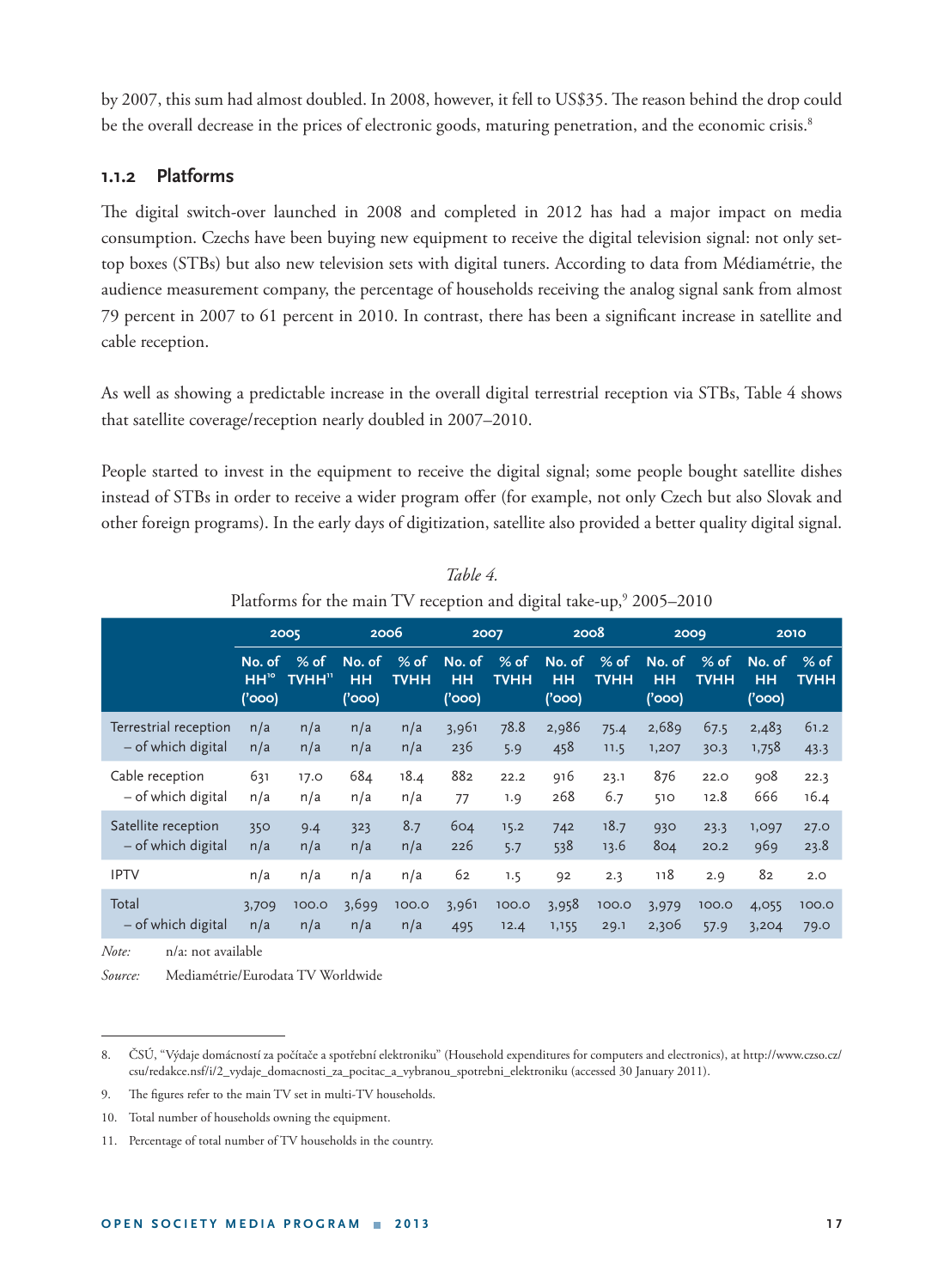by 2007, this sum had almost doubled. In 2008, however, it fell to US$35. The reason behind the drop could be the overall decrease in the prices of electronic goods, maturing penetration, and the economic crisis.[8]

### 1.1.2 Platforms

The digital switch-over launched in 2008 and completed in 2012 has had a major impact on media consumption. Czechs have been buying new equipment to receive the digital television signal: not only set-top boxes (STBs) but also new television sets with digital tuners. According to data from Médiamétrie, the audience measurement company, the percentage of households receiving the analog signal sank from almost 79 percent in 2007 to 61 percent in 2010. In contrast, there has been a significant increase in satellite and cable reception.

As well as showing a predictable increase in the overall digital terrestrial reception via STBs, Table 4 shows that satellite coverage/reception nearly doubled in 2007–2010.

People started to invest in the equipment to receive the digital signal; some people bought satellite dishes instead of STBs in order to receive a wider program offer (for example, not only Czech but also Slovak and other foreign programs). In the early days of digitization, satellite also provided a better quality digital signal.

*Table 4.*

Platforms for the main TV reception and digital take-up,[9] 2005–2010

| | 2005 | | 2006 | | 2007 | | 2008 | | 2009 | | 2010 | |
|---|---|---|---|---|---|---|---|---|---|---|---|---|
| | No. of HH[10] ('000) | % of TVHH[11] | No. of HH ('000) | % of TVHH | No. of HH ('000) | % of TVHH | No. of HH ('000) | % of TVHH | No. of HH ('000) | % of TVHH | No. of HH ('000) | % of TVHH |
| Terrestrial reception | n/a | n/a | n/a | n/a | 3,961 | 78.8 | 2,986 | 75.4 | 2,689 | 67.5 | 2,483 | 61.2 |
| – of which digital | n/a | n/a | n/a | n/a | 236 | 5.9 | 458 | 11.5 | 1,207 | 30.3 | 1,758 | 43.3 |
| Cable reception | 631 | 17.0 | 684 | 18.4 | 882 | 22.2 | 916 | 23.1 | 876 | 22.0 | 908 | 22.3 |
| – of which digital | n/a | n/a | n/a | n/a | 77 | 1.9 | 268 | 6.7 | 510 | 12.8 | 666 | 16.4 |
| Satellite reception | 350 | 9.4 | 323 | 8.7 | 604 | 15.2 | 742 | 18.7 | 930 | 23.3 | 1,097 | 27.0 |
| – of which digital | n/a | n/a | n/a | n/a | 226 | 5.7 | 538 | 13.6 | 804 | 20.2 | 969 | 23.8 |
| IPTV | n/a | n/a | n/a | n/a | 62 | 1.5 | 92 | 2.3 | 118 | 2.9 | 82 | 2.0 |
| Total | 3,709 | 100.0 | 3,699 | 100.0 | 3,961 | 100.0 | 3,958 | 100.0 | 3,979 | 100.0 | 4,055 | 100.0 |
| – of which digital | n/a | n/a | n/a | n/a | 495 | 12.4 | 1,155 | 29.1 | 2,306 | 57.9 | 3,204 | 79.0 |

*Note:* n/a: not available

*Source:* Mediamétrie/Eurodata TV Worldwide

---

8. ČSÚ, "Výdaje domácností za počítače a spotřební elektroniku" (Household expenditures for computers and electronics), at http://www.czso.cz/csu/redakce.nsf/i/2_vydaje_domacnosti_za_pocitac_a_vybranou_spotrebni_elektroniku (accessed 30 January 2011).

9. The figures refer to the main TV set in multi-TV households.

10. Total number of households owning the equipment.

11. Percentage of total number of TV households in the country.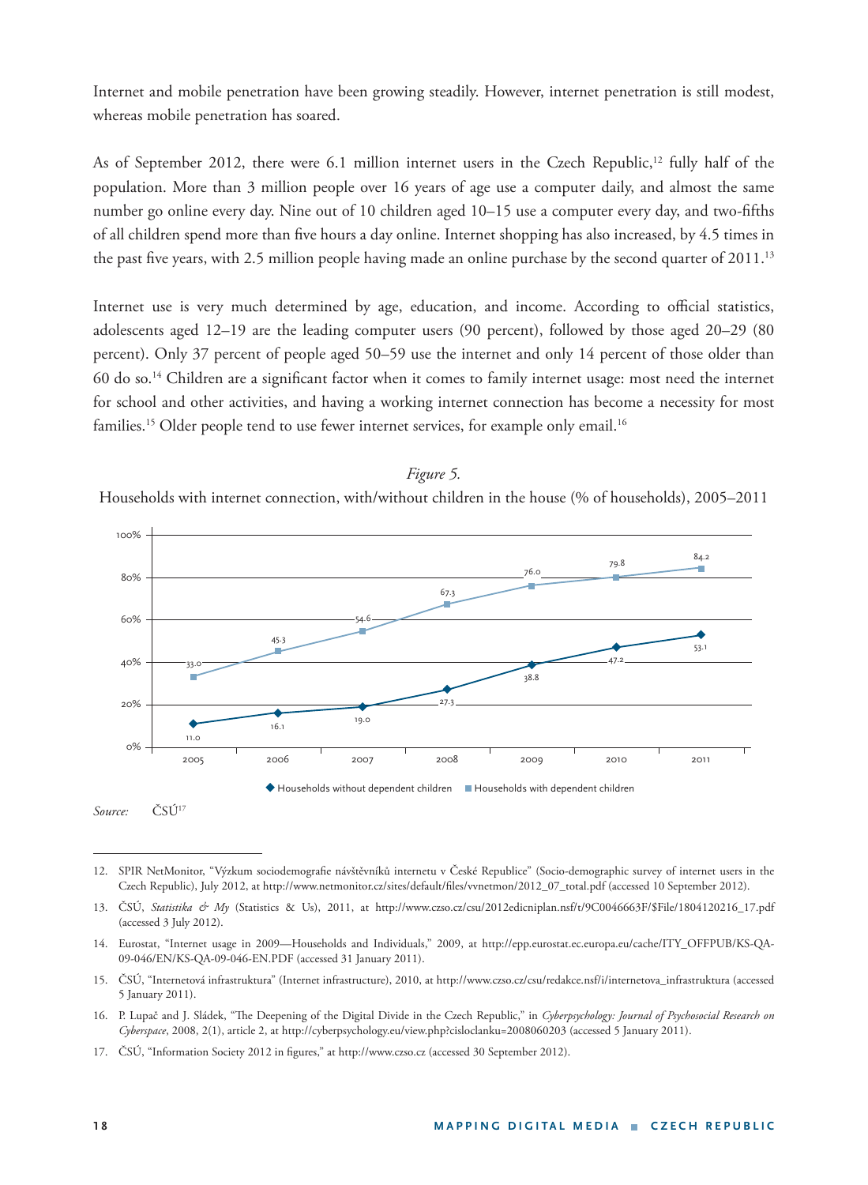Internet and mobile penetration have been growing steadily. However, internet penetration is still modest, whereas mobile penetration has soared.

As of September 2012, there were 6.1 million internet users in the Czech Republic,[12] fully half of the population. More than 3 million people over 16 years of age use a computer daily, and almost the same number go online every day. Nine out of 10 children aged 10–15 use a computer every day, and two-fifths of all children spend more than five hours a day online. Internet shopping has also increased, by 4.5 times in the past five years, with 2.5 million people having made an online purchase by the second quarter of 2011.[13]

Internet use is very much determined by age, education, and income. According to official statistics, adolescents aged 12–19 are the leading computer users (90 percent), followed by those aged 20–29 (80 percent). Only 37 percent of people aged 50–59 use the internet and only 14 percent of those older than 60 do so.[14] Children are a significant factor when it comes to family internet usage: most need the internet for school and other activities, and having a working internet connection has become a necessity for most families.[15] Older people tend to use fewer internet services, for example only email.[16]

*Figure 5.*

Households with internet connection, with/without children in the house (% of households), 2005–2011

| Year | Households without dependent children | Households with dependent children |
|---|---|---|
| 2005 | 11.0 | 33.0 |
| 2006 | 16.1 | 45.3 |
| 2007 | 19.0 | 54.6 |
| 2008 | 27.3 | 67.3 |
| 2009 | 38.8 | 76.0 |
| 2010 | 47.2 | 79.8 |
| 2011 | 53.1 | 84.2 |

*Source:* ČSÚ[17]

---

12. SPIR NetMonitor, "Výzkum sociodemografie návštěvníků internetu v České Republice" (Socio-demographic survey of internet users in the Czech Republic), July 2012, at http://www.netmonitor.cz/sites/default/files/vvnetmon/2012_07_total.pdf (accessed 10 September 2012).
13. ČSÚ, *Statistika & My* (Statistics & Us), 2011, at http://www.czso.cz/csu/2012edicniplan.nsf/t/9C0046663F/$File/1804120216_17.pdf (accessed 3 July 2012).
14. Eurostat, "Internet usage in 2009—Households and Individuals," 2009, at http://epp.eurostat.ec.europa.eu/cache/ITY_OFFPUB/KS-QA-09-046/EN/KS-QA-09-046-EN.PDF (accessed 31 January 2011).
15. ČSÚ, "Internetová infrastruktura" (Internet infrastructure), 2010, at http://www.czso.cz/csu/redakce.nsf/i/internetova_infrastruktura (accessed 5 January 2011).
16. P. Lupač and J. Sládek, "The Deepening of the Digital Divide in the Czech Republic," in *Cyberpsychology: Journal of Psychosocial Research on Cyberspace*, 2008, 2(1), article 2, at http://cyberpsychology.eu/view.php?cisloclanku=2008060203 (accessed 5 January 2011).
17. ČSÚ, "Information Society 2012 in figures," at http://www.czso.cz (accessed 30 September 2012).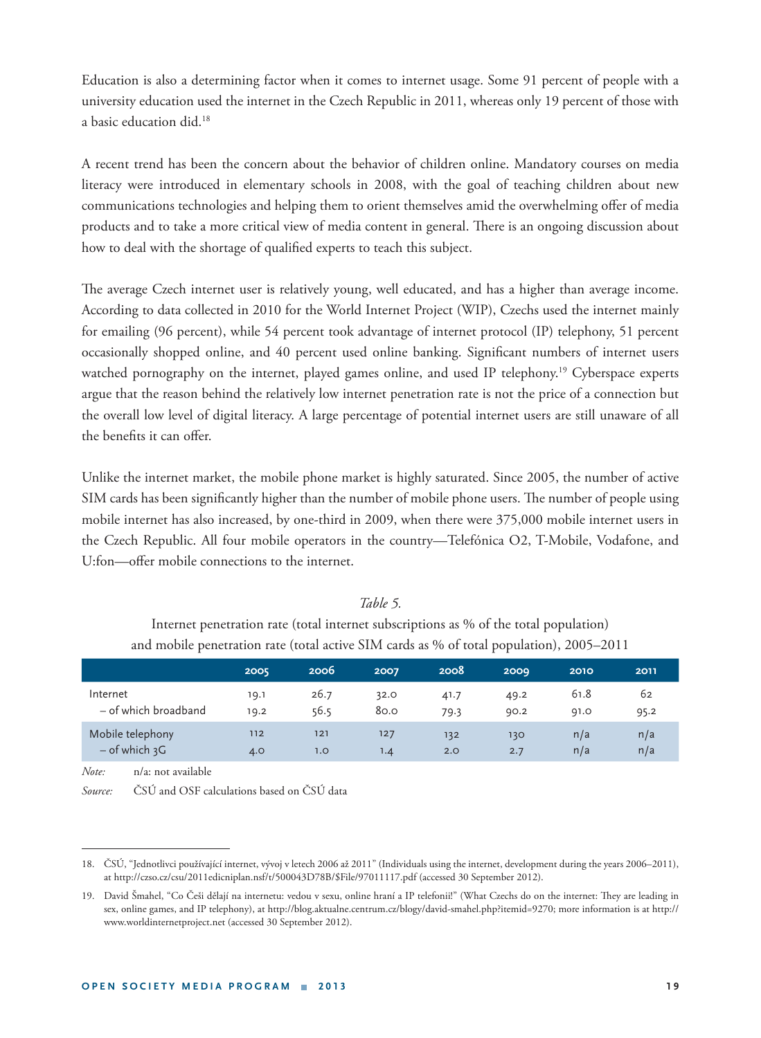Education is also a determining factor when it comes to internet usage. Some 91 percent of people with a university education used the internet in the Czech Republic in 2011, whereas only 19 percent of those with a basic education did.[18]

A recent trend has been the concern about the behavior of children online. Mandatory courses on media literacy were introduced in elementary schools in 2008, with the goal of teaching children about new communications technologies and helping them to orient themselves amid the overwhelming offer of media products and to take a more critical view of media content in general. There is an ongoing discussion about how to deal with the shortage of qualified experts to teach this subject.

The average Czech internet user is relatively young, well educated, and has a higher than average income. According to data collected in 2010 for the World Internet Project (WIP), Czechs used the internet mainly for emailing (96 percent), while 54 percent took advantage of internet protocol (IP) telephony, 51 percent occasionally shopped online, and 40 percent used online banking. Significant numbers of internet users watched pornography on the internet, played games online, and used IP telephony.[19] Cyberspace experts argue that the reason behind the relatively low internet penetration rate is not the price of a connection but the overall low level of digital literacy. A large percentage of potential internet users are still unaware of all the benefits it can offer.

Unlike the internet market, the mobile phone market is highly saturated. Since 2005, the number of active SIM cards has been significantly higher than the number of mobile phone users. The number of people using mobile internet has also increased, by one-third in 2009, when there were 375,000 mobile internet users in the Czech Republic. All four mobile operators in the country—Telefónica O2, T-Mobile, Vodafone, and U:fon—offer mobile connections to the internet.

*Table 5.*

Internet penetration rate (total internet subscriptions as % of the total population) and mobile penetration rate (total active SIM cards as % of total population), 2005–2011

| | 2005 | 2006 | 2007 | 2008 | 2009 | 2010 | 2011 |
|---|---|---|---|---|---|---|---|
| Internet | 19.1 | 26.7 | 32.0 | 41.7 | 49.2 | 61.8 | 62 |
| – of which broadband | 19.2 | 56.5 | 80.0 | 79.3 | 90.2 | 91.0 | 95.2 |
| Mobile telephony | 112 | 121 | 127 | 132 | 130 | n/a | n/a |
| – of which 3G | 4.0 | 1.0 | 1.4 | 2.0 | 2.7 | n/a | n/a |

*Note:* n/a: not available

*Source:* ČSÚ and OSF calculations based on ČSÚ data

18. ČSÚ, "Jednotlivci používající internet, vývoj v letech 2006 až 2011" (Individuals using the internet, development during the years 2006–2011), at http://czso.cz/csu/2011edicniplan.nsf/t/500043D78B/$File/97011117.pdf (accessed 30 September 2012).

19. David Šmahel, "Co Češi dělají na internetu: vedou v sexu, online hraní a IP telefonii!" (What Czechs do on the internet: They are leading in sex, online games, and IP telephony), at http://blog.aktualne.centrum.cz/blogy/david-smahel.php?itemid=9270; more information is at http://www.worldinternetproject.net (accessed 30 September 2012).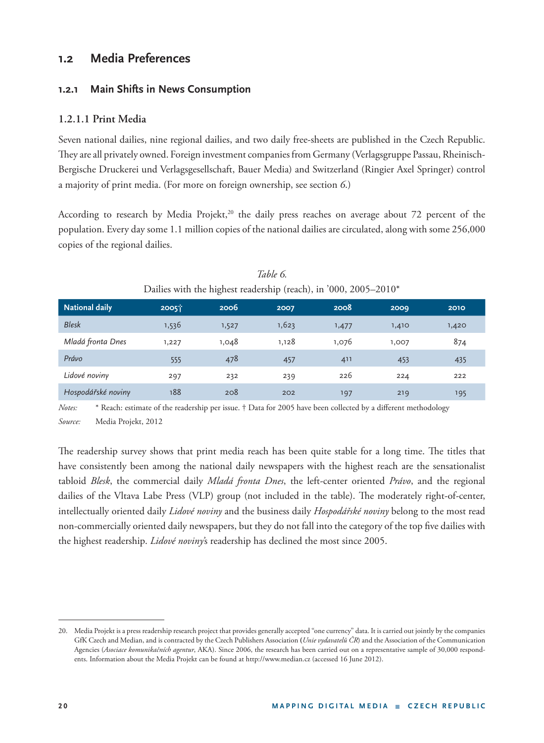## 1.2 Media Preferences

### 1.2.1 Main Shifts in News Consumption

#### 1.2.1.1 Print Media

Seven national dailies, nine regional dailies, and two daily free-sheets are published in the Czech Republic. They are all privately owned. Foreign investment companies from Germany (Verlagsgruppe Passau, Rheinisch-Bergische Druckerei und Verlagsgesellschaft, Bauer Media) and Switzerland (Ringier Axel Springer) control a majority of print media. (For more on foreign ownership, see section *6*.)

According to research by Media Projekt,[20] the daily press reaches on average about 72 percent of the population. Every day some 1.1 million copies of the national dailies are circulated, along with some 256,000 copies of the regional dailies.

*Table 6.*

Dailies with the highest readership (reach), in '000, 2005–2010*

| National daily | 2005† | 2006 | 2007 | 2008 | 2009 | 2010 |
|---|---|---|---|---|---|---|
| *Blesk* | 1,536 | 1,527 | 1,623 | 1,477 | 1,410 | 1,420 |
| *Mladá fronta Dnes* | 1,227 | 1,048 | 1,128 | 1,076 | 1,007 | 874 |
| *Právo* | 555 | 478 | 457 | 411 | 453 | 435 |
| *Lidové noviny* | 297 | 232 | 239 | 226 | 224 | 222 |
| *Hospodářské noviny* | 188 | 208 | 202 | 197 | 219 | 195 |

*Notes:* * Reach: estimate of the readership per issue. † Data for 2005 have been collected by a different methodology

*Source:* Media Projekt, 2012

The readership survey shows that print media reach has been quite stable for a long time. The titles that have consistently been among the national daily newspapers with the highest reach are the sensationalist tabloid *Blesk*, the commercial daily *Mladá fronta Dnes*, the left-center oriented *Právo*, and the regional dailies of the Vltava Labe Press (VLP) group (not included in the table). The moderately right-of-center, intellectually oriented daily *Lidové noviny* and the business daily *Hospodářské noviny* belong to the most read non-commercially oriented daily newspapers, but they do not fall into the category of the top five dailies with the highest readership. *Lidové noviny*'s readership has declined the most since 2005.

---

20. Media Projekt is a press readership research project that provides generally accepted "one currency" data. It is carried out jointly by the companies GfK Czech and Median, and is contracted by the Czech Publishers Association (*Unie vydavatelů ČR*) and the Association of the Communication Agencies (*Asociace komunikačních agentur*, AKA). Since 2006, the research has been carried out on a representative sample of 30,000 respondents. Information about the Media Projekt can be found at http://www.median.cz (accessed 16 June 2012).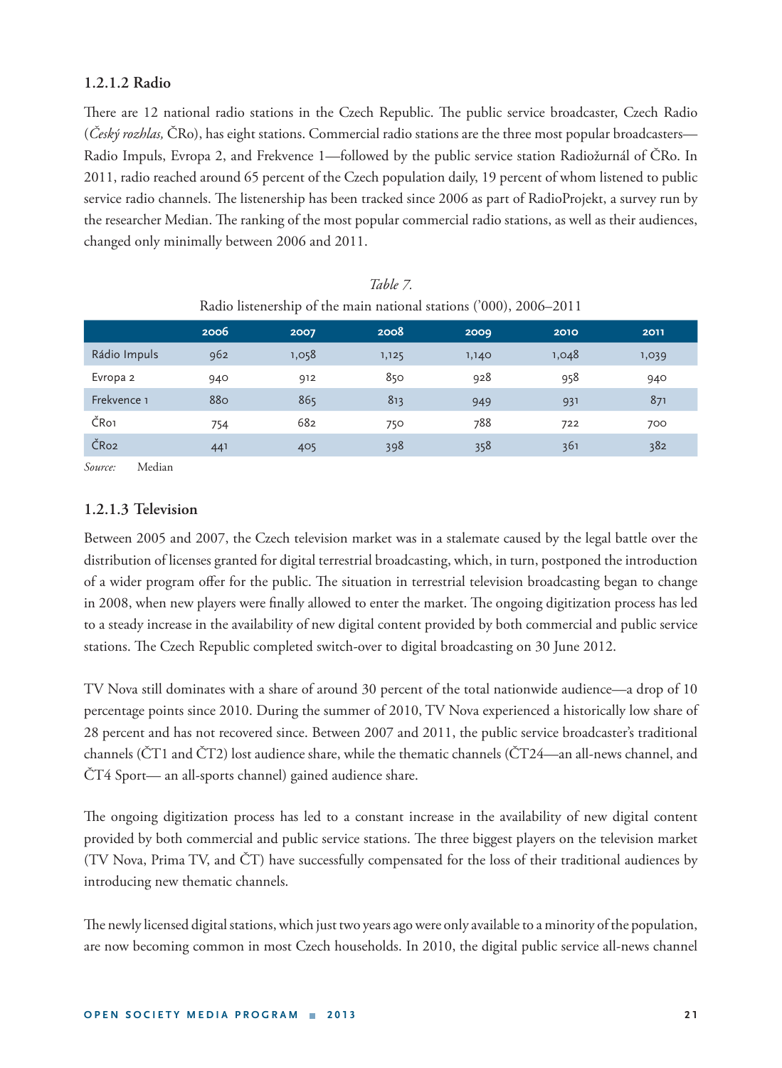### 1.2.1.2 Radio

There are 12 national radio stations in the Czech Republic. The public service broadcaster, Czech Radio (*Český rozhlas,* ČRo), has eight stations. Commercial radio stations are the three most popular broadcasters—Radio Impuls, Evropa 2, and Frekvence 1—followed by the public service station Radiožurnál of ČRo. In 2011, radio reached around 65 percent of the Czech population daily, 19 percent of whom listened to public service radio channels. The listenership has been tracked since 2006 as part of RadioProjekt, a survey run by the researcher Median. The ranking of the most popular commercial radio stations, as well as their audiences, changed only minimally between 2006 and 2011.

*Table 7.*

Radio listenership of the main national stations ('000), 2006–2011

| | 2006 | 2007 | 2008 | 2009 | 2010 | 2011 |
|---|---|---|---|---|---|---|
| Rádio Impuls | 962 | 1,058 | 1,125 | 1,140 | 1,048 | 1,039 |
| Evropa 2 | 940 | 912 | 850 | 928 | 958 | 940 |
| Frekvence 1 | 880 | 865 | 813 | 949 | 931 | 871 |
| ČRo1 | 754 | 682 | 750 | 788 | 722 | 700 |
| ČRo2 | 441 | 405 | 398 | 358 | 361 | 382 |

*Source:* Median

### 1.2.1.3 Television

Between 2005 and 2007, the Czech television market was in a stalemate caused by the legal battle over the distribution of licenses granted for digital terrestrial broadcasting, which, in turn, postponed the introduction of a wider program offer for the public. The situation in terrestrial television broadcasting began to change in 2008, when new players were finally allowed to enter the market. The ongoing digitization process has led to a steady increase in the availability of new digital content provided by both commercial and public service stations. The Czech Republic completed switch-over to digital broadcasting on 30 June 2012.

TV Nova still dominates with a share of around 30 percent of the total nationwide audience—a drop of 10 percentage points since 2010. During the summer of 2010, TV Nova experienced a historically low share of 28 percent and has not recovered since. Between 2007 and 2011, the public service broadcaster's traditional channels (ČT1 and ČT2) lost audience share, while the thematic channels (ČT24—an all-news channel, and ČT4 Sport— an all-sports channel) gained audience share.

The ongoing digitization process has led to a constant increase in the availability of new digital content provided by both commercial and public service stations. The three biggest players on the television market (TV Nova, Prima TV, and ČT) have successfully compensated for the loss of their traditional audiences by introducing new thematic channels.

The newly licensed digital stations, which just two years ago were only available to a minority of the population, are now becoming common in most Czech households. In 2010, the digital public service all-news channel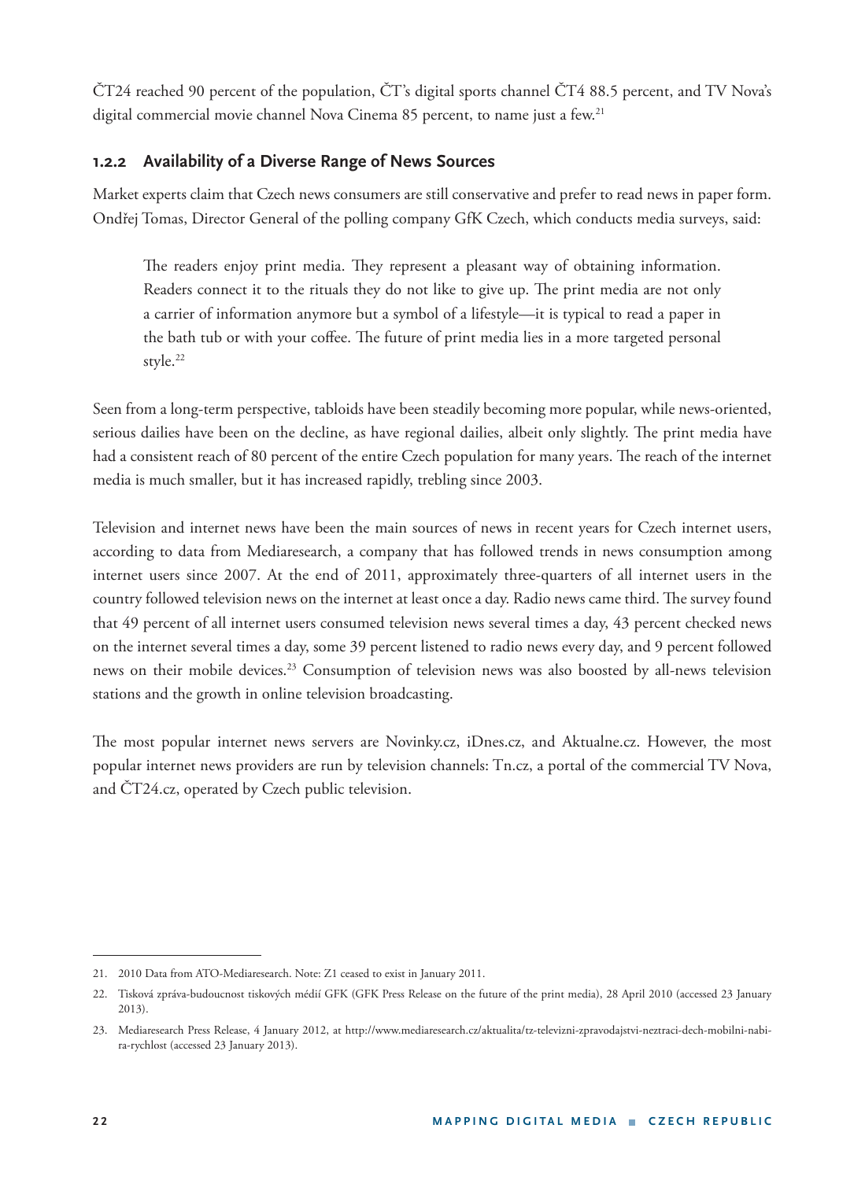ČT24 reached 90 percent of the population, ČT's digital sports channel ČT4 88.5 percent, and TV Nova's digital commercial movie channel Nova Cinema 85 percent, to name just a few.[21]

### 1.2.2 Availability of a Diverse Range of News Sources

Market experts claim that Czech news consumers are still conservative and prefer to read news in paper form. Ondřej Tomas, Director General of the polling company GfK Czech, which conducts media surveys, said:

> The readers enjoy print media. They represent a pleasant way of obtaining information. Readers connect it to the rituals they do not like to give up. The print media are not only a carrier of information anymore but a symbol of a lifestyle—it is typical to read a paper in the bath tub or with your coffee. The future of print media lies in a more targeted personal style.[22]

Seen from a long-term perspective, tabloids have been steadily becoming more popular, while news-oriented, serious dailies have been on the decline, as have regional dailies, albeit only slightly. The print media have had a consistent reach of 80 percent of the entire Czech population for many years. The reach of the internet media is much smaller, but it has increased rapidly, trebling since 2003.

Television and internet news have been the main sources of news in recent years for Czech internet users, according to data from Mediaresearch, a company that has followed trends in news consumption among internet users since 2007. At the end of 2011, approximately three-quarters of all internet users in the country followed television news on the internet at least once a day. Radio news came third. The survey found that 49 percent of all internet users consumed television news several times a day, 43 percent checked news on the internet several times a day, some 39 percent listened to radio news every day, and 9 percent followed news on their mobile devices.[23] Consumption of television news was also boosted by all-news television stations and the growth in online television broadcasting.

The most popular internet news servers are Novinky.cz, iDnes.cz, and Aktualne.cz. However, the most popular internet news providers are run by television channels: Tn.cz, a portal of the commercial TV Nova, and ČT24.cz, operated by Czech public television.

---

21. 2010 Data from ATO-Mediaresearch. Note: Z1 ceased to exist in January 2011.

22. Tisková zpráva-budoucnost tiskových médií GFK (GFK Press Release on the future of the print media), 28 April 2010 (accessed 23 January 2013).

23. Mediaresearch Press Release, 4 January 2012, at http://www.mediaresearch.cz/aktualita/tz-televizni-zpravodajstvi-neztraci-dech-mobilni-nabira-rychlost (accessed 23 January 2013).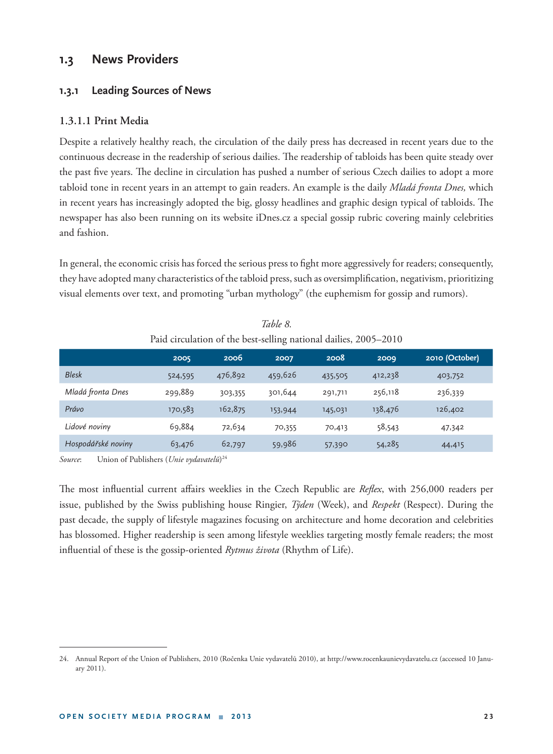## 1.3 News Providers

### 1.3.1 Leading Sources of News

#### 1.3.1.1 Print Media

Despite a relatively healthy reach, the circulation of the daily press has decreased in recent years due to the continuous decrease in the readership of serious dailies. The readership of tabloids has been quite steady over the past five years. The decline in circulation has pushed a number of serious Czech dailies to adopt a more tabloid tone in recent years in an attempt to gain readers. An example is the daily *Mladá fronta Dnes,* which in recent years has increasingly adopted the big, glossy headlines and graphic design typical of tabloids. The newspaper has also been running on its website iDnes.cz a special gossip rubric covering mainly celebrities and fashion.

In general, the economic crisis has forced the serious press to fight more aggressively for readers; consequently, they have adopted many characteristics of the tabloid press, such as oversimplification, negativism, prioritizing visual elements over text, and promoting "urban mythology" (the euphemism for gossip and rumors).

*Table 8.*

Paid circulation of the best-selling national dailies, 2005–2010

| | 2005 | 2006 | 2007 | 2008 | 2009 | 2010 (October) |
|---|---|---|---|---|---|---|
| *Blesk* | 524,595 | 476,892 | 459,626 | 435,505 | 412,238 | 403,752 |
| *Mladá fronta Dnes* | 299,889 | 303,355 | 301,644 | 291,711 | 256,118 | 236,339 |
| *Právo* | 170,583 | 162,875 | 153,944 | 145,031 | 138,476 | 126,402 |
| *Lidové noviny* | 69,884 | 72,634 | 70,355 | 70,413 | 58,543 | 47,342 |
| *Hospodářské noviny* | 63,476 | 62,797 | 59,986 | 57,390 | 54,285 | 44,415 |

*Source*: Union of Publishers (*Unie vydavatelů*)[24]

The most influential current affairs weeklies in the Czech Republic are *Reflex*, with 256,000 readers per issue, published by the Swiss publishing house Ringier, *Týden* (Week), and *Respekt* (Respect). During the past decade, the supply of lifestyle magazines focusing on architecture and home decoration and celebrities has blossomed. Higher readership is seen among lifestyle weeklies targeting mostly female readers; the most influential of these is the gossip-oriented *Rytmus života* (Rhythm of Life).

---

24. Annual Report of the Union of Publishers, 2010 (Ročenka Unie vydavatelů 2010), at http://www.rocenkaunievydavatelu.cz (accessed 10 January 2011).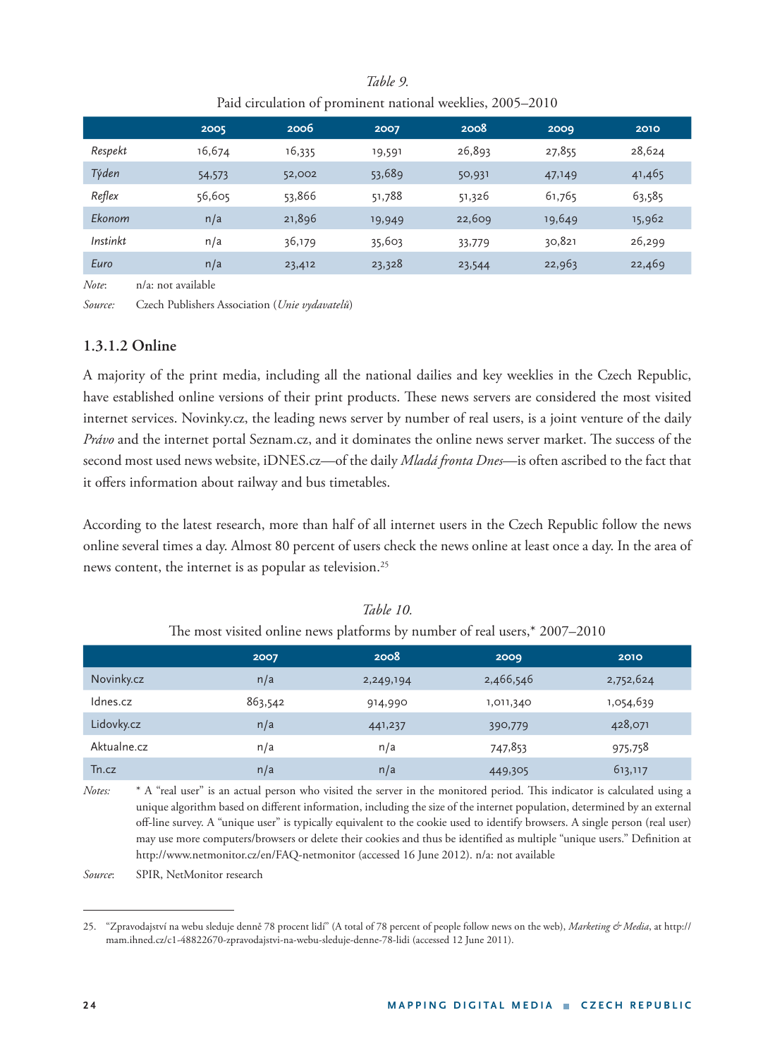*Table 9.*

Paid circulation of prominent national weeklies, 2005–2010

| | 2005 | 2006 | 2007 | 2008 | 2009 | 2010 |
|---|---|---|---|---|---|---|
| *Respekt* | 16,674 | 16,335 | 19,591 | 26,893 | 27,855 | 28,624 |
| *Týden* | 54,573 | 52,002 | 53,689 | 50,931 | 47,149 | 41,465 |
| *Reflex* | 56,605 | 53,866 | 51,788 | 51,326 | 61,765 | 63,585 |
| *Ekonom* | n/a | 21,896 | 19,949 | 22,609 | 19,649 | 15,962 |
| *Instinkt* | n/a | 36,179 | 35,603 | 33,779 | 30,821 | 26,299 |
| *Euro* | n/a | 23,412 | 23,328 | 23,544 | 22,963 | 22,469 |

*Note*: n/a: not available

*Source:* Czech Publishers Association (*Unie vydavatelů*)

### 1.3.1.2 Online

A majority of the print media, including all the national dailies and key weeklies in the Czech Republic, have established online versions of their print products. These news servers are considered the most visited internet services. Novinky.cz, the leading news server by number of real users, is a joint venture of the daily *Právo* and the internet portal Seznam.cz, and it dominates the online news server market. The success of the second most used news website, iDNES.cz—of the daily *Mladá fronta Dnes*—is often ascribed to the fact that it offers information about railway and bus timetables.

According to the latest research, more than half of all internet users in the Czech Republic follow the news online several times a day. Almost 80 percent of users check the news online at least once a day. In the area of news content, the internet is as popular as television.[25]

*Table 10.*

The most visited online news platforms by number of real users,* 2007–2010

| | 2007 | 2008 | 2009 | 2010 |
|---|---|---|---|---|
| Novinky.cz | n/a | 2,249,194 | 2,466,546 | 2,752,624 |
| Idnes.cz | 863,542 | 914,990 | 1,011,340 | 1,054,639 |
| Lidovky.cz | n/a | 441,237 | 390,779 | 428,071 |
| Aktualne.cz | n/a | n/a | 747,853 | 975,758 |
| Tn.cz | n/a | n/a | 449,305 | 613,117 |

*Notes:* * A "real user" is an actual person who visited the server in the monitored period. This indicator is calculated using a unique algorithm based on different information, including the size of the internet population, determined by an external off-line survey. A "unique user" is typically equivalent to the cookie used to identify browsers. A single person (real user) may use more computers/browsers or delete their cookies and thus be identified as multiple "unique users." Definition at http://www.netmonitor.cz/en/FAQ-netmonitor (accessed 16 June 2012). n/a: not available

*Source*: SPIR, NetMonitor research

25. "Zpravodajství na webu sleduje denně 78 procent lidí" (A total of 78 percent of people follow news on the web), *Marketing & Media*, at http://mam.ihned.cz/c1-48822670-zpravodajstvi-na-webu-sleduje-denne-78-lidi (accessed 12 June 2011).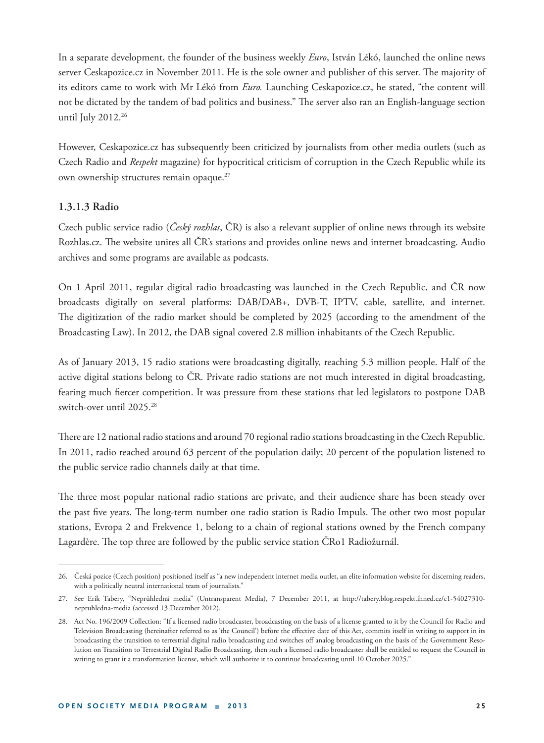In a separate development, the founder of the business weekly *Euro*, István Lékó, launched the online news server Ceskapozice.cz in November 2011. He is the sole owner and publisher of this server. The majority of its editors came to work with Mr Lékó from *Euro.* Launching Ceskapozice.cz, he stated, "the content will not be dictated by the tandem of bad politics and business." The server also ran an English-language section until July 2012.[26]

However, Ceskapozice.cz has subsequently been criticized by journalists from other media outlets (such as Czech Radio and *Respekt* magazine) for hypocritical criticism of corruption in the Czech Republic while its own ownership structures remain opaque.[27]

### 1.3.1.3 Radio

Czech public service radio (*Český rozhlas*, ČR) is also a relevant supplier of online news through its website Rozhlas.cz. The website unites all ČR's stations and provides online news and internet broadcasting. Audio archives and some programs are available as podcasts.

On 1 April 2011, regular digital radio broadcasting was launched in the Czech Republic, and ČR now broadcasts digitally on several platforms: DAB/DAB+, DVB-T, IPTV, cable, satellite, and internet. The digitization of the radio market should be completed by 2025 (according to the amendment of the Broadcasting Law). In 2012, the DAB signal covered 2.8 million inhabitants of the Czech Republic.

As of January 2013, 15 radio stations were broadcasting digitally, reaching 5.3 million people. Half of the active digital stations belong to ČR. Private radio stations are not much interested in digital broadcasting, fearing much fiercer competition. It was pressure from these stations that led legislators to postpone DAB switch-over until 2025.[28]

There are 12 national radio stations and around 70 regional radio stations broadcasting in the Czech Republic. In 2011, radio reached around 63 percent of the population daily; 20 percent of the population listened to the public service radio channels daily at that time.

The three most popular national radio stations are private, and their audience share has been steady over the past five years. The long-term number one radio station is Radio Impuls. The other two most popular stations, Evropa 2 and Frekvence 1, belong to a chain of regional stations owned by the French company Lagardère. The top three are followed by the public service station ČRo1 Radiožurnál.

---

26. Česká pozice (Czech position) positioned itself as "a new independent internet media outlet, an elite information website for discerning readers, with a politically neutral international team of journalists."

27. See Erik Tabery, "Neprůhledná media" (Untransparent Media), 7 December 2011, at http://tabery.blog.respekt.ihned.cz/c1-54027310-nepruhledna-media (accessed 13 December 2012).

28. Act No. 196/2009 Collection: "If a licensed radio broadcaster, broadcasting on the basis of a license granted to it by the Council for Radio and Television Broadcasting (hereinafter referred to as 'the Council') before the effective date of this Act, commits itself in writing to support in its broadcasting the transition to terrestrial digital radio broadcasting and switches off analog broadcasting on the basis of the Government Resolution on Transition to Terrestrial Digital Radio Broadcasting, then such a licensed radio broadcaster shall be entitled to request the Council in writing to grant it a transformation license, which will authorize it to continue broadcasting until 10 October 2025."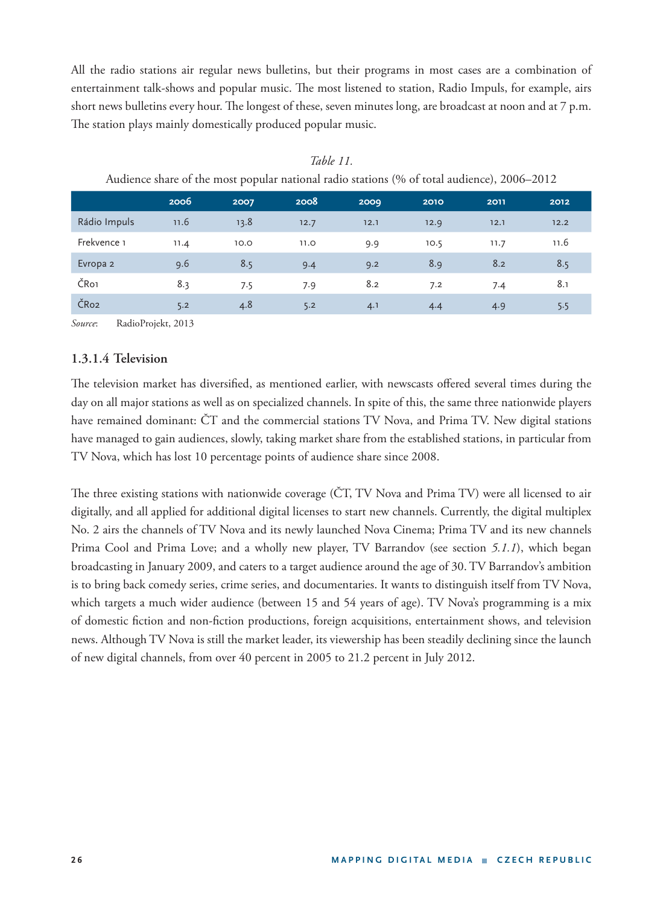All the radio stations air regular news bulletins, but their programs in most cases are a combination of entertainment talk-shows and popular music. The most listened to station, Radio Impuls, for example, airs short news bulletins every hour. The longest of these, seven minutes long, are broadcast at noon and at 7 p.m. The station plays mainly domestically produced popular music.

*Table 11.*

Audience share of the most popular national radio stations (% of total audience), 2006–2012

| | 2006 | 2007 | 2008 | 2009 | 2010 | 2011 | 2012 |
|---|---|---|---|---|---|---|---|
| Rádio Impuls | 11.6 | 13.8 | 12.7 | 12.1 | 12.9 | 12.1 | 12.2 |
| Frekvence 1 | 11.4 | 10.0 | 11.0 | 9.9 | 10.5 | 11.7 | 11.6 |
| Evropa 2 | 9.6 | 8.5 | 9.4 | 9.2 | 8.9 | 8.2 | 8.5 |
| ČRo1 | 8.3 | 7.5 | 7.9 | 8.2 | 7.2 | 7.4 | 8.1 |
| ČRo2 | 5.2 | 4.8 | 5.2 | 4.1 | 4.4 | 4.9 | 5.5 |

*Source*: RadioProjekt, 2013

### 1.3.1.4 Television

The television market has diversified, as mentioned earlier, with newscasts offered several times during the day on all major stations as well as on specialized channels. In spite of this, the same three nationwide players have remained dominant: ČT and the commercial stations TV Nova, and Prima TV. New digital stations have managed to gain audiences, slowly, taking market share from the established stations, in particular from TV Nova, which has lost 10 percentage points of audience share since 2008.

The three existing stations with nationwide coverage (ČT, TV Nova and Prima TV) were all licensed to air digitally, and all applied for additional digital licenses to start new channels. Currently, the digital multiplex No. 2 airs the channels of TV Nova and its newly launched Nova Cinema; Prima TV and its new channels Prima Cool and Prima Love; and a wholly new player, TV Barrandov (see section *5.1.1*), which began broadcasting in January 2009, and caters to a target audience around the age of 30. TV Barrandov's ambition is to bring back comedy series, crime series, and documentaries. It wants to distinguish itself from TV Nova, which targets a much wider audience (between 15 and 54 years of age). TV Nova's programming is a mix of domestic fiction and non-fiction productions, foreign acquisitions, entertainment shows, and television news. Although TV Nova is still the market leader, its viewership has been steadily declining since the launch of new digital channels, from over 40 percent in 2005 to 21.2 percent in July 2012.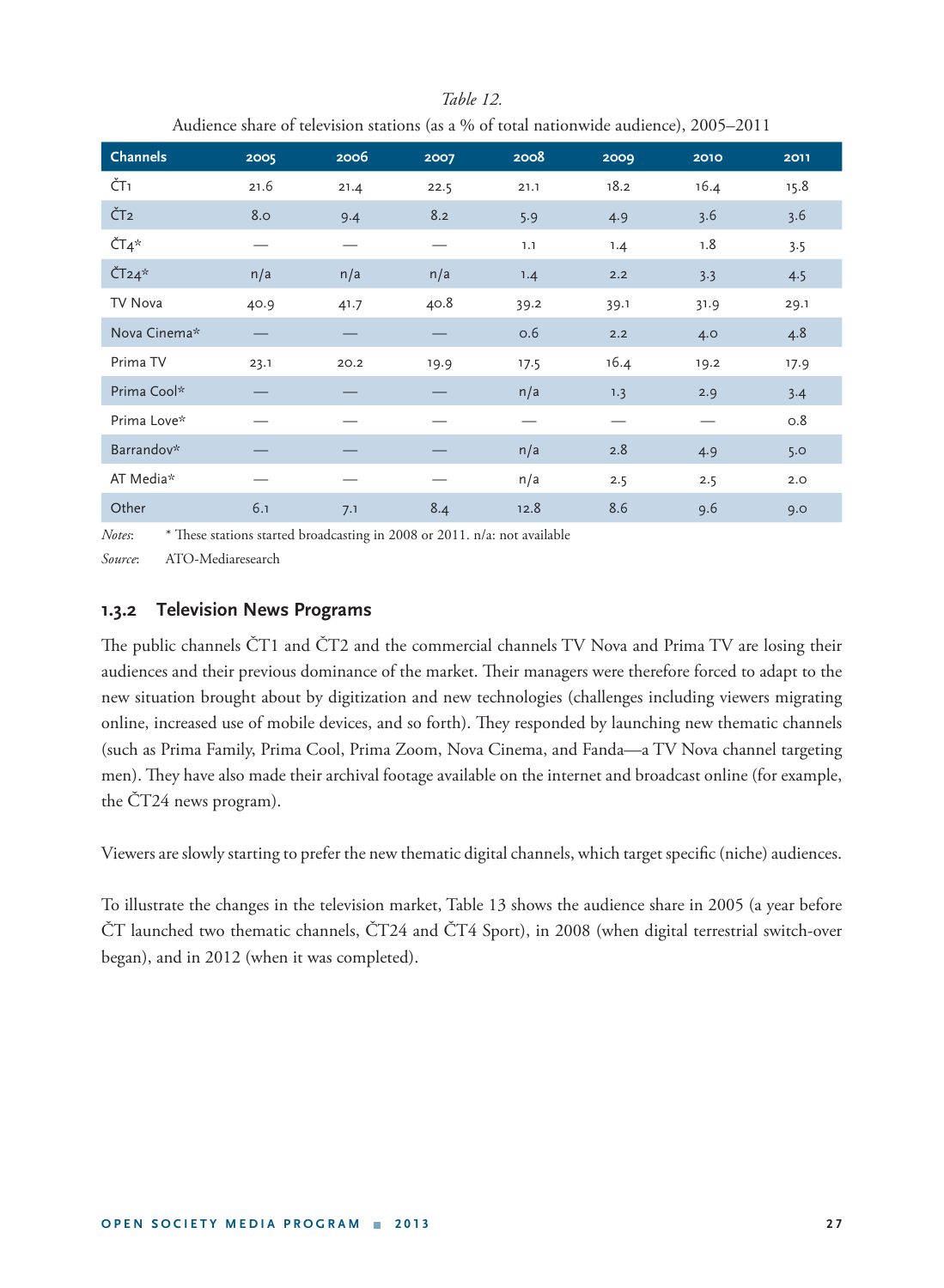*Table 12.*

Audience share of television stations (as a % of total nationwide audience), 2005–2011

| Channels | 2005 | 2006 | 2007 | 2008 | 2009 | 2010 | 2011 |
|---|---|---|---|---|---|---|---|
| ČT1 | 21.6 | 21.4 | 22.5 | 21.1 | 18.2 | 16.4 | 15.8 |
| ČT2 | 8.0 | 9.4 | 8.2 | 5.9 | 4.9 | 3.6 | 3.6 |
| ČT4* | — | — | — | 1.1 | 1.4 | 1.8 | 3.5 |
| ČT24* | n/a | n/a | n/a | 1.4 | 2.2 | 3.3 | 4.5 |
| TV Nova | 40.9 | 41.7 | 40.8 | 39.2 | 39.1 | 31.9 | 29.1 |
| Nova Cinema* | — | — | — | 0.6 | 2.2 | 4.0 | 4.8 |
| Prima TV | 23.1 | 20.2 | 19.9 | 17.5 | 16.4 | 19.2 | 17.9 |
| Prima Cool* | — | — | — | n/a | 1.3 | 2.9 | 3.4 |
| Prima Love* | — | — | — | — | — | — | 0.8 |
| Barrandov* | — | — | — | n/a | 2.8 | 4.9 | 5.0 |
| AT Media* | — | — | — | n/a | 2.5 | 2.5 | 2.0 |
| Other | 6.1 | 7.1 | 8.4 | 12.8 | 8.6 | 9.6 | 9.0 |

*Notes*: * These stations started broadcasting in 2008 or 2011. n/a: not available

*Source*: ATO-Mediaresearch

### 1.3.2 Television News Programs

The public channels ČT1 and ČT2 and the commercial channels TV Nova and Prima TV are losing their audiences and their previous dominance of the market. Their managers were therefore forced to adapt to the new situation brought about by digitization and new technologies (challenges including viewers migrating online, increased use of mobile devices, and so forth). They responded by launching new thematic channels (such as Prima Family, Prima Cool, Prima Zoom, Nova Cinema, and Fanda—a TV Nova channel targeting men). They have also made their archival footage available on the internet and broadcast online (for example, the ČT24 news program).

Viewers are slowly starting to prefer the new thematic digital channels, which target specific (niche) audiences.

To illustrate the changes in the television market, Table 13 shows the audience share in 2005 (a year before ČT launched two thematic channels, ČT24 and ČT4 Sport), in 2008 (when digital terrestrial switch-over began), and in 2012 (when it was completed).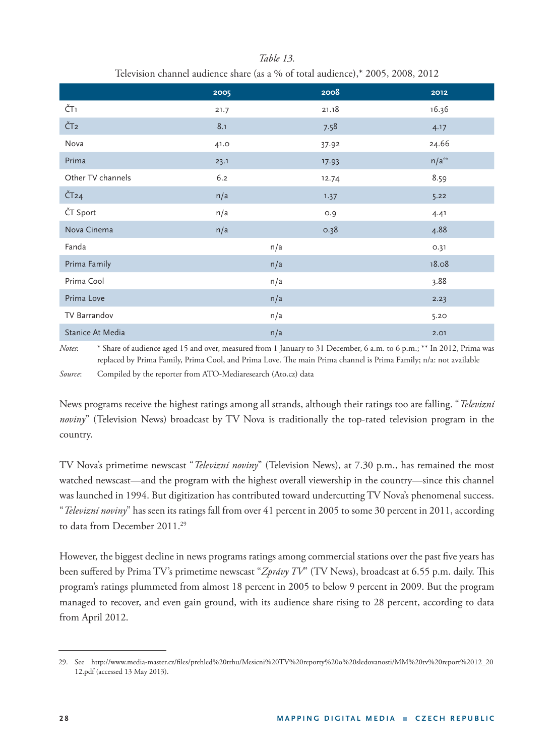*Table 13.*

Television channel audience share (as a % of total audience),* 2005, 2008, 2012

| | 2005 | 2008 | 2012 |
|---|---|---|---|
| ČT1 | 21.7 | 21.18 | 16.36 |
| ČT2 | 8.1 | 7.58 | 4.17 |
| Nova | 41.0 | 37.92 | 24.66 |
| Prima | 23.1 | 17.93 | n/a** |
| Other TV channels | 6.2 | 12.74 | 8.59 |
| ČT24 | n/a | 1.37 | 5.22 |
| ČT Sport | n/a | 0.9 | 4.41 |
| Nova Cinema | n/a | 0.38 | 4.88 |
| Fanda | n/a | | 0.31 |
| Prima Family | n/a | | 18.08 |
| Prima Cool | n/a | | 3.88 |
| Prima Love | n/a | | 2.23 |
| TV Barrandov | n/a | | 5.20 |
| Stanice At Media | n/a | | 2.01 |

*Notes*: * Share of audience aged 15 and over, measured from 1 January to 31 December, 6 a.m. to 6 p.m.; ** In 2012, Prima was replaced by Prima Family, Prima Cool, and Prima Love. The main Prima channel is Prima Family; n/a: not available

*Source*: Compiled by the reporter from ATO-Mediaresearch (Ato.cz) data

News programs receive the highest ratings among all strands, although their ratings too are falling. "*Televizní noviny*" (Television News) broadcast by TV Nova is traditionally the top-rated television program in the country.

TV Nova's primetime newscast "*Televizní noviny*" (Television News), at 7.30 p.m., has remained the most watched newscast—and the program with the highest overall viewership in the country—since this channel was launched in 1994. But digitization has contributed toward undercutting TV Nova's phenomenal success. "*Televizní noviny*" has seen its ratings fall from over 41 percent in 2005 to some 30 percent in 2011, according to data from December 2011.[29]

However, the biggest decline in news programs ratings among commercial stations over the past five years has been suffered by Prima TV's primetime newscast "*Zprávy TV*" (TV News), broadcast at 6.55 p.m. daily. This program's ratings plummeted from almost 18 percent in 2005 to below 9 percent in 2009. But the program managed to recover, and even gain ground, with its audience share rising to 28 percent, according to data from April 2012.

29. See http://www.media-master.cz/files/prehled%20trhu/Mesicni%20TV%20reporty%20o%20sledovanosti/MM%20tv%20report%2012_2012.pdf (accessed 13 May 2013).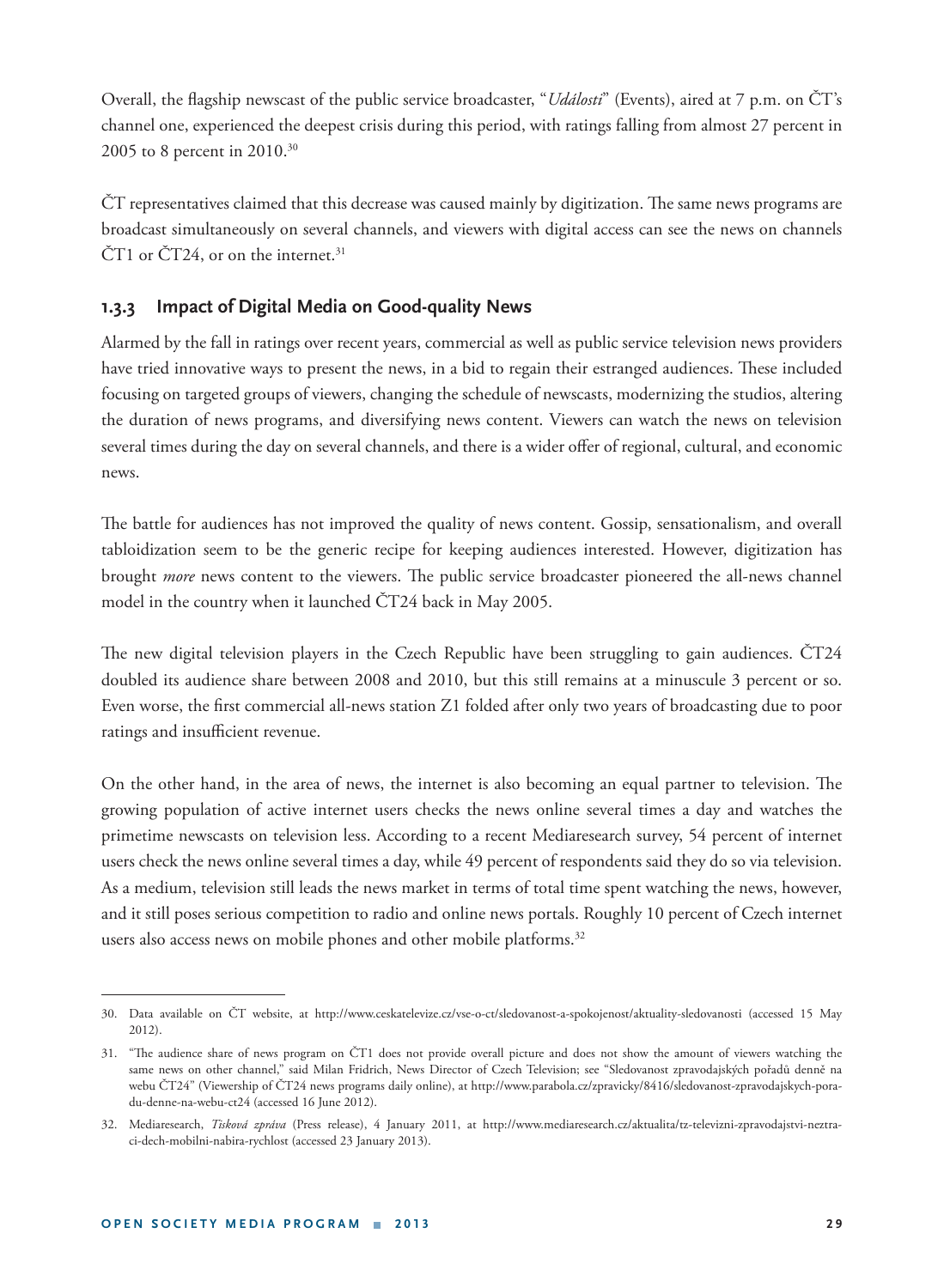Overall, the flagship newscast of the public service broadcaster, "*Události*" (Events), aired at 7 p.m. on ČT's channel one, experienced the deepest crisis during this period, with ratings falling from almost 27 percent in 2005 to 8 percent in 2010.[30]

ČT representatives claimed that this decrease was caused mainly by digitization. The same news programs are broadcast simultaneously on several channels, and viewers with digital access can see the news on channels ČT1 or ČT24, or on the internet.[31]

### 1.3.3 Impact of Digital Media on Good-quality News

Alarmed by the fall in ratings over recent years, commercial as well as public service television news providers have tried innovative ways to present the news, in a bid to regain their estranged audiences. These included focusing on targeted groups of viewers, changing the schedule of newscasts, modernizing the studios, altering the duration of news programs, and diversifying news content. Viewers can watch the news on television several times during the day on several channels, and there is a wider offer of regional, cultural, and economic news.

The battle for audiences has not improved the quality of news content. Gossip, sensationalism, and overall tabloidization seem to be the generic recipe for keeping audiences interested. However, digitization has brought *more* news content to the viewers. The public service broadcaster pioneered the all-news channel model in the country when it launched ČT24 back in May 2005.

The new digital television players in the Czech Republic have been struggling to gain audiences. ČT24 doubled its audience share between 2008 and 2010, but this still remains at a minuscule 3 percent or so. Even worse, the first commercial all-news station Z1 folded after only two years of broadcasting due to poor ratings and insufficient revenue.

On the other hand, in the area of news, the internet is also becoming an equal partner to television. The growing population of active internet users checks the news online several times a day and watches the primetime newscasts on television less. According to a recent Mediaresearch survey, 54 percent of internet users check the news online several times a day, while 49 percent of respondents said they do so via television. As a medium, television still leads the news market in terms of total time spent watching the news, however, and it still poses serious competition to radio and online news portals. Roughly 10 percent of Czech internet users also access news on mobile phones and other mobile platforms.[32]

---

30. Data available on ČT website, at http://www.ceskatelevize.cz/vse-o-ct/sledovanost-a-spokojenost/aktuality-sledovanosti (accessed 15 May 2012).

31. "The audience share of news program on ČT1 does not provide overall picture and does not show the amount of viewers watching the same news on other channel," said Milan Fridrich, News Director of Czech Television; see "Sledovanost zpravodajských pořadů denně na webu ČT24" (Viewership of ČT24 news programs daily online), at http://www.parabola.cz/zpravicky/8416/sledovanost-zpravodajskych-poradu-denne-na-webu-ct24 (accessed 16 June 2012).

32. Mediaresearch, *Tisková zpráva* (Press release), 4 January 2011, at http://www.mediaresearch.cz/aktualita/tz-televizni-zpravodajstvi-neztraci-dech-mobilni-nabira-rychlost (accessed 23 January 2013).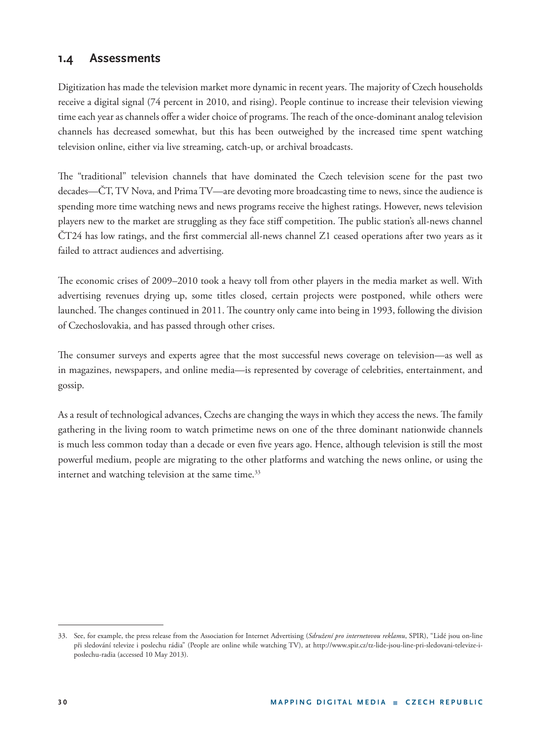## 1.4 Assessments

Digitization has made the television market more dynamic in recent years. The majority of Czech households receive a digital signal (74 percent in 2010, and rising). People continue to increase their television viewing time each year as channels offer a wider choice of programs. The reach of the once-dominant analog television channels has decreased somewhat, but this has been outweighed by the increased time spent watching television online, either via live streaming, catch-up, or archival broadcasts.

The "traditional" television channels that have dominated the Czech television scene for the past two decades—ČT, TV Nova, and Prima TV—are devoting more broadcasting time to news, since the audience is spending more time watching news and news programs receive the highest ratings. However, news television players new to the market are struggling as they face stiff competition. The public station's all-news channel ČT24 has low ratings, and the first commercial all-news channel Z1 ceased operations after two years as it failed to attract audiences and advertising.

The economic crises of 2009–2010 took a heavy toll from other players in the media market as well. With advertising revenues drying up, some titles closed, certain projects were postponed, while others were launched. The changes continued in 2011. The country only came into being in 1993, following the division of Czechoslovakia, and has passed through other crises.

The consumer surveys and experts agree that the most successful news coverage on television—as well as in magazines, newspapers, and online media—is represented by coverage of celebrities, entertainment, and gossip.

As a result of technological advances, Czechs are changing the ways in which they access the news. The family gathering in the living room to watch primetime news on one of the three dominant nationwide channels is much less common today than a decade or even five years ago. Hence, although television is still the most powerful medium, people are migrating to the other platforms and watching the news online, or using the internet and watching television at the same time.[33]

---

33. See, for example, the press release from the Association for Internet Advertising (*Sdružení pro internetovou reklamu*, SPIR), "Lidé jsou on-line při sledování televize i poslechu rádia" (People are online while watching TV), at http://www.spir.cz/tz-lide-jsou-line-pri-sledovani-televize-i-poslechu-radia (accessed 10 May 2013).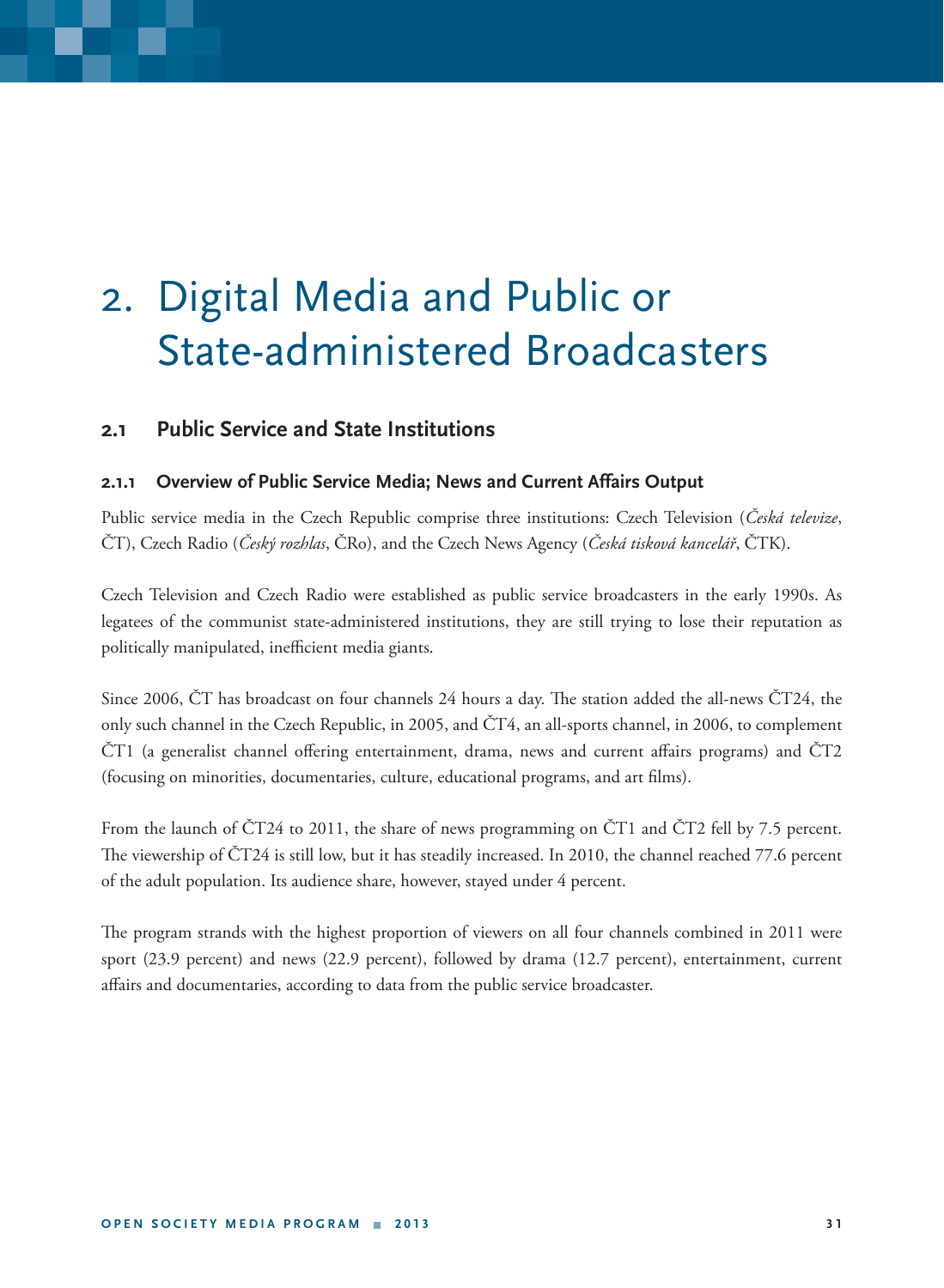# 2. Digital Media and Public or State-administered Broadcasters

## 2.1 Public Service and State Institutions

### 2.1.1 Overview of Public Service Media; News and Current Affairs Output

Public service media in the Czech Republic comprise three institutions: Czech Television (*Česká televize*, ČT), Czech Radio (*Český rozhlas*, ČRo), and the Czech News Agency (*Česká tisková kancelář*, ČTK).

Czech Television and Czech Radio were established as public service broadcasters in the early 1990s. As legatees of the communist state-administered institutions, they are still trying to lose their reputation as politically manipulated, inefficient media giants.

Since 2006, ČT has broadcast on four channels 24 hours a day. The station added the all-news ČT24, the only such channel in the Czech Republic, in 2005, and ČT4, an all-sports channel, in 2006, to complement ČT1 (a generalist channel offering entertainment, drama, news and current affairs programs) and ČT2 (focusing on minorities, documentaries, culture, educational programs, and art films).

From the launch of ČT24 to 2011, the share of news programming on ČT1 and ČT2 fell by 7.5 percent. The viewership of ČT24 is still low, but it has steadily increased. In 2010, the channel reached 77.6 percent of the adult population. Its audience share, however, stayed under 4 percent.

The program strands with the highest proportion of viewers on all four channels combined in 2011 were sport (23.9 percent) and news (22.9 percent), followed by drama (12.7 percent), entertainment, current affairs and documentaries, according to data from the public service broadcaster.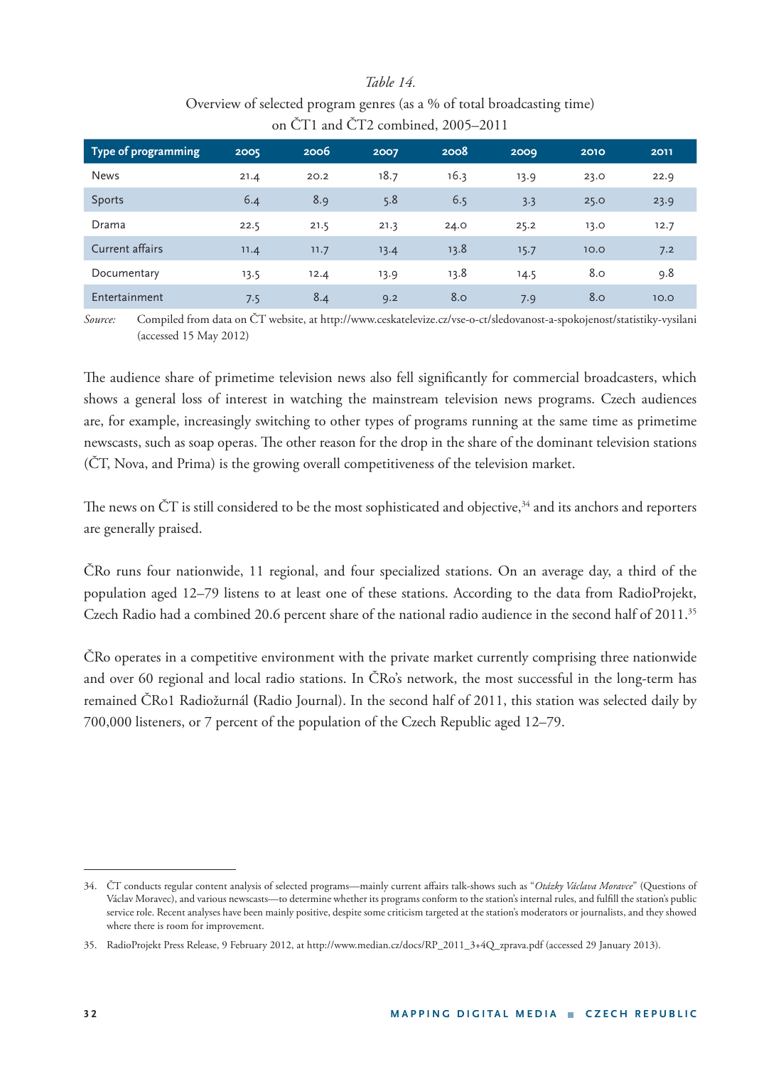*Table 14.*

Overview of selected program genres (as a % of total broadcasting time) on ČT1 and ČT2 combined, 2005–2011

| Type of programming | 2005 | 2006 | 2007 | 2008 | 2009 | 2010 | 2011 |
|---|---|---|---|---|---|---|---|
| News | 21.4 | 20.2 | 18.7 | 16.3 | 13.9 | 23.0 | 22.9 |
| Sports | 6.4 | 8.9 | 5.8 | 6.5 | 3.3 | 25.0 | 23.9 |
| Drama | 22.5 | 21.5 | 21.3 | 24.0 | 25.2 | 13.0 | 12.7 |
| Current affairs | 11.4 | 11.7 | 13.4 | 13.8 | 15.7 | 10.0 | 7.2 |
| Documentary | 13.5 | 12.4 | 13.9 | 13.8 | 14.5 | 8.0 | 9.8 |
| Entertainment | 7.5 | 8.4 | 9.2 | 8.0 | 7.9 | 8.0 | 10.0 |

*Source:* Compiled from data on ČT website, at http://www.ceskatelevize.cz/vse-o-ct/sledovanost-a-spokojenost/statistiky-vysilani (accessed 15 May 2012)

The audience share of primetime television news also fell significantly for commercial broadcasters, which shows a general loss of interest in watching the mainstream television news programs. Czech audiences are, for example, increasingly switching to other types of programs running at the same time as primetime newscasts, such as soap operas. The other reason for the drop in the share of the dominant television stations (ČT, Nova, and Prima) is the growing overall competitiveness of the television market.

The news on ČT is still considered to be the most sophisticated and objective,[34] and its anchors and reporters are generally praised.

ČRo runs four nationwide, 11 regional, and four specialized stations. On an average day, a third of the population aged 12–79 listens to at least one of these stations. According to the data from RadioProjekt, Czech Radio had a combined 20.6 percent share of the national radio audience in the second half of 2011.[35]

ČRo operates in a competitive environment with the private market currently comprising three nationwide and over 60 regional and local radio stations. In ČRo's network, the most successful in the long-term has remained ČRo1 Radiožurnál (Radio Journal). In the second half of 2011, this station was selected daily by 700,000 listeners, or 7 percent of the population of the Czech Republic aged 12–79.

34. ČT conducts regular content analysis of selected programs—mainly current affairs talk-shows such as "*Otázky Václava Moravce*" (Questions of Václav Moravec), and various newscasts—to determine whether its programs conform to the station's internal rules, and fulfill the station's public service role. Recent analyses have been mainly positive, despite some criticism targeted at the station's moderators or journalists, and they showed where there is room for improvement.

35. RadioProjekt Press Release, 9 February 2012, at http://www.median.cz/docs/RP_2011_3+4Q_zprava.pdf (accessed 29 January 2013).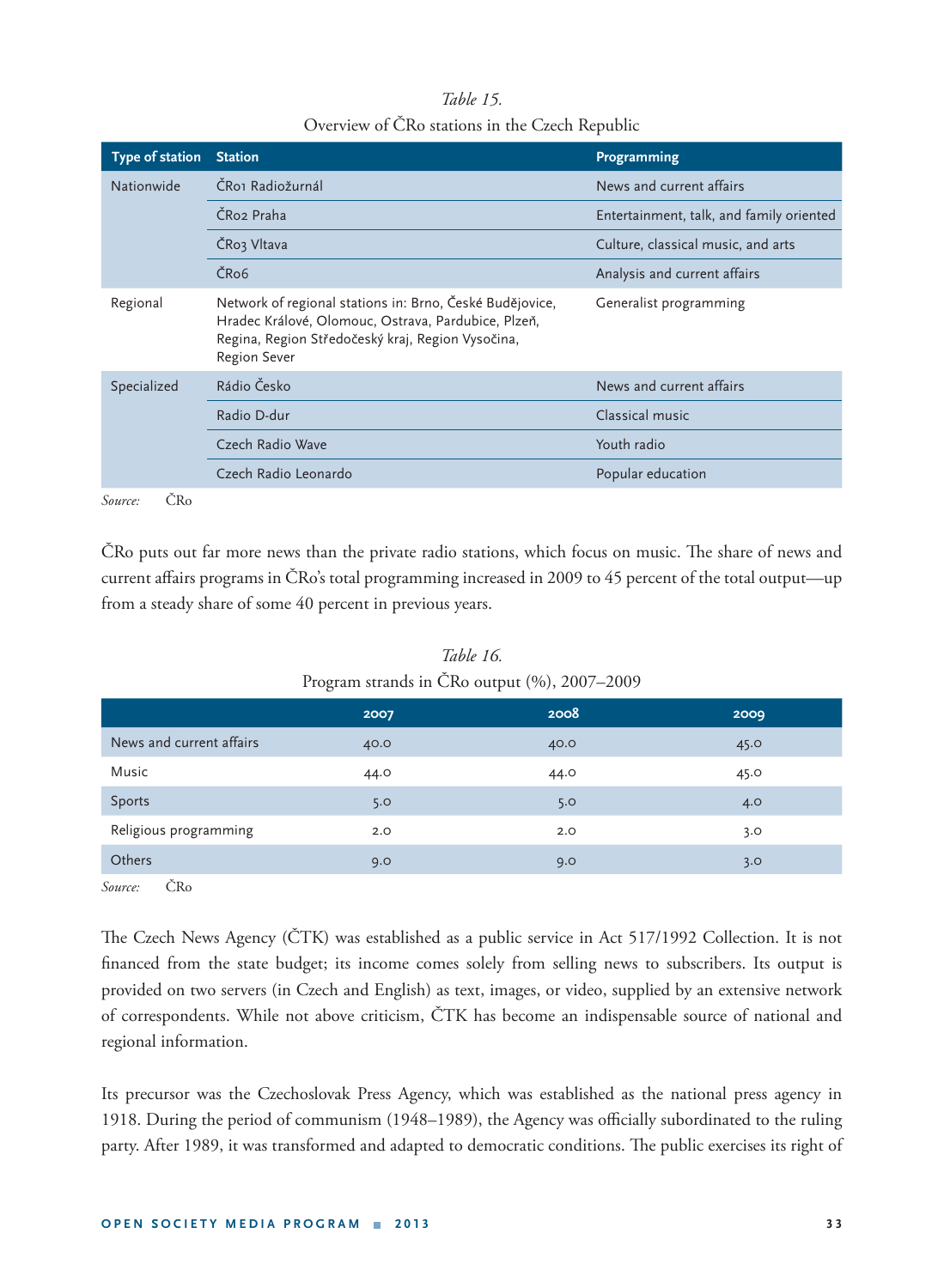*Table 15.*
Overview of ČRo stations in the Czech Republic

| Type of station | Station | Programming |
|---|---|---|
| Nationwide | ČRo1 Radiožurnál | News and current affairs |
| | ČRo2 Praha | Entertainment, talk, and family oriented |
| | ČRo3 Vltava | Culture, classical music, and arts |
| | ČRo6 | Analysis and current affairs |
| Regional | Network of regional stations in: Brno, České Budějovice, Hradec Králové, Olomouc, Ostrava, Pardubice, Plzeň, Regina, Region Středočeský kraj, Region Vysočina, Region Sever | Generalist programming |
| Specialized | Rádio Česko | News and current affairs |
| | Radio D-dur | Classical music |
| | Czech Radio Wave | Youth radio |
| | Czech Radio Leonardo | Popular education |

*Source:* ČRo

ČRo puts out far more news than the private radio stations, which focus on music. The share of news and current affairs programs in ČRo's total programming increased in 2009 to 45 percent of the total output—up from a steady share of some 40 percent in previous years.

*Table 16.*
Program strands in ČRo output (%), 2007–2009

| | 2007 | 2008 | 2009 |
|---|---|---|---|
| News and current affairs | 40.0 | 40.0 | 45.0 |
| Music | 44.0 | 44.0 | 45.0 |
| Sports | 5.0 | 5.0 | 4.0 |
| Religious programming | 2.0 | 2.0 | 3.0 |
| Others | 9.0 | 9.0 | 3.0 |

*Source:* ČRo

The Czech News Agency (ČTK) was established as a public service in Act 517/1992 Collection. It is not financed from the state budget; its income comes solely from selling news to subscribers. Its output is provided on two servers (in Czech and English) as text, images, or video, supplied by an extensive network of correspondents. While not above criticism, ČTK has become an indispensable source of national and regional information.

Its precursor was the Czechoslovak Press Agency, which was established as the national press agency in 1918. During the period of communism (1948–1989), the Agency was officially subordinated to the ruling party. After 1989, it was transformed and adapted to democratic conditions. The public exercises its right of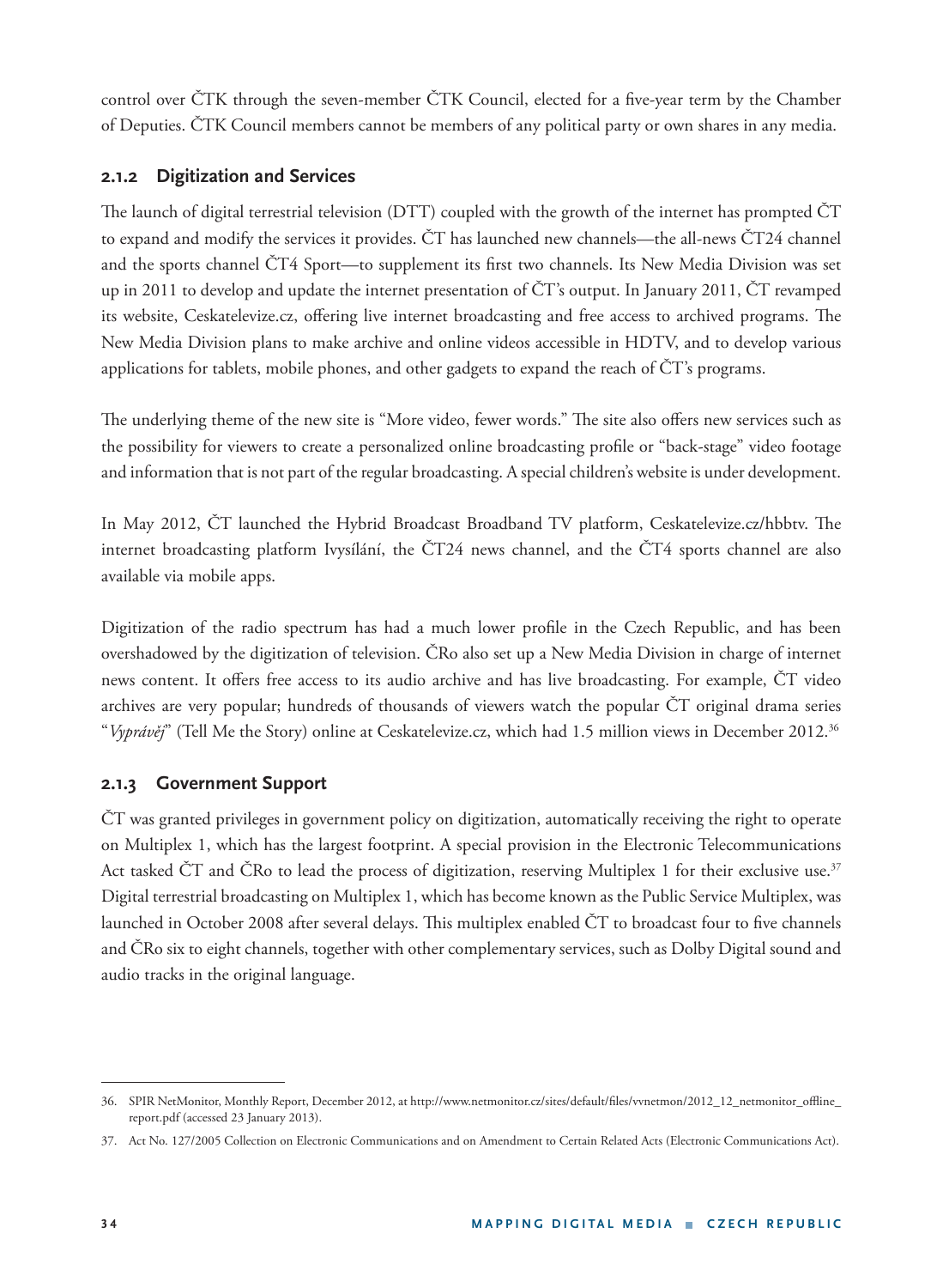control over ČTK through the seven-member ČTK Council, elected for a five-year term by the Chamber of Deputies. ČTK Council members cannot be members of any political party or own shares in any media.

### 2.1.2 Digitization and Services

The launch of digital terrestrial television (DTT) coupled with the growth of the internet has prompted ČT to expand and modify the services it provides. ČT has launched new channels—the all-news ČT24 channel and the sports channel ČT4 Sport—to supplement its first two channels. Its New Media Division was set up in 2011 to develop and update the internet presentation of ČT's output. In January 2011, ČT revamped its website, Ceskatelevize.cz, offering live internet broadcasting and free access to archived programs. The New Media Division plans to make archive and online videos accessible in HDTV, and to develop various applications for tablets, mobile phones, and other gadgets to expand the reach of ČT's programs.

The underlying theme of the new site is "More video, fewer words." The site also offers new services such as the possibility for viewers to create a personalized online broadcasting profile or "back-stage" video footage and information that is not part of the regular broadcasting. A special children's website is under development.

In May 2012, ČT launched the Hybrid Broadcast Broadband TV platform, Ceskatelevize.cz/hbbtv. The internet broadcasting platform Ivysílání, the ČT24 news channel, and the ČT4 sports channel are also available via mobile apps.

Digitization of the radio spectrum has had a much lower profile in the Czech Republic, and has been overshadowed by the digitization of television. ČRo also set up a New Media Division in charge of internet news content. It offers free access to its audio archive and has live broadcasting. For example, ČT video archives are very popular; hundreds of thousands of viewers watch the popular ČT original drama series "*Vyprávěj*" (Tell Me the Story) online at Ceskatelevize.cz, which had 1.5 million views in December 2012.[36]

### 2.1.3 Government Support

ČT was granted privileges in government policy on digitization, automatically receiving the right to operate on Multiplex 1, which has the largest footprint. A special provision in the Electronic Telecommunications Act tasked ČT and ČRo to lead the process of digitization, reserving Multiplex 1 for their exclusive use.[37] Digital terrestrial broadcasting on Multiplex 1, which has become known as the Public Service Multiplex, was launched in October 2008 after several delays. This multiplex enabled ČT to broadcast four to five channels and ČRo six to eight channels, together with other complementary services, such as Dolby Digital sound and audio tracks in the original language.

---

36. SPIR NetMonitor, Monthly Report, December 2012, at http://www.netmonitor.cz/sites/default/files/vvnetmon/2012_12_netmonitor_offline_report.pdf (accessed 23 January 2013).

37. Act No. 127/2005 Collection on Electronic Communications and on Amendment to Certain Related Acts (Electronic Communications Act).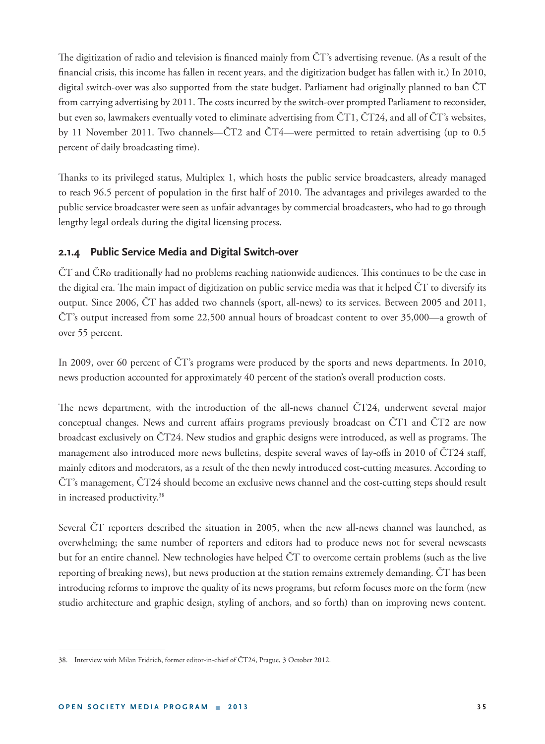The digitization of radio and television is financed mainly from ČT's advertising revenue. (As a result of the financial crisis, this income has fallen in recent years, and the digitization budget has fallen with it.) In 2010, digital switch-over was also supported from the state budget. Parliament had originally planned to ban ČT from carrying advertising by 2011. The costs incurred by the switch-over prompted Parliament to reconsider, but even so, lawmakers eventually voted to eliminate advertising from ČT1, ČT24, and all of ČT's websites, by 11 November 2011. Two channels—ČT2 and ČT4—were permitted to retain advertising (up to 0.5 percent of daily broadcasting time).

Thanks to its privileged status, Multiplex 1, which hosts the public service broadcasters, already managed to reach 96.5 percent of population in the first half of 2010. The advantages and privileges awarded to the public service broadcaster were seen as unfair advantages by commercial broadcasters, who had to go through lengthy legal ordeals during the digital licensing process.

### 2.1.4 Public Service Media and Digital Switch-over

ČT and ČRo traditionally had no problems reaching nationwide audiences. This continues to be the case in the digital era. The main impact of digitization on public service media was that it helped ČT to diversify its output. Since 2006, ČT has added two channels (sport, all-news) to its services. Between 2005 and 2011, ČT's output increased from some 22,500 annual hours of broadcast content to over 35,000—a growth of over 55 percent.

In 2009, over 60 percent of ČT's programs were produced by the sports and news departments. In 2010, news production accounted for approximately 40 percent of the station's overall production costs.

The news department, with the introduction of the all-news channel ČT24, underwent several major conceptual changes. News and current affairs programs previously broadcast on ČT1 and ČT2 are now broadcast exclusively on ČT24. New studios and graphic designs were introduced, as well as programs. The management also introduced more news bulletins, despite several waves of lay-offs in 2010 of ČT24 staff, mainly editors and moderators, as a result of the then newly introduced cost-cutting measures. According to ČT's management, ČT24 should become an exclusive news channel and the cost-cutting steps should result in increased productivity.[38]

Several ČT reporters described the situation in 2005, when the new all-news channel was launched, as overwhelming; the same number of reporters and editors had to produce news not for several newscasts but for an entire channel. New technologies have helped ČT to overcome certain problems (such as the live reporting of breaking news), but news production at the station remains extremely demanding. ČT has been introducing reforms to improve the quality of its news programs, but reform focuses more on the form (new studio architecture and graphic design, styling of anchors, and so forth) than on improving news content.

38. Interview with Milan Fridrich, former editor-in-chief of ČT24, Prague, 3 October 2012.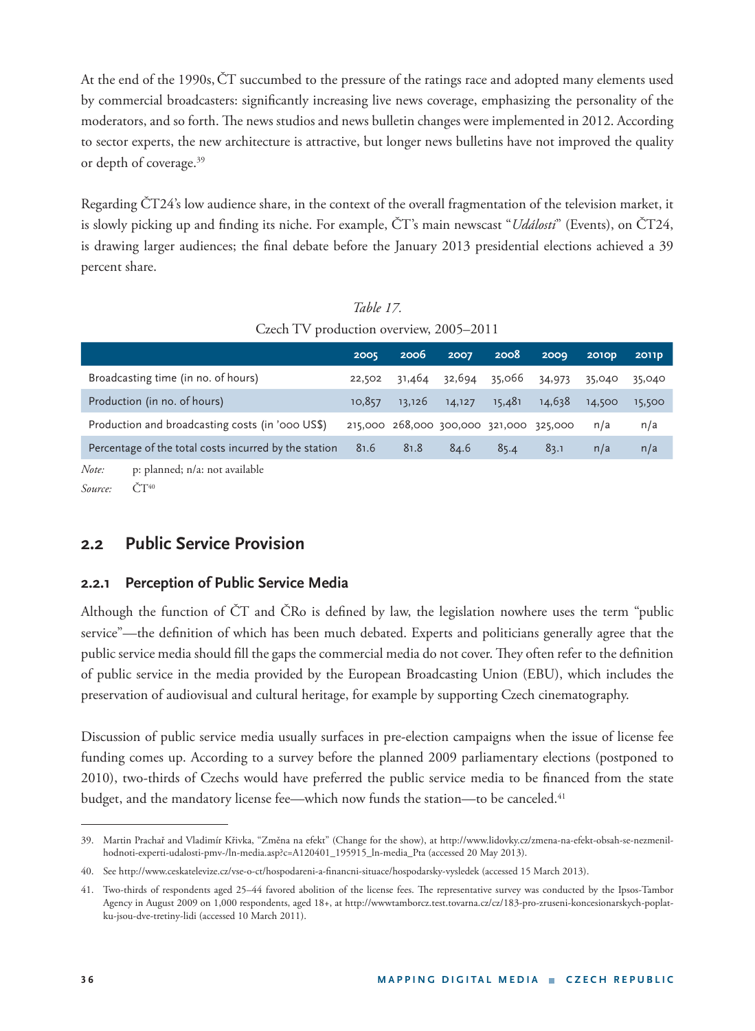At the end of the 1990s, ČT succumbed to the pressure of the ratings race and adopted many elements used by commercial broadcasters: significantly increasing live news coverage, emphasizing the personality of the moderators, and so forth. The news studios and news bulletin changes were implemented in 2012. According to sector experts, the new architecture is attractive, but longer news bulletins have not improved the quality or depth of coverage.[39]

Regarding ČT24's low audience share, in the context of the overall fragmentation of the television market, it is slowly picking up and finding its niche. For example, ČT's main newscast "*Události*" (Events), on ČT24, is drawing larger audiences; the final debate before the January 2013 presidential elections achieved a 39 percent share.

*Table 17.*

Czech TV production overview, 2005–2011

| | 2005 | 2006 | 2007 | 2008 | 2009 | 2010p | 2011p |
|---|---|---|---|---|---|---|---|
| Broadcasting time (in no. of hours) | 22,502 | 31,464 | 32,694 | 35,066 | 34,973 | 35,040 | 35,040 |
| Production (in no. of hours) | 10,857 | 13,126 | 14,127 | 15,481 | 14,638 | 14,500 | 15,500 |
| Production and broadcasting costs (in '000 US$) | 215,000 | 268,000 | 300,000 | 321,000 | 325,000 | n/a | n/a |
| Percentage of the total costs incurred by the station | 81.6 | 81.8 | 84.6 | 85.4 | 83.1 | n/a | n/a |

*Note:* p: planned; n/a: not available

*Source:* ČT[40]

## 2.2 Public Service Provision

### 2.2.1 Perception of Public Service Media

Although the function of ČT and ČRo is defined by law, the legislation nowhere uses the term "public service"—the definition of which has been much debated. Experts and politicians generally agree that the public service media should fill the gaps the commercial media do not cover. They often refer to the definition of public service in the media provided by the European Broadcasting Union (EBU), which includes the preservation of audiovisual and cultural heritage, for example by supporting Czech cinematography.

Discussion of public service media usually surfaces in pre-election campaigns when the issue of license fee funding comes up. According to a survey before the planned 2009 parliamentary elections (postponed to 2010), two-thirds of Czechs would have preferred the public service media to be financed from the state budget, and the mandatory license fee—which now funds the station—to be canceled.[41]

---

39. Martin Prachař and Vladimír Křivka, "Změna na efekt" (Change for the show), at http://www.lidovky.cz/zmena-na-efekt-obsah-se-nezmenil-hodnoti-experti-udalosti-pmv-/ln-media.asp?c=A120401_195915_ln-media_Pta (accessed 20 May 2013).

40. See http://www.ceskatelevize.cz/vse-o-ct/hospodareni-a-financni-situace/hospodarsky-vysledek (accessed 15 March 2013).

41. Two-thirds of respondents aged 25–44 favored abolition of the license fees. The representative survey was conducted by the Ipsos-Tambor Agency in August 2009 on 1,000 respondents, aged 18+, at http://wwwtamborcz.test.tovarna.cz/cz/183-pro-zruseni-koncesionarskych-poplatku-jsou-dve-tretiny-lidi (accessed 10 March 2011).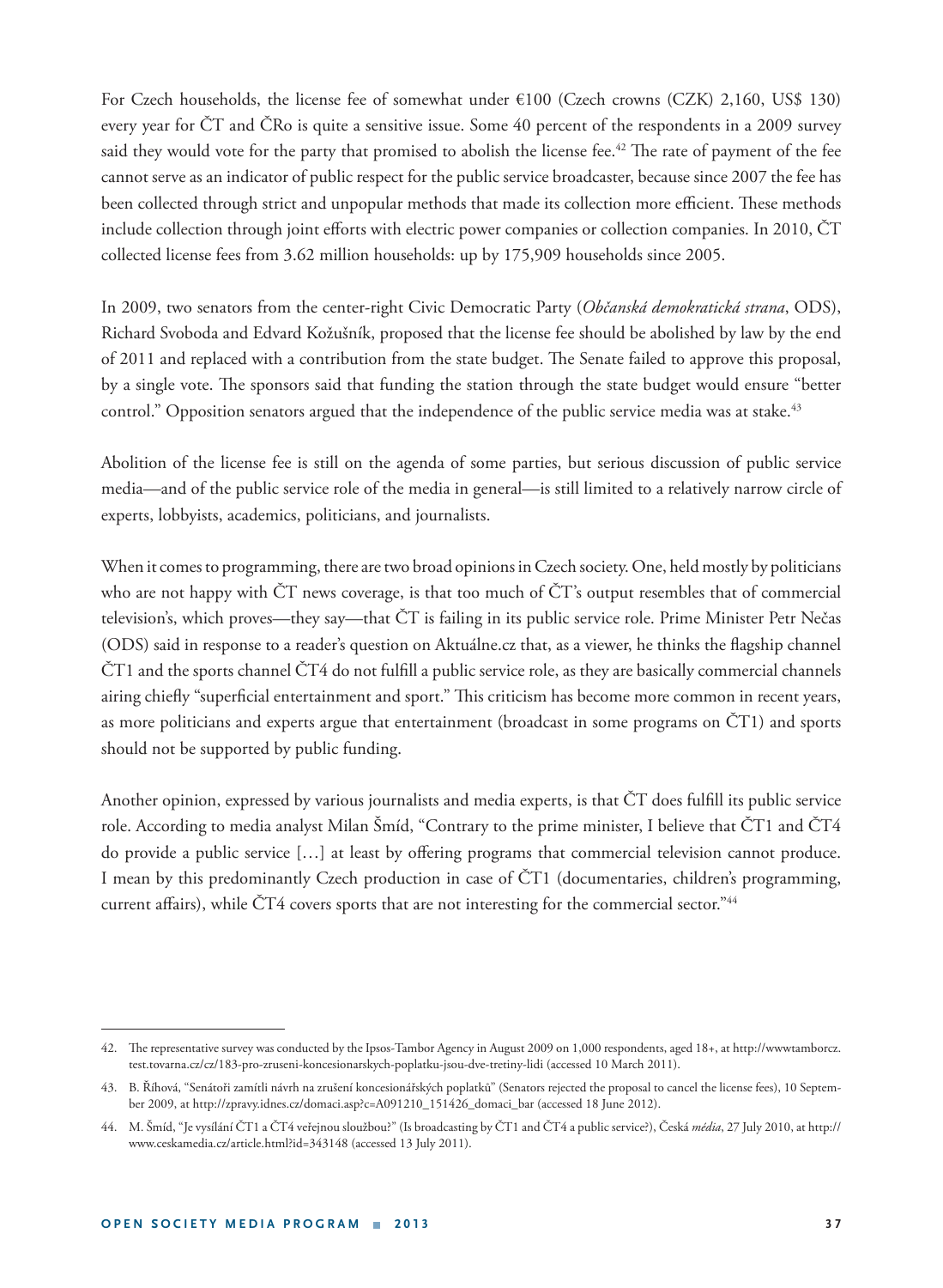For Czech households, the license fee of somewhat under €100 (Czech crowns (CZK) 2,160, US$ 130) every year for ČT and ČRo is quite a sensitive issue. Some 40 percent of the respondents in a 2009 survey said they would vote for the party that promised to abolish the license fee.[42] The rate of payment of the fee cannot serve as an indicator of public respect for the public service broadcaster, because since 2007 the fee has been collected through strict and unpopular methods that made its collection more efficient. These methods include collection through joint efforts with electric power companies or collection companies. In 2010, ČT collected license fees from 3.62 million households: up by 175,909 households since 2005.

In 2009, two senators from the center-right Civic Democratic Party (*Občanská demokratická strana*, ODS), Richard Svoboda and Edvard Kožušník, proposed that the license fee should be abolished by law by the end of 2011 and replaced with a contribution from the state budget. The Senate failed to approve this proposal, by a single vote. The sponsors said that funding the station through the state budget would ensure "better control." Opposition senators argued that the independence of the public service media was at stake.[43]

Abolition of the license fee is still on the agenda of some parties, but serious discussion of public service media—and of the public service role of the media in general—is still limited to a relatively narrow circle of experts, lobbyists, academics, politicians, and journalists.

When it comes to programming, there are two broad opinions in Czech society. One, held mostly by politicians who are not happy with ČT news coverage, is that too much of ČT's output resembles that of commercial television's, which proves—they say—that ČT is failing in its public service role. Prime Minister Petr Nečas (ODS) said in response to a reader's question on Aktuálne.cz that, as a viewer, he thinks the flagship channel ČT1 and the sports channel ČT4 do not fulfill a public service role, as they are basically commercial channels airing chiefly "superficial entertainment and sport." This criticism has become more common in recent years, as more politicians and experts argue that entertainment (broadcast in some programs on ČT1) and sports should not be supported by public funding.

Another opinion, expressed by various journalists and media experts, is that ČT does fulfill its public service role. According to media analyst Milan Šmíd, "Contrary to the prime minister, I believe that ČT1 and ČT4 do provide a public service […] at least by offering programs that commercial television cannot produce. I mean by this predominantly Czech production in case of ČT1 (documentaries, children's programming, current affairs), while ČT4 covers sports that are not interesting for the commercial sector."[44]

---

42. The representative survey was conducted by the Ipsos-Tambor Agency in August 2009 on 1,000 respondents, aged 18+, at http://wwwtamborcz.test.tovarna.cz/cz/183-pro-zruseni-koncesionarskych-poplatku-jsou-dve-tretiny-lidi (accessed 10 March 2011).

43. B. Říhová, "Senátoři zamítli návrh na zrušení koncesionářských poplatků" (Senators rejected the proposal to cancel the license fees), 10 September 2009, at http://zpravy.idnes.cz/domaci.asp?c=A091210_151426_domaci_bar (accessed 18 June 2012).

44. M. Šmíd, "Je vysílání ČT1 a ČT4 veřejnou sloužbou?" (Is broadcasting by ČT1 and ČT4 a public service?), Česká *média*, 27 July 2010, at http://www.ceskamedia.cz/article.html?id=343148 (accessed 13 July 2011).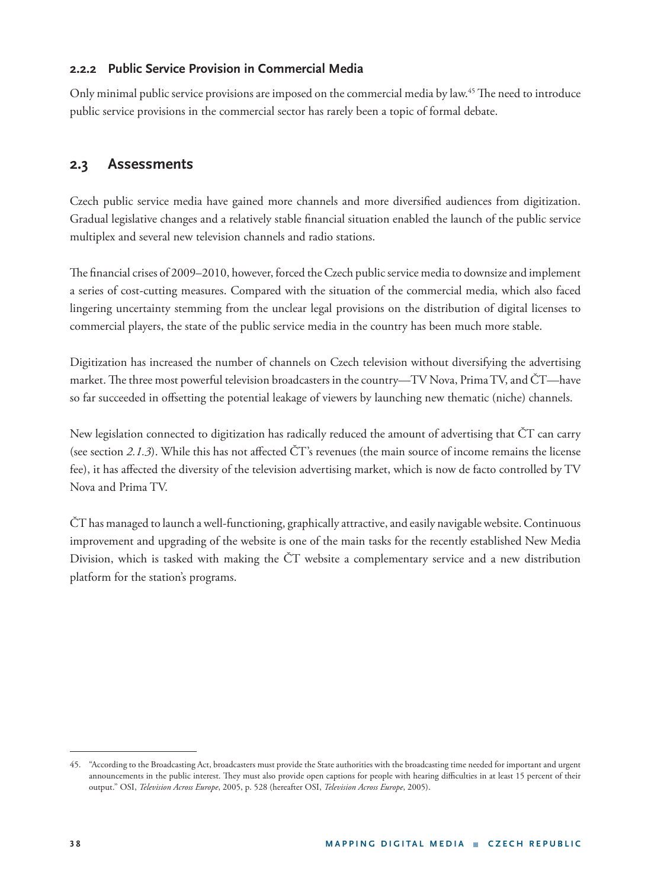### 2.2.2 Public Service Provision in Commercial Media

Only minimal public service provisions are imposed on the commercial media by law.[45] The need to introduce public service provisions in the commercial sector has rarely been a topic of formal debate.

## 2.3 Assessments

Czech public service media have gained more channels and more diversified audiences from digitization. Gradual legislative changes and a relatively stable financial situation enabled the launch of the public service multiplex and several new television channels and radio stations.

The financial crises of 2009–2010, however, forced the Czech public service media to downsize and implement a series of cost-cutting measures. Compared with the situation of the commercial media, which also faced lingering uncertainty stemming from the unclear legal provisions on the distribution of digital licenses to commercial players, the state of the public service media in the country has been much more stable.

Digitization has increased the number of channels on Czech television without diversifying the advertising market. The three most powerful television broadcasters in the country—TV Nova, Prima TV, and ČT—have so far succeeded in offsetting the potential leakage of viewers by launching new thematic (niche) channels.

New legislation connected to digitization has radically reduced the amount of advertising that ČT can carry (see section *2.1.3*). While this has not affected ČT's revenues (the main source of income remains the license fee), it has affected the diversity of the television advertising market, which is now de facto controlled by TV Nova and Prima TV.

ČT has managed to launch a well-functioning, graphically attractive, and easily navigable website. Continuous improvement and upgrading of the website is one of the main tasks for the recently established New Media Division, which is tasked with making the ČT website a complementary service and a new distribution platform for the station's programs.

---

45. "According to the Broadcasting Act, broadcasters must provide the State authorities with the broadcasting time needed for important and urgent announcements in the public interest. They must also provide open captions for people with hearing difficulties in at least 15 percent of their output." OSI, *Television Across Europe*, 2005, p. 528 (hereafter OSI, *Television Across Europe*, 2005).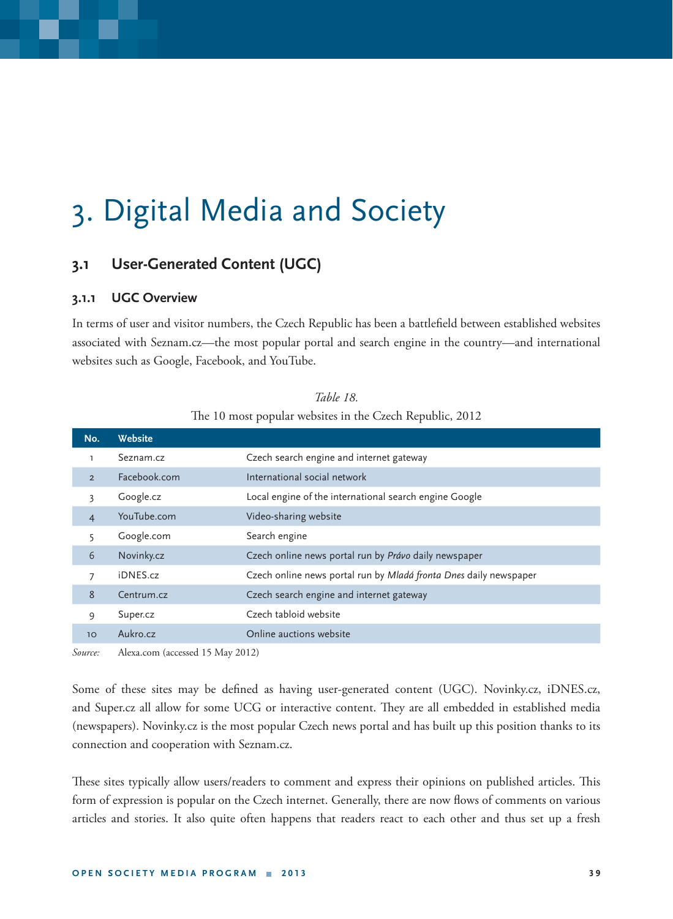# 3. Digital Media and Society

## 3.1 User-Generated Content (UGC)

### 3.1.1 UGC Overview

In terms of user and visitor numbers, the Czech Republic has been a battlefield between established websites associated with Seznam.cz—the most popular portal and search engine in the country—and international websites such as Google, Facebook, and YouTube.

*Table 18.*

The 10 most popular websites in the Czech Republic, 2012

| No. | Website | |
|---|---|---|
| 1 | Seznam.cz | Czech search engine and internet gateway |
| 2 | Facebook.com | International social network |
| 3 | Google.cz | Local engine of the international search engine Google |
| 4 | YouTube.com | Video-sharing website |
| 5 | Google.com | Search engine |
| 6 | Novinky.cz | Czech online news portal run by *Právo* daily newspaper |
| 7 | iDNES.cz | Czech online news portal run by *Mladá fronta Dnes* daily newspaper |
| 8 | Centrum.cz | Czech search engine and internet gateway |
| 9 | Super.cz | Czech tabloid website |
| 10 | Aukro.cz | Online auctions website |

*Source:* Alexa.com (accessed 15 May 2012)

Some of these sites may be defined as having user-generated content (UGC). Novinky.cz, iDNES.cz, and Super.cz all allow for some UCG or interactive content. They are all embedded in established media (newspapers). Novinky.cz is the most popular Czech news portal and has built up this position thanks to its connection and cooperation with Seznam.cz.

These sites typically allow users/readers to comment and express their opinions on published articles. This form of expression is popular on the Czech internet. Generally, there are now flows of comments on various articles and stories. It also quite often happens that readers react to each other and thus set up a fresh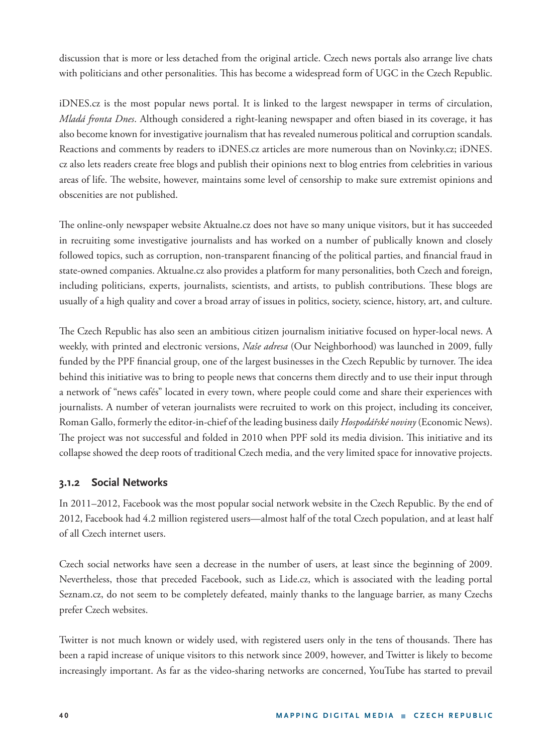discussion that is more or less detached from the original article. Czech news portals also arrange live chats with politicians and other personalities. This has become a widespread form of UGC in the Czech Republic.

iDNES.cz is the most popular news portal. It is linked to the largest newspaper in terms of circulation, *Mladá fronta Dnes*. Although considered a right-leaning newspaper and often biased in its coverage, it has also become known for investigative journalism that has revealed numerous political and corruption scandals. Reactions and comments by readers to iDNES.cz articles are more numerous than on Novinky.cz; iDNES.cz also lets readers create free blogs and publish their opinions next to blog entries from celebrities in various areas of life. The website, however, maintains some level of censorship to make sure extremist opinions and obscenities are not published.

The online-only newspaper website Aktualne.cz does not have so many unique visitors, but it has succeeded in recruiting some investigative journalists and has worked on a number of publically known and closely followed topics, such as corruption, non-transparent financing of the political parties, and financial fraud in state-owned companies. Aktualne.cz also provides a platform for many personalities, both Czech and foreign, including politicians, experts, journalists, scientists, and artists, to publish contributions. These blogs are usually of a high quality and cover a broad array of issues in politics, society, science, history, art, and culture.

The Czech Republic has also seen an ambitious citizen journalism initiative focused on hyper-local news. A weekly, with printed and electronic versions, *Naše adresa* (Our Neighborhood) was launched in 2009, fully funded by the PPF financial group, one of the largest businesses in the Czech Republic by turnover. The idea behind this initiative was to bring to people news that concerns them directly and to use their input through a network of "news cafés" located in every town, where people could come and share their experiences with journalists. A number of veteran journalists were recruited to work on this project, including its conceiver, Roman Gallo, formerly the editor-in-chief of the leading business daily *Hospodářské noviny* (Economic News). The project was not successful and folded in 2010 when PPF sold its media division. This initiative and its collapse showed the deep roots of traditional Czech media, and the very limited space for innovative projects.

### 3.1.2 Social Networks

In 2011–2012, Facebook was the most popular social network website in the Czech Republic. By the end of 2012, Facebook had 4.2 million registered users—almost half of the total Czech population, and at least half of all Czech internet users.

Czech social networks have seen a decrease in the number of users, at least since the beginning of 2009. Nevertheless, those that preceded Facebook, such as Lide.cz, which is associated with the leading portal Seznam.cz, do not seem to be completely defeated, mainly thanks to the language barrier, as many Czechs prefer Czech websites.

Twitter is not much known or widely used, with registered users only in the tens of thousands. There has been a rapid increase of unique visitors to this network since 2009, however, and Twitter is likely to become increasingly important. As far as the video-sharing networks are concerned, YouTube has started to prevail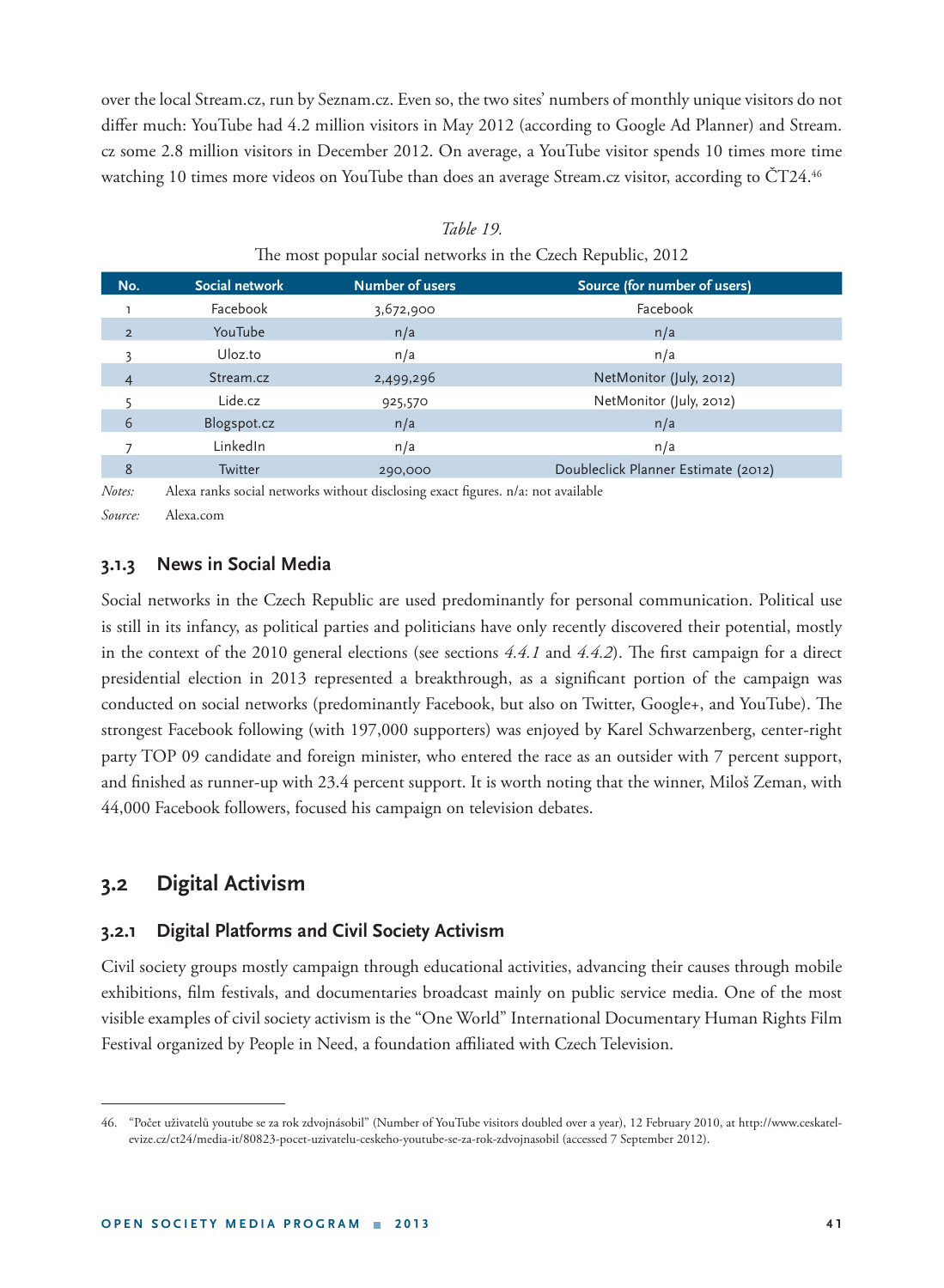over the local Stream.cz, run by Seznam.cz. Even so, the two sites' numbers of monthly unique visitors do not differ much: YouTube had 4.2 million visitors in May 2012 (according to Google Ad Planner) and Stream.cz some 2.8 million visitors in December 2012. On average, a YouTube visitor spends 10 times more time watching 10 times more videos on YouTube than does an average Stream.cz visitor, according to ČT24.[46]

*Table 19.*

The most popular social networks in the Czech Republic, 2012

| No. | Social network | Number of users | Source (for number of users) |
|---|---|---|---|
| 1 | Facebook | 3,672,900 | Facebook |
| 2 | YouTube | n/a | n/a |
| 3 | Uloz.to | n/a | n/a |
| 4 | Stream.cz | 2,499,296 | NetMonitor (July, 2012) |
| 5 | Lide.cz | 925,570 | NetMonitor (July, 2012) |
| 6 | Blogspot.cz | n/a | n/a |
| 7 | LinkedIn | n/a | n/a |
| 8 | Twitter | 290,000 | Doubleclick Planner Estimate (2012) |

*Notes:* Alexa ranks social networks without disclosing exact figures. n/a: not available

*Source:* Alexa.com

### 3.1.3 News in Social Media

Social networks in the Czech Republic are used predominantly for personal communication. Political use is still in its infancy, as political parties and politicians have only recently discovered their potential, mostly in the context of the 2010 general elections (see sections *4.4.1* and *4.4.2*). The first campaign for a direct presidential election in 2013 represented a breakthrough, as a significant portion of the campaign was conducted on social networks (predominantly Facebook, but also on Twitter, Google+, and YouTube). The strongest Facebook following (with 197,000 supporters) was enjoyed by Karel Schwarzenberg, center-right party TOP 09 candidate and foreign minister, who entered the race as an outsider with 7 percent support, and finished as runner-up with 23.4 percent support. It is worth noting that the winner, Miloš Zeman, with 44,000 Facebook followers, focused his campaign on television debates.

## 3.2 Digital Activism

### 3.2.1 Digital Platforms and Civil Society Activism

Civil society groups mostly campaign through educational activities, advancing their causes through mobile exhibitions, film festivals, and documentaries broadcast mainly on public service media. One of the most visible examples of civil society activism is the "One World" International Documentary Human Rights Film Festival organized by People in Need, a foundation affiliated with Czech Television.

---

46. "Počet uživatelů youtube se za rok zdvojnásobil" (Number of YouTube visitors doubled over a year), 12 February 2010, at http://www.ceskatelevize.cz/ct24/media-it/80823-pocet-uzivatelu-ceskeho-youtube-se-za-rok-zdvojnasobil (accessed 7 September 2012).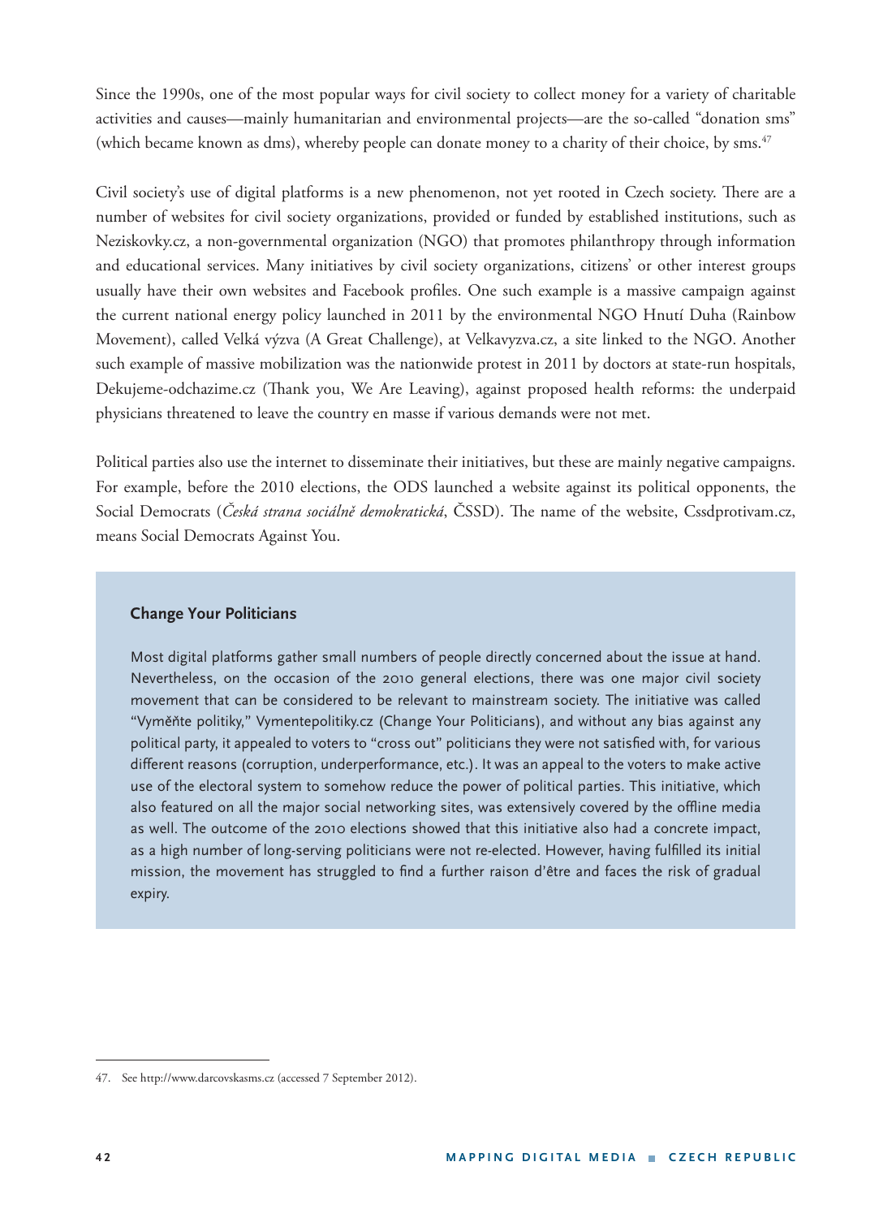Since the 1990s, one of the most popular ways for civil society to collect money for a variety of charitable activities and causes—mainly humanitarian and environmental projects—are the so-called "donation sms" (which became known as dms), whereby people can donate money to a charity of their choice, by sms.[47]

Civil society's use of digital platforms is a new phenomenon, not yet rooted in Czech society. There are a number of websites for civil society organizations, provided or funded by established institutions, such as Neziskovky.cz, a non-governmental organization (NGO) that promotes philanthropy through information and educational services. Many initiatives by civil society organizations, citizens' or other interest groups usually have their own websites and Facebook profiles. One such example is a massive campaign against the current national energy policy launched in 2011 by the environmental NGO Hnutí Duha (Rainbow Movement), called Velká výzva (A Great Challenge), at Velkavyzva.cz, a site linked to the NGO. Another such example of massive mobilization was the nationwide protest in 2011 by doctors at state-run hospitals, Dekujeme-odchazime.cz (Thank you, We Are Leaving), against proposed health reforms: the underpaid physicians threatened to leave the country en masse if various demands were not met.

Political parties also use the internet to disseminate their initiatives, but these are mainly negative campaigns. For example, before the 2010 elections, the ODS launched a website against its political opponents, the Social Democrats (*Česká strana sociálně demokratická*, ČSSD). The name of the website, Cssdprotivam.cz, means Social Democrats Against You.

### Change Your Politicians

Most digital platforms gather small numbers of people directly concerned about the issue at hand. Nevertheless, on the occasion of the 2010 general elections, there was one major civil society movement that can be considered to be relevant to mainstream society. The initiative was called "Vyměňte politiky," Vymentepolitiky.cz (Change Your Politicians), and without any bias against any political party, it appealed to voters to "cross out" politicians they were not satisfied with, for various different reasons (corruption, underperformance, etc.). It was an appeal to the voters to make active use of the electoral system to somehow reduce the power of political parties. This initiative, which also featured on all the major social networking sites, was extensively covered by the offline media as well. The outcome of the 2010 elections showed that this initiative also had a concrete impact, as a high number of long-serving politicians were not re-elected. However, having fulfilled its initial mission, the movement has struggled to find a further raison d'être and faces the risk of gradual expiry.

---

47. See http://www.darcovskasms.cz (accessed 7 September 2012).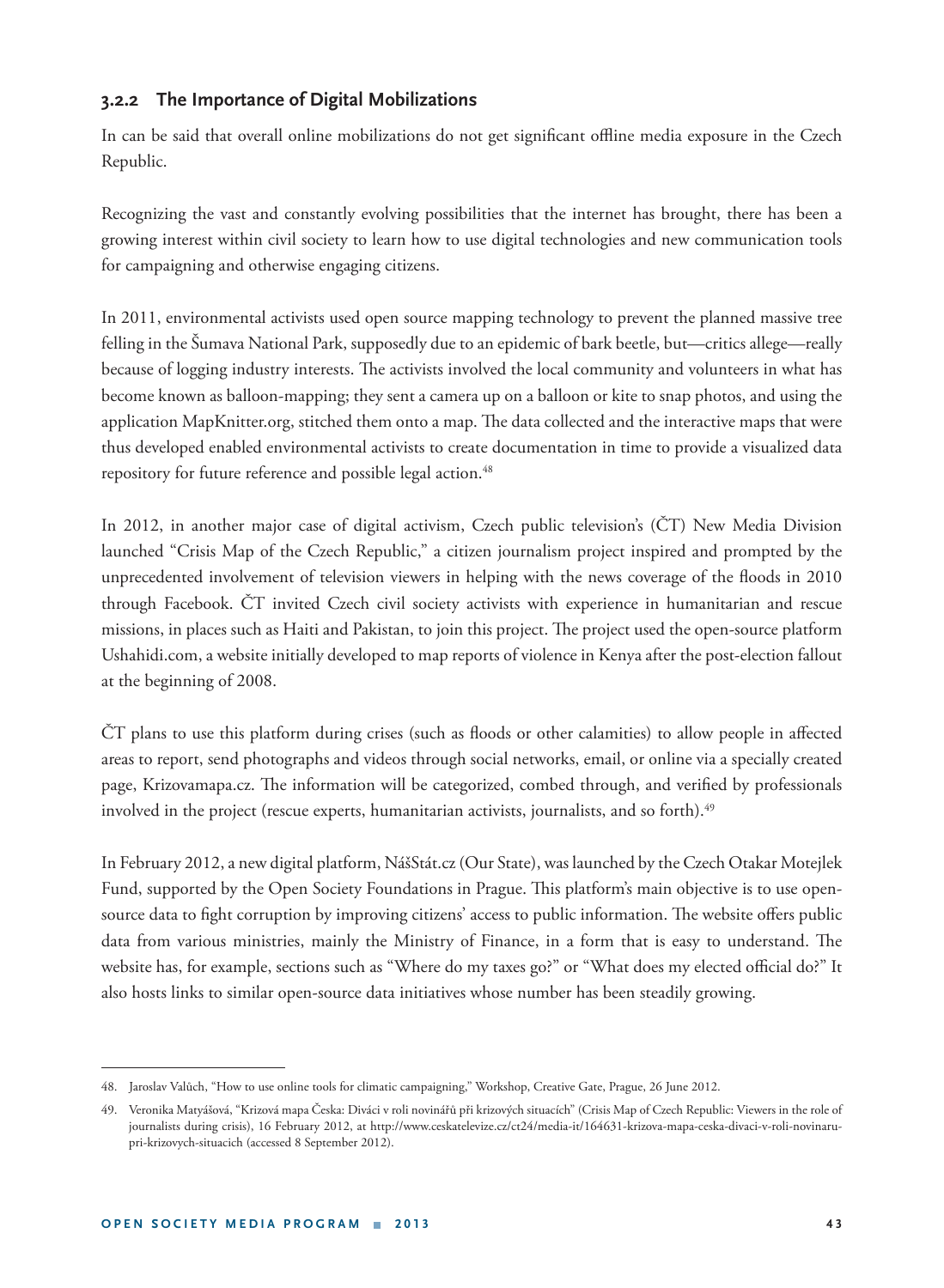### 3.2.2 The Importance of Digital Mobilizations

In can be said that overall online mobilizations do not get significant offline media exposure in the Czech Republic.

Recognizing the vast and constantly evolving possibilities that the internet has brought, there has been a growing interest within civil society to learn how to use digital technologies and new communication tools for campaigning and otherwise engaging citizens.

In 2011, environmental activists used open source mapping technology to prevent the planned massive tree felling in the Šumava National Park, supposedly due to an epidemic of bark beetle, but—critics allege—really because of logging industry interests. The activists involved the local community and volunteers in what has become known as balloon-mapping; they sent a camera up on a balloon or kite to snap photos, and using the application MapKnitter.org, stitched them onto a map. The data collected and the interactive maps that were thus developed enabled environmental activists to create documentation in time to provide a visualized data repository for future reference and possible legal action.[48]

In 2012, in another major case of digital activism, Czech public television's (ČT) New Media Division launched "Crisis Map of the Czech Republic," a citizen journalism project inspired and prompted by the unprecedented involvement of television viewers in helping with the news coverage of the floods in 2010 through Facebook. ČT invited Czech civil society activists with experience in humanitarian and rescue missions, in places such as Haiti and Pakistan, to join this project. The project used the open-source platform Ushahidi.com, a website initially developed to map reports of violence in Kenya after the post-election fallout at the beginning of 2008.

ČT plans to use this platform during crises (such as floods or other calamities) to allow people in affected areas to report, send photographs and videos through social networks, email, or online via a specially created page, Krizovamapa.cz. The information will be categorized, combed through, and verified by professionals involved in the project (rescue experts, humanitarian activists, journalists, and so forth).[49]

In February 2012, a new digital platform, NášStát.cz (Our State), was launched by the Czech Otakar Motejlek Fund, supported by the Open Society Foundations in Prague. This platform's main objective is to use open-source data to fight corruption by improving citizens' access to public information. The website offers public data from various ministries, mainly the Ministry of Finance, in a form that is easy to understand. The website has, for example, sections such as "Where do my taxes go?" or "What does my elected official do?" It also hosts links to similar open-source data initiatives whose number has been steadily growing.

---

48. Jaroslav Valůch, "How to use online tools for climatic campaigning," Workshop, Creative Gate, Prague, 26 June 2012.

49. Veronika Matyášová, "Krizová mapa Česka: Diváci v roli novinářů při krizových situacích" (Crisis Map of Czech Republic: Viewers in the role of journalists during crisis), 16 February 2012, at http://www.ceskatelevize.cz/ct24/media-it/164631-krizova-mapa-ceska-divaci-v-roli-novinaru-pri-krizovych-situacich (accessed 8 September 2012).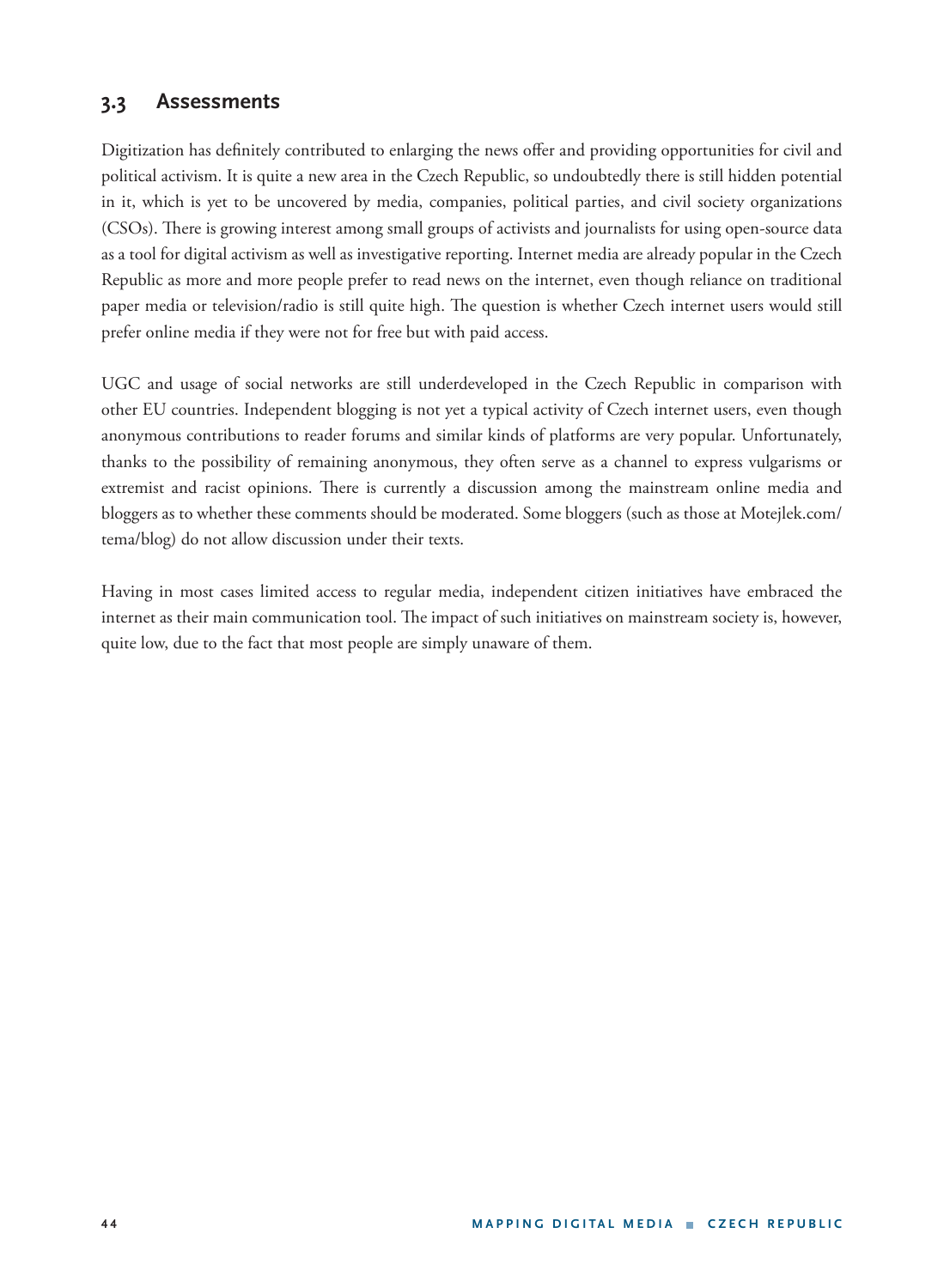### 3.3 Assessments

Digitization has definitely contributed to enlarging the news offer and providing opportunities for civil and political activism. It is quite a new area in the Czech Republic, so undoubtedly there is still hidden potential in it, which is yet to be uncovered by media, companies, political parties, and civil society organizations (CSOs). There is growing interest among small groups of activists and journalists for using open-source data as a tool for digital activism as well as investigative reporting. Internet media are already popular in the Czech Republic as more and more people prefer to read news on the internet, even though reliance on traditional paper media or television/radio is still quite high. The question is whether Czech internet users would still prefer online media if they were not for free but with paid access.

UGC and usage of social networks are still underdeveloped in the Czech Republic in comparison with other EU countries. Independent blogging is not yet a typical activity of Czech internet users, even though anonymous contributions to reader forums and similar kinds of platforms are very popular. Unfortunately, thanks to the possibility of remaining anonymous, they often serve as a channel to express vulgarisms or extremist and racist opinions. There is currently a discussion among the mainstream online media and bloggers as to whether these comments should be moderated. Some bloggers (such as those at Motejlek.com/tema/blog) do not allow discussion under their texts.

Having in most cases limited access to regular media, independent citizen initiatives have embraced the internet as their main communication tool. The impact of such initiatives on mainstream society is, however, quite low, due to the fact that most people are simply unaware of them.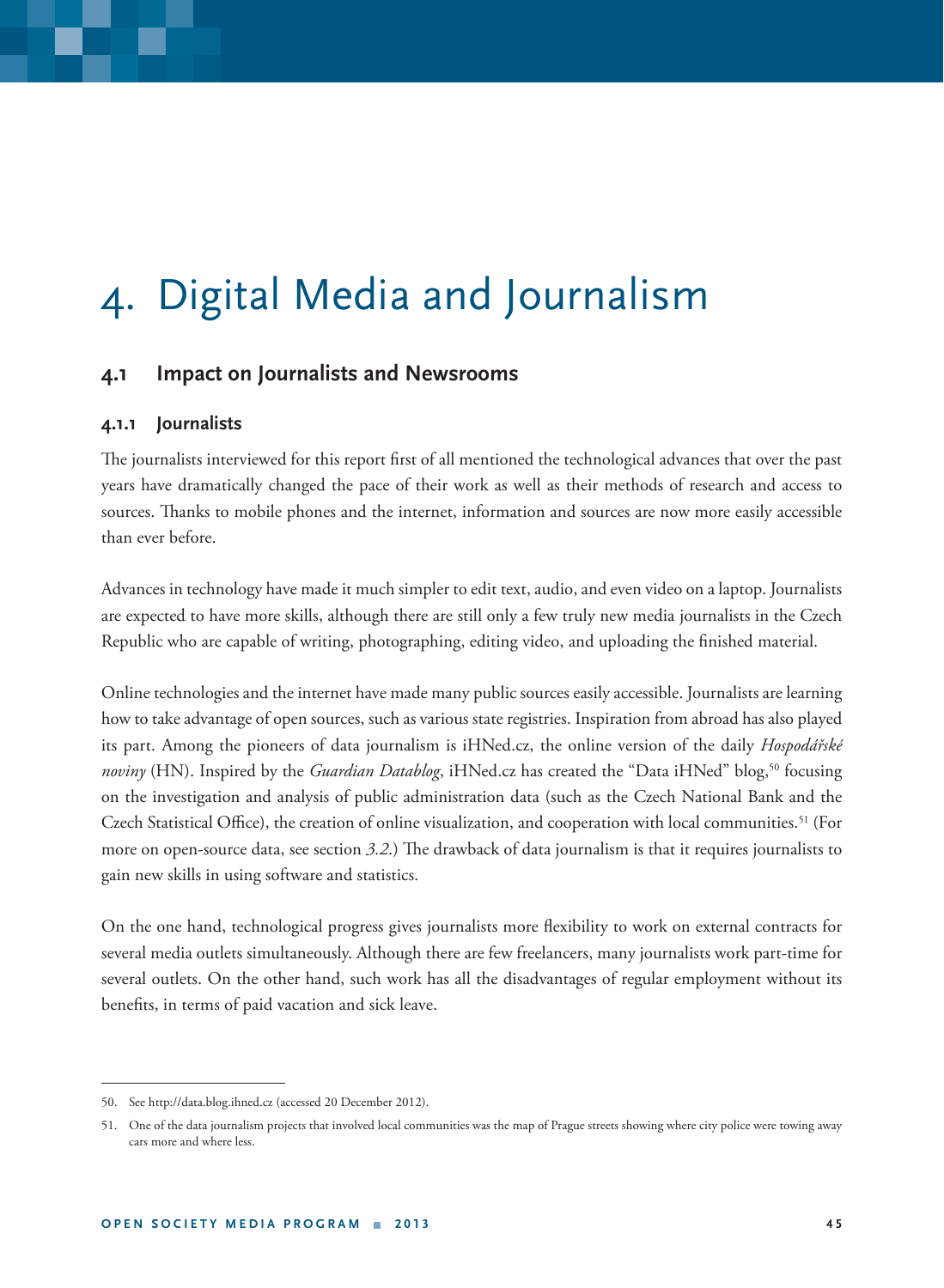# 4. Digital Media and Journalism

## 4.1 Impact on Journalists and Newsrooms

### 4.1.1 Journalists

The journalists interviewed for this report first of all mentioned the technological advances that over the past years have dramatically changed the pace of their work as well as their methods of research and access to sources. Thanks to mobile phones and the internet, information and sources are now more easily accessible than ever before.

Advances in technology have made it much simpler to edit text, audio, and even video on a laptop. Journalists are expected to have more skills, although there are still only a few truly new media journalists in the Czech Republic who are capable of writing, photographing, editing video, and uploading the finished material.

Online technologies and the internet have made many public sources easily accessible. Journalists are learning how to take advantage of open sources, such as various state registries. Inspiration from abroad has also played its part. Among the pioneers of data journalism is iHNed.cz, the online version of the daily *Hospodářské noviny* (HN). Inspired by the *Guardian Datablog*, iHNed.cz has created the "Data iHNed" blog,[50] focusing on the investigation and analysis of public administration data (such as the Czech National Bank and the Czech Statistical Office), the creation of online visualization, and cooperation with local communities.[51] (For more on open-source data, see section *3.2*.) The drawback of data journalism is that it requires journalists to gain new skills in using software and statistics.

On the one hand, technological progress gives journalists more flexibility to work on external contracts for several media outlets simultaneously. Although there are few freelancers, many journalists work part-time for several outlets. On the other hand, such work has all the disadvantages of regular employment without its benefits, in terms of paid vacation and sick leave.

---

50. See http://data.blog.ihned.cz (accessed 20 December 2012).

51. One of the data journalism projects that involved local communities was the map of Prague streets showing where city police were towing away cars more and where less.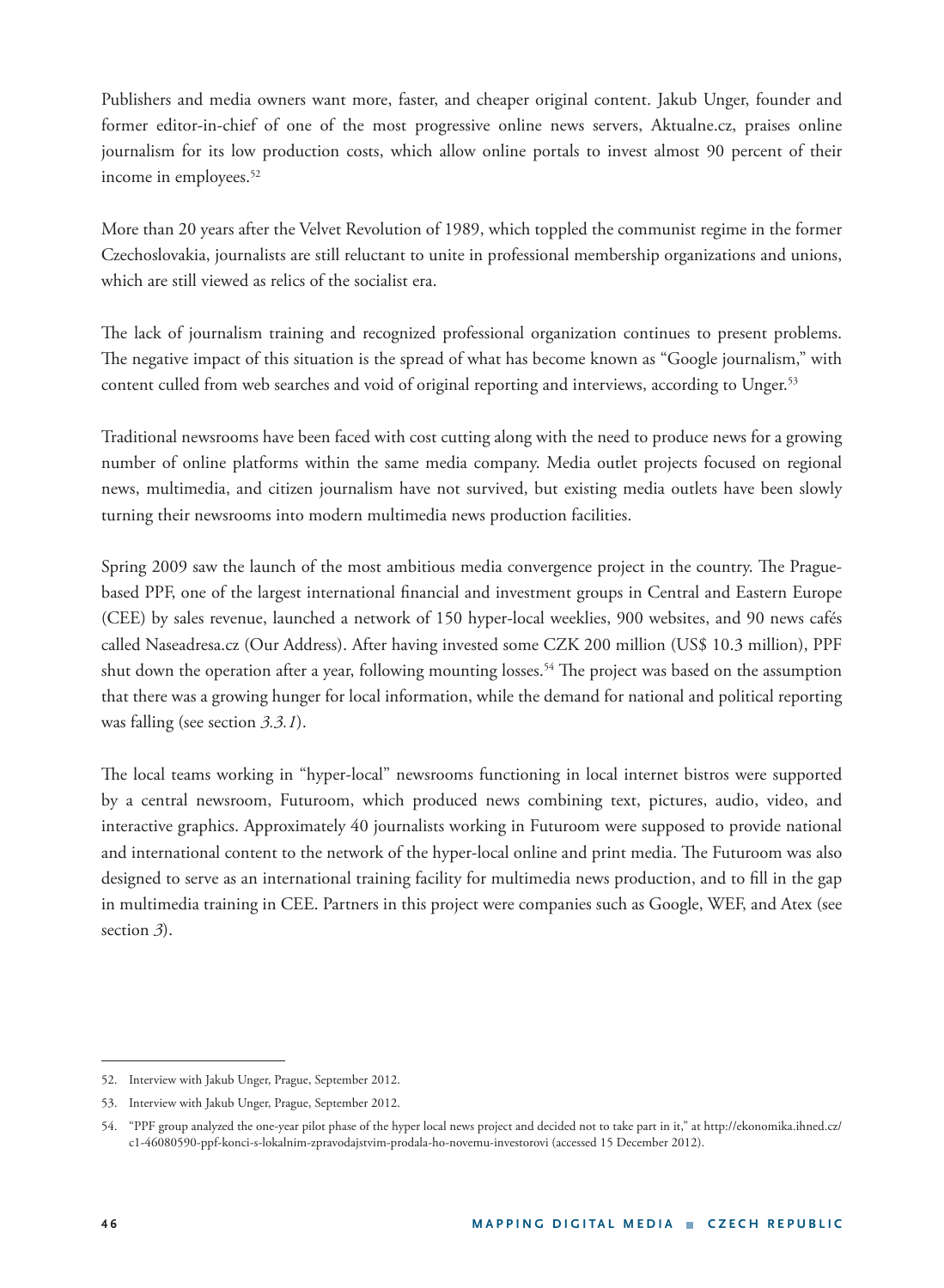Publishers and media owners want more, faster, and cheaper original content. Jakub Unger, founder and former editor-in-chief of one of the most progressive online news servers, Aktualne.cz, praises online journalism for its low production costs, which allow online portals to invest almost 90 percent of their income in employees.[52]

More than 20 years after the Velvet Revolution of 1989, which toppled the communist regime in the former Czechoslovakia, journalists are still reluctant to unite in professional membership organizations and unions, which are still viewed as relics of the socialist era.

The lack of journalism training and recognized professional organization continues to present problems. The negative impact of this situation is the spread of what has become known as "Google journalism," with content culled from web searches and void of original reporting and interviews, according to Unger.[53]

Traditional newsrooms have been faced with cost cutting along with the need to produce news for a growing number of online platforms within the same media company. Media outlet projects focused on regional news, multimedia, and citizen journalism have not survived, but existing media outlets have been slowly turning their newsrooms into modern multimedia news production facilities.

Spring 2009 saw the launch of the most ambitious media convergence project in the country. The Prague-based PPF, one of the largest international financial and investment groups in Central and Eastern Europe (CEE) by sales revenue, launched a network of 150 hyper-local weeklies, 900 websites, and 90 news cafés called Naseadresa.cz (Our Address). After having invested some CZK 200 million (US$ 10.3 million), PPF shut down the operation after a year, following mounting losses.[54] The project was based on the assumption that there was a growing hunger for local information, while the demand for national and political reporting was falling (see section *3.3.1*).

The local teams working in "hyper-local" newsrooms functioning in local internet bistros were supported by a central newsroom, Futuroom, which produced news combining text, pictures, audio, video, and interactive graphics. Approximately 40 journalists working in Futuroom were supposed to provide national and international content to the network of the hyper-local online and print media. The Futuroom was also designed to serve as an international training facility for multimedia news production, and to fill in the gap in multimedia training in CEE. Partners in this project were companies such as Google, WEF, and Atex (see section *3*).

---

52. Interview with Jakub Unger, Prague, September 2012.

53. Interview with Jakub Unger, Prague, September 2012.

54. "PPF group analyzed the one-year pilot phase of the hyper local news project and decided not to take part in it," at http://ekonomika.ihned.cz/c1-46080590-ppf-konci-s-lokalnim-zpravodajstvim-prodala-ho-novemu-investorovi (accessed 15 December 2012).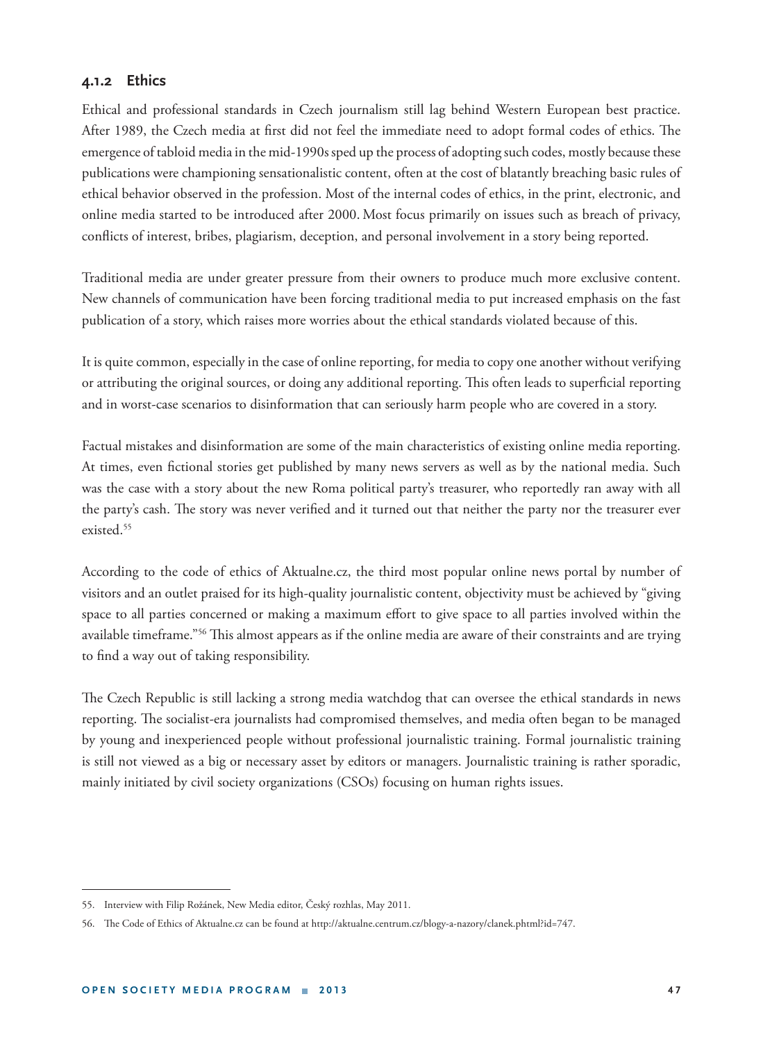### 4.1.2 Ethics

Ethical and professional standards in Czech journalism still lag behind Western European best practice. After 1989, the Czech media at first did not feel the immediate need to adopt formal codes of ethics. The emergence of tabloid media in the mid-1990s sped up the process of adopting such codes, mostly because these publications were championing sensationalistic content, often at the cost of blatantly breaching basic rules of ethical behavior observed in the profession. Most of the internal codes of ethics, in the print, electronic, and online media started to be introduced after 2000. Most focus primarily on issues such as breach of privacy, conflicts of interest, bribes, plagiarism, deception, and personal involvement in a story being reported.

Traditional media are under greater pressure from their owners to produce much more exclusive content. New channels of communication have been forcing traditional media to put increased emphasis on the fast publication of a story, which raises more worries about the ethical standards violated because of this.

It is quite common, especially in the case of online reporting, for media to copy one another without verifying or attributing the original sources, or doing any additional reporting. This often leads to superficial reporting and in worst-case scenarios to disinformation that can seriously harm people who are covered in a story.

Factual mistakes and disinformation are some of the main characteristics of existing online media reporting. At times, even fictional stories get published by many news servers as well as by the national media. Such was the case with a story about the new Roma political party's treasurer, who reportedly ran away with all the party's cash. The story was never verified and it turned out that neither the party nor the treasurer ever existed.[55]

According to the code of ethics of Aktualne.cz, the third most popular online news portal by number of visitors and an outlet praised for its high-quality journalistic content, objectivity must be achieved by "giving space to all parties concerned or making a maximum effort to give space to all parties involved within the available timeframe."[56] This almost appears as if the online media are aware of their constraints and are trying to find a way out of taking responsibility.

The Czech Republic is still lacking a strong media watchdog that can oversee the ethical standards in news reporting. The socialist-era journalists had compromised themselves, and media often began to be managed by young and inexperienced people without professional journalistic training. Formal journalistic training is still not viewed as a big or necessary asset by editors or managers. Journalistic training is rather sporadic, mainly initiated by civil society organizations (CSOs) focusing on human rights issues.

---

55. Interview with Filip Rožánek, New Media editor, Český rozhlas, May 2011.

56. The Code of Ethics of Aktualne.cz can be found at http://aktualne.centrum.cz/blogy-a-nazory/clanek.phtml?id=747.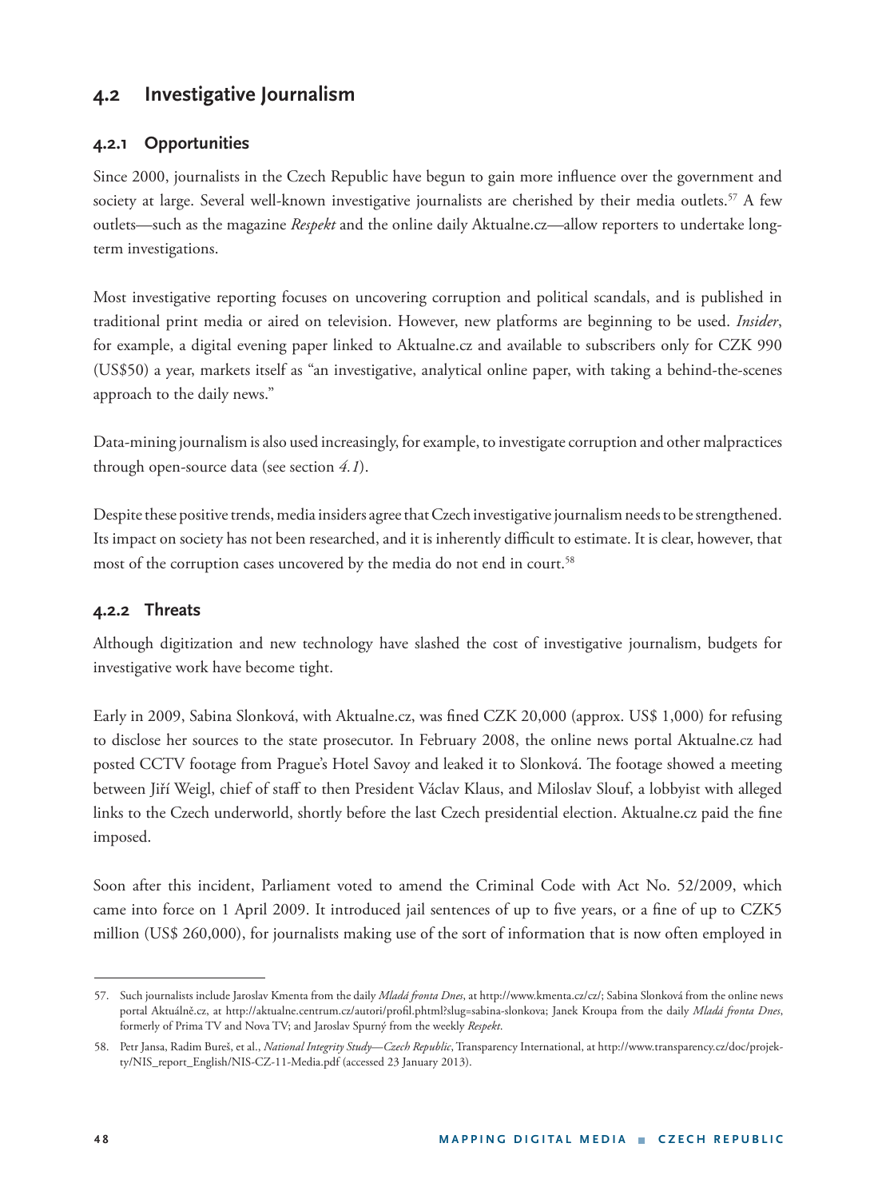## 4.2 Investigative Journalism

### 4.2.1 Opportunities

Since 2000, journalists in the Czech Republic have begun to gain more influence over the government and society at large. Several well-known investigative journalists are cherished by their media outlets.[57] A few outlets—such as the magazine *Respekt* and the online daily Aktualne.cz—allow reporters to undertake long-term investigations.

Most investigative reporting focuses on uncovering corruption and political scandals, and is published in traditional print media or aired on television. However, new platforms are beginning to be used. *Insider*, for example, a digital evening paper linked to Aktualne.cz and available to subscribers only for CZK 990 (US$50) a year, markets itself as "an investigative, analytical online paper, with taking a behind-the-scenes approach to the daily news."

Data-mining journalism is also used increasingly, for example, to investigate corruption and other malpractices through open-source data (see section *4.1*).

Despite these positive trends, media insiders agree that Czech investigative journalism needs to be strengthened. Its impact on society has not been researched, and it is inherently difficult to estimate. It is clear, however, that most of the corruption cases uncovered by the media do not end in court.[58]

### 4.2.2 Threats

Although digitization and new technology have slashed the cost of investigative journalism, budgets for investigative work have become tight.

Early in 2009, Sabina Slonková, with Aktualne.cz, was fined CZK 20,000 (approx. US$ 1,000) for refusing to disclose her sources to the state prosecutor. In February 2008, the online news portal Aktualne.cz had posted CCTV footage from Prague's Hotel Savoy and leaked it to Slonková. The footage showed a meeting between Jiří Weigl, chief of staff to then President Václav Klaus, and Miloslav Slouf, a lobbyist with alleged links to the Czech underworld, shortly before the last Czech presidential election. Aktualne.cz paid the fine imposed.

Soon after this incident, Parliament voted to amend the Criminal Code with Act No. 52/2009, which came into force on 1 April 2009. It introduced jail sentences of up to five years, or a fine of up to CZK5 million (US$ 260,000), for journalists making use of the sort of information that is now often employed in

---

57. Such journalists include Jaroslav Kmenta from the daily *Mladá fronta Dnes*, at http://www.kmenta.cz/cz/; Sabina Slonková from the online news portal Aktuálně.cz, at http://aktualne.centrum.cz/autori/profil.phtml?slug=sabina-slonkova; Janek Kroupa from the daily *Mladá fronta Dnes*, formerly of Prima TV and Nova TV; and Jaroslav Spurný from the weekly *Respekt*.

58. Petr Jansa, Radim Bureš, et al., *National Integrity Study—Czech Republic*, Transparency International, at http://www.transparency.cz/doc/projekty/NIS_report_English/NIS-CZ-11-Media.pdf (accessed 23 January 2013).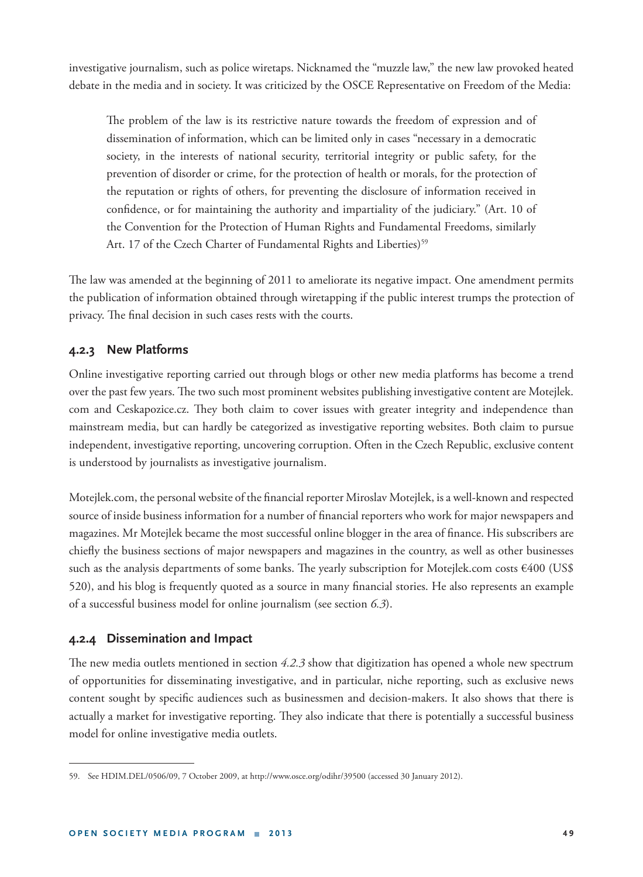investigative journalism, such as police wiretaps. Nicknamed the "muzzle law," the new law provoked heated debate in the media and in society. It was criticized by the OSCE Representative on Freedom of the Media:

> The problem of the law is its restrictive nature towards the freedom of expression and of dissemination of information, which can be limited only in cases "necessary in a democratic society, in the interests of national security, territorial integrity or public safety, for the prevention of disorder or crime, for the protection of health or morals, for the protection of the reputation or rights of others, for preventing the disclosure of information received in confidence, or for maintaining the authority and impartiality of the judiciary." (Art. 10 of the Convention for the Protection of Human Rights and Fundamental Freedoms, similarly Art. 17 of the Czech Charter of Fundamental Rights and Liberties)[59]

The law was amended at the beginning of 2011 to ameliorate its negative impact. One amendment permits the publication of information obtained through wiretapping if the public interest trumps the protection of privacy. The final decision in such cases rests with the courts.

### 4.2.3 New Platforms

Online investigative reporting carried out through blogs or other new media platforms has become a trend over the past few years. The two such most prominent websites publishing investigative content are Motejlek.com and Ceskapozice.cz. They both claim to cover issues with greater integrity and independence than mainstream media, but can hardly be categorized as investigative reporting websites. Both claim to pursue independent, investigative reporting, uncovering corruption. Often in the Czech Republic, exclusive content is understood by journalists as investigative journalism.

Motejlek.com, the personal website of the financial reporter Miroslav Motejlek, is a well-known and respected source of inside business information for a number of financial reporters who work for major newspapers and magazines. Mr Motejlek became the most successful online blogger in the area of finance. His subscribers are chiefly the business sections of major newspapers and magazines in the country, as well as other businesses such as the analysis departments of some banks. The yearly subscription for Motejlek.com costs €400 (US$ 520), and his blog is frequently quoted as a source in many financial stories. He also represents an example of a successful business model for online journalism (see section *6.3*).

### 4.2.4 Dissemination and Impact

The new media outlets mentioned in section *4.2.3* show that digitization has opened a whole new spectrum of opportunities for disseminating investigative, and in particular, niche reporting, such as exclusive news content sought by specific audiences such as businessmen and decision-makers. It also shows that there is actually a market for investigative reporting. They also indicate that there is potentially a successful business model for online investigative media outlets.

---

59. See HDIM.DEL/0506/09, 7 October 2009, at http://www.osce.org/odihr/39500 (accessed 30 January 2012).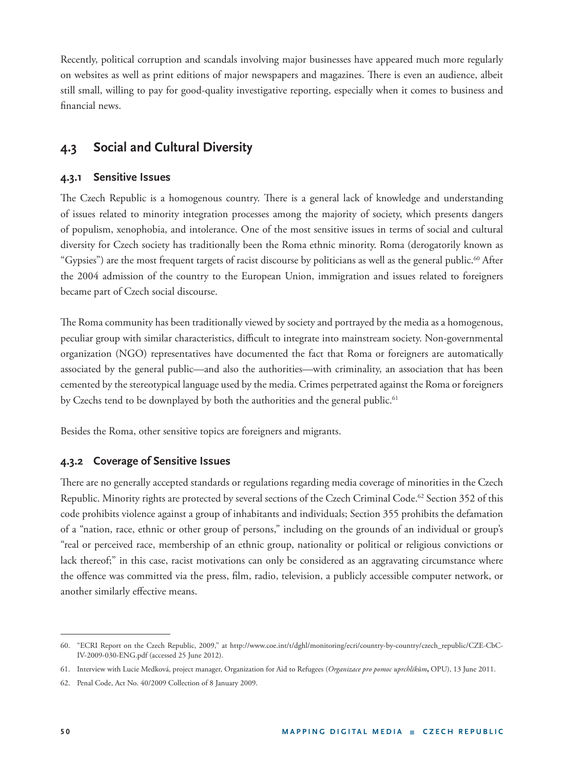Recently, political corruption and scandals involving major businesses have appeared much more regularly on websites as well as print editions of major newspapers and magazines. There is even an audience, albeit still small, willing to pay for good-quality investigative reporting, especially when it comes to business and financial news.

## 4.3 Social and Cultural Diversity

### 4.3.1 Sensitive Issues

The Czech Republic is a homogenous country. There is a general lack of knowledge and understanding of issues related to minority integration processes among the majority of society, which presents dangers of populism, xenophobia, and intolerance. One of the most sensitive issues in terms of social and cultural diversity for Czech society has traditionally been the Roma ethnic minority. Roma (derogatorily known as "Gypsies") are the most frequent targets of racist discourse by politicians as well as the general public.[60] After the 2004 admission of the country to the European Union, immigration and issues related to foreigners became part of Czech social discourse.

The Roma community has been traditionally viewed by society and portrayed by the media as a homogenous, peculiar group with similar characteristics, difficult to integrate into mainstream society. Non-governmental organization (NGO) representatives have documented the fact that Roma or foreigners are automatically associated by the general public—and also the authorities—with criminality, an association that has been cemented by the stereotypical language used by the media. Crimes perpetrated against the Roma or foreigners by Czechs tend to be downplayed by both the authorities and the general public.[61]

Besides the Roma, other sensitive topics are foreigners and migrants.

### 4.3.2 Coverage of Sensitive Issues

There are no generally accepted standards or regulations regarding media coverage of minorities in the Czech Republic. Minority rights are protected by several sections of the Czech Criminal Code.[62] Section 352 of this code prohibits violence against a group of inhabitants and individuals; Section 355 prohibits the defamation of a "nation, race, ethnic or other group of persons," including on the grounds of an individual or group's "real or perceived race, membership of an ethnic group, nationality or political or religious convictions or lack thereof;" in this case, racist motivations can only be considered as an aggravating circumstance where the offence was committed via the press, film, radio, television, a publicly accessible computer network, or another similarly effective means.

---

60. "ECRI Report on the Czech Republic, 2009," at http://www.coe.int/t/dghl/monitoring/ecri/country-by-country/czech_republic/CZE-CbC-IV-2009-030-ENG.pdf (accessed 25 June 2012).

61. Interview with Lucie Medková, project manager, Organization for Aid to Refugees (*Organizace pro pomoc uprchlíkům*, OPU), 13 June 2011.

62. Penal Code, Act No. 40/2009 Collection of 8 January 2009.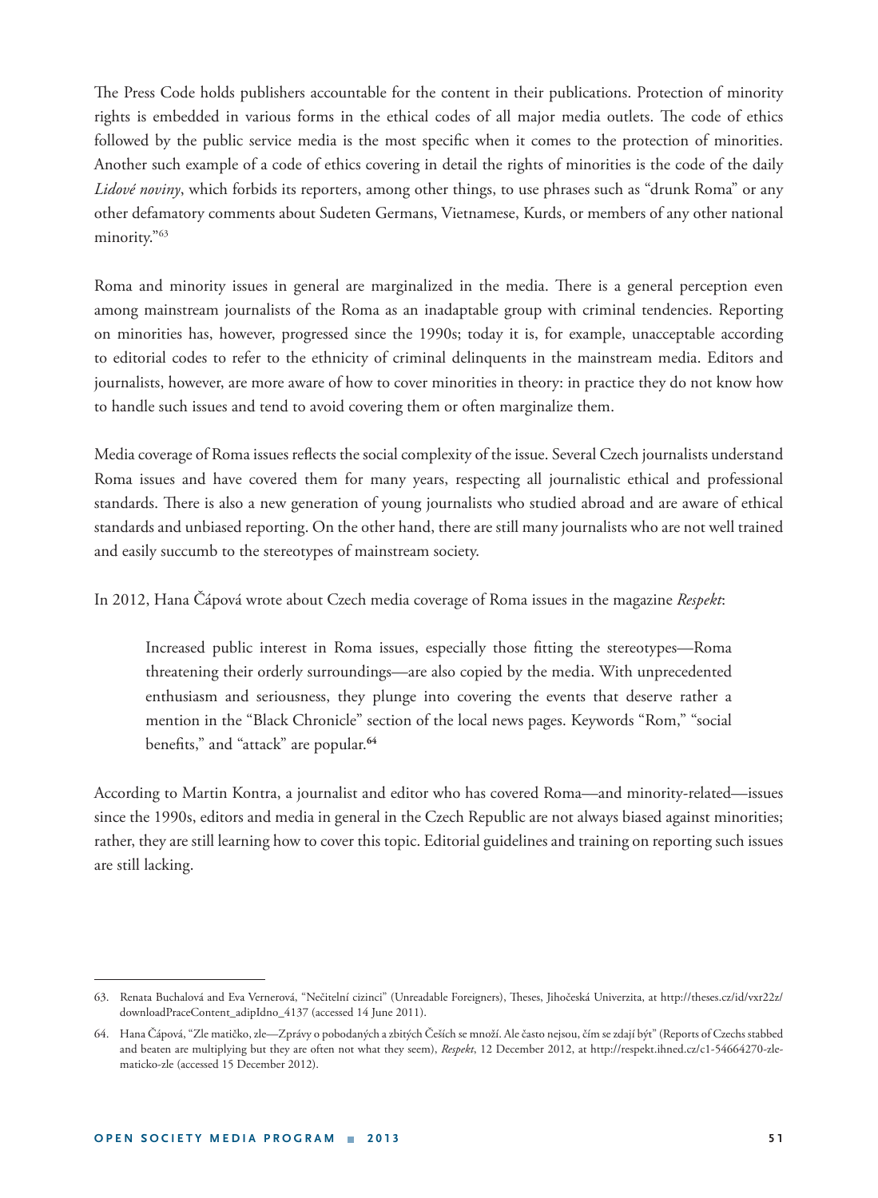The Press Code holds publishers accountable for the content in their publications. Protection of minority rights is embedded in various forms in the ethical codes of all major media outlets. The code of ethics followed by the public service media is the most specific when it comes to the protection of minorities. Another such example of a code of ethics covering in detail the rights of minorities is the code of the daily *Lidové noviny*, which forbids its reporters, among other things, to use phrases such as "drunk Roma" or any other defamatory comments about Sudeten Germans, Vietnamese, Kurds, or members of any other national minority."[63]

Roma and minority issues in general are marginalized in the media. There is a general perception even among mainstream journalists of the Roma as an inadaptable group with criminal tendencies. Reporting on minorities has, however, progressed since the 1990s; today it is, for example, unacceptable according to editorial codes to refer to the ethnicity of criminal delinquents in the mainstream media. Editors and journalists, however, are more aware of how to cover minorities in theory: in practice they do not know how to handle such issues and tend to avoid covering them or often marginalize them.

Media coverage of Roma issues reflects the social complexity of the issue. Several Czech journalists understand Roma issues and have covered them for many years, respecting all journalistic ethical and professional standards. There is also a new generation of young journalists who studied abroad and are aware of ethical standards and unbiased reporting. On the other hand, there are still many journalists who are not well trained and easily succumb to the stereotypes of mainstream society.

In 2012, Hana Čápová wrote about Czech media coverage of Roma issues in the magazine *Respekt*:

> Increased public interest in Roma issues, especially those fitting the stereotypes—Roma threatening their orderly surroundings—are also copied by the media. With unprecedented enthusiasm and seriousness, they plunge into covering the events that deserve rather a mention in the "Black Chronicle" section of the local news pages. Keywords "Rom," "social benefits," and "attack" are popular.[64]

According to Martin Kontra, a journalist and editor who has covered Roma—and minority-related—issues since the 1990s, editors and media in general in the Czech Republic are not always biased against minorities; rather, they are still learning how to cover this topic. Editorial guidelines and training on reporting such issues are still lacking.

---

63. Renata Buchalová and Eva Vernerová, "Nečitelní cizinci" (Unreadable Foreigners), Theses, Jihočeská Univerzita, at http://theses.cz/id/vxr22z/downloadPraceContent_adipIdno_4137 (accessed 14 June 2011).

64. Hana Čápová, "Zle matičko, zle—Zprávy o pobodaných a zbitých Češích se množí. Ale často nejsou, čím se zdají být" (Reports of Czechs stabbed and beaten are multiplying but they are often not what they seem), *Respekt*, 12 December 2012, at http://respekt.ihned.cz/c1-54664270-zle-maticko-zle (accessed 15 December 2012).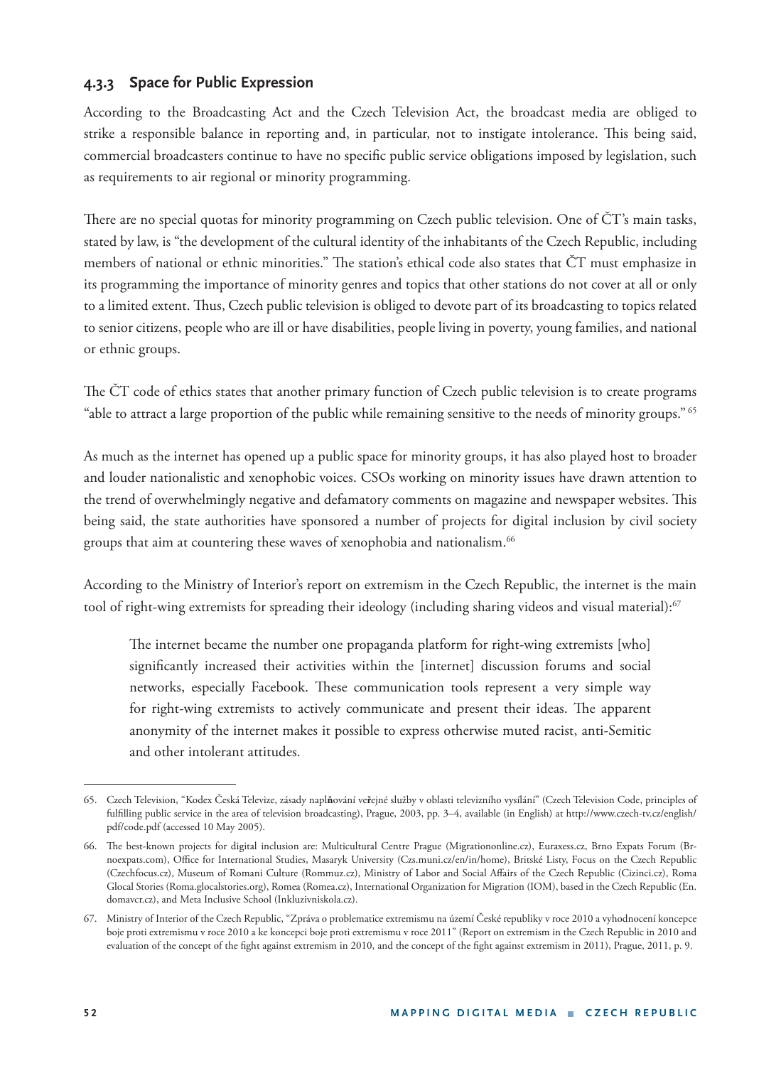### 4.3.3 Space for Public Expression

According to the Broadcasting Act and the Czech Television Act, the broadcast media are obliged to strike a responsible balance in reporting and, in particular, not to instigate intolerance. This being said, commercial broadcasters continue to have no specific public service obligations imposed by legislation, such as requirements to air regional or minority programming.

There are no special quotas for minority programming on Czech public television. One of ČT's main tasks, stated by law, is "the development of the cultural identity of the inhabitants of the Czech Republic, including members of national or ethnic minorities." The station's ethical code also states that ČT must emphasize in its programming the importance of minority genres and topics that other stations do not cover at all or only to a limited extent. Thus, Czech public television is obliged to devote part of its broadcasting to topics related to senior citizens, people who are ill or have disabilities, people living in poverty, young families, and national or ethnic groups.

The ČT code of ethics states that another primary function of Czech public television is to create programs "able to attract a large proportion of the public while remaining sensitive to the needs of minority groups." [65]

As much as the internet has opened up a public space for minority groups, it has also played host to broader and louder nationalistic and xenophobic voices. CSOs working on minority issues have drawn attention to the trend of overwhelmingly negative and defamatory comments on magazine and newspaper websites. This being said, the state authorities have sponsored a number of projects for digital inclusion by civil society groups that aim at countering these waves of xenophobia and nationalism.[66]

According to the Ministry of Interior's report on extremism in the Czech Republic, the internet is the main tool of right-wing extremists for spreading their ideology (including sharing videos and visual material):[67]

> The internet became the number one propaganda platform for right-wing extremists [who] significantly increased their activities within the [internet] discussion forums and social networks, especially Facebook. These communication tools represent a very simple way for right-wing extremists to actively communicate and present their ideas. The apparent anonymity of the internet makes it possible to express otherwise muted racist, anti-Semitic and other intolerant attitudes.

---

65. Czech Television, "Kodex Česká Televize, zásady naplňování veřejné služby v oblasti televizního vysílání" (Czech Television Code, principles of fulfilling public service in the area of television broadcasting), Prague, 2003, pp. 3–4, available (in English) at http://www.czech-tv.cz/english/pdf/code.pdf (accessed 10 May 2005).

66. The best-known projects for digital inclusion are: Multicultural Centre Prague (Migrationonline.cz), Euraxess.cz, Brno Expats Forum (Brnoexpats.com), Office for International Studies, Masaryk University (Czs.muni.cz/en/in/home), Britské Listy, Focus on the Czech Republic (Czechfocus.cz), Museum of Romani Culture (Rommuz.cz), Ministry of Labor and Social Affairs of the Czech Republic (Cizinci.cz), Roma Glocal Stories (Roma.glocalstories.org), Romea (Romea.cz), International Organization for Migration (IOM), based in the Czech Republic (En.domavcr.cz), and Meta Inclusive School (Inkluzivniskola.cz).

67. Ministry of Interior of the Czech Republic, "Zpráva o problematice extremismu na území České republiky v roce 2010 a vyhodnocení koncepce boje proti extremismu v roce 2010 a ke koncepci boje proti extremismu v roce 2011" (Report on extremism in the Czech Republic in 2010 and evaluation of the concept of the fight against extremism in 2010, and the concept of the fight against extremism in 2011), Prague, 2011, p. 9.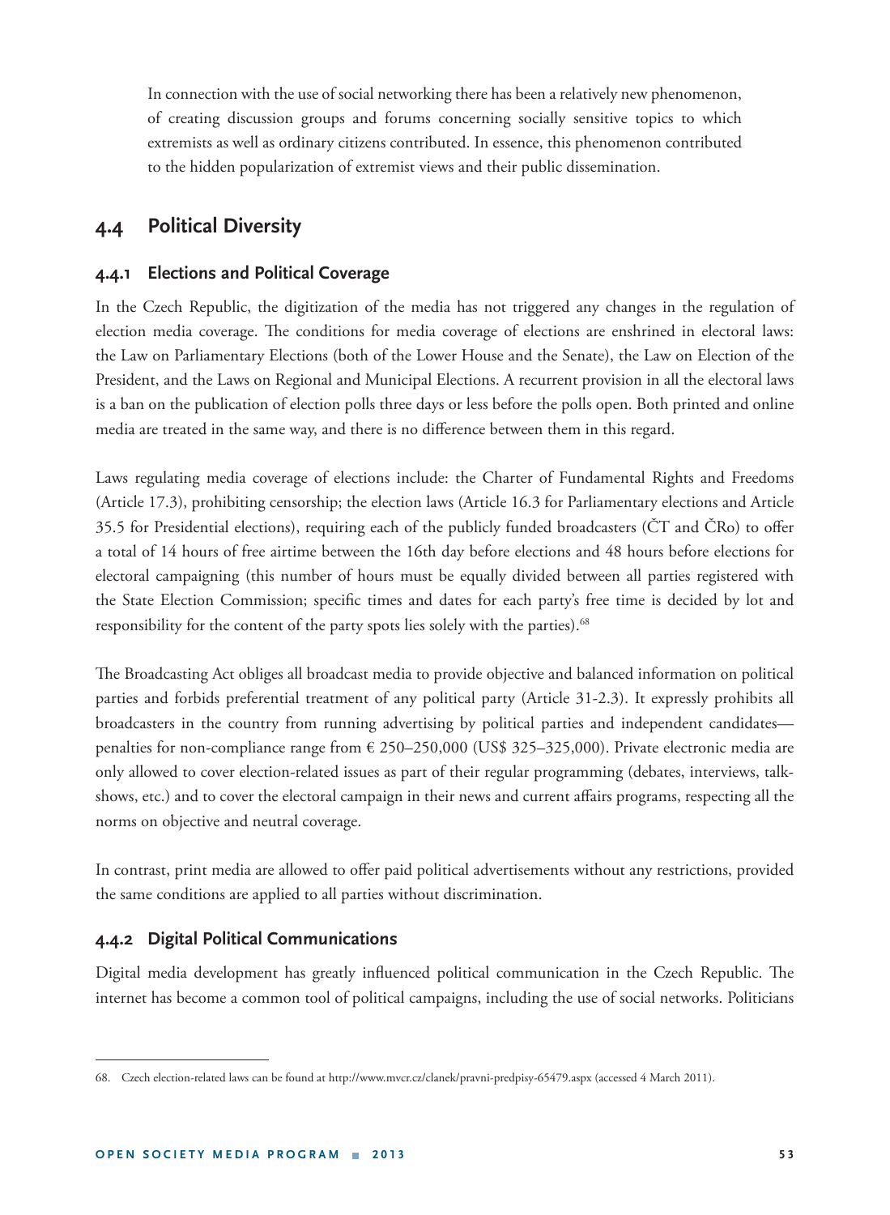In connection with the use of social networking there has been a relatively new phenomenon, of creating discussion groups and forums concerning socially sensitive topics to which extremists as well as ordinary citizens contributed. In essence, this phenomenon contributed to the hidden popularization of extremist views and their public dissemination.

## 4.4 Political Diversity

### 4.4.1 Elections and Political Coverage

In the Czech Republic, the digitization of the media has not triggered any changes in the regulation of election media coverage. The conditions for media coverage of elections are enshrined in electoral laws: the Law on Parliamentary Elections (both of the Lower House and the Senate), the Law on Election of the President, and the Laws on Regional and Municipal Elections. A recurrent provision in all the electoral laws is a ban on the publication of election polls three days or less before the polls open. Both printed and online media are treated in the same way, and there is no difference between them in this regard.

Laws regulating media coverage of elections include: the Charter of Fundamental Rights and Freedoms (Article 17.3), prohibiting censorship; the election laws (Article 16.3 for Parliamentary elections and Article 35.5 for Presidential elections), requiring each of the publicly funded broadcasters (ČT and ČRo) to offer a total of 14 hours of free airtime between the 16th day before elections and 48 hours before elections for electoral campaigning (this number of hours must be equally divided between all parties registered with the State Election Commission; specific times and dates for each party's free time is decided by lot and responsibility for the content of the party spots lies solely with the parties).[68]

The Broadcasting Act obliges all broadcast media to provide objective and balanced information on political parties and forbids preferential treatment of any political party (Article 31-2.3). It expressly prohibits all broadcasters in the country from running advertising by political parties and independent candidates—penalties for non-compliance range from € 250–250,000 (US$ 325–325,000). Private electronic media are only allowed to cover election-related issues as part of their regular programming (debates, interviews, talk-shows, etc.) and to cover the electoral campaign in their news and current affairs programs, respecting all the norms on objective and neutral coverage.

In contrast, print media are allowed to offer paid political advertisements without any restrictions, provided the same conditions are applied to all parties without discrimination.

### 4.4.2 Digital Political Communications

Digital media development has greatly influenced political communication in the Czech Republic. The internet has become a common tool of political campaigns, including the use of social networks. Politicians

---

68. Czech election-related laws can be found at http://www.mvcr.cz/clanek/pravni-predpisy-65479.aspx (accessed 4 March 2011).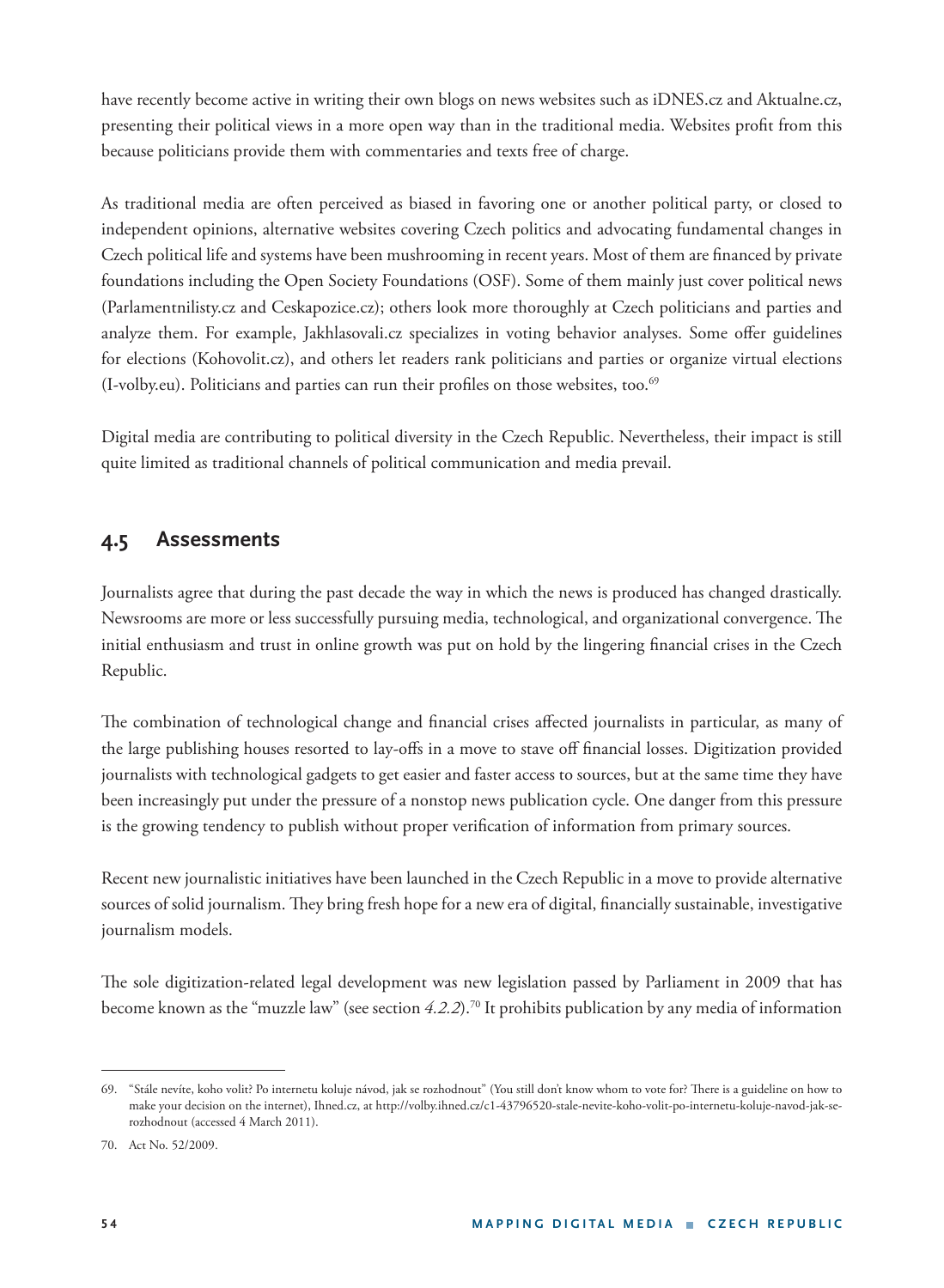have recently become active in writing their own blogs on news websites such as iDNES.cz and Aktualne.cz, presenting their political views in a more open way than in the traditional media. Websites profit from this because politicians provide them with commentaries and texts free of charge.

As traditional media are often perceived as biased in favoring one or another political party, or closed to independent opinions, alternative websites covering Czech politics and advocating fundamental changes in Czech political life and systems have been mushrooming in recent years. Most of them are financed by private foundations including the Open Society Foundations (OSF). Some of them mainly just cover political news (Parlamentnilisty.cz and Ceskapozice.cz); others look more thoroughly at Czech politicians and parties and analyze them. For example, Jakhlasovali.cz specializes in voting behavior analyses. Some offer guidelines for elections (Kohovolit.cz), and others let readers rank politicians and parties or organize virtual elections (I-volby.eu). Politicians and parties can run their profiles on those websites, too.[69]

Digital media are contributing to political diversity in the Czech Republic. Nevertheless, their impact is still quite limited as traditional channels of political communication and media prevail.

## 4.5 Assessments

Journalists agree that during the past decade the way in which the news is produced has changed drastically. Newsrooms are more or less successfully pursuing media, technological, and organizational convergence. The initial enthusiasm and trust in online growth was put on hold by the lingering financial crises in the Czech Republic.

The combination of technological change and financial crises affected journalists in particular, as many of the large publishing houses resorted to lay-offs in a move to stave off financial losses. Digitization provided journalists with technological gadgets to get easier and faster access to sources, but at the same time they have been increasingly put under the pressure of a nonstop news publication cycle. One danger from this pressure is the growing tendency to publish without proper verification of information from primary sources.

Recent new journalistic initiatives have been launched in the Czech Republic in a move to provide alternative sources of solid journalism. They bring fresh hope for a new era of digital, financially sustainable, investigative journalism models.

The sole digitization-related legal development was new legislation passed by Parliament in 2009 that has become known as the "muzzle law" (see section *4.2.2*).[70] It prohibits publication by any media of information

---

69. "Stále nevíte, koho volit? Po internetu koluje návod, jak se rozhodnout" (You still don't know whom to vote for? There is a guideline on how to make your decision on the internet), Ihned.cz, at http://volby.ihned.cz/c1-43796520-stale-nevite-koho-volit-po-internetu-koluje-navod-jak-se-rozhodnout (accessed 4 March 2011).

70. Act No. 52/2009.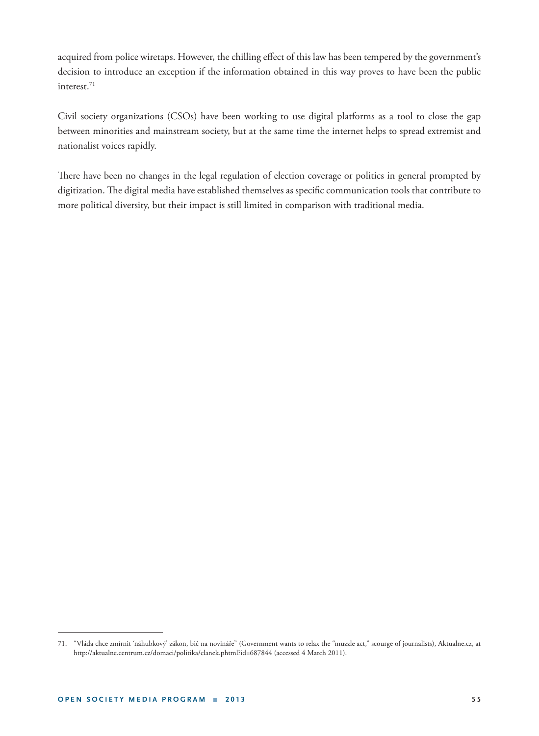acquired from police wiretaps. However, the chilling effect of this law has been tempered by the government's decision to introduce an exception if the information obtained in this way proves to have been the public interest.[71]

Civil society organizations (CSOs) have been working to use digital platforms as a tool to close the gap between minorities and mainstream society, but at the same time the internet helps to spread extremist and nationalist voices rapidly.

There have been no changes in the legal regulation of election coverage or politics in general prompted by digitization. The digital media have established themselves as specific communication tools that contribute to more political diversity, but their impact is still limited in comparison with traditional media.

---

71. "Vláda chce zmírnit 'náhubkový' zákon, bič na novináře" (Government wants to relax the "muzzle act," scourge of journalists), Aktualne.cz, at http://aktualne.centrum.cz/domaci/politika/clanek.phtml?id=687844 (accessed 4 March 2011).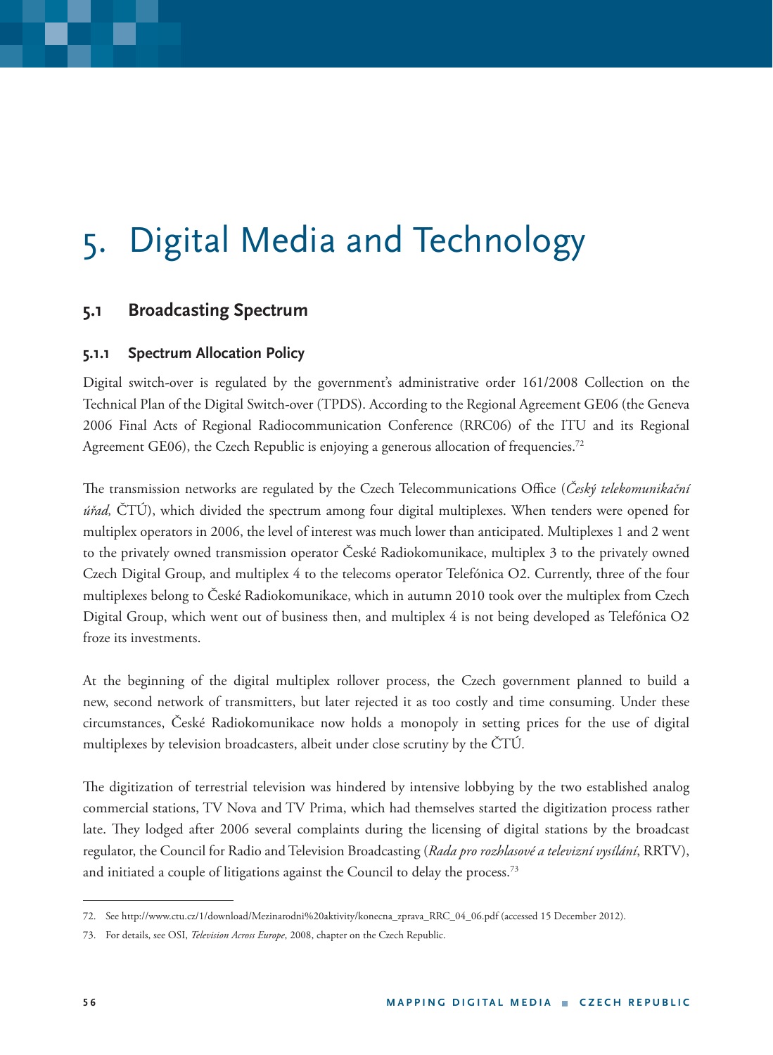# 5. Digital Media and Technology

## 5.1 Broadcasting Spectrum

### 5.1.1 Spectrum Allocation Policy

Digital switch-over is regulated by the government's administrative order 161/2008 Collection on the Technical Plan of the Digital Switch-over (TPDS). According to the Regional Agreement GE06 (the Geneva 2006 Final Acts of Regional Radiocommunication Conference (RRC06) of the ITU and its Regional Agreement GE06), the Czech Republic is enjoying a generous allocation of frequencies.[72]

The transmission networks are regulated by the Czech Telecommunications Office (*Český telekomunikační úřad,* ČTÚ), which divided the spectrum among four digital multiplexes. When tenders were opened for multiplex operators in 2006, the level of interest was much lower than anticipated. Multiplexes 1 and 2 went to the privately owned transmission operator České Radiokomunikace, multiplex 3 to the privately owned Czech Digital Group, and multiplex 4 to the telecoms operator Telefónica O2. Currently, three of the four multiplexes belong to České Radiokomunikace, which in autumn 2010 took over the multiplex from Czech Digital Group, which went out of business then, and multiplex 4 is not being developed as Telefónica O2 froze its investments.

At the beginning of the digital multiplex rollover process, the Czech government planned to build a new, second network of transmitters, but later rejected it as too costly and time consuming. Under these circumstances, České Radiokomunikace now holds a monopoly in setting prices for the use of digital multiplexes by television broadcasters, albeit under close scrutiny by the ČTÚ.

The digitization of terrestrial television was hindered by intensive lobbying by the two established analog commercial stations, TV Nova and TV Prima, which had themselves started the digitization process rather late. They lodged after 2006 several complaints during the licensing of digital stations by the broadcast regulator, the Council for Radio and Television Broadcasting (*Rada pro rozhlasové a televizní vysílání*, RRTV), and initiated a couple of litigations against the Council to delay the process.[73]

---

72. See http://www.ctu.cz/1/download/Mezinarodni%20aktivity/konecna_zprava_RRC_04_06.pdf (accessed 15 December 2012).

73. For details, see OSI, *Television Across Europe*, 2008, chapter on the Czech Republic.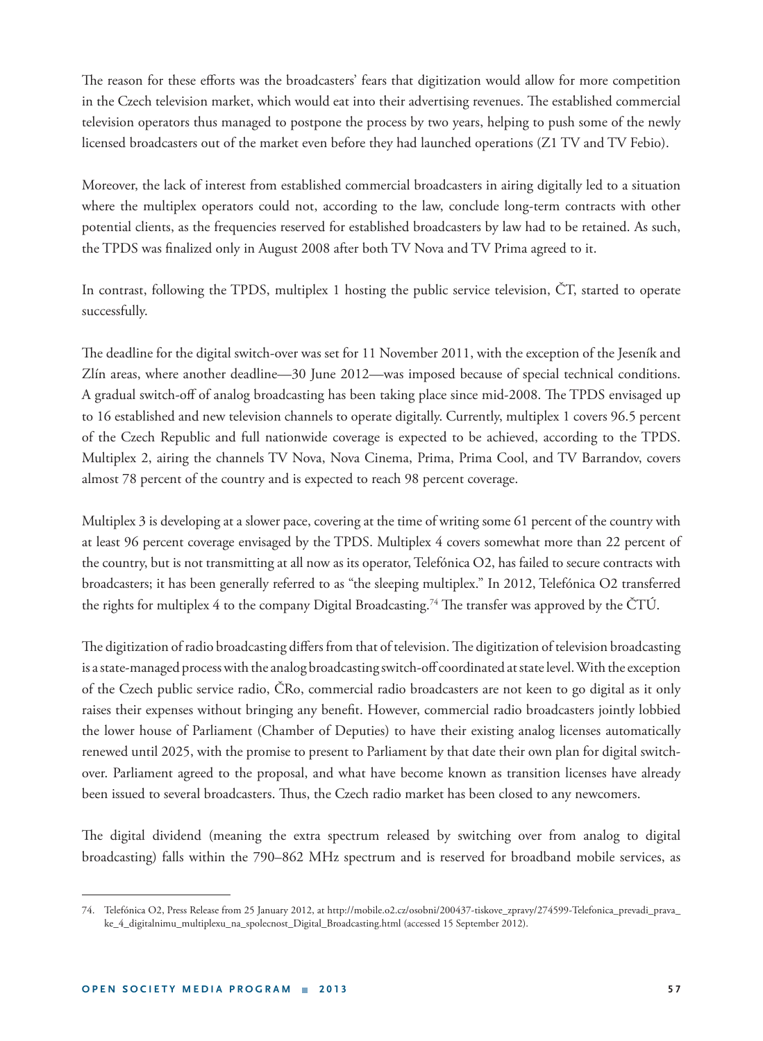The reason for these efforts was the broadcasters' fears that digitization would allow for more competition in the Czech television market, which would eat into their advertising revenues. The established commercial television operators thus managed to postpone the process by two years, helping to push some of the newly licensed broadcasters out of the market even before they had launched operations (Z1 TV and TV Febio).

Moreover, the lack of interest from established commercial broadcasters in airing digitally led to a situation where the multiplex operators could not, according to the law, conclude long-term contracts with other potential clients, as the frequencies reserved for established broadcasters by law had to be retained. As such, the TPDS was finalized only in August 2008 after both TV Nova and TV Prima agreed to it.

In contrast, following the TPDS, multiplex 1 hosting the public service television, ČT, started to operate successfully.

The deadline for the digital switch-over was set for 11 November 2011, with the exception of the Jeseník and Zlín areas, where another deadline—30 June 2012—was imposed because of special technical conditions. A gradual switch-off of analog broadcasting has been taking place since mid-2008. The TPDS envisaged up to 16 established and new television channels to operate digitally. Currently, multiplex 1 covers 96.5 percent of the Czech Republic and full nationwide coverage is expected to be achieved, according to the TPDS. Multiplex 2, airing the channels TV Nova, Nova Cinema, Prima, Prima Cool, and TV Barrandov, covers almost 78 percent of the country and is expected to reach 98 percent coverage.

Multiplex 3 is developing at a slower pace, covering at the time of writing some 61 percent of the country with at least 96 percent coverage envisaged by the TPDS. Multiplex 4 covers somewhat more than 22 percent of the country, but is not transmitting at all now as its operator, Telefónica O2, has failed to secure contracts with broadcasters; it has been generally referred to as "the sleeping multiplex." In 2012, Telefónica O2 transferred the rights for multiplex 4 to the company Digital Broadcasting.[74] The transfer was approved by the ČTÚ.

The digitization of radio broadcasting differs from that of television. The digitization of television broadcasting is a state-managed process with the analog broadcasting switch-off coordinated at state level. With the exception of the Czech public service radio, ČRo, commercial radio broadcasters are not keen to go digital as it only raises their expenses without bringing any benefit. However, commercial radio broadcasters jointly lobbied the lower house of Parliament (Chamber of Deputies) to have their existing analog licenses automatically renewed until 2025, with the promise to present to Parliament by that date their own plan for digital switch-over. Parliament agreed to the proposal, and what have become known as transition licenses have already been issued to several broadcasters. Thus, the Czech radio market has been closed to any newcomers.

The digital dividend (meaning the extra spectrum released by switching over from analog to digital broadcasting) falls within the 790–862 MHz spectrum and is reserved for broadband mobile services, as

---

74. Telefónica O2, Press Release from 25 January 2012, at http://mobile.o2.cz/osobni/200437-tiskove_zpravy/274599-Telefonica_prevadi_prava_ke_4_digitalnimu_multiplexu_na_spolecnost_Digital_Broadcasting.html (accessed 15 September 2012).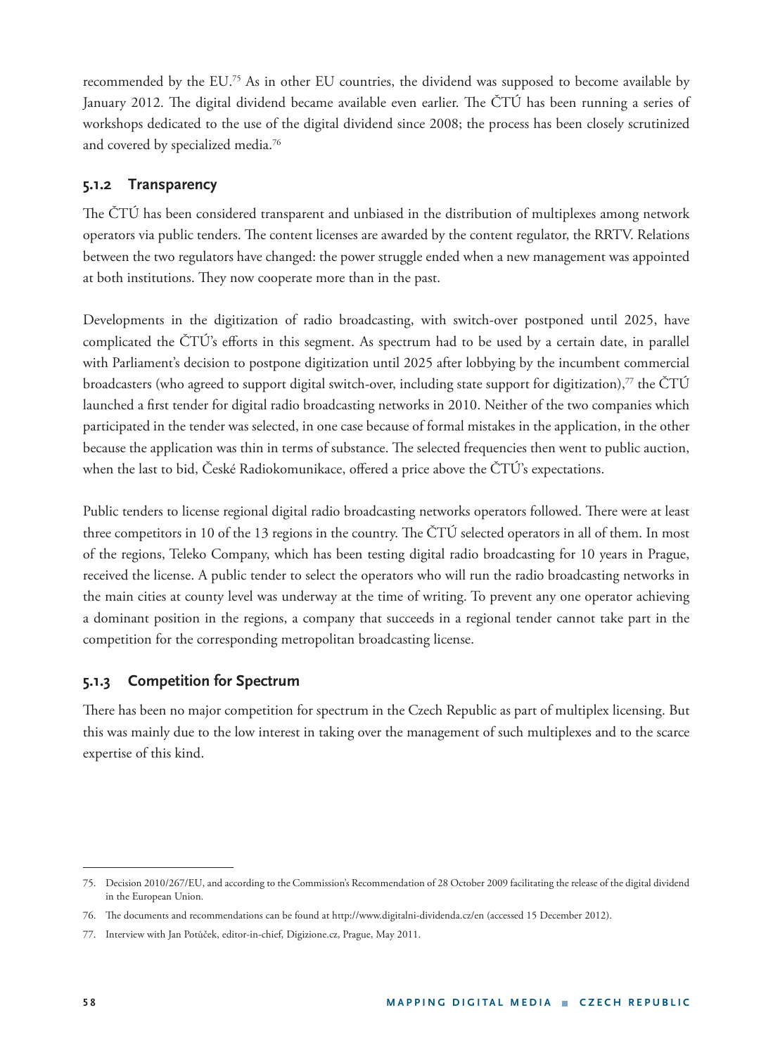recommended by the EU.[75] As in other EU countries, the dividend was supposed to become available by January 2012. The digital dividend became available even earlier. The ČTÚ has been running a series of workshops dedicated to the use of the digital dividend since 2008; the process has been closely scrutinized and covered by specialized media.[76]

### 5.1.2 Transparency

The ČTÚ has been considered transparent and unbiased in the distribution of multiplexes among network operators via public tenders. The content licenses are awarded by the content regulator, the RRTV. Relations between the two regulators have changed: the power struggle ended when a new management was appointed at both institutions. They now cooperate more than in the past.

Developments in the digitization of radio broadcasting, with switch-over postponed until 2025, have complicated the ČTÚ's efforts in this segment. As spectrum had to be used by a certain date, in parallel with Parliament's decision to postpone digitization until 2025 after lobbying by the incumbent commercial broadcasters (who agreed to support digital switch-over, including state support for digitization),[77] the ČTÚ launched a first tender for digital radio broadcasting networks in 2010. Neither of the two companies which participated in the tender was selected, in one case because of formal mistakes in the application, in the other because the application was thin in terms of substance. The selected frequencies then went to public auction, when the last to bid, České Radiokomunikace, offered a price above the ČTÚ's expectations.

Public tenders to license regional digital radio broadcasting networks operators followed. There were at least three competitors in 10 of the 13 regions in the country. The ČTÚ selected operators in all of them. In most of the regions, Teleko Company, which has been testing digital radio broadcasting for 10 years in Prague, received the license. A public tender to select the operators who will run the radio broadcasting networks in the main cities at county level was underway at the time of writing. To prevent any one operator achieving a dominant position in the regions, a company that succeeds in a regional tender cannot take part in the competition for the corresponding metropolitan broadcasting license.

### 5.1.3 Competition for Spectrum

There has been no major competition for spectrum in the Czech Republic as part of multiplex licensing. But this was mainly due to the low interest in taking over the management of such multiplexes and to the scarce expertise of this kind.

---

75. Decision 2010/267/EU, and according to the Commission's Recommendation of 28 October 2009 facilitating the release of the digital dividend in the European Union.

76. The documents and recommendations can be found at http://www.digitalni-dividenda.cz/en (accessed 15 December 2012).

77. Interview with Jan Potůček, editor-in-chief, Digizione.cz, Prague, May 2011.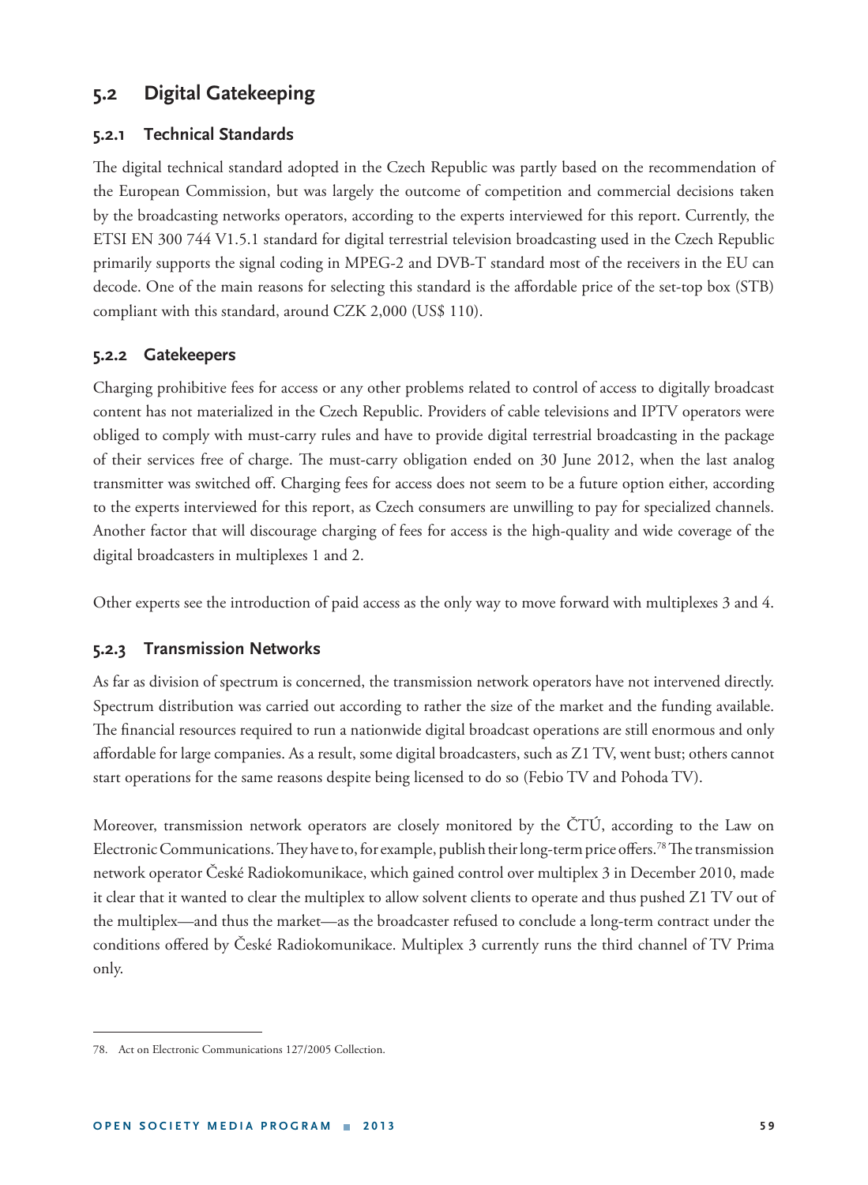## 5.2 Digital Gatekeeping

### 5.2.1 Technical Standards

The digital technical standard adopted in the Czech Republic was partly based on the recommendation of the European Commission, but was largely the outcome of competition and commercial decisions taken by the broadcasting networks operators, according to the experts interviewed for this report. Currently, the ETSI EN 300 744 V1.5.1 standard for digital terrestrial television broadcasting used in the Czech Republic primarily supports the signal coding in MPEG-2 and DVB-T standard most of the receivers in the EU can decode. One of the main reasons for selecting this standard is the affordable price of the set-top box (STB) compliant with this standard, around CZK 2,000 (US$ 110).

### 5.2.2 Gatekeepers

Charging prohibitive fees for access or any other problems related to control of access to digitally broadcast content has not materialized in the Czech Republic. Providers of cable televisions and IPTV operators were obliged to comply with must-carry rules and have to provide digital terrestrial broadcasting in the package of their services free of charge. The must-carry obligation ended on 30 June 2012, when the last analog transmitter was switched off. Charging fees for access does not seem to be a future option either, according to the experts interviewed for this report, as Czech consumers are unwilling to pay for specialized channels. Another factor that will discourage charging of fees for access is the high-quality and wide coverage of the digital broadcasters in multiplexes 1 and 2.

Other experts see the introduction of paid access as the only way to move forward with multiplexes 3 and 4.

### 5.2.3 Transmission Networks

As far as division of spectrum is concerned, the transmission network operators have not intervened directly. Spectrum distribution was carried out according to rather the size of the market and the funding available. The financial resources required to run a nationwide digital broadcast operations are still enormous and only affordable for large companies. As a result, some digital broadcasters, such as Z1 TV, went bust; others cannot start operations for the same reasons despite being licensed to do so (Febio TV and Pohoda TV).

Moreover, transmission network operators are closely monitored by the ČTÚ, according to the Law on Electronic Communications. They have to, for example, publish their long-term price offers.[78] The transmission network operator České Radiokomunikace, which gained control over multiplex 3 in December 2010, made it clear that it wanted to clear the multiplex to allow solvent clients to operate and thus pushed Z1 TV out of the multiplex—and thus the market—as the broadcaster refused to conclude a long-term contract under the conditions offered by České Radiokomunikace. Multiplex 3 currently runs the third channel of TV Prima only.

---

78. Act on Electronic Communications 127/2005 Collection.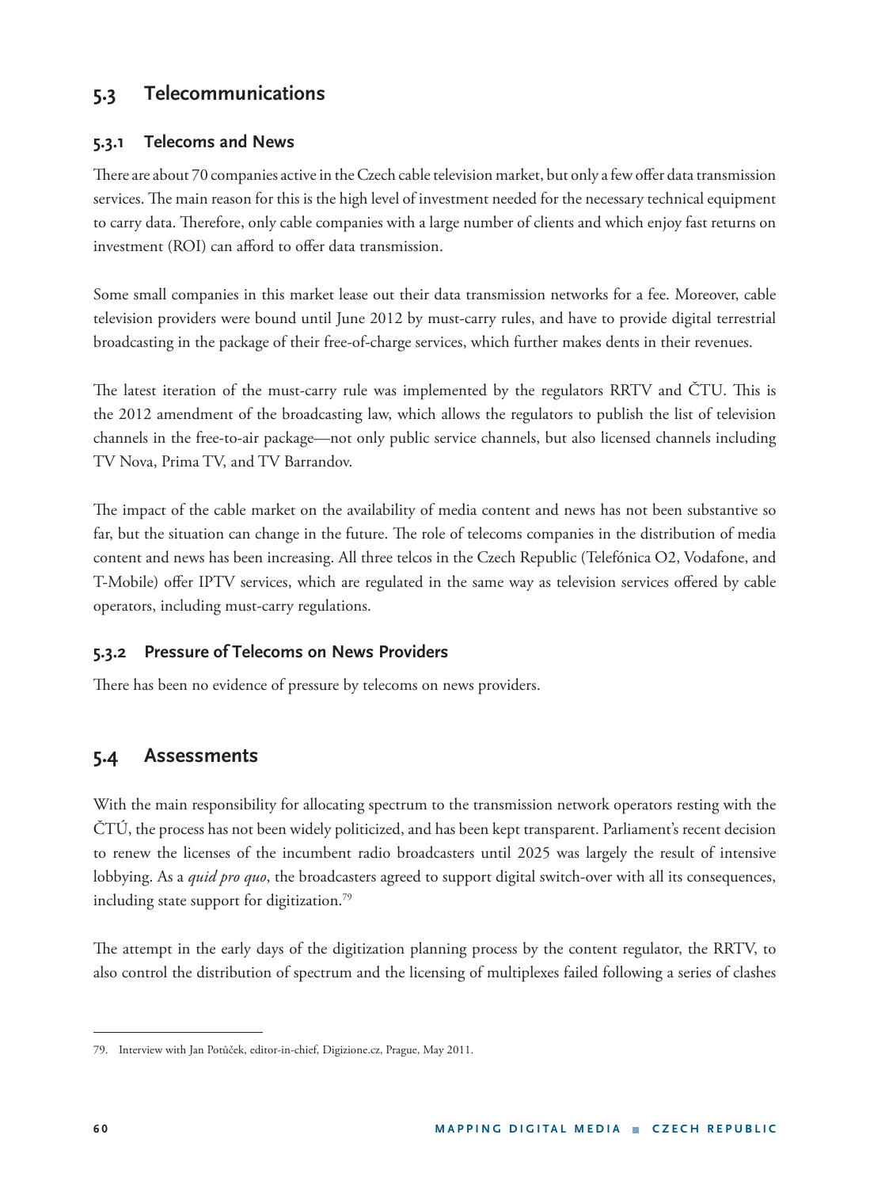## 5.3 Telecommunications

### 5.3.1 Telecoms and News

There are about 70 companies active in the Czech cable television market, but only a few offer data transmission services. The main reason for this is the high level of investment needed for the necessary technical equipment to carry data. Therefore, only cable companies with a large number of clients and which enjoy fast returns on investment (ROI) can afford to offer data transmission.

Some small companies in this market lease out their data transmission networks for a fee. Moreover, cable television providers were bound until June 2012 by must-carry rules, and have to provide digital terrestrial broadcasting in the package of their free-of-charge services, which further makes dents in their revenues.

The latest iteration of the must-carry rule was implemented by the regulators RRTV and ČTU. This is the 2012 amendment of the broadcasting law, which allows the regulators to publish the list of television channels in the free-to-air package—not only public service channels, but also licensed channels including TV Nova, Prima TV, and TV Barrandov.

The impact of the cable market on the availability of media content and news has not been substantive so far, but the situation can change in the future. The role of telecoms companies in the distribution of media content and news has been increasing. All three telcos in the Czech Republic (Telefónica O2, Vodafone, and T-Mobile) offer IPTV services, which are regulated in the same way as television services offered by cable operators, including must-carry regulations.

### 5.3.2 Pressure of Telecoms on News Providers

There has been no evidence of pressure by telecoms on news providers.

## 5.4 Assessments

With the main responsibility for allocating spectrum to the transmission network operators resting with the ČTÚ, the process has not been widely politicized, and has been kept transparent. Parliament's recent decision to renew the licenses of the incumbent radio broadcasters until 2025 was largely the result of intensive lobbying. As a *quid pro quo*, the broadcasters agreed to support digital switch-over with all its consequences, including state support for digitization.[79]

The attempt in the early days of the digitization planning process by the content regulator, the RRTV, to also control the distribution of spectrum and the licensing of multiplexes failed following a series of clashes

---

79. Interview with Jan Potůček, editor-in-chief, Digizione.cz, Prague, May 2011.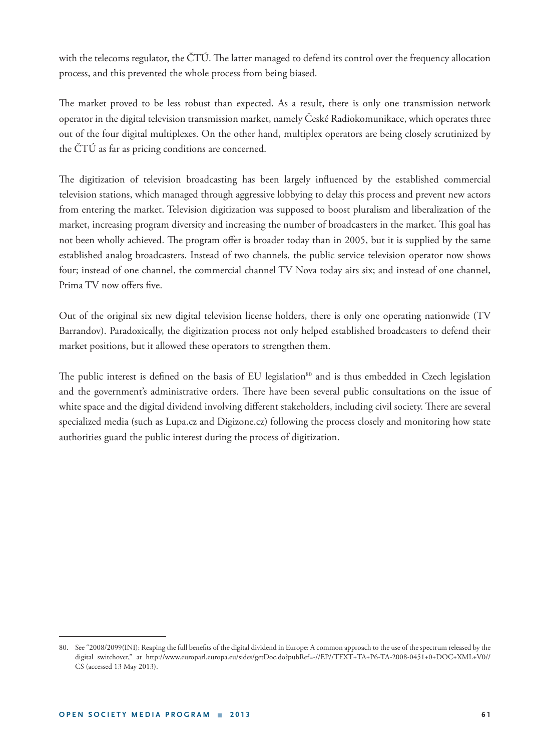with the telecoms regulator, the ČTÚ. The latter managed to defend its control over the frequency allocation process, and this prevented the whole process from being biased.

The market proved to be less robust than expected. As a result, there is only one transmission network operator in the digital television transmission market, namely České Radiokomunikace, which operates three out of the four digital multiplexes. On the other hand, multiplex operators are being closely scrutinized by the ČTÚ as far as pricing conditions are concerned.

The digitization of television broadcasting has been largely influenced by the established commercial television stations, which managed through aggressive lobbying to delay this process and prevent new actors from entering the market. Television digitization was supposed to boost pluralism and liberalization of the market, increasing program diversity and increasing the number of broadcasters in the market. This goal has not been wholly achieved. The program offer is broader today than in 2005, but it is supplied by the same established analog broadcasters. Instead of two channels, the public service television operator now shows four; instead of one channel, the commercial channel TV Nova today airs six; and instead of one channel, Prima TV now offers five.

Out of the original six new digital television license holders, there is only one operating nationwide (TV Barrandov). Paradoxically, the digitization process not only helped established broadcasters to defend their market positions, but it allowed these operators to strengthen them.

The public interest is defined on the basis of EU legislation[80] and is thus embedded in Czech legislation and the government's administrative orders. There have been several public consultations on the issue of white space and the digital dividend involving different stakeholders, including civil society. There are several specialized media (such as Lupa.cz and Digizone.cz) following the process closely and monitoring how state authorities guard the public interest during the process of digitization.

80. See "2008/2099(INI): Reaping the full benefits of the digital dividend in Europe: A common approach to the use of the spectrum released by the digital switchover," at http://www.europarl.europa.eu/sides/getDoc.do?pubRef=-//EP//TEXT+TA+P6-TA-2008-0451+0+DOC+XML+V0//CS (accessed 13 May 2013).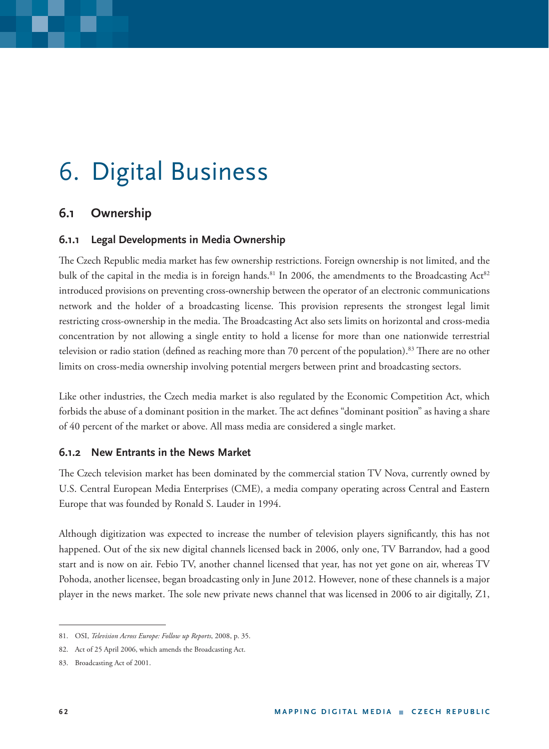# 6. Digital Business

## 6.1 Ownership

### 6.1.1 Legal Developments in Media Ownership

The Czech Republic media market has few ownership restrictions. Foreign ownership is not limited, and the bulk of the capital in the media is in foreign hands.[81] In 2006, the amendments to the Broadcasting Act[82] introduced provisions on preventing cross-ownership between the operator of an electronic communications network and the holder of a broadcasting license. This provision represents the strongest legal limit restricting cross-ownership in the media. The Broadcasting Act also sets limits on horizontal and cross-media concentration by not allowing a single entity to hold a license for more than one nationwide terrestrial television or radio station (defined as reaching more than 70 percent of the population).[83] There are no other limits on cross-media ownership involving potential mergers between print and broadcasting sectors.

Like other industries, the Czech media market is also regulated by the Economic Competition Act, which forbids the abuse of a dominant position in the market. The act defines "dominant position" as having a share of 40 percent of the market or above. All mass media are considered a single market.

### 6.1.2 New Entrants in the News Market

The Czech television market has been dominated by the commercial station TV Nova, currently owned by U.S. Central European Media Enterprises (CME), a media company operating across Central and Eastern Europe that was founded by Ronald S. Lauder in 1994.

Although digitization was expected to increase the number of television players significantly, this has not happened. Out of the six new digital channels licensed back in 2006, only one, TV Barrandov, had a good start and is now on air. Febio TV, another channel licensed that year, has not yet gone on air, whereas TV Pohoda, another licensee, began broadcasting only in June 2012. However, none of these channels is a major player in the news market. The sole new private news channel that was licensed in 2006 to air digitally, Z1,

---

81. OSI, *Television Across Europe: Follow up Reports*, 2008, p. 35.

82. Act of 25 April 2006, which amends the Broadcasting Act.

83. Broadcasting Act of 2001.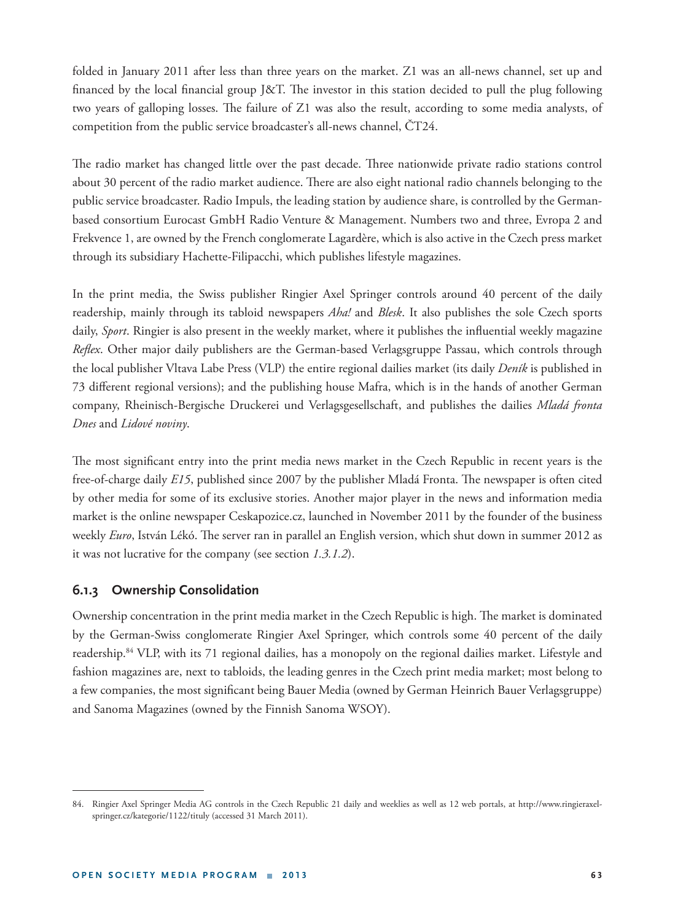folded in January 2011 after less than three years on the market. Z1 was an all-news channel, set up and financed by the local financial group J&T. The investor in this station decided to pull the plug following two years of galloping losses. The failure of Z1 was also the result, according to some media analysts, of competition from the public service broadcaster's all-news channel, ČT24.

The radio market has changed little over the past decade. Three nationwide private radio stations control about 30 percent of the radio market audience. There are also eight national radio channels belonging to the public service broadcaster. Radio Impuls, the leading station by audience share, is controlled by the German-based consortium Eurocast GmbH Radio Venture & Management. Numbers two and three, Evropa 2 and Frekvence 1, are owned by the French conglomerate Lagardère, which is also active in the Czech press market through its subsidiary Hachette-Filipacchi, which publishes lifestyle magazines.

In the print media, the Swiss publisher Ringier Axel Springer controls around 40 percent of the daily readership, mainly through its tabloid newspapers *Aha!* and *Blesk*. It also publishes the sole Czech sports daily, *Sport*. Ringier is also present in the weekly market, where it publishes the influential weekly magazine *Reflex*. Other major daily publishers are the German-based Verlagsgruppe Passau, which controls through the local publisher Vltava Labe Press (VLP) the entire regional dailies market (its daily *Deník* is published in 73 different regional versions); and the publishing house Mafra, which is in the hands of another German company, Rheinisch-Bergische Druckerei und Verlagsgesellschaft, and publishes the dailies *Mladá fronta Dnes* and *Lidové noviny*.

The most significant entry into the print media news market in the Czech Republic in recent years is the free-of-charge daily *E15*, published since 2007 by the publisher Mladá Fronta. The newspaper is often cited by other media for some of its exclusive stories. Another major player in the news and information media market is the online newspaper Ceskapozice.cz, launched in November 2011 by the founder of the business weekly *Euro*, István Lékó. The server ran in parallel an English version, which shut down in summer 2012 as it was not lucrative for the company (see section *1.3.1.2*).

### 6.1.3 Ownership Consolidation

Ownership concentration in the print media market in the Czech Republic is high. The market is dominated by the German-Swiss conglomerate Ringier Axel Springer, which controls some 40 percent of the daily readership.[84] VLP, with its 71 regional dailies, has a monopoly on the regional dailies market. Lifestyle and fashion magazines are, next to tabloids, the leading genres in the Czech print media market; most belong to a few companies, the most significant being Bauer Media (owned by German Heinrich Bauer Verlagsgruppe) and Sanoma Magazines (owned by the Finnish Sanoma WSOY).

---

84. Ringier Axel Springer Media AG controls in the Czech Republic 21 daily and weeklies as well as 12 web portals, at http://www.ringieraxel-springer.cz/kategorie/1122/tituly (accessed 31 March 2011).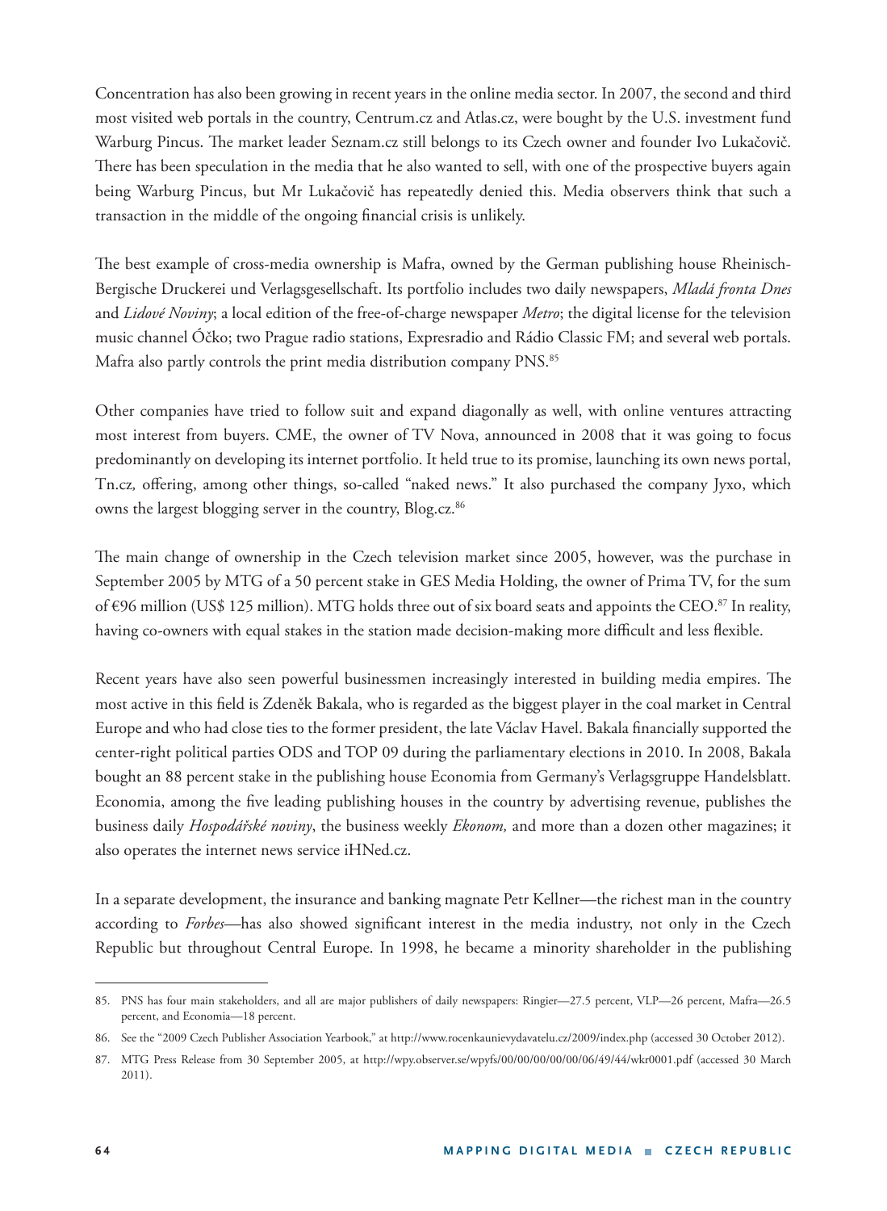Concentration has also been growing in recent years in the online media sector. In 2007, the second and third most visited web portals in the country, Centrum.cz and Atlas.cz, were bought by the U.S. investment fund Warburg Pincus. The market leader Seznam.cz still belongs to its Czech owner and founder Ivo Lukačovič. There has been speculation in the media that he also wanted to sell, with one of the prospective buyers again being Warburg Pincus, but Mr Lukačovič has repeatedly denied this. Media observers think that such a transaction in the middle of the ongoing financial crisis is unlikely.

The best example of cross-media ownership is Mafra, owned by the German publishing house Rheinisch-Bergische Druckerei und Verlagsgesellschaft. Its portfolio includes two daily newspapers, *Mladá fronta Dnes* and *Lidové Noviny*; a local edition of the free-of-charge newspaper *Metro*; the digital license for the television music channel Óčko; two Prague radio stations, Expresradio and Rádio Classic FM; and several web portals. Mafra also partly controls the print media distribution company PNS.[85]

Other companies have tried to follow suit and expand diagonally as well, with online ventures attracting most interest from buyers. CME, the owner of TV Nova, announced in 2008 that it was going to focus predominantly on developing its internet portfolio. It held true to its promise, launching its own news portal, Tn.cz*,* offering, among other things, so-called "naked news." It also purchased the company Jyxo, which owns the largest blogging server in the country, Blog.cz.[86]

The main change of ownership in the Czech television market since 2005, however, was the purchase in September 2005 by MTG of a 50 percent stake in GES Media Holding, the owner of Prima TV, for the sum of €96 million (US$ 125 million). MTG holds three out of six board seats and appoints the CEO.[87] In reality, having co-owners with equal stakes in the station made decision-making more difficult and less flexible.

Recent years have also seen powerful businessmen increasingly interested in building media empires. The most active in this field is Zdeněk Bakala, who is regarded as the biggest player in the coal market in Central Europe and who had close ties to the former president, the late Václav Havel. Bakala financially supported the center-right political parties ODS and TOP 09 during the parliamentary elections in 2010. In 2008, Bakala bought an 88 percent stake in the publishing house Economia from Germany's Verlagsgruppe Handelsblatt. Economia, among the five leading publishing houses in the country by advertising revenue, publishes the business daily *Hospodářské noviny*, the business weekly *Ekonom,* and more than a dozen other magazines; it also operates the internet news service iHNed.cz.

In a separate development, the insurance and banking magnate Petr Kellner—the richest man in the country according to *Forbes*—has also showed significant interest in the media industry, not only in the Czech Republic but throughout Central Europe. In 1998, he became a minority shareholder in the publishing

---

85. PNS has four main stakeholders, and all are major publishers of daily newspapers: Ringier—27.5 percent, VLP—26 percent, Mafra—26.5 percent, and Economia—18 percent.

86. See the "2009 Czech Publisher Association Yearbook," at http://www.rocenkaunievydavatelu.cz/2009/index.php (accessed 30 October 2012).

87. MTG Press Release from 30 September 2005, at http://wpy.observer.se/wpyfs/00/00/00/00/00/06/49/44/wkr0001.pdf (accessed 30 March 2011).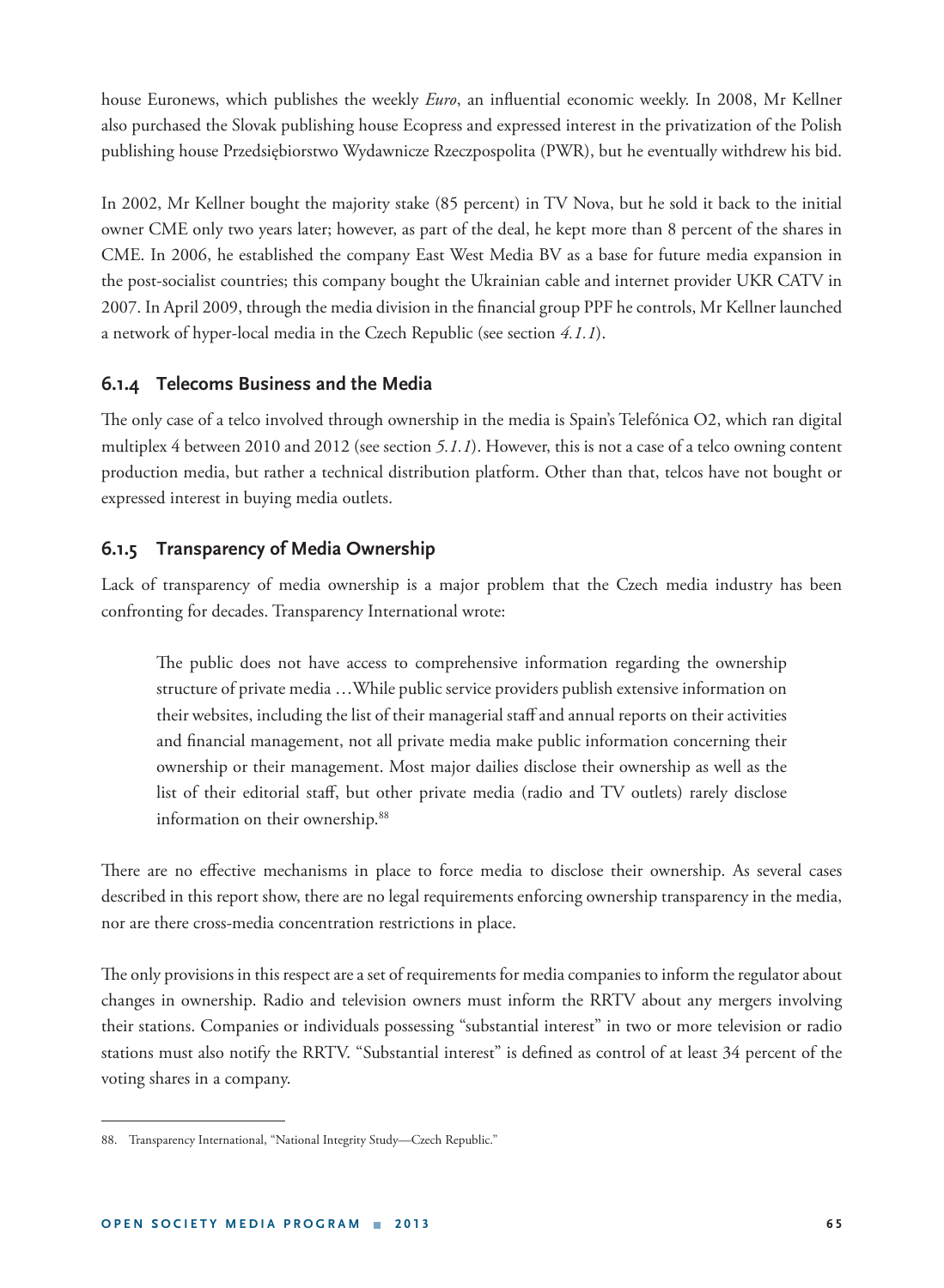house Euronews, which publishes the weekly *Euro*, an influential economic weekly. In 2008, Mr Kellner also purchased the Slovak publishing house Ecopress and expressed interest in the privatization of the Polish publishing house Przedsiębiorstwo Wydawnicze Rzeczpospolita (PWR), but he eventually withdrew his bid.

In 2002, Mr Kellner bought the majority stake (85 percent) in TV Nova, but he sold it back to the initial owner CME only two years later; however, as part of the deal, he kept more than 8 percent of the shares in CME. In 2006, he established the company East West Media BV as a base for future media expansion in the post-socialist countries; this company bought the Ukrainian cable and internet provider UKR CATV in 2007. In April 2009, through the media division in the financial group PPF he controls, Mr Kellner launched a network of hyper-local media in the Czech Republic (see section *4.1.1*).

### 6.1.4 Telecoms Business and the Media

The only case of a telco involved through ownership in the media is Spain's Telefónica O2, which ran digital multiplex 4 between 2010 and 2012 (see section *5.1.1*). However, this is not a case of a telco owning content production media, but rather a technical distribution platform. Other than that, telcos have not bought or expressed interest in buying media outlets.

### 6.1.5 Transparency of Media Ownership

Lack of transparency of media ownership is a major problem that the Czech media industry has been confronting for decades. Transparency International wrote:

> The public does not have access to comprehensive information regarding the ownership structure of private media …While public service providers publish extensive information on their websites, including the list of their managerial staff and annual reports on their activities and financial management, not all private media make public information concerning their ownership or their management. Most major dailies disclose their ownership as well as the list of their editorial staff, but other private media (radio and TV outlets) rarely disclose information on their ownership.[88]

There are no effective mechanisms in place to force media to disclose their ownership. As several cases described in this report show, there are no legal requirements enforcing ownership transparency in the media, nor are there cross-media concentration restrictions in place.

The only provisions in this respect are a set of requirements for media companies to inform the regulator about changes in ownership. Radio and television owners must inform the RRTV about any mergers involving their stations. Companies or individuals possessing "substantial interest" in two or more television or radio stations must also notify the RRTV. "Substantial interest" is defined as control of at least 34 percent of the voting shares in a company.

---

88. Transparency International, "National Integrity Study—Czech Republic."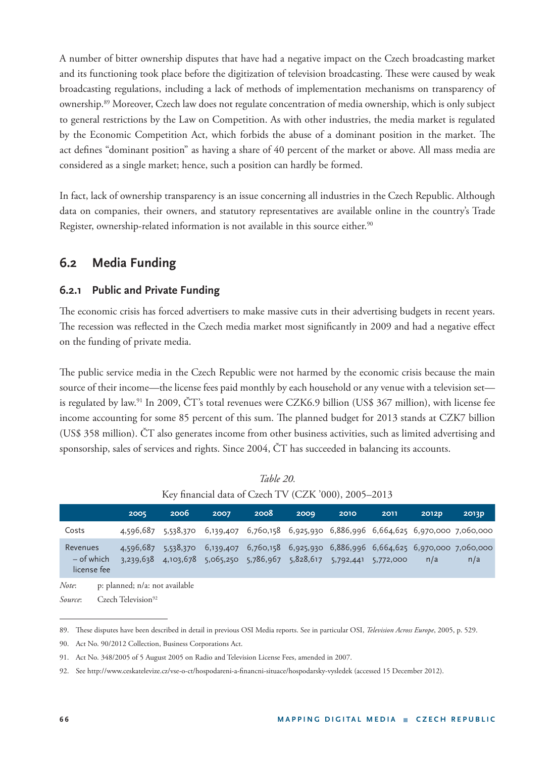A number of bitter ownership disputes that have had a negative impact on the Czech broadcasting market and its functioning took place before the digitization of television broadcasting. These were caused by weak broadcasting regulations, including a lack of methods of implementation mechanisms on transparency of ownership.[89] Moreover, Czech law does not regulate concentration of media ownership, which is only subject to general restrictions by the Law on Competition. As with other industries, the media market is regulated by the Economic Competition Act, which forbids the abuse of a dominant position in the market. The act defines "dominant position" as having a share of 40 percent of the market or above. All mass media are considered as a single market; hence, such a position can hardly be formed.

In fact, lack of ownership transparency is an issue concerning all industries in the Czech Republic. Although data on companies, their owners, and statutory representatives are available online in the country's Trade Register, ownership-related information is not available in this source either.[90]

## 6.2 Media Funding

### 6.2.1 Public and Private Funding

The economic crisis has forced advertisers to make massive cuts in their advertising budgets in recent years. The recession was reflected in the Czech media market most significantly in 2009 and had a negative effect on the funding of private media.

The public service media in the Czech Republic were not harmed by the economic crisis because the main source of their income—the license fees paid monthly by each household or any venue with a television set—is regulated by law.[91] In 2009, ČT's total revenues were CZK6.9 billion (US$ 367 million), with license fee income accounting for some 85 percent of this sum. The planned budget for 2013 stands at CZK7 billion (US$ 358 million). ČT also generates income from other business activities, such as limited advertising and sponsorship, sales of services and rights. Since 2004, ČT has succeeded in balancing its accounts.

*Table 20.*

Key financial data of Czech TV (CZK '000), 2005–2013

| | 2005 | 2006 | 2007 | 2008 | 2009 | 2010 | 2011 | 2012p | 2013p |
|---|---|---|---|---|---|---|---|---|---|
| Costs | 4,596,687 | 5,538,370 | 6,139,407 | 6,760,158 | 6,925,930 | 6,886,996 | 6,664,625 | 6,970,000 | 7,060,000 |
| Revenues | 4,596,687 | 5,538,370 | 6,139,407 | 6,760,158 | 6,925,930 | 6,886,996 | 6,664,625 | 6,970,000 | 7,060,000 |
| – of which license fee | 3,239,638 | 4,103,678 | 5,065,250 | 5,786,967 | 5,828,617 | 5,792,441 | 5,772,000 | n/a | n/a |

*Note*: p: planned; n/a: not available

*Source*: Czech Television[92]

---

89. These disputes have been described in detail in previous OSI Media reports. See in particular OSI, *Television Across Europe*, 2005, p. 529.

90. Act No. 90/2012 Collection, Business Corporations Act.

91. Act No. 348/2005 of 5 August 2005 on Radio and Television License Fees, amended in 2007.

92. See http://www.ceskatelevize.cz/vse-o-ct/hospodareni-a-financni-situace/hospodarsky-vysledek (accessed 15 December 2012).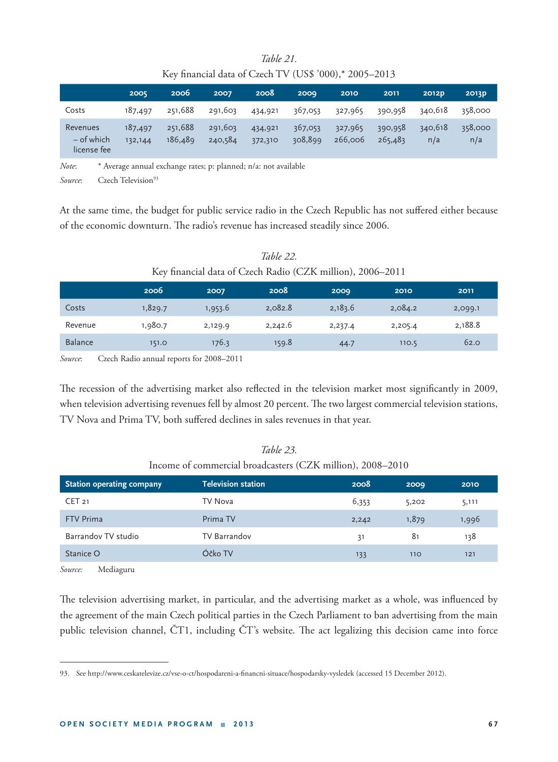*Table 21.*

Key financial data of Czech TV (US$ '000),* 2005–2013

| | 2005 | 2006 | 2007 | 2008 | 2009 | 2010 | 2011 | 2012p | 2013p |
|---|---|---|---|---|---|---|---|---|---|
| Costs | 187,497 | 251,688 | 291,603 | 434,921 | 367,053 | 327,965 | 390,958 | 340,618 | 358,000 |
| Revenues | 187,497 | 251,688 | 291,603 | 434,921 | 367,053 | 327,965 | 390,958 | 340,618 | 358,000 |
| – of which license fee | 132,144 | 186,489 | 240,584 | 372,310 | 308,899 | 266,006 | 265,483 | n/a | n/a |

*Note*: * Average annual exchange rates; p: planned; n/a: not available

*Source*: Czech Television[93]

At the same time, the budget for public service radio in the Czech Republic has not suffered either because of the economic downturn. The radio's revenue has increased steadily since 2006.

*Table 22.*

Key financial data of Czech Radio (CZK million), 2006–2011

| | 2006 | 2007 | 2008 | 2009 | 2010 | 2011 |
|---|---|---|---|---|---|---|
| Costs | 1,829.7 | 1,953.6 | 2,082.8 | 2,183.6 | 2,084.2 | 2,099.1 |
| Revenue | 1,980.7 | 2,129.9 | 2,242.6 | 2,237.4 | 2,205.4 | 2,188.8 |
| Balance | 151.0 | 176.3 | 159.8 | 44.7 | 110.5 | 62.0 |

*Source*: Czech Radio annual reports for 2008–2011

The recession of the advertising market also reflected in the television market most significantly in 2009, when television advertising revenues fell by almost 20 percent. The two largest commercial television stations, TV Nova and Prima TV, both suffered declines in sales revenues in that year.

*Table 23.*

Income of commercial broadcasters (CZK million), 2008–2010

| Station operating company | Television station | 2008 | 2009 | 2010 |
|---|---|---|---|---|
| CET 21 | TV Nova | 6,353 | 5,202 | 5,111 |
| FTV Prima | Prima TV | 2,242 | 1,879 | 1,996 |
| Barrandov TV studio | TV Barrandov | 31 | 81 | 138 |
| Stanice O | Óčko TV | 133 | 110 | 121 |

*Source:* Mediaguru

The television advertising market, in particular, and the advertising market as a whole, was influenced by the agreement of the main Czech political parties in the Czech Parliament to ban advertising from the main public television channel, ČT1, including ČT's website. The act legalizing this decision came into force

93. See http://www.ceskatelevize.cz/vse-o-ct/hospodareni-a-financni-situace/hospodarsky-vysledek (accessed 15 December 2012).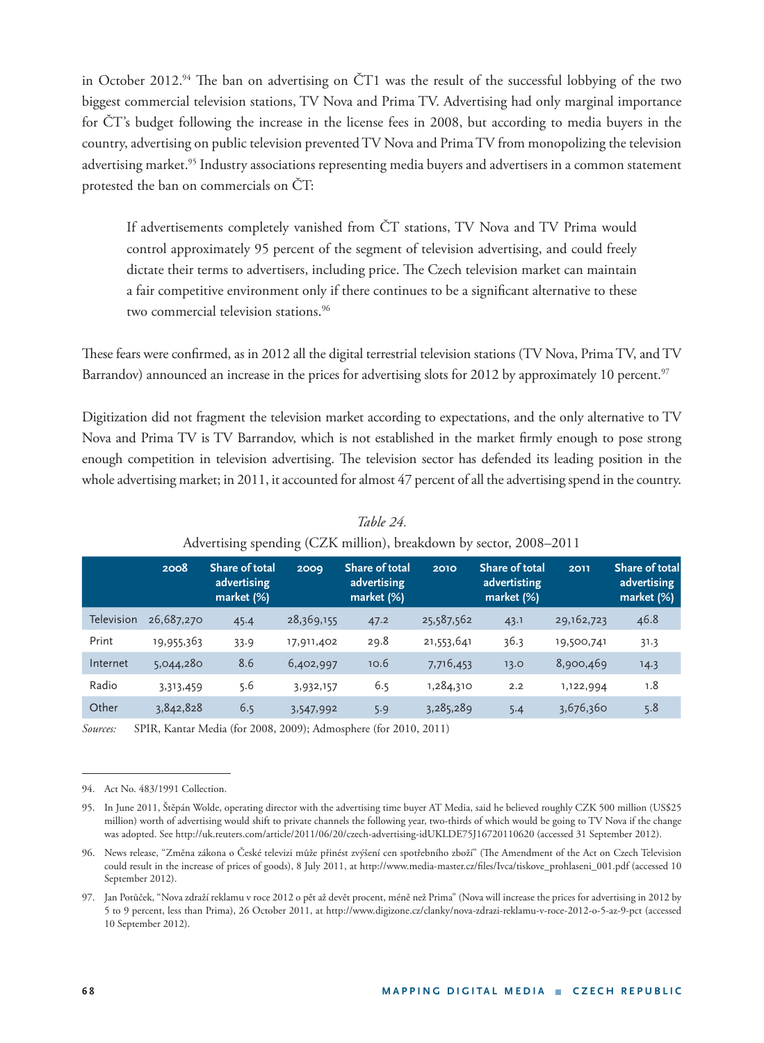in October 2012.[94] The ban on advertising on ČT1 was the result of the successful lobbying of the two biggest commercial television stations, TV Nova and Prima TV. Advertising had only marginal importance for ČT's budget following the increase in the license fees in 2008, but according to media buyers in the country, advertising on public television prevented TV Nova and Prima TV from monopolizing the television advertising market.[95] Industry associations representing media buyers and advertisers in a common statement protested the ban on commercials on ČT:

> If advertisements completely vanished from ČT stations, TV Nova and TV Prima would control approximately 95 percent of the segment of television advertising, and could freely dictate their terms to advertisers, including price. The Czech television market can maintain a fair competitive environment only if there continues to be a significant alternative to these two commercial television stations.[96]

These fears were confirmed, as in 2012 all the digital terrestrial television stations (TV Nova, Prima TV, and TV Barrandov) announced an increase in the prices for advertising slots for 2012 by approximately 10 percent.[97]

Digitization did not fragment the television market according to expectations, and the only alternative to TV Nova and Prima TV is TV Barrandov, which is not established in the market firmly enough to pose strong enough competition in television advertising. The television sector has defended its leading position in the whole advertising market; in 2011, it accounted for almost 47 percent of all the advertising spend in the country.

*Table 24.*
Advertising spending (CZK million), breakdown by sector, 2008–2011

| | 2008 | Share of total advertising market (%) | 2009 | Share of total advertising market (%) | 2010 | Share of total advertising market (%) | 2011 | Share of total advertising market (%) |
|---|---|---|---|---|---|---|---|---|
| Television | 26,687,270 | 45.4 | 28,369,155 | 47.2 | 25,587,562 | 43.1 | 29,162,723 | 46.8 |
| Print | 19,955,363 | 33.9 | 17,911,402 | 29.8 | 21,553,641 | 36.3 | 19,500,741 | 31.3 |
| Internet | 5,044,280 | 8.6 | 6,402,997 | 10.6 | 7,716,453 | 13.0 | 8,900,469 | 14.3 |
| Radio | 3,313,459 | 5.6 | 3,932,157 | 6.5 | 1,284,310 | 2.2 | 1,122,994 | 1.8 |
| Other | 3,842,828 | 6.5 | 3,547,992 | 5.9 | 3,285,289 | 5.4 | 3,676,360 | 5.8 |

*Sources:* SPIR, Kantar Media (for 2008, 2009); Admosphere (for 2010, 2011)

---

94. Act No. 483/1991 Collection.

95. In June 2011, Štěpán Wolde, operating director with the advertising time buyer AT Media, said he believed roughly CZK 500 million (US$25 million) worth of advertising would shift to private channels the following year, two-thirds of which would be going to TV Nova if the change was adopted. See http://uk.reuters.com/article/2011/06/20/czech-advertising-idUKLDE75J16720110620 (accessed 31 September 2012).

96. News release, "Změna zákona o České televizi může přinést zvýšení cen spotřebního zboží" (The Amendment of the Act on Czech Television could result in the increase of prices of goods), 8 July 2011, at http://www.media-master.cz/files/Ivca/tiskove_prohlaseni_001.pdf (accessed 10 September 2012).

97. Jan Potůček, "Nova zdraží reklamu v roce 2012 o pět až devět procent, méně než Prima" (Nova will increase the prices for advertising in 2012 by 5 to 9 percent, less than Prima), 26 October 2011, at http://www.digizone.cz/clanky/nova-zdrazi-reklamu-v-roce-2012-o-5-az-9-pct (accessed 10 September 2012).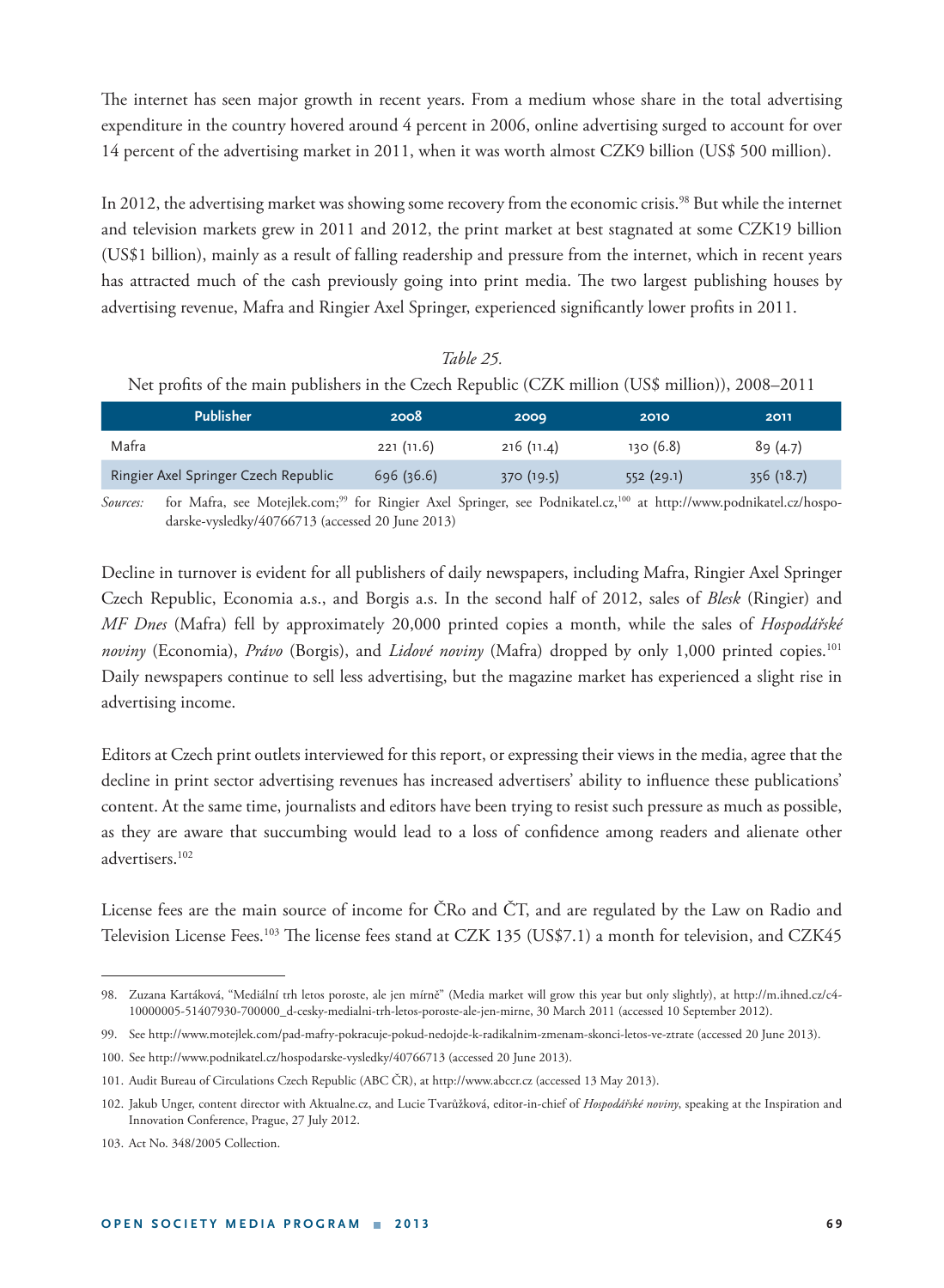The internet has seen major growth in recent years. From a medium whose share in the total advertising expenditure in the country hovered around 4 percent in 2006, online advertising surged to account for over 14 percent of the advertising market in 2011, when it was worth almost CZK9 billion (US$ 500 million).

In 2012, the advertising market was showing some recovery from the economic crisis.[98] But while the internet and television markets grew in 2011 and 2012, the print market at best stagnated at some CZK19 billion (US$1 billion), mainly as a result of falling readership and pressure from the internet, which in recent years has attracted much of the cash previously going into print media. The two largest publishing houses by advertising revenue, Mafra and Ringier Axel Springer, experienced significantly lower profits in 2011.

*Table 25.*

Net profits of the main publishers in the Czech Republic (CZK million (US$ million)), 2008–2011

| Publisher | 2008 | 2009 | 2010 | 2011 |
|---|---|---|---|---|
| Mafra | 221 (11.6) | 216 (11.4) | 130 (6.8) | 89 (4.7) |
| Ringier Axel Springer Czech Republic | 696 (36.6) | 370 (19.5) | 552 (29.1) | 356 (18.7) |

*Sources:* for Mafra, see Motejlek.com;[99] for Ringier Axel Springer, see Podnikatel.cz,[100] at http://www.podnikatel.cz/hospodarske-vysledky/40766713 (accessed 20 June 2013)

Decline in turnover is evident for all publishers of daily newspapers, including Mafra, Ringier Axel Springer Czech Republic, Economia a.s., and Borgis a.s. In the second half of 2012, sales of *Blesk* (Ringier) and *MF Dnes* (Mafra) fell by approximately 20,000 printed copies a month, while the sales of *Hospodářské noviny* (Economia), *Právo* (Borgis), and *Lidové noviny* (Mafra) dropped by only 1,000 printed copies.[101] Daily newspapers continue to sell less advertising, but the magazine market has experienced a slight rise in advertising income.

Editors at Czech print outlets interviewed for this report, or expressing their views in the media, agree that the decline in print sector advertising revenues has increased advertisers' ability to influence these publications' content. At the same time, journalists and editors have been trying to resist such pressure as much as possible, as they are aware that succumbing would lead to a loss of confidence among readers and alienate other advertisers.[102]

License fees are the main source of income for ČRo and ČT, and are regulated by the Law on Radio and Television License Fees.[103] The license fees stand at CZK 135 (US$7.1) a month for television, and CZK45

---

98. Zuzana Kartáková, "Mediální trh letos poroste, ale jen mírně" (Media market will grow this year but only slightly), at http://m.ihned.cz/c4-10000005-51407930-700000_d-cesky-medialni-trh-letos-poroste-ale-jen-mirne, 30 March 2011 (accessed 10 September 2012).

99. See http://www.motejlek.com/pad-mafry-pokracuje-pokud-nedojde-k-radikalnim-zmenam-skonci-letos-ve-ztrate (accessed 20 June 2013).

100. See http://www.podnikatel.cz/hospodarske-vysledky/40766713 (accessed 20 June 2013).

101. Audit Bureau of Circulations Czech Republic (ABC ČR), at http://www.abccr.cz (accessed 13 May 2013).

102. Jakub Unger, content director with Aktualne.cz, and Lucie Tvarůžková, editor-in-chief of *Hospodářské noviny*, speaking at the Inspiration and Innovation Conference, Prague, 27 July 2012.

103. Act No. 348/2005 Collection.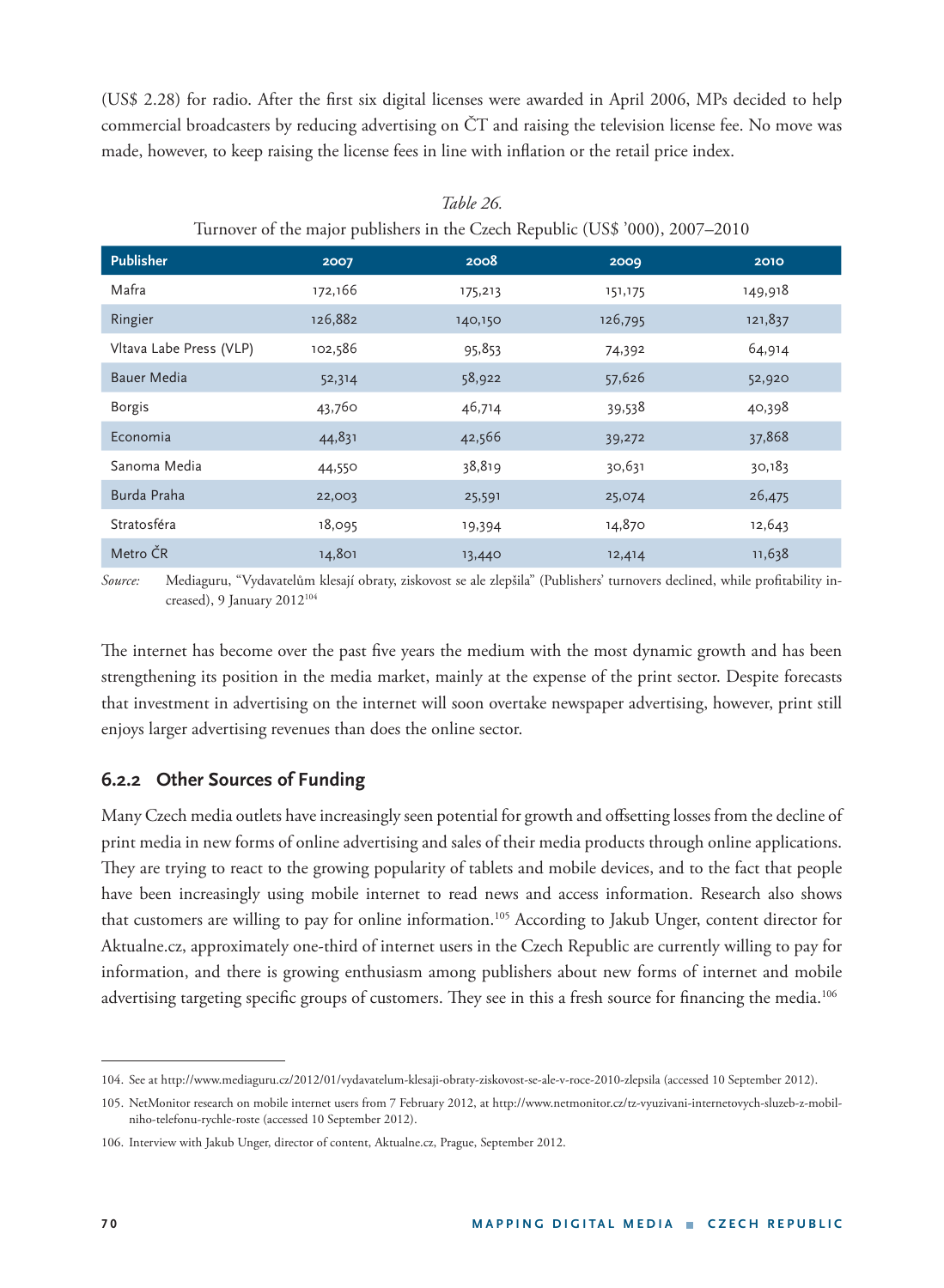(US$ 2.28) for radio. After the first six digital licenses were awarded in April 2006, MPs decided to help commercial broadcasters by reducing advertising on ČT and raising the television license fee. No move was made, however, to keep raising the license fees in line with inflation or the retail price index.

*Table 26.*
Turnover of the major publishers in the Czech Republic (US$ '000), 2007–2010

| Publisher | 2007 | 2008 | 2009 | 2010 |
|---|---|---|---|---|
| Mafra | 172,166 | 175,213 | 151,175 | 149,918 |
| Ringier | 126,882 | 140,150 | 126,795 | 121,837 |
| Vltava Labe Press (VLP) | 102,586 | 95,853 | 74,392 | 64,914 |
| Bauer Media | 52,314 | 58,922 | 57,626 | 52,920 |
| Borgis | 43,760 | 46,714 | 39,538 | 40,398 |
| Economia | 44,831 | 42,566 | 39,272 | 37,868 |
| Sanoma Media | 44,550 | 38,819 | 30,631 | 30,183 |
| Burda Praha | 22,003 | 25,591 | 25,074 | 26,475 |
| Stratosféra | 18,095 | 19,394 | 14,870 | 12,643 |
| Metro ČR | 14,801 | 13,440 | 12,414 | 11,638 |

*Source:* Mediaguru, "Vydavatelům klesají obraty, ziskovost se ale zlepšila" (Publishers' turnovers declined, while profitability increased), 9 January 2012[104]

The internet has become over the past five years the medium with the most dynamic growth and has been strengthening its position in the media market, mainly at the expense of the print sector. Despite forecasts that investment in advertising on the internet will soon overtake newspaper advertising, however, print still enjoys larger advertising revenues than does the online sector.

### 6.2.2 Other Sources of Funding

Many Czech media outlets have increasingly seen potential for growth and offsetting losses from the decline of print media in new forms of online advertising and sales of their media products through online applications. They are trying to react to the growing popularity of tablets and mobile devices, and to the fact that people have been increasingly using mobile internet to read news and access information. Research also shows that customers are willing to pay for online information.[105] According to Jakub Unger, content director for Aktualne.cz, approximately one-third of internet users in the Czech Republic are currently willing to pay for information, and there is growing enthusiasm among publishers about new forms of internet and mobile advertising targeting specific groups of customers. They see in this a fresh source for financing the media.[106]

104. See at http://www.mediaguru.cz/2012/01/vydavatelum-klesaji-obraty-ziskovost-se-ale-v-roce-2010-zlepsila (accessed 10 September 2012).

105. NetMonitor research on mobile internet users from 7 February 2012, at http://www.netmonitor.cz/tz-vyuzivani-internetovych-sluzeb-z-mobilniho-telefonu-rychle-roste (accessed 10 September 2012).

106. Interview with Jakub Unger, director of content, Aktualne.cz, Prague, September 2012.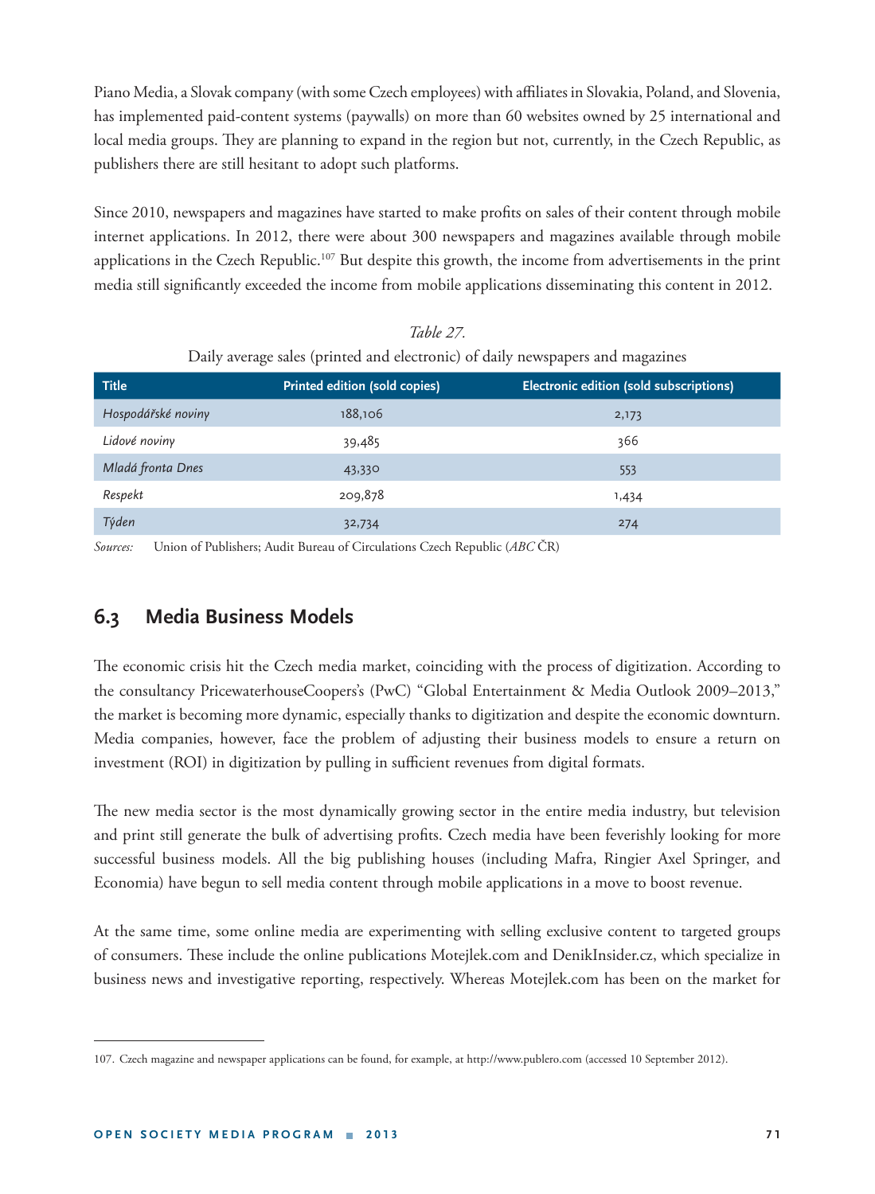Piano Media, a Slovak company (with some Czech employees) with affiliates in Slovakia, Poland, and Slovenia, has implemented paid-content systems (paywalls) on more than 60 websites owned by 25 international and local media groups. They are planning to expand in the region but not, currently, in the Czech Republic, as publishers there are still hesitant to adopt such platforms.

Since 2010, newspapers and magazines have started to make profits on sales of their content through mobile internet applications. In 2012, there were about 300 newspapers and magazines available through mobile applications in the Czech Republic.[107] But despite this growth, the income from advertisements in the print media still significantly exceeded the income from mobile applications disseminating this content in 2012.

*Table 27.*

Daily average sales (printed and electronic) of daily newspapers and magazines

| Title | Printed edition (sold copies) | Electronic edition (sold subscriptions) |
|---|---|---|
| *Hospodářské noviny* | 188,106 | 2,173 |
| *Lidové noviny* | 39,485 | 366 |
| *Mladá fronta Dnes* | 43,330 | 553 |
| *Respekt* | 209,878 | 1,434 |
| *Týden* | 32,734 | 274 |

*Sources:* Union of Publishers; Audit Bureau of Circulations Czech Republic (*ABC* ČR)

## 6.3 Media Business Models

The economic crisis hit the Czech media market, coinciding with the process of digitization. According to the consultancy PricewaterhouseCoopers's (PwC) "Global Entertainment & Media Outlook 2009–2013," the market is becoming more dynamic, especially thanks to digitization and despite the economic downturn. Media companies, however, face the problem of adjusting their business models to ensure a return on investment (ROI) in digitization by pulling in sufficient revenues from digital formats.

The new media sector is the most dynamically growing sector in the entire media industry, but television and print still generate the bulk of advertising profits. Czech media have been feverishly looking for more successful business models. All the big publishing houses (including Mafra, Ringier Axel Springer, and Economia) have begun to sell media content through mobile applications in a move to boost revenue.

At the same time, some online media are experimenting with selling exclusive content to targeted groups of consumers. These include the online publications Motejlek.com and DenikInsider.cz, which specialize in business news and investigative reporting, respectively. Whereas Motejlek.com has been on the market for

107. Czech magazine and newspaper applications can be found, for example, at http://www.publero.com (accessed 10 September 2012).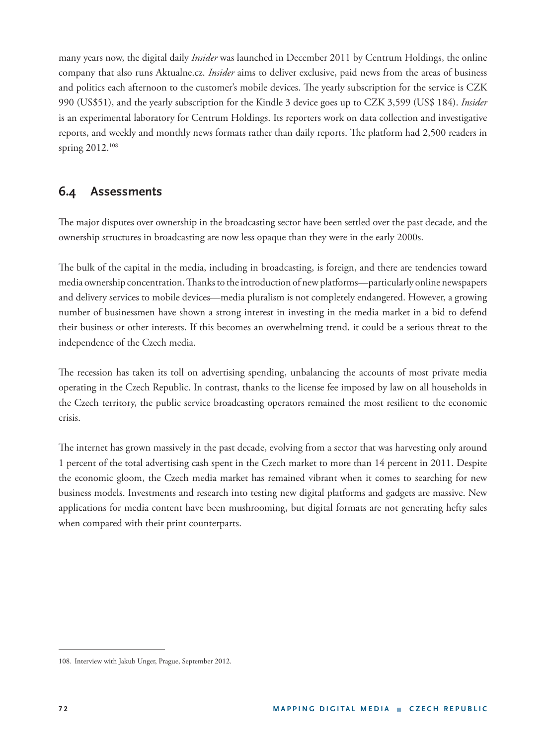many years now, the digital daily *Insider* was launched in December 2011 by Centrum Holdings, the online company that also runs Aktualne.cz. *Insider* aims to deliver exclusive, paid news from the areas of business and politics each afternoon to the customer's mobile devices. The yearly subscription for the service is CZK 990 (US$51), and the yearly subscription for the Kindle 3 device goes up to CZK 3,599 (US$ 184). *Insider* is an experimental laboratory for Centrum Holdings. Its reporters work on data collection and investigative reports, and weekly and monthly news formats rather than daily reports. The platform had 2,500 readers in spring 2012.[108]

## 6.4 Assessments

The major disputes over ownership in the broadcasting sector have been settled over the past decade, and the ownership structures in broadcasting are now less opaque than they were in the early 2000s.

The bulk of the capital in the media, including in broadcasting, is foreign, and there are tendencies toward media ownership concentration. Thanks to the introduction of new platforms—particularly online newspapers and delivery services to mobile devices—media pluralism is not completely endangered. However, a growing number of businessmen have shown a strong interest in investing in the media market in a bid to defend their business or other interests. If this becomes an overwhelming trend, it could be a serious threat to the independence of the Czech media.

The recession has taken its toll on advertising spending, unbalancing the accounts of most private media operating in the Czech Republic. In contrast, thanks to the license fee imposed by law on all households in the Czech territory, the public service broadcasting operators remained the most resilient to the economic crisis.

The internet has grown massively in the past decade, evolving from a sector that was harvesting only around 1 percent of the total advertising cash spent in the Czech market to more than 14 percent in 2011. Despite the economic gloom, the Czech media market has remained vibrant when it comes to searching for new business models. Investments and research into testing new digital platforms and gadgets are massive. New applications for media content have been mushrooming, but digital formats are not generating hefty sales when compared with their print counterparts.

108. Interview with Jakub Unger, Prague, September 2012.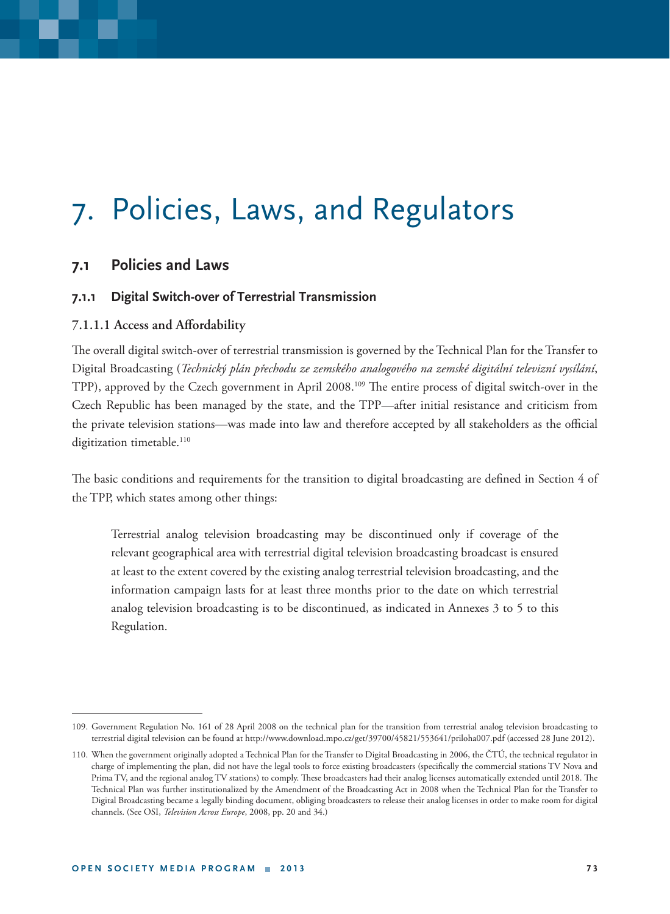# 7. Policies, Laws, and Regulators

## 7.1 Policies and Laws

### 7.1.1 Digital Switch-over of Terrestrial Transmission

#### 7.1.1.1 Access and Affordability

The overall digital switch-over of terrestrial transmission is governed by the Technical Plan for the Transfer to Digital Broadcasting (*Technický plán přechodu ze zemského analogového na zemské digitální televizní vysílání*, TPP), approved by the Czech government in April 2008.[109] The entire process of digital switch-over in the Czech Republic has been managed by the state, and the TPP—after initial resistance and criticism from the private television stations—was made into law and therefore accepted by all stakeholders as the official digitization timetable.[110]

The basic conditions and requirements for the transition to digital broadcasting are defined in Section 4 of the TPP, which states among other things:

> Terrestrial analog television broadcasting may be discontinued only if coverage of the relevant geographical area with terrestrial digital television broadcasting broadcast is ensured at least to the extent covered by the existing analog terrestrial television broadcasting, and the information campaign lasts for at least three months prior to the date on which terrestrial analog television broadcasting is to be discontinued, as indicated in Annexes 3 to 5 to this Regulation.

---

109. Government Regulation No. 161 of 28 April 2008 on the technical plan for the transition from terrestrial analog television broadcasting to terrestrial digital television can be found at http://www.download.mpo.cz/get/39700/45821/553641/priloha007.pdf (accessed 28 June 2012).

110. When the government originally adopted a Technical Plan for the Transfer to Digital Broadcasting in 2006, the ČTÚ, the technical regulator in charge of implementing the plan, did not have the legal tools to force existing broadcasters (specifically the commercial stations TV Nova and Prima TV, and the regional analog TV stations) to comply. These broadcasters had their analog licenses automatically extended until 2018. The Technical Plan was further institutionalized by the Amendment of the Broadcasting Act in 2008 when the Technical Plan for the Transfer to Digital Broadcasting became a legally binding document, obliging broadcasters to release their analog licenses in order to make room for digital channels. (See OSI, *Television Across Europe*, 2008, pp. 20 and 34.)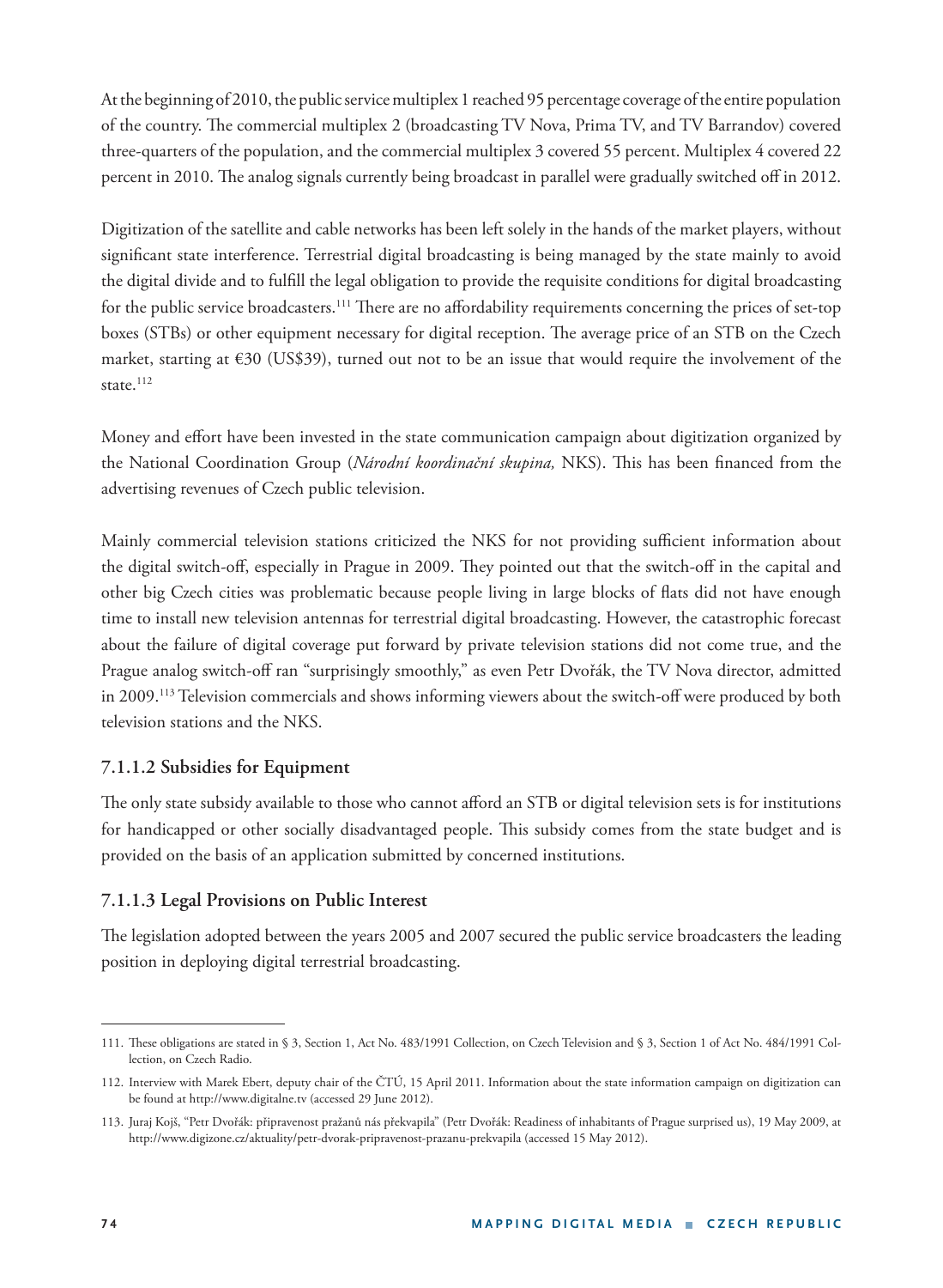At the beginning of 2010, the public service multiplex 1 reached 95 percentage coverage of the entire population of the country. The commercial multiplex 2 (broadcasting TV Nova, Prima TV, and TV Barrandov) covered three-quarters of the population, and the commercial multiplex 3 covered 55 percent. Multiplex 4 covered 22 percent in 2010. The analog signals currently being broadcast in parallel were gradually switched off in 2012.

Digitization of the satellite and cable networks has been left solely in the hands of the market players, without significant state interference. Terrestrial digital broadcasting is being managed by the state mainly to avoid the digital divide and to fulfill the legal obligation to provide the requisite conditions for digital broadcasting for the public service broadcasters.[111] There are no affordability requirements concerning the prices of set-top boxes (STBs) or other equipment necessary for digital reception. The average price of an STB on the Czech market, starting at €30 (US$39), turned out not to be an issue that would require the involvement of the state.[112]

Money and effort have been invested in the state communication campaign about digitization organized by the National Coordination Group (*Národní koordinační skupina,* NKS). This has been financed from the advertising revenues of Czech public television.

Mainly commercial television stations criticized the NKS for not providing sufficient information about the digital switch-off, especially in Prague in 2009. They pointed out that the switch-off in the capital and other big Czech cities was problematic because people living in large blocks of flats did not have enough time to install new television antennas for terrestrial digital broadcasting. However, the catastrophic forecast about the failure of digital coverage put forward by private television stations did not come true, and the Prague analog switch-off ran "surprisingly smoothly," as even Petr Dvořák, the TV Nova director, admitted in 2009.[113] Television commercials and shows informing viewers about the switch-off were produced by both television stations and the NKS.

### 7.1.1.2 Subsidies for Equipment

The only state subsidy available to those who cannot afford an STB or digital television sets is for institutions for handicapped or other socially disadvantaged people. This subsidy comes from the state budget and is provided on the basis of an application submitted by concerned institutions.

### 7.1.1.3 Legal Provisions on Public Interest

The legislation adopted between the years 2005 and 2007 secured the public service broadcasters the leading position in deploying digital terrestrial broadcasting.

---

111. These obligations are stated in § 3, Section 1, Act No. 483/1991 Collection, on Czech Television and § 3, Section 1 of Act No. 484/1991 Collection, on Czech Radio.

112. Interview with Marek Ebert, deputy chair of the ČTÚ, 15 April 2011. Information about the state information campaign on digitization can be found at http://www.digitalne.tv (accessed 29 June 2012).

113. Juraj Kojš, "Petr Dvořák: připravenost pražanů nás překvapila" (Petr Dvořák: Readiness of inhabitants of Prague surprised us), 19 May 2009, at http://www.digizone.cz/aktuality/petr-dvorak-pripravenost-prazanu-prekvapila (accessed 15 May 2012).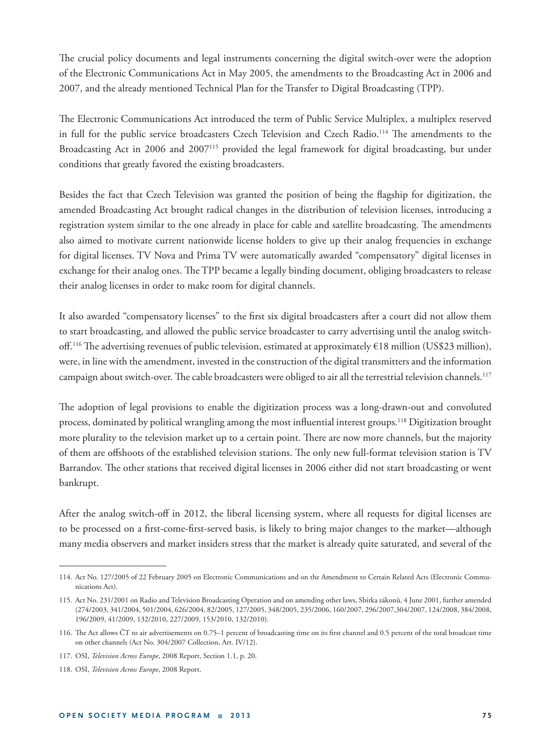The crucial policy documents and legal instruments concerning the digital switch-over were the adoption of the Electronic Communications Act in May 2005, the amendments to the Broadcasting Act in 2006 and 2007, and the already mentioned Technical Plan for the Transfer to Digital Broadcasting (TPP).

The Electronic Communications Act introduced the term of Public Service Multiplex, a multiplex reserved in full for the public service broadcasters Czech Television and Czech Radio.[114] The amendments to the Broadcasting Act in 2006 and 2007[115] provided the legal framework for digital broadcasting, but under conditions that greatly favored the existing broadcasters.

Besides the fact that Czech Television was granted the position of being the flagship for digitization, the amended Broadcasting Act brought radical changes in the distribution of television licenses, introducing a registration system similar to the one already in place for cable and satellite broadcasting. The amendments also aimed to motivate current nationwide license holders to give up their analog frequencies in exchange for digital licenses. TV Nova and Prima TV were automatically awarded "compensatory" digital licenses in exchange for their analog ones. The TPP became a legally binding document, obliging broadcasters to release their analog licenses in order to make room for digital channels.

It also awarded "compensatory licenses" to the first six digital broadcasters after a court did not allow them to start broadcasting, and allowed the public service broadcaster to carry advertising until the analog switch-off.[116] The advertising revenues of public television, estimated at approximately €18 million (US$23 million), were, in line with the amendment, invested in the construction of the digital transmitters and the information campaign about switch-over. The cable broadcasters were obliged to air all the terrestrial television channels.[117]

The adoption of legal provisions to enable the digitization process was a long-drawn-out and convoluted process, dominated by political wrangling among the most influential interest groups.[118] Digitization brought more plurality to the television market up to a certain point. There are now more channels, but the majority of them are offshoots of the established television stations. The only new full-format television station is TV Barrandov. The other stations that received digital licenses in 2006 either did not start broadcasting or went bankrupt.

After the analog switch-off in 2012, the liberal licensing system, where all requests for digital licenses are to be processed on a first-come-first-served basis, is likely to bring major changes to the market—although many media observers and market insiders stress that the market is already quite saturated, and several of the

---

114. Act No. 127/2005 of 22 February 2005 on Electronic Communications and on the Amendment to Certain Related Acts (Electronic Communications Act).

115. Act No. 231/2001 on Radio and Television Broadcasting Operation and on amending other laws, Sbírka zákonů, 4 June 2001, further amended (274/2003, 341/2004, 501/2004, 626/2004, 82/2005, 127/2005, 348/2005, 235/2006, 160/2007, 296/2007,304/2007, 124/2008, 384/2008, 196/2009, 41/2009, 132/2010, 227/2009, 153/2010, 132/2010).

116. The Act allows ČT to air advertisements on 0.75–1 percent of broadcasting time on its first channel and 0.5 percent of the total broadcast time on other channels (Act No. 304/2007 Collection, Art. IV/12).

117. OSI, *Television Across Europe*, 2008 Report, Section 1.1, p. 20.

118. OSI, *Television Across Europe*, 2008 Report.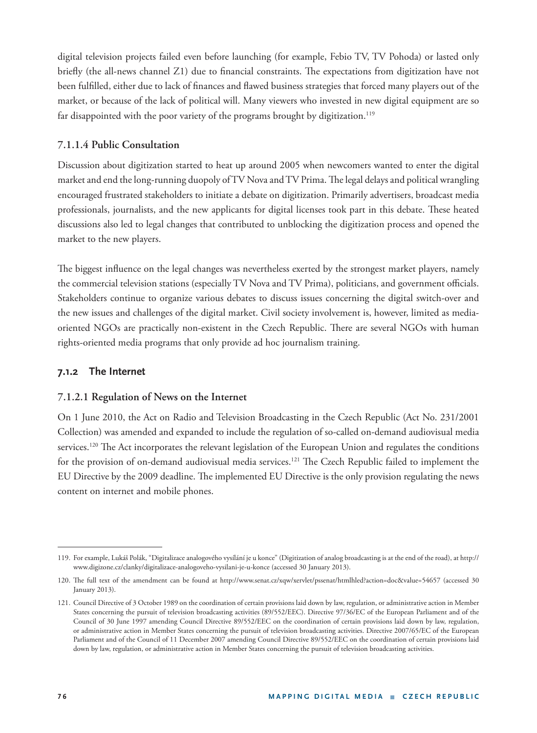digital television projects failed even before launching (for example, Febio TV, TV Pohoda) or lasted only briefly (the all-news channel Z1) due to financial constraints. The expectations from digitization have not been fulfilled, either due to lack of finances and flawed business strategies that forced many players out of the market, or because of the lack of political will. Many viewers who invested in new digital equipment are so far disappointed with the poor variety of the programs brought by digitization.[119]

#### 7.1.1.4 Public Consultation

Discussion about digitization started to heat up around 2005 when newcomers wanted to enter the digital market and end the long-running duopoly of TV Nova and TV Prima. The legal delays and political wrangling encouraged frustrated stakeholders to initiate a debate on digitization. Primarily advertisers, broadcast media professionals, journalists, and the new applicants for digital licenses took part in this debate. These heated discussions also led to legal changes that contributed to unblocking the digitization process and opened the market to the new players.

The biggest influence on the legal changes was nevertheless exerted by the strongest market players, namely the commercial television stations (especially TV Nova and TV Prima), politicians, and government officials. Stakeholders continue to organize various debates to discuss issues concerning the digital switch-over and the new issues and challenges of the digital market. Civil society involvement is, however, limited as media-oriented NGOs are practically non-existent in the Czech Republic. There are several NGOs with human rights-oriented media programs that only provide ad hoc journalism training.

### 7.1.2 The Internet

#### 7.1.2.1 Regulation of News on the Internet

On 1 June 2010, the Act on Radio and Television Broadcasting in the Czech Republic (Act No. 231/2001 Collection) was amended and expanded to include the regulation of so-called on-demand audiovisual media services.[120] The Act incorporates the relevant legislation of the European Union and regulates the conditions for the provision of on-demand audiovisual media services.[121] The Czech Republic failed to implement the EU Directive by the 2009 deadline. The implemented EU Directive is the only provision regulating the news content on internet and mobile phones.

---

119. For example, Lukáš Polák, "Digitalizace analogového vysílání je u konce" (Digitization of analog broadcasting is at the end of the road), at http://www.digizone.cz/clanky/digitalizace-analogoveho-vysilani-je-u-konce (accessed 30 January 2013).

120. The full text of the amendment can be found at http://www.senat.cz/xqw/xervlet/pssenat/htmlhled?action=doc&value=54657 (accessed 30 January 2013).

121. Council Directive of 3 October 1989 on the coordination of certain provisions laid down by law, regulation, or administrative action in Member States concerning the pursuit of television broadcasting activities (89/552/EEC). Directive 97/36/EC of the European Parliament and of the Council of 30 June 1997 amending Council Directive 89/552/EEC on the coordination of certain provisions laid down by law, regulation, or administrative action in Member States concerning the pursuit of television broadcasting activities. Directive 2007/65/EC of the European Parliament and of the Council of 11 December 2007 amending Council Directive 89/552/EEC on the coordination of certain provisions laid down by law, regulation, or administrative action in Member States concerning the pursuit of television broadcasting activities.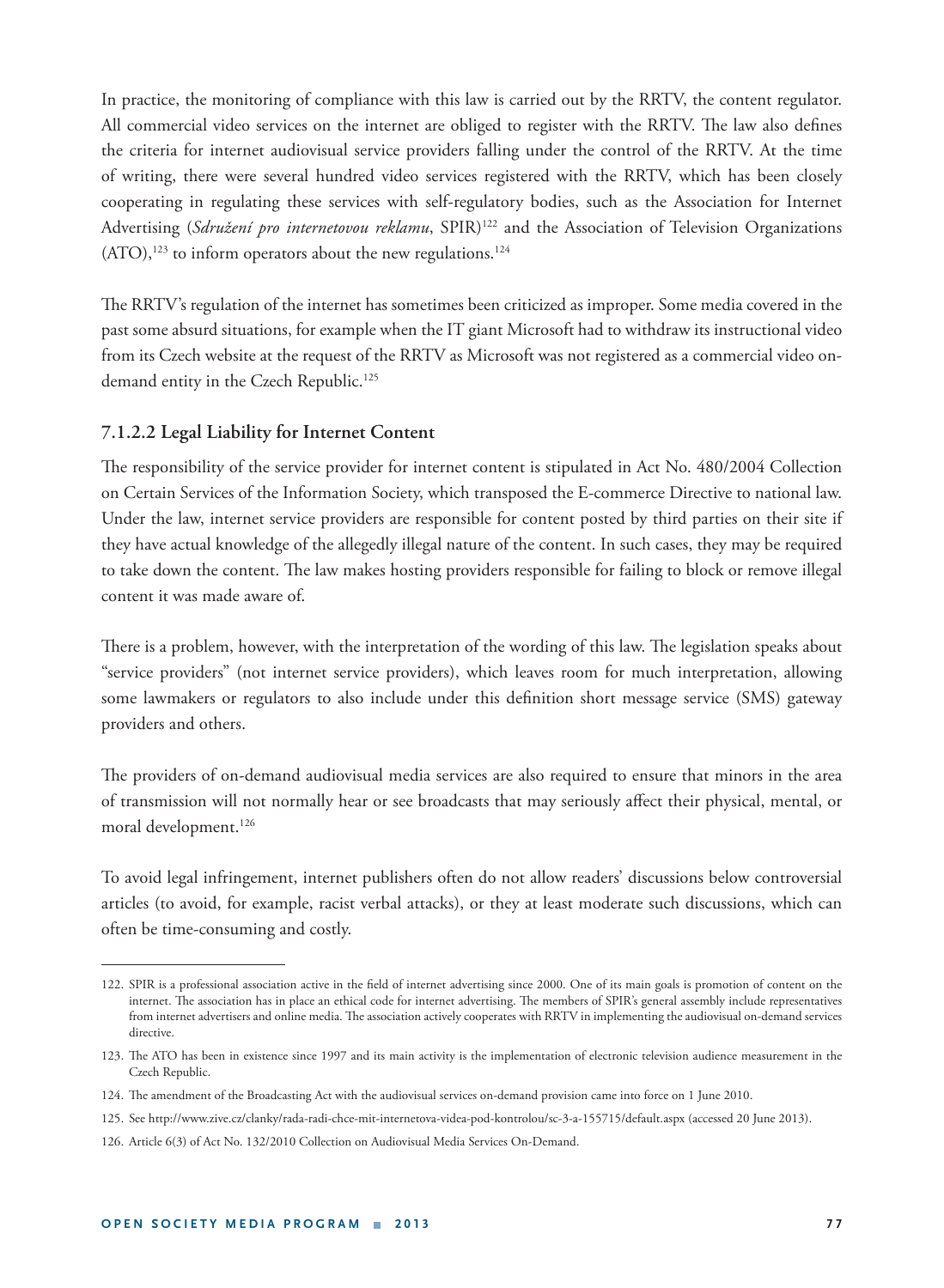In practice, the monitoring of compliance with this law is carried out by the RRTV, the content regulator. All commercial video services on the internet are obliged to register with the RRTV. The law also defines the criteria for internet audiovisual service providers falling under the control of the RRTV. At the time of writing, there were several hundred video services registered with the RRTV, which has been closely cooperating in regulating these services with self-regulatory bodies, such as the Association for Internet Advertising (*Sdružení pro internetovou reklamu*, SPIR)[122] and the Association of Television Organizations (ATO),[123] to inform operators about the new regulations.[124]

The RRTV's regulation of the internet has sometimes been criticized as improper. Some media covered in the past some absurd situations, for example when the IT giant Microsoft had to withdraw its instructional video from its Czech website at the request of the RRTV as Microsoft was not registered as a commercial video on-demand entity in the Czech Republic.[125]

### 7.1.2.2 Legal Liability for Internet Content

The responsibility of the service provider for internet content is stipulated in Act No. 480/2004 Collection on Certain Services of the Information Society, which transposed the E-commerce Directive to national law. Under the law, internet service providers are responsible for content posted by third parties on their site if they have actual knowledge of the allegedly illegal nature of the content. In such cases, they may be required to take down the content. The law makes hosting providers responsible for failing to block or remove illegal content it was made aware of.

There is a problem, however, with the interpretation of the wording of this law. The legislation speaks about "service providers" (not internet service providers), which leaves room for much interpretation, allowing some lawmakers or regulators to also include under this definition short message service (SMS) gateway providers and others.

The providers of on-demand audiovisual media services are also required to ensure that minors in the area of transmission will not normally hear or see broadcasts that may seriously affect their physical, mental, or moral development.[126]

To avoid legal infringement, internet publishers often do not allow readers' discussions below controversial articles (to avoid, for example, racist verbal attacks), or they at least moderate such discussions, which can often be time-consuming and costly.

---

122. SPIR is a professional association active in the field of internet advertising since 2000. One of its main goals is promotion of content on the internet. The association has in place an ethical code for internet advertising. The members of SPIR's general assembly include representatives from internet advertisers and online media. The association actively cooperates with RRTV in implementing the audiovisual on-demand services directive.

123. The ATO has been in existence since 1997 and its main activity is the implementation of electronic television audience measurement in the Czech Republic.

124. The amendment of the Broadcasting Act with the audiovisual services on-demand provision came into force on 1 June 2010.

125. See http://www.zive.cz/clanky/rada-radi-chce-mit-internetova-videa-pod-kontrolou/sc-3-a-155715/default.aspx (accessed 20 June 2013).

126. Article 6(3) of Act No. 132/2010 Collection on Audiovisual Media Services On-Demand.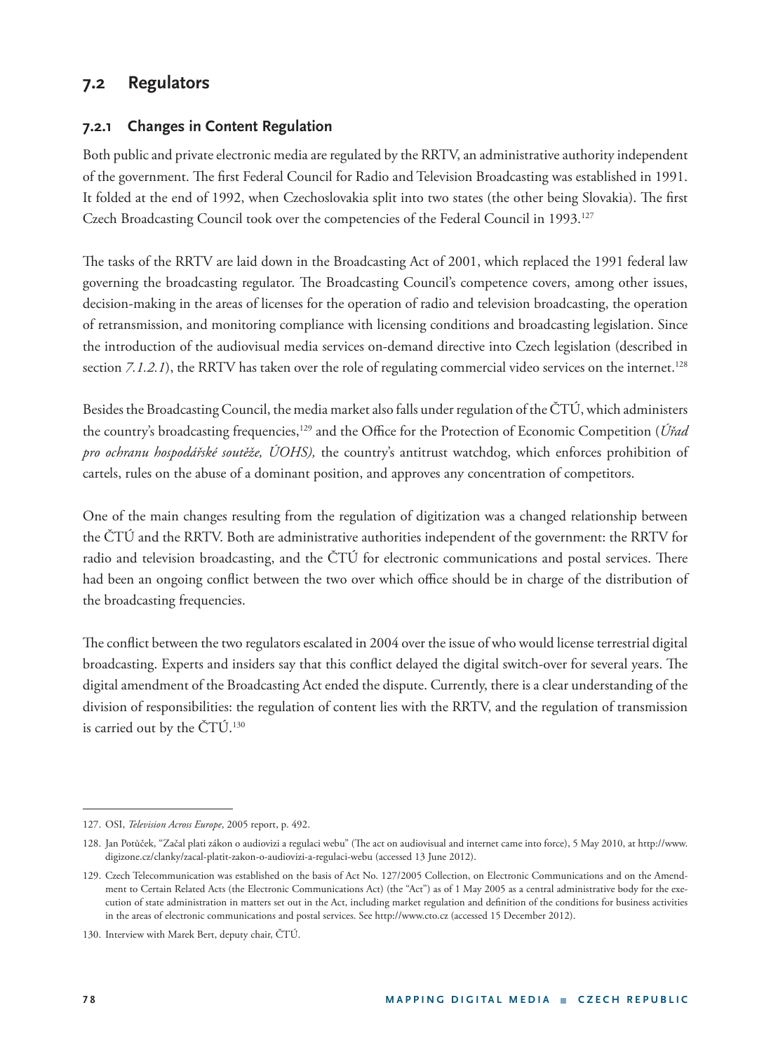## 7.2 Regulators

### 7.2.1 Changes in Content Regulation

Both public and private electronic media are regulated by the RRTV, an administrative authority independent of the government. The first Federal Council for Radio and Television Broadcasting was established in 1991. It folded at the end of 1992, when Czechoslovakia split into two states (the other being Slovakia). The first Czech Broadcasting Council took over the competencies of the Federal Council in 1993.[127]

The tasks of the RRTV are laid down in the Broadcasting Act of 2001, which replaced the 1991 federal law governing the broadcasting regulator. The Broadcasting Council's competence covers, among other issues, decision-making in the areas of licenses for the operation of radio and television broadcasting, the operation of retransmission, and monitoring compliance with licensing conditions and broadcasting legislation. Since the introduction of the audiovisual media services on-demand directive into Czech legislation (described in section *7.1.2.1*), the RRTV has taken over the role of regulating commercial video services on the internet.[128]

Besides the Broadcasting Council, the media market also falls under regulation of the ČTÚ, which administers the country's broadcasting frequencies,[129] and the Office for the Protection of Economic Competition (*Úřad pro ochranu hospodářské soutěže, ÚOHS),* the country's antitrust watchdog, which enforces prohibition of cartels, rules on the abuse of a dominant position, and approves any concentration of competitors.

One of the main changes resulting from the regulation of digitization was a changed relationship between the ČTÚ and the RRTV. Both are administrative authorities independent of the government: the RRTV for radio and television broadcasting, and the ČTÚ for electronic communications and postal services. There had been an ongoing conflict between the two over which office should be in charge of the distribution of the broadcasting frequencies.

The conflict between the two regulators escalated in 2004 over the issue of who would license terrestrial digital broadcasting. Experts and insiders say that this conflict delayed the digital switch-over for several years. The digital amendment of the Broadcasting Act ended the dispute. Currently, there is a clear understanding of the division of responsibilities: the regulation of content lies with the RRTV, and the regulation of transmission is carried out by the ČTÚ.[130]

---

127. OSI, *Television Across Europe*, 2005 report, p. 492.

128. Jan Potůček, "Začal platí zákon o audiovizi a regulaci webu" (The act on audiovisual and internet came into force), 5 May 2010, at http://www.digizone.cz/clanky/zacal-platit-zakon-o-audiovizi-a-regulaci-webu (accessed 13 June 2012).

129. Czech Telecommunication was established on the basis of Act No. 127/2005 Collection, on Electronic Communications and on the Amendment to Certain Related Acts (the Electronic Communications Act) (the "Act") as of 1 May 2005 as a central administrative body for the execution of state administration in matters set out in the Act, including market regulation and definition of the conditions for business activities in the areas of electronic communications and postal services. See http://www.cto.cz (accessed 15 December 2012).

130. Interview with Marek Bert, deputy chair, ČTÚ.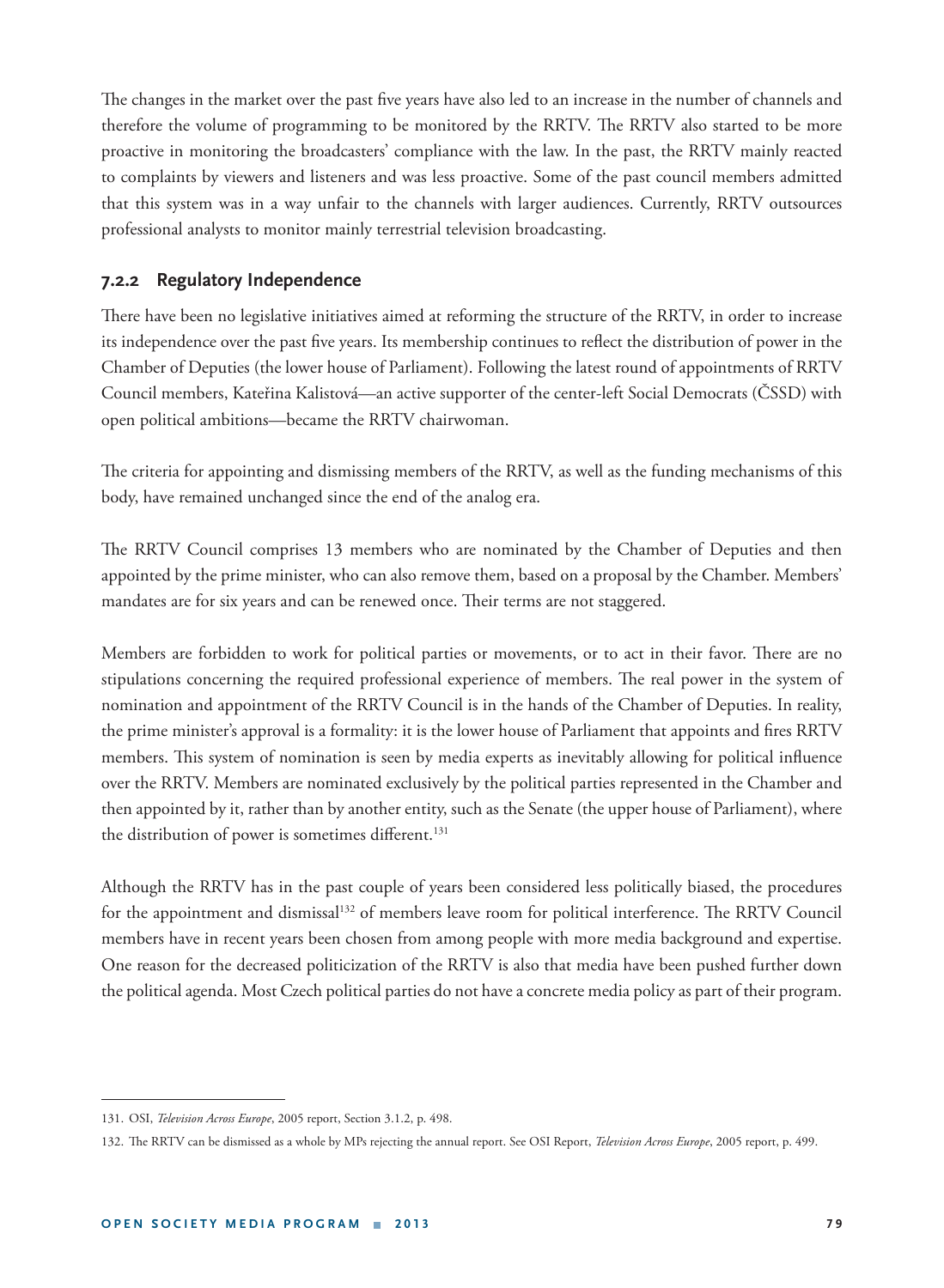The changes in the market over the past five years have also led to an increase in the number of channels and therefore the volume of programming to be monitored by the RRTV. The RRTV also started to be more proactive in monitoring the broadcasters' compliance with the law. In the past, the RRTV mainly reacted to complaints by viewers and listeners and was less proactive. Some of the past council members admitted that this system was in a way unfair to the channels with larger audiences. Currently, RRTV outsources professional analysts to monitor mainly terrestrial television broadcasting.

### 7.2.2 Regulatory Independence

There have been no legislative initiatives aimed at reforming the structure of the RRTV, in order to increase its independence over the past five years. Its membership continues to reflect the distribution of power in the Chamber of Deputies (the lower house of Parliament). Following the latest round of appointments of RRTV Council members, Kateřina Kalistová—an active supporter of the center-left Social Democrats (ČSSD) with open political ambitions—became the RRTV chairwoman.

The criteria for appointing and dismissing members of the RRTV, as well as the funding mechanisms of this body, have remained unchanged since the end of the analog era.

The RRTV Council comprises 13 members who are nominated by the Chamber of Deputies and then appointed by the prime minister, who can also remove them, based on a proposal by the Chamber. Members' mandates are for six years and can be renewed once. Their terms are not staggered.

Members are forbidden to work for political parties or movements, or to act in their favor. There are no stipulations concerning the required professional experience of members. The real power in the system of nomination and appointment of the RRTV Council is in the hands of the Chamber of Deputies. In reality, the prime minister's approval is a formality: it is the lower house of Parliament that appoints and fires RRTV members. This system of nomination is seen by media experts as inevitably allowing for political influence over the RRTV. Members are nominated exclusively by the political parties represented in the Chamber and then appointed by it, rather than by another entity, such as the Senate (the upper house of Parliament), where the distribution of power is sometimes different.[131]

Although the RRTV has in the past couple of years been considered less politically biased, the procedures for the appointment and dismissal[132] of members leave room for political interference. The RRTV Council members have in recent years been chosen from among people with more media background and expertise. One reason for the decreased politicization of the RRTV is also that media have been pushed further down the political agenda. Most Czech political parties do not have a concrete media policy as part of their program.

---

131. OSI, *Television Across Europe*, 2005 report, Section 3.1.2, p. 498.

132. The RRTV can be dismissed as a whole by MPs rejecting the annual report. See OSI Report, *Television Across Europe*, 2005 report, p. 499.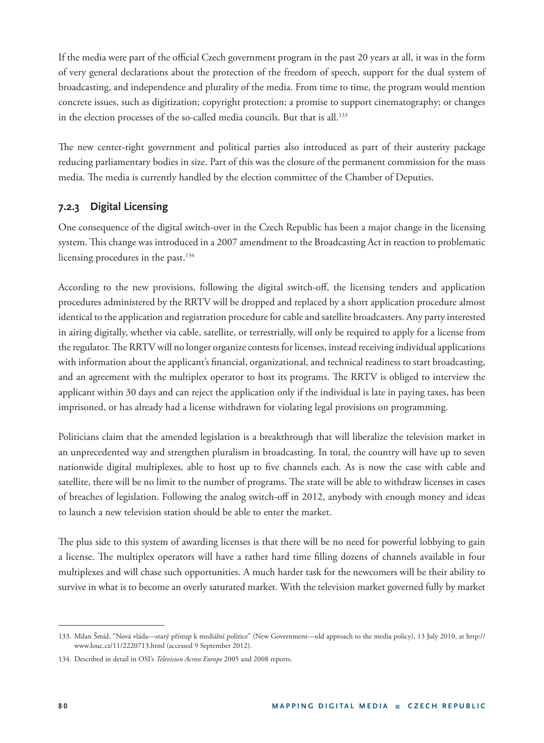If the media were part of the official Czech government program in the past 20 years at all, it was in the form of very general declarations about the protection of the freedom of speech, support for the dual system of broadcasting, and independence and plurality of the media. From time to time, the program would mention concrete issues, such as digitization; copyright protection; a promise to support cinematography; or changes in the election processes of the so-called media councils. But that is all.[133]

The new center-right government and political parties also introduced as part of their austerity package reducing parliamentary bodies in size. Part of this was the closure of the permanent commission for the mass media. The media is currently handled by the election committee of the Chamber of Deputies.

### 7.2.3 Digital Licensing

One consequence of the digital switch-over in the Czech Republic has been a major change in the licensing system. This change was introduced in a 2007 amendment to the Broadcasting Act in reaction to problematic licensing procedures in the past.[134]

According to the new provisions, following the digital switch-off, the licensing tenders and application procedures administered by the RRTV will be dropped and replaced by a short application procedure almost identical to the application and registration procedure for cable and satellite broadcasters. Any party interested in airing digitally, whether via cable, satellite, or terrestrially, will only be required to apply for a license from the regulator. The RRTV will no longer organize contests for licenses, instead receiving individual applications with information about the applicant's financial, organizational, and technical readiness to start broadcasting, and an agreement with the multiplex operator to host its programs. The RRTV is obliged to interview the applicant within 30 days and can reject the application only if the individual is late in paying taxes, has been imprisoned, or has already had a license withdrawn for violating legal provisions on programming.

Politicians claim that the amended legislation is a breakthrough that will liberalize the television market in an unprecedented way and strengthen pluralism in broadcasting. In total, the country will have up to seven nationwide digital multiplexes, able to host up to five channels each. As is now the case with cable and satellite, there will be no limit to the number of programs. The state will be able to withdraw licenses in cases of breaches of legislation. Following the analog switch-off in 2012, anybody with enough money and ideas to launch a new television station should be able to enter the market.

The plus side to this system of awarding licenses is that there will be no need for powerful lobbying to gain a license. The multiplex operators will have a rather hard time filling dozens of channels available in four multiplexes and will chase such opportunities. A much harder task for the newcomers will be their ability to survive in what is to become an overly saturated market. With the television market governed fully by market

---

133. Milan Šmíd, "Nová vláda—starý přístup k mediální politice" (New Government—old approach to the media policy), 13 July 2010, at http://www.louc.cz/11/2220713.html (accessed 9 September 2012).

134. Described in detail in OSI's *Television Across Europe* 2005 and 2008 reports.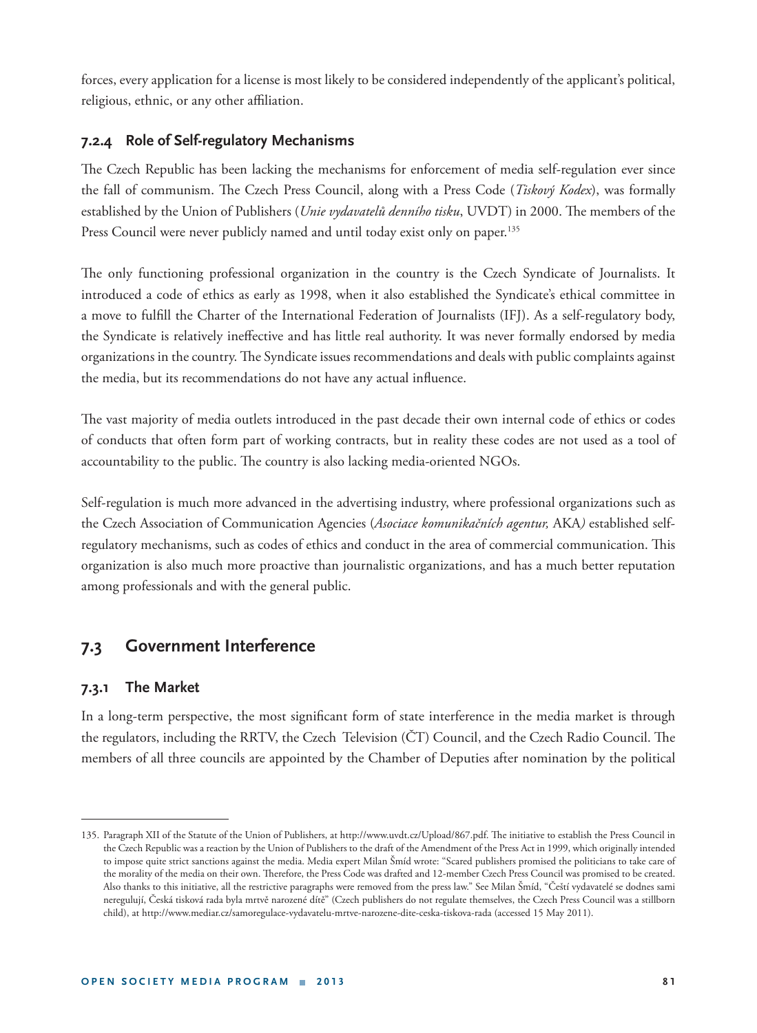forces, every application for a license is most likely to be considered independently of the applicant's political, religious, ethnic, or any other affiliation.

### 7.2.4 Role of Self-regulatory Mechanisms

The Czech Republic has been lacking the mechanisms for enforcement of media self-regulation ever since the fall of communism. The Czech Press Council, along with a Press Code (*Tiskový Kodex*), was formally established by the Union of Publishers (*Unie vydavatelů denního tisku*, UVDT) in 2000. The members of the Press Council were never publicly named and until today exist only on paper.[135]

The only functioning professional organization in the country is the Czech Syndicate of Journalists. It introduced a code of ethics as early as 1998, when it also established the Syndicate's ethical committee in a move to fulfill the Charter of the International Federation of Journalists (IFJ). As a self-regulatory body, the Syndicate is relatively ineffective and has little real authority. It was never formally endorsed by media organizations in the country. The Syndicate issues recommendations and deals with public complaints against the media, but its recommendations do not have any actual influence.

The vast majority of media outlets introduced in the past decade their own internal code of ethics or codes of conducts that often form part of working contracts, but in reality these codes are not used as a tool of accountability to the public. The country is also lacking media-oriented NGOs.

Self-regulation is much more advanced in the advertising industry, where professional organizations such as the Czech Association of Communication Agencies (*Asociace komunikačních agentur,* AKA*)* established self-regulatory mechanisms, such as codes of ethics and conduct in the area of commercial communication. This organization is also much more proactive than journalistic organizations, and has a much better reputation among professionals and with the general public.

## 7.3 Government Interference

### 7.3.1 The Market

In a long-term perspective, the most significant form of state interference in the media market is through the regulators, including the RRTV, the Czech Television (ČT) Council, and the Czech Radio Council. The members of all three councils are appointed by the Chamber of Deputies after nomination by the political

---

135. Paragraph XII of the Statute of the Union of Publishers, at http://www.uvdt.cz/Upload/867.pdf. The initiative to establish the Press Council in the Czech Republic was a reaction by the Union of Publishers to the draft of the Amendment of the Press Act in 1999, which originally intended to impose quite strict sanctions against the media. Media expert Milan Šmíd wrote: "Scared publishers promised the politicians to take care of the morality of the media on their own. Therefore, the Press Code was drafted and 12-member Czech Press Council was promised to be created. Also thanks to this initiative, all the restrictive paragraphs were removed from the press law." See Milan Šmíd, "Čeští vydavatelé se dodnes sami neregulují, Česká tisková rada byla mrtvě narozené dítě" (Czech publishers do not regulate themselves, the Czech Press Council was a stillborn child), at http://www.mediar.cz/samoregulace-vydavatelu-mrtve-narozene-dite-ceska-tiskova-rada (accessed 15 May 2011).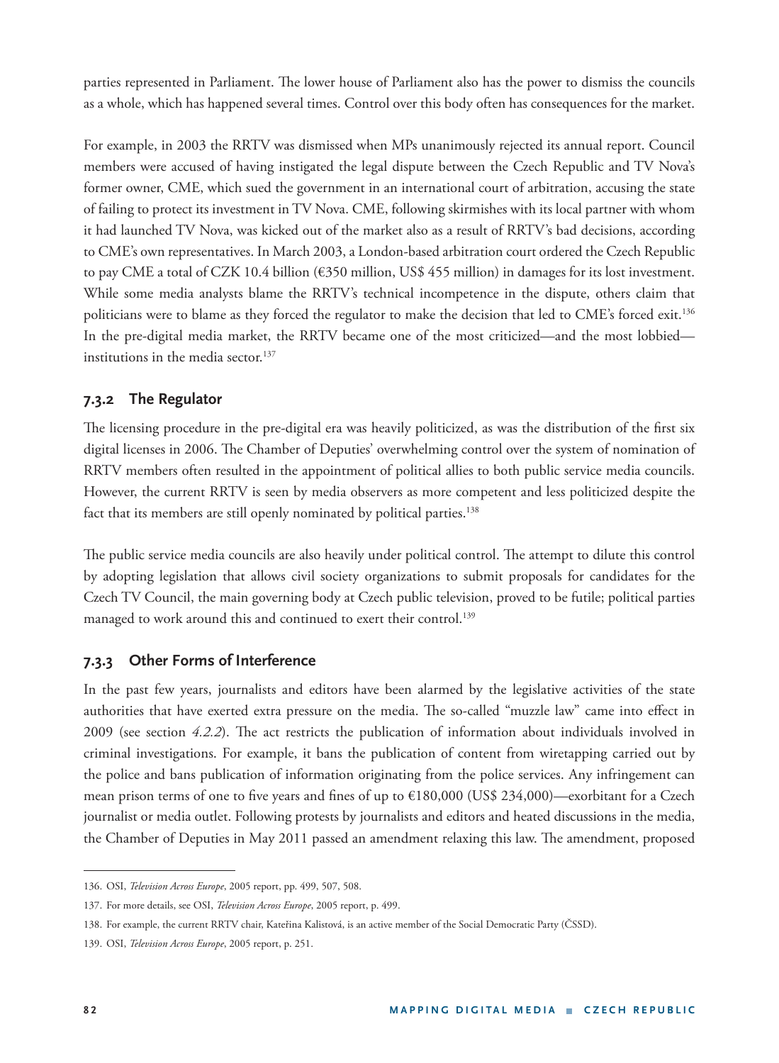parties represented in Parliament. The lower house of Parliament also has the power to dismiss the councils as a whole, which has happened several times. Control over this body often has consequences for the market.

For example, in 2003 the RRTV was dismissed when MPs unanimously rejected its annual report. Council members were accused of having instigated the legal dispute between the Czech Republic and TV Nova's former owner, CME, which sued the government in an international court of arbitration, accusing the state of failing to protect its investment in TV Nova. CME, following skirmishes with its local partner with whom it had launched TV Nova, was kicked out of the market also as a result of RRTV's bad decisions, according to CME's own representatives. In March 2003, a London-based arbitration court ordered the Czech Republic to pay CME a total of CZK 10.4 billion (€350 million, US$ 455 million) in damages for its lost investment. While some media analysts blame the RRTV's technical incompetence in the dispute, others claim that politicians were to blame as they forced the regulator to make the decision that led to CME's forced exit.[136] In the pre-digital media market, the RRTV became one of the most criticized—and the most lobbied—institutions in the media sector.[137]

### 7.3.2 The Regulator

The licensing procedure in the pre-digital era was heavily politicized, as was the distribution of the first six digital licenses in 2006. The Chamber of Deputies' overwhelming control over the system of nomination of RRTV members often resulted in the appointment of political allies to both public service media councils. However, the current RRTV is seen by media observers as more competent and less politicized despite the fact that its members are still openly nominated by political parties.[138]

The public service media councils are also heavily under political control. The attempt to dilute this control by adopting legislation that allows civil society organizations to submit proposals for candidates for the Czech TV Council, the main governing body at Czech public television, proved to be futile; political parties managed to work around this and continued to exert their control.[139]

### 7.3.3 Other Forms of Interference

In the past few years, journalists and editors have been alarmed by the legislative activities of the state authorities that have exerted extra pressure on the media. The so-called "muzzle law" came into effect in 2009 (see section *4.2.2*). The act restricts the publication of information about individuals involved in criminal investigations. For example, it bans the publication of content from wiretapping carried out by the police and bans publication of information originating from the police services. Any infringement can mean prison terms of one to five years and fines of up to €180,000 (US$ 234,000)—exorbitant for a Czech journalist or media outlet. Following protests by journalists and editors and heated discussions in the media, the Chamber of Deputies in May 2011 passed an amendment relaxing this law. The amendment, proposed

---

136. OSI, *Television Across Europe*, 2005 report, pp. 499, 507, 508.

137. For more details, see OSI, *Television Across Europe*, 2005 report, p. 499.

138. For example, the current RRTV chair, Kateřina Kalistová, is an active member of the Social Democratic Party (ČSSD).

139. OSI, *Television Across Europe*, 2005 report, p. 251.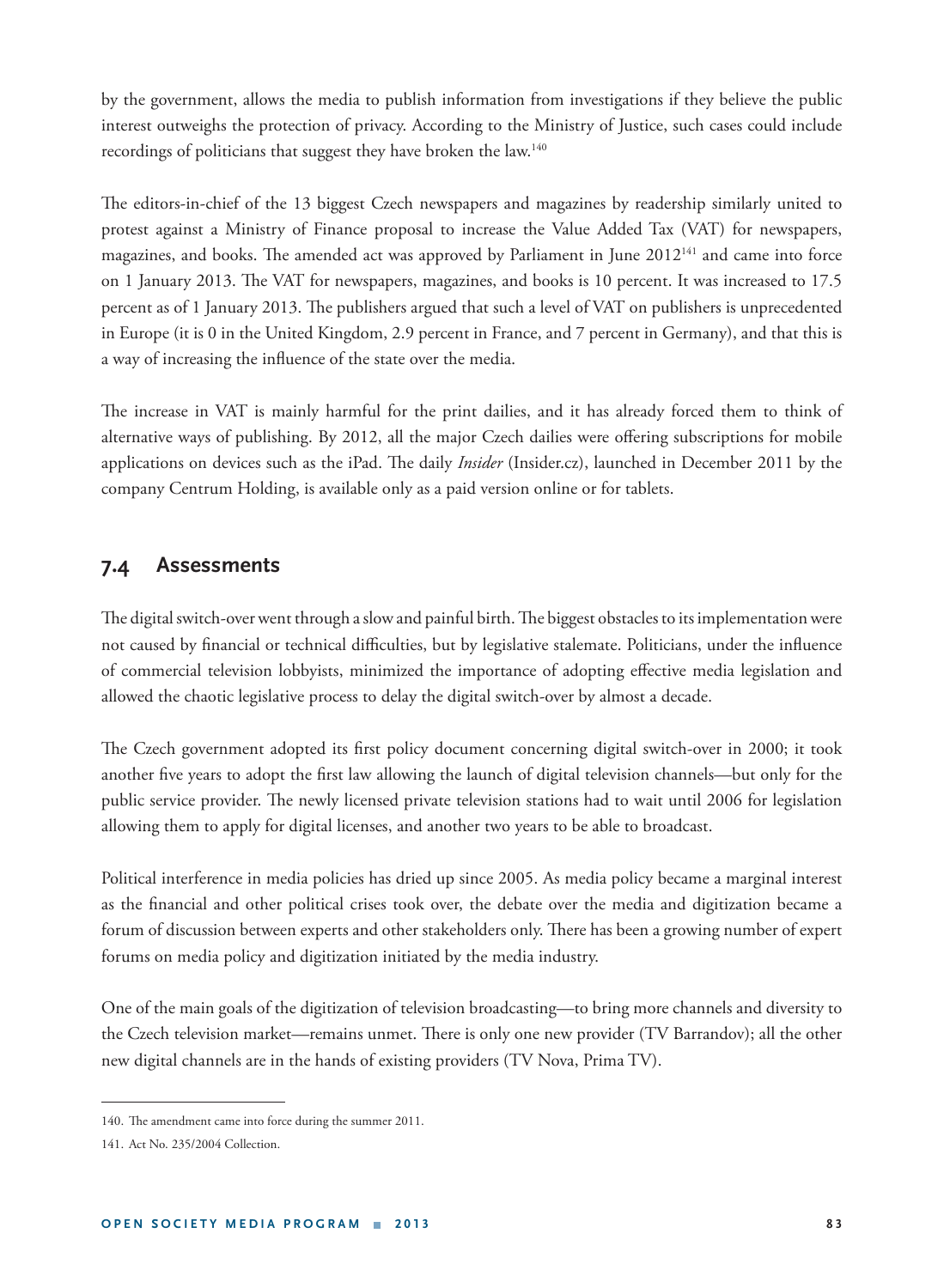by the government, allows the media to publish information from investigations if they believe the public interest outweighs the protection of privacy. According to the Ministry of Justice, such cases could include recordings of politicians that suggest they have broken the law.[140]

The editors-in-chief of the 13 biggest Czech newspapers and magazines by readership similarly united to protest against a Ministry of Finance proposal to increase the Value Added Tax (VAT) for newspapers, magazines, and books. The amended act was approved by Parliament in June 2012[141] and came into force on 1 January 2013. The VAT for newspapers, magazines, and books is 10 percent. It was increased to 17.5 percent as of 1 January 2013. The publishers argued that such a level of VAT on publishers is unprecedented in Europe (it is 0 in the United Kingdom, 2.9 percent in France, and 7 percent in Germany), and that this is a way of increasing the influence of the state over the media.

The increase in VAT is mainly harmful for the print dailies, and it has already forced them to think of alternative ways of publishing. By 2012, all the major Czech dailies were offering subscriptions for mobile applications on devices such as the iPad. The daily *Insider* (Insider.cz), launched in December 2011 by the company Centrum Holding, is available only as a paid version online or for tablets.

## 7.4 Assessments

The digital switch-over went through a slow and painful birth. The biggest obstacles to its implementation were not caused by financial or technical difficulties, but by legislative stalemate. Politicians, under the influence of commercial television lobbyists, minimized the importance of adopting effective media legislation and allowed the chaotic legislative process to delay the digital switch-over by almost a decade.

The Czech government adopted its first policy document concerning digital switch-over in 2000; it took another five years to adopt the first law allowing the launch of digital television channels—but only for the public service provider. The newly licensed private television stations had to wait until 2006 for legislation allowing them to apply for digital licenses, and another two years to be able to broadcast.

Political interference in media policies has dried up since 2005. As media policy became a marginal interest as the financial and other political crises took over, the debate over the media and digitization became a forum of discussion between experts and other stakeholders only. There has been a growing number of expert forums on media policy and digitization initiated by the media industry.

One of the main goals of the digitization of television broadcasting—to bring more channels and diversity to the Czech television market—remains unmet. There is only one new provider (TV Barrandov); all the other new digital channels are in the hands of existing providers (TV Nova, Prima TV).

---

140. The amendment came into force during the summer 2011.

141. Act No. 235/2004 Collection.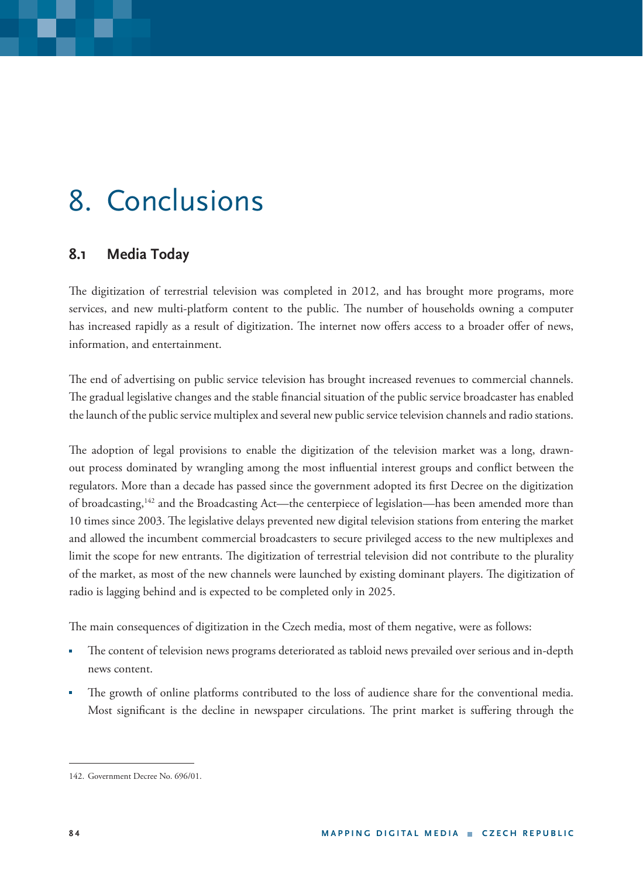# 8. Conclusions

## 8.1 Media Today

The digitization of terrestrial television was completed in 2012, and has brought more programs, more services, and new multi-platform content to the public. The number of households owning a computer has increased rapidly as a result of digitization. The internet now offers access to a broader offer of news, information, and entertainment.

The end of advertising on public service television has brought increased revenues to commercial channels. The gradual legislative changes and the stable financial situation of the public service broadcaster has enabled the launch of the public service multiplex and several new public service television channels and radio stations.

The adoption of legal provisions to enable the digitization of the television market was a long, drawn-out process dominated by wrangling among the most influential interest groups and conflict between the regulators. More than a decade has passed since the government adopted its first Decree on the digitization of broadcasting,[142] and the Broadcasting Act—the centerpiece of legislation—has been amended more than 10 times since 2003. The legislative delays prevented new digital television stations from entering the market and allowed the incumbent commercial broadcasters to secure privileged access to the new multiplexes and limit the scope for new entrants. The digitization of terrestrial television did not contribute to the plurality of the market, as most of the new channels were launched by existing dominant players. The digitization of radio is lagging behind and is expected to be completed only in 2025.

The main consequences of digitization in the Czech media, most of them negative, were as follows:

- The content of television news programs deteriorated as tabloid news prevailed over serious and in-depth news content.
- The growth of online platforms contributed to the loss of audience share for the conventional media. Most significant is the decline in newspaper circulations. The print market is suffering through the

142. Government Decree No. 696/01.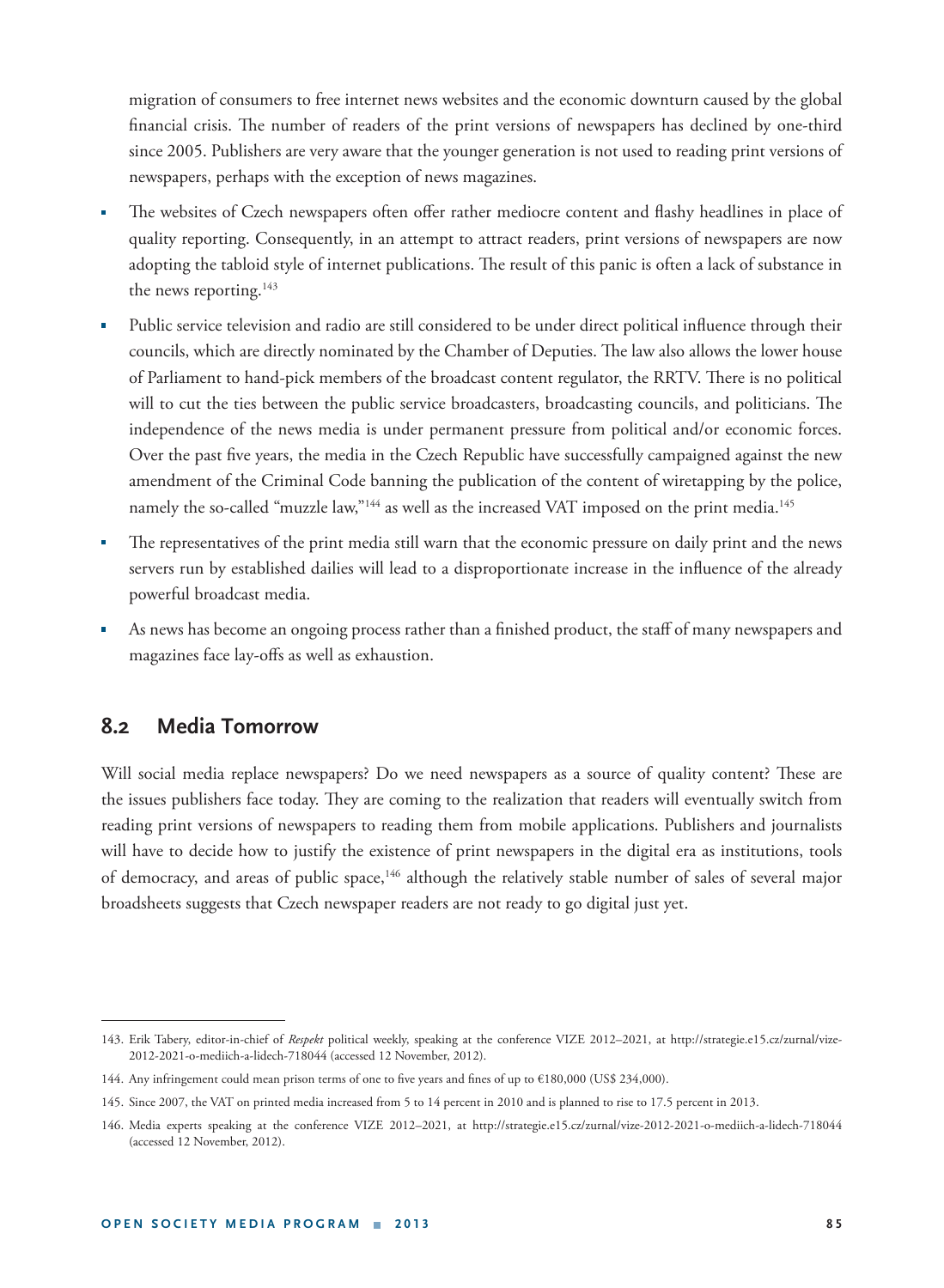migration of consumers to free internet news websites and the economic downturn caused by the global financial crisis. The number of readers of the print versions of newspapers has declined by one-third since 2005. Publishers are very aware that the younger generation is not used to reading print versions of newspapers, perhaps with the exception of news magazines.

- The websites of Czech newspapers often offer rather mediocre content and flashy headlines in place of quality reporting. Consequently, in an attempt to attract readers, print versions of newspapers are now adopting the tabloid style of internet publications. The result of this panic is often a lack of substance in the news reporting.[143]
- Public service television and radio are still considered to be under direct political influence through their councils, which are directly nominated by the Chamber of Deputies. The law also allows the lower house of Parliament to hand-pick members of the broadcast content regulator, the RRTV. There is no political will to cut the ties between the public service broadcasters, broadcasting councils, and politicians. The independence of the news media is under permanent pressure from political and/or economic forces. Over the past five years, the media in the Czech Republic have successfully campaigned against the new amendment of the Criminal Code banning the publication of the content of wiretapping by the police, namely the so-called "muzzle law,"[144] as well as the increased VAT imposed on the print media.[145]
- The representatives of the print media still warn that the economic pressure on daily print and the news servers run by established dailies will lead to a disproportionate increase in the influence of the already powerful broadcast media.
- As news has become an ongoing process rather than a finished product, the staff of many newspapers and magazines face lay-offs as well as exhaustion.

## 8.2 Media Tomorrow

Will social media replace newspapers? Do we need newspapers as a source of quality content? These are the issues publishers face today. They are coming to the realization that readers will eventually switch from reading print versions of newspapers to reading them from mobile applications. Publishers and journalists will have to decide how to justify the existence of print newspapers in the digital era as institutions, tools of democracy, and areas of public space,[146] although the relatively stable number of sales of several major broadsheets suggests that Czech newspaper readers are not ready to go digital just yet.

---

143. Erik Tabery, editor-in-chief of *Respekt* political weekly, speaking at the conference VIZE 2012–2021, at http://strategie.e15.cz/zurnal/vize-2012-2021-o-mediich-a-lidech-718044 (accessed 12 November, 2012).

144. Any infringement could mean prison terms of one to five years and fines of up to €180,000 (US$ 234,000).

145. Since 2007, the VAT on printed media increased from 5 to 14 percent in 2010 and is planned to rise to 17.5 percent in 2013.

146. Media experts speaking at the conference VIZE 2012–2021, at http://strategie.e15.cz/zurnal/vize-2012-2021-o-mediich-a-lidech-718044 (accessed 12 November, 2012).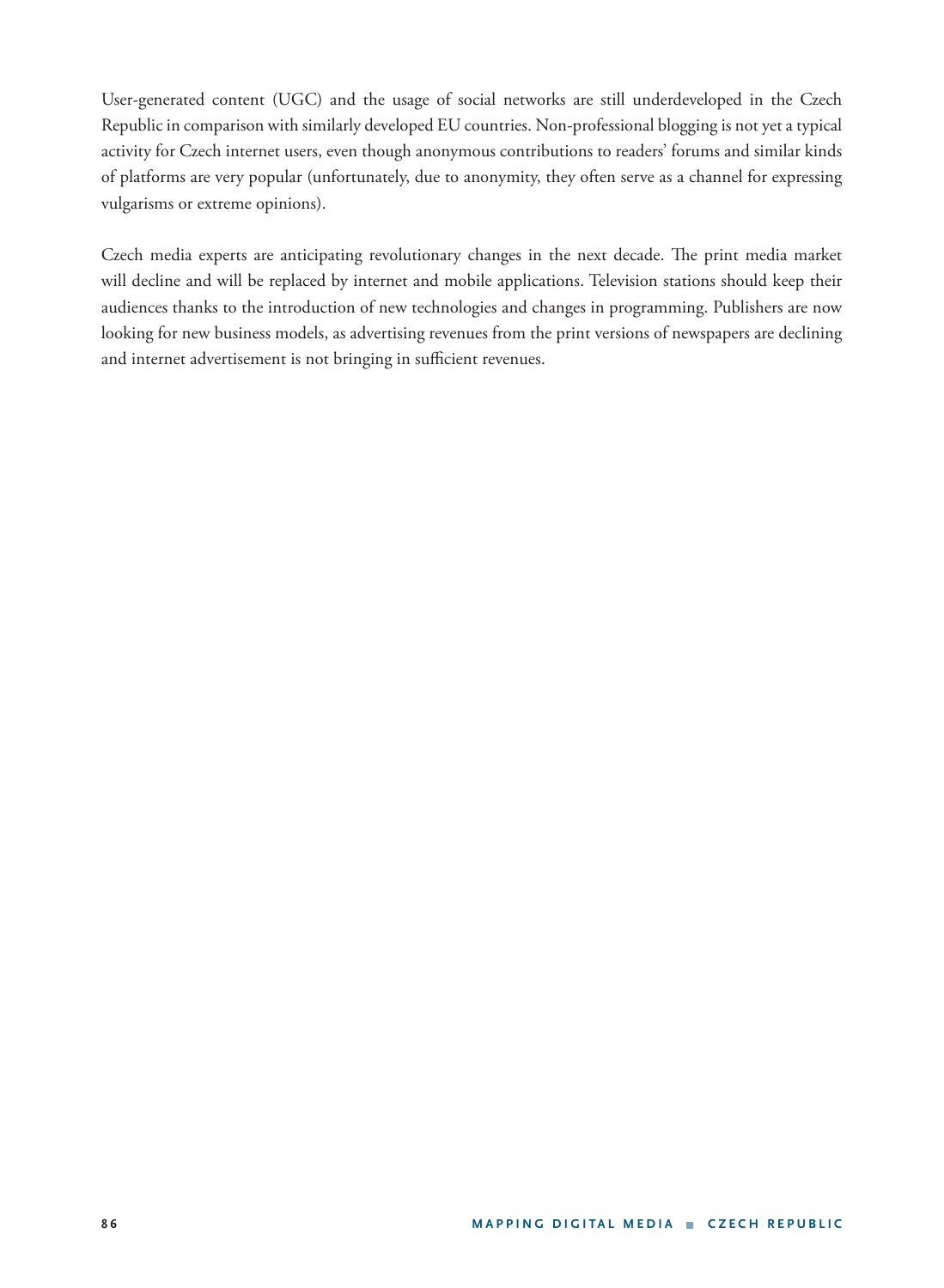User-generated content (UGC) and the usage of social networks are still underdeveloped in the Czech Republic in comparison with similarly developed EU countries. Non-professional blogging is not yet a typical activity for Czech internet users, even though anonymous contributions to readers' forums and similar kinds of platforms are very popular (unfortunately, due to anonymity, they often serve as a channel for expressing vulgarisms or extreme opinions).

Czech media experts are anticipating revolutionary changes in the next decade. The print media market will decline and will be replaced by internet and mobile applications. Television stations should keep their audiences thanks to the introduction of new technologies and changes in programming. Publishers are now looking for new business models, as advertising revenues from the print versions of newspapers are declining and internet advertisement is not bringing in sufficient revenues.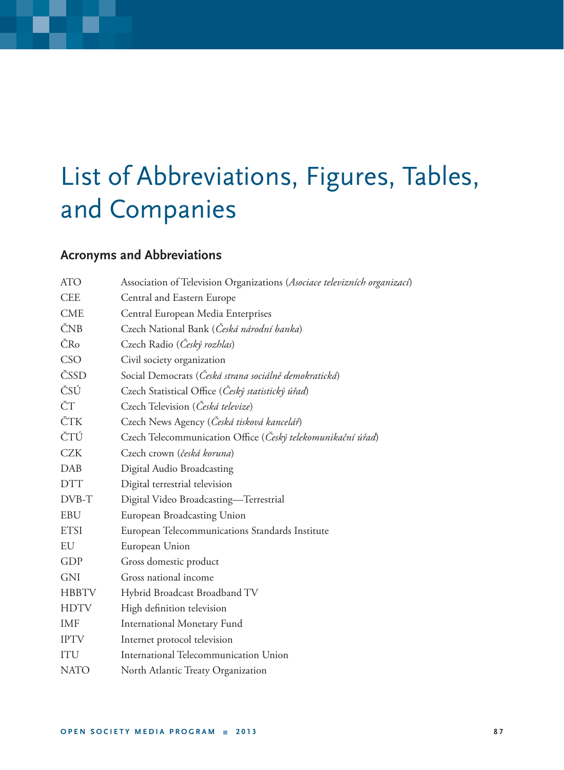# List of Abbreviations, Figures, Tables, and Companies

## Acronyms and Abbreviations

| | |
|---|---|
| ATO | Association of Television Organizations (*Asociace televizních organizací*) |
| CEE | Central and Eastern Europe |
| CME | Central European Media Enterprises |
| ČNB | Czech National Bank (*Česká národní banka*) |
| ČRo | Czech Radio (*Český rozhlas*) |
| CSO | Civil society organization |
| ČSSD | Social Democrats (*Česká strana sociálně demokratická*) |
| ČSÚ | Czech Statistical Office (*Český statistický úřad*) |
| ČT | Czech Television (*Česká televize*) |
| ČTK | Czech News Agency (*Česká tisková kancelář*) |
| ČTÚ | Czech Telecommunication Office (*Český telekomunikační úřad*) |
| CZK | Czech crown (*česká koruna*) |
| DAB | Digital Audio Broadcasting |
| DTT | Digital terrestrial television |
| DVB-T | Digital Video Broadcasting—Terrestrial |
| EBU | European Broadcasting Union |
| ETSI | European Telecommunications Standards Institute |
| EU | European Union |
| GDP | Gross domestic product |
| GNI | Gross national income |
| HBBTV | Hybrid Broadcast Broadband TV |
| HDTV | High definition television |
| IMF | International Monetary Fund |
| IPTV | Internet protocol television |
| ITU | International Telecommunication Union |
| NATO | North Atlantic Treaty Organization |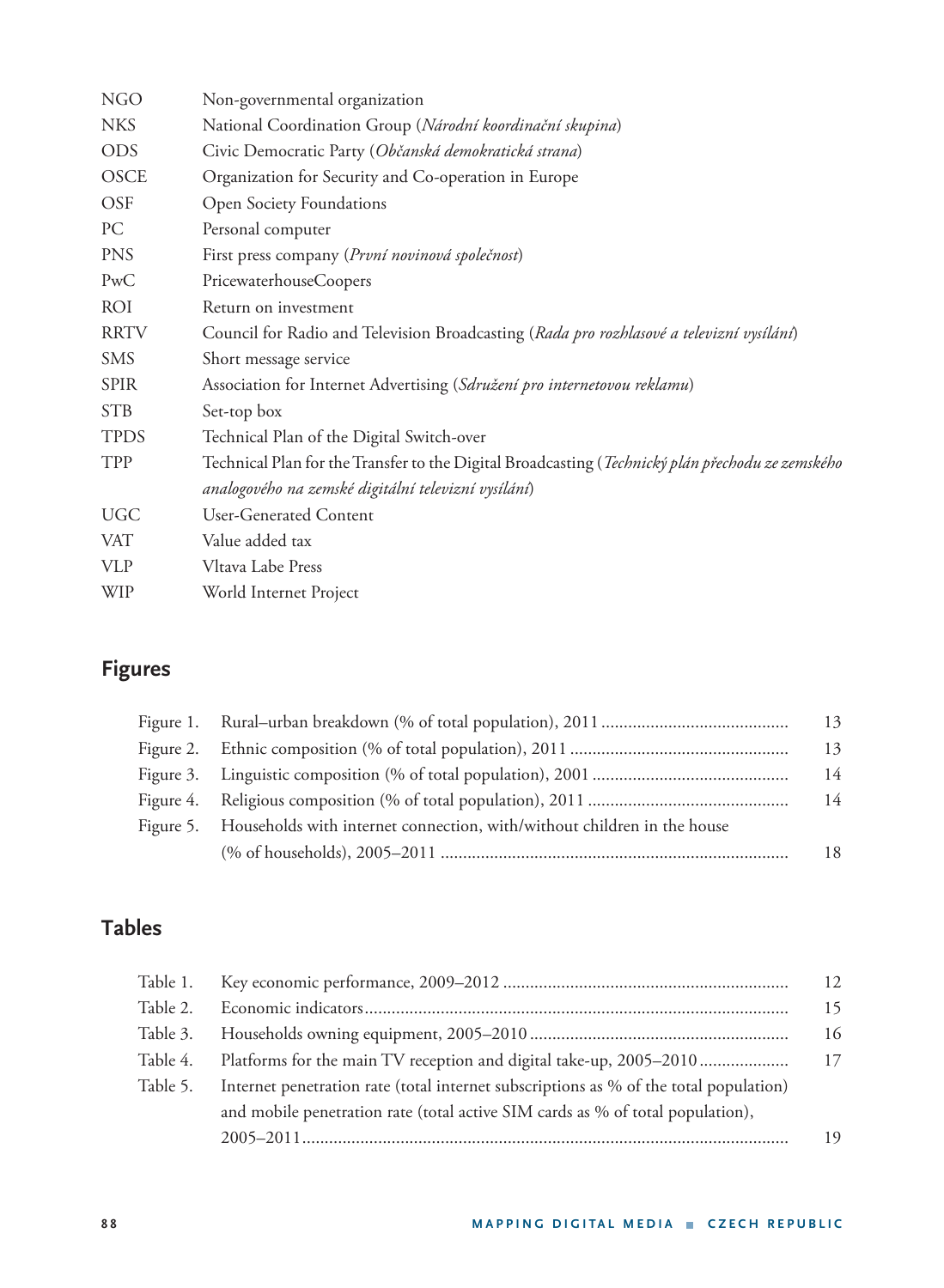| | |
|---|---|
| NGO | Non-governmental organization |
| NKS | National Coordination Group (*Národní koordinační skupina*) |
| ODS | Civic Democratic Party (*Občanská demokratická strana*) |
| OSCE | Organization for Security and Co-operation in Europe |
| OSF | Open Society Foundations |
| PC | Personal computer |
| PNS | First press company (*První novinová společnost*) |
| PwC | PricewaterhouseCoopers |
| ROI | Return on investment |
| RRTV | Council for Radio and Television Broadcasting (*Rada pro rozhlasové a televizní vysílání*) |
| SMS | Short message service |
| SPIR | Association for Internet Advertising (*Sdružení pro internetovou reklamu*) |
| STB | Set-top box |
| TPDS | Technical Plan of the Digital Switch-over |
| TPP | Technical Plan for the Transfer to the Digital Broadcasting (*Technický plán přechodu ze zemského analogového na zemské digitální televizní vysílání*) |
| UGC | User-Generated Content |
| VAT | Value added tax |
| VLP | Vltava Labe Press |
| WIP | World Internet Project |

## Figures

| | | |
|---|---|---|
| Figure 1. | Rural–urban breakdown (% of total population), 2011 | 13 |
| Figure 2. | Ethnic composition (% of total population), 2011 | 13 |
| Figure 3. | Linguistic composition (% of total population), 2001 | 14 |
| Figure 4. | Religious composition (% of total population), 2011 | 14 |
| Figure 5. | Households with internet connection, with/without children in the house (% of households), 2005–2011 | 18 |

## Tables

| | | |
|---|---|---|
| Table 1. | Key economic performance, 2009–2012 | 12 |
| Table 2. | Economic indicators | 15 |
| Table 3. | Households owning equipment, 2005–2010 | 16 |
| Table 4. | Platforms for the main TV reception and digital take-up, 2005–2010 | 17 |
| Table 5. | Internet penetration rate (total internet subscriptions as % of the total population) and mobile penetration rate (total active SIM cards as % of total population), 2005–2011 | 19 |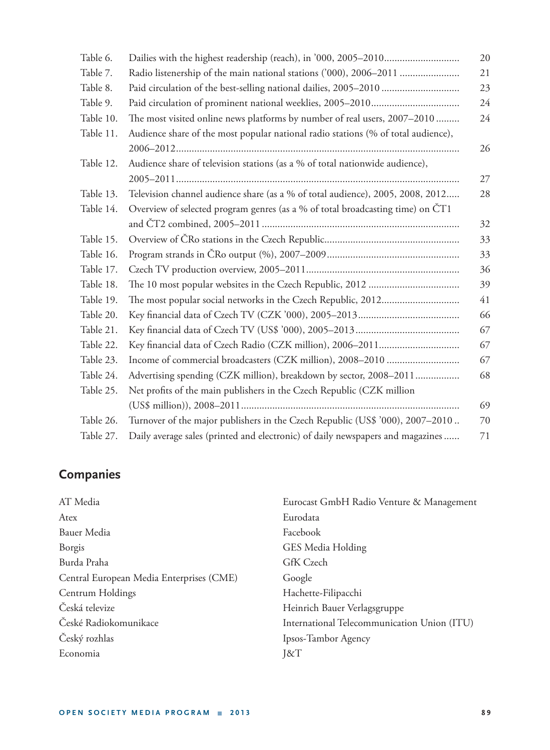| | | |
|---|---|---|
| Table 6. | Dailies with the highest readership (reach), in ’000, 2005–2010 | 20 |
| Table 7. | Radio listenership of the main national stations (’000), 2006–2011 | 21 |
| Table 8. | Paid circulation of the best-selling national dailies, 2005–2010 | 23 |
| Table 9. | Paid circulation of prominent national weeklies, 2005–2010 | 24 |
| Table 10. | The most visited online news platforms by number of real users, 2007–2010 | 24 |
| Table 11. | Audience share of the most popular national radio stations (% of total audience), 2006–2012 | 26 |
| Table 12. | Audience share of television stations (as a % of total nationwide audience), 2005–2011 | 27 |
| Table 13. | Television channel audience share (as a % of total audience), 2005, 2008, 2012 | 28 |
| Table 14. | Overview of selected program genres (as a % of total broadcasting time) on ČT1 and ČT2 combined, 2005–2011 | 32 |
| Table 15. | Overview of ČRo stations in the Czech Republic | 33 |
| Table 16. | Program strands in ČRo output (%), 2007–2009 | 33 |
| Table 17. | Czech TV production overview, 2005–2011 | 36 |
| Table 18. | The 10 most popular websites in the Czech Republic, 2012 | 39 |
| Table 19. | The most popular social networks in the Czech Republic, 2012 | 41 |
| Table 20. | Key financial data of Czech TV (CZK ’000), 2005–2013 | 66 |
| Table 21. | Key financial data of Czech TV (US$ ’000), 2005–2013 | 67 |
| Table 22. | Key financial data of Czech Radio (CZK million), 2006–2011 | 67 |
| Table 23. | Income of commercial broadcasters (CZK million), 2008–2010 | 67 |
| Table 24. | Advertising spending (CZK million), breakdown by sector, 2008–2011 | 68 |
| Table 25. | Net profits of the main publishers in the Czech Republic (CZK million (US$ million)), 2008–2011 | 69 |
| Table 26. | Turnover of the major publishers in the Czech Republic (US$ ’000), 2007–2010 | 70 |
| Table 27. | Daily average sales (printed and electronic) of daily newspapers and magazines | 71 |

## Companies

AT Media
Atex
Bauer Media
Borgis
Burda Praha
Central European Media Enterprises (CME)
Centrum Holdings
Česká televize
České Radiokomunikace
Český rozhlas
Economia
Eurocast GmbH Radio Venture & Management
Eurodata
Facebook
GES Media Holding
GfK Czech
Google
Hachette-Filipacchi
Heinrich Bauer Verlagsgruppe
International Telecommunication Union (ITU)
Ipsos-Tambor Agency
J&T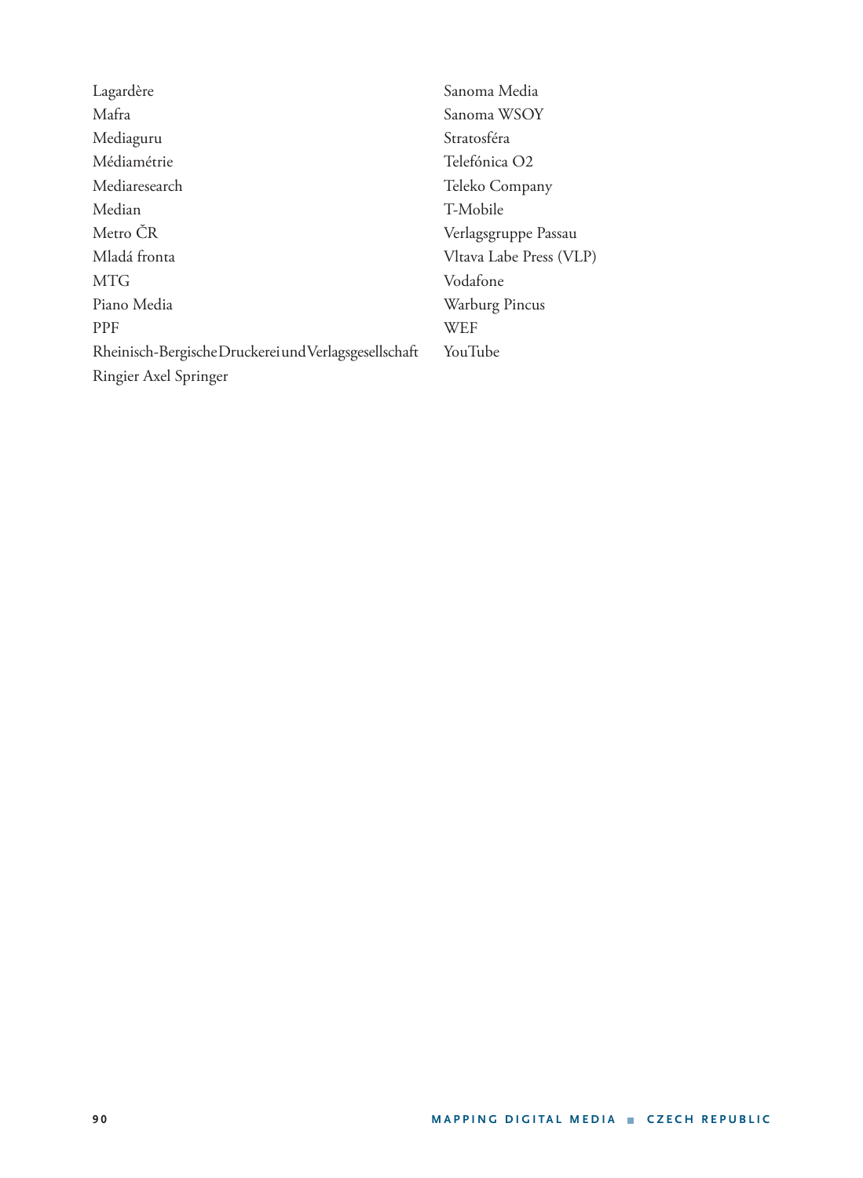Lagardère
Mafra
Mediaguru
Médiamétrie
Mediaresearch
Median
Metro ČR
Mladá fronta
MTG
Piano Media
PPF
Rheinisch-Bergische Druckerei und Verlagsgesellschaft
Ringier Axel Springer
Sanoma Media
Sanoma WSOY
Stratosféra
Telefónica O2
Teleko Company
T-Mobile
Verlagsgruppe Passau
Vltava Labe Press (VLP)
Vodafone
Warburg Pincus
WEF
YouTube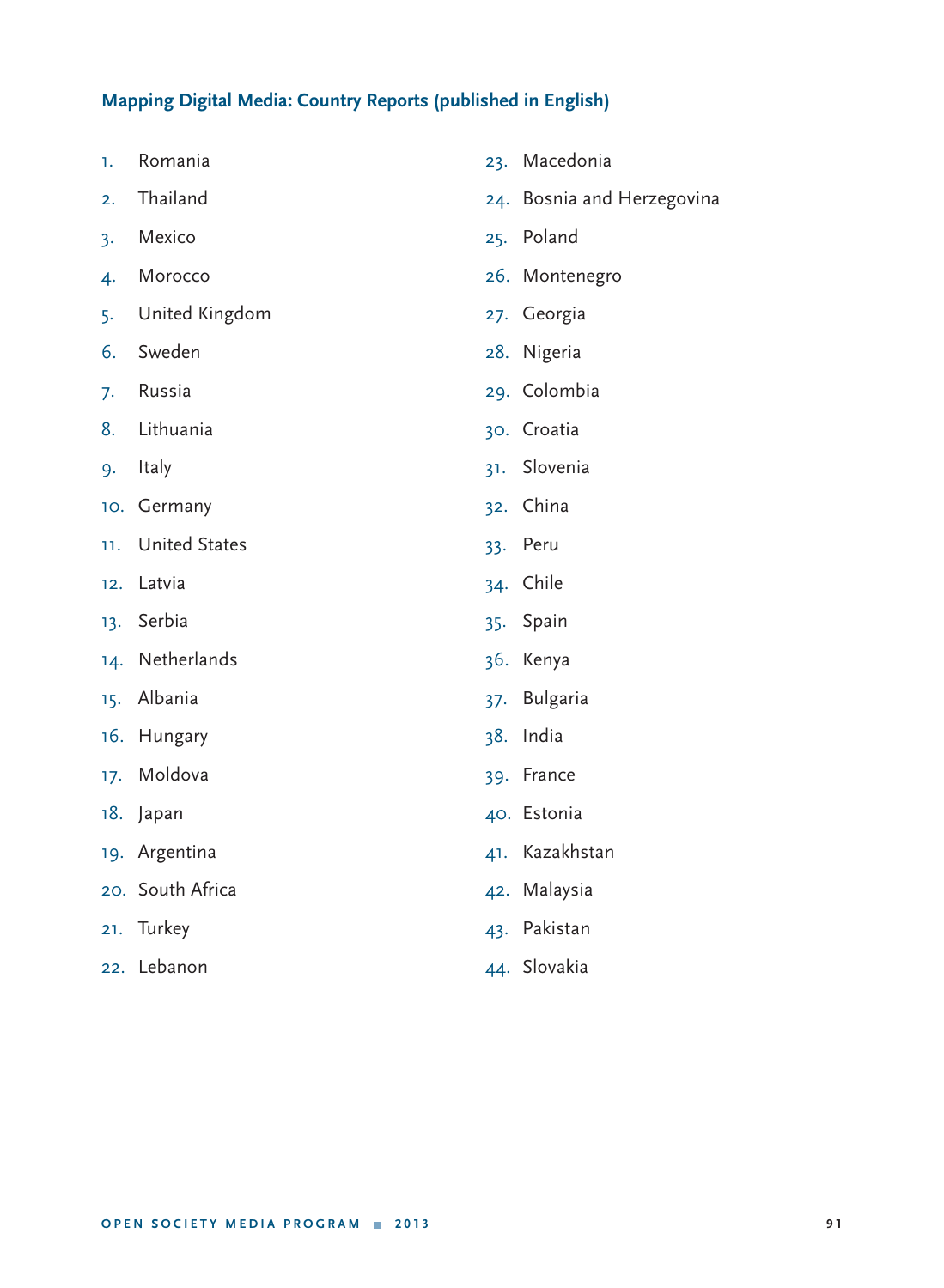## Mapping Digital Media: Country Reports (published in English)

1. Romania
2. Thailand
3. Mexico
4. Morocco
5. United Kingdom
6. Sweden
7. Russia
8. Lithuania
9. Italy
10. Germany
11. United States
12. Latvia
13. Serbia
14. Netherlands
15. Albania
16. Hungary
17. Moldova
18. Japan
19. Argentina
20. South Africa
21. Turkey
22. Lebanon
23. Macedonia
24. Bosnia and Herzegovina
25. Poland
26. Montenegro
27. Georgia
28. Nigeria
29. Colombia
30. Croatia
31. Slovenia
32. China
33. Peru
34. Chile
35. Spain
36. Kenya
37. Bulgaria
38. India
39. France
40. Estonia
41. Kazakhstan
42. Malaysia
43. Pakistan
44. Slovakia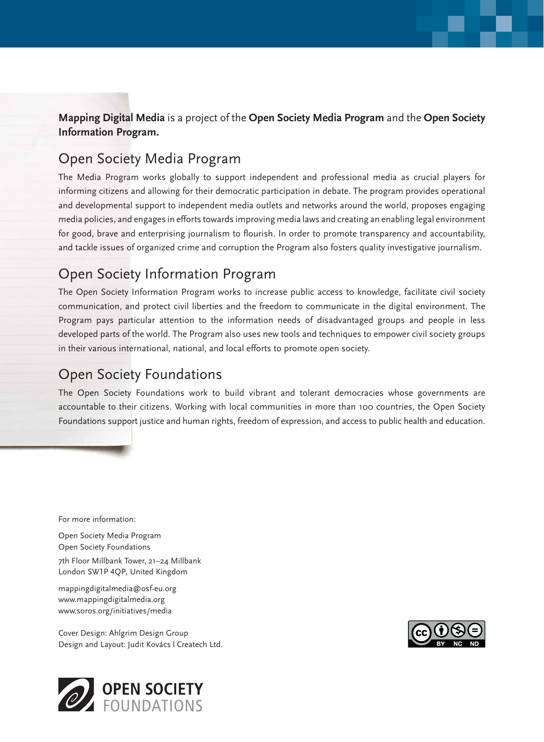**Mapping Digital Media** is a project of the **Open Society Media Program** and the **Open Society Information Program.**

## Open Society Media Program

The Media Program works globally to support independent and professional media as crucial players for informing citizens and allowing for their democratic participation in debate. The program provides operational and developmental support to independent media outlets and networks around the world, proposes engaging media policies, and engages in efforts towards improving media laws and creating an enabling legal environment for good, brave and enterprising journalism to flourish. In order to promote transparency and accountability, and tackle issues of organized crime and corruption the Program also fosters quality investigative journalism.

## Open Society Information Program

The Open Society Information Program works to increase public access to knowledge, facilitate civil society communication, and protect civil liberties and the freedom to communicate in the digital environment. The Program pays particular attention to the information needs of disadvantaged groups and people in less developed parts of the world. The Program also uses new tools and techniques to empower civil society groups in their various international, national, and local efforts to promote open society.

## Open Society Foundations

The Open Society Foundations work to build vibrant and tolerant democracies whose governments are accountable to their citizens. Working with local communities in more than 100 countries, the Open Society Foundations support justice and human rights, freedom of expression, and access to public health and education.

For more information:

Open Society Media Program
Open Society Foundations

7th Floor Millbank Tower, 21–24 Millbank
London SW1P 4QP, United Kingdom

mappingdigitalmedia@osf-eu.org
www.mappingdigitalmedia.org
www.soros.org/initiatives/media

Cover Design: Ahlgrim Design Group
Design and Layout: Judit Kovács l Createch Ltd.

OPEN SOCIETY
FOUNDATIONS